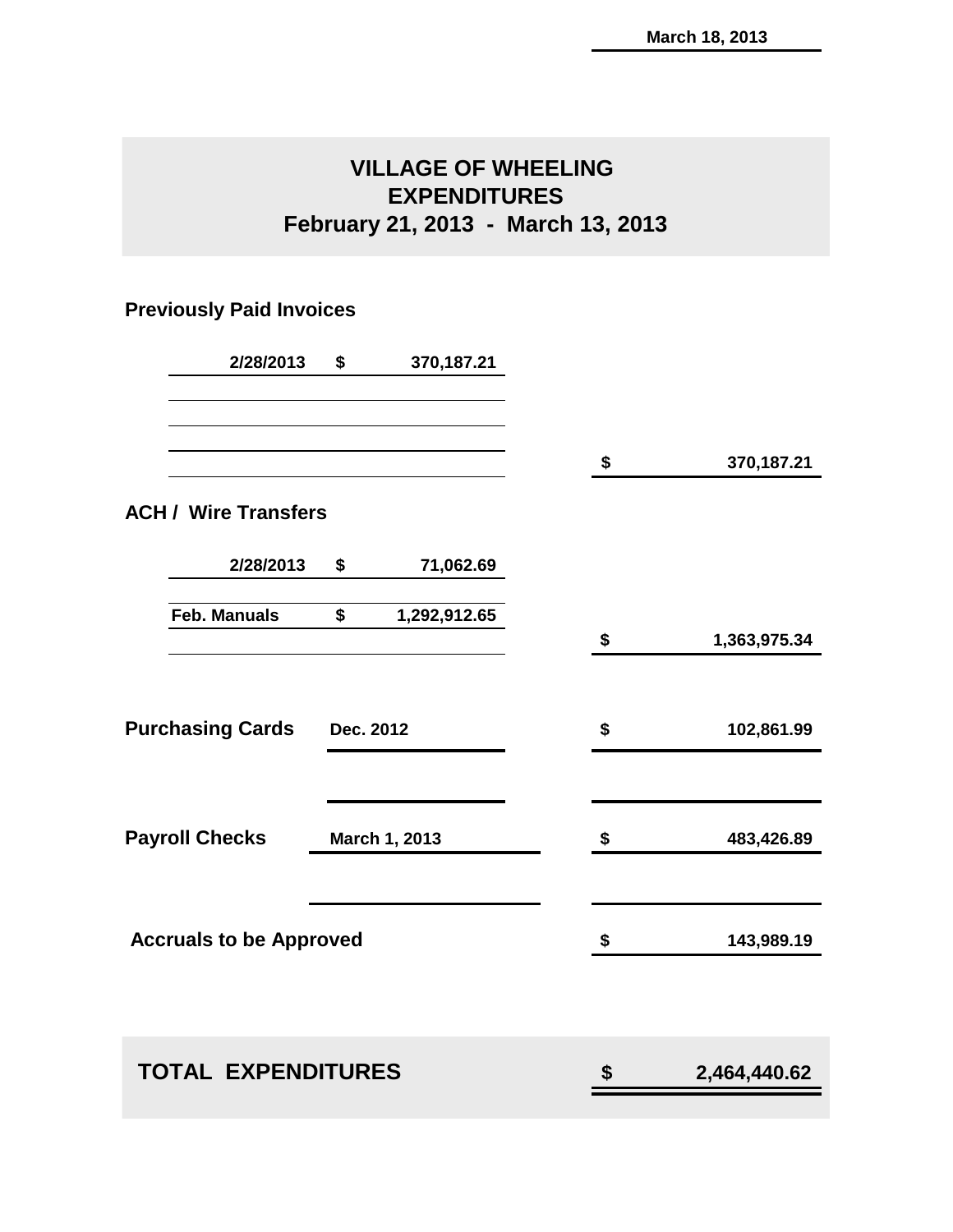March 18, 2013

# VILLAGE OF WHEELING
# EXPENDITURES
# February 21, 2013 - March 13, 2013

## Previously Paid Invoices

| | | |
|---|---|---|
| 2/28/2013 | $ 370,187.21 | |
| | | $ 370,187.21 |

## ACH / Wire Transfers

| | | |
|---|---|---|
| 2/28/2013 | $ 71,062.69 | |
| Feb. Manuals | $ 1,292,912.65 | |
| | | $ 1,363,975.34 |

| | | |
|---|---|---|
| **Purchasing Cards** | Dec. 2012 | $ 102,861.99 |
| **Payroll Checks** | March 1, 2013 | $ 483,426.89 |
| **Accruals to be Approved** | | $ 143,989.19 |

| | |
|---|---|
| **TOTAL EXPENDITURES** | **$ 2,464,440.62** |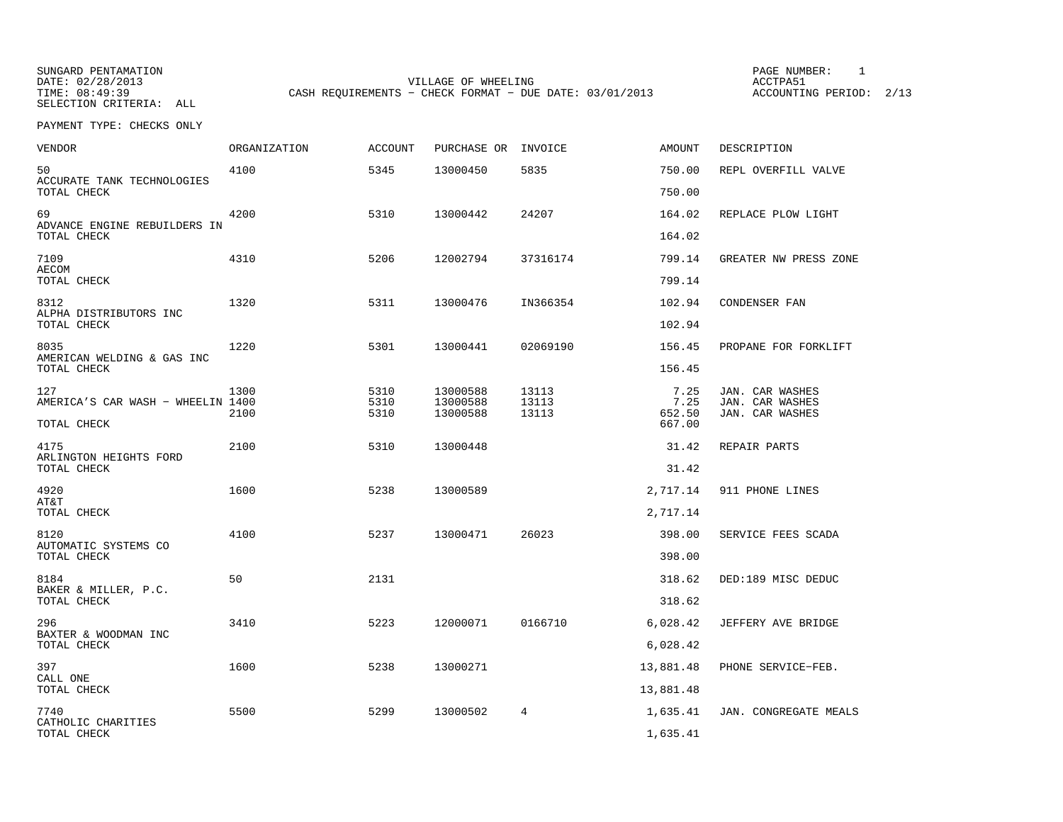SUNGARD PENTAMATION
DATE: 02/28/2013
TIME: 08:49:39
SELECTION CRITERIA: ALL

VILLAGE OF WHEELING
CASH REQUIREMENTS - CHECK FORMAT - DUE DATE: 03/01/2013

PAGE NUMBER: 1
ACCTPA51
ACCOUNTING PERIOD: 2/13

PAYMENT TYPE: CHECKS ONLY

| VENDOR | ORGANIZATION | ACCOUNT | PURCHASE OR | INVOICE | AMOUNT | DESCRIPTION |
|---|---|---|---|---|---|---|
| 50 ACCURATE TANK TECHNOLOGIES | 4100 | 5345 | 13000450 | 5835 | 750.00 | REPL OVERFILL VALVE |
| TOTAL CHECK | | | | | 750.00 | |
| 69 ADVANCE ENGINE REBUILDERS IN | 4200 | 5310 | 13000442 | 24207 | 164.02 | REPLACE PLOW LIGHT |
| TOTAL CHECK | | | | | 164.02 | |
| 7109 AECOM | 4310 | 5206 | 12002794 | 37316174 | 799.14 | GREATER NW PRESS ZONE |
| TOTAL CHECK | | | | | 799.14 | |
| 8312 ALPHA DISTRIBUTORS INC | 1320 | 5311 | 13000476 | IN366354 | 102.94 | CONDENSER FAN |
| TOTAL CHECK | | | | | 102.94 | |
| 8035 AMERICAN WELDING & GAS INC | 1220 | 5301 | 13000441 | 02069190 | 156.45 | PROPANE FOR FORKLIFT |
| TOTAL CHECK | | | | | 156.45 | |
| 127 | 1300 | 5310 | 13000588 | 13113 | 7.25 | JAN. CAR WASHES |
| AMERICA'S CAR WASH - WHEELIN | 1400 | 5310 | 13000588 | 13113 | 7.25 | JAN. CAR WASHES |
| | 2100 | 5310 | 13000588 | 13113 | 652.50 | JAN. CAR WASHES |
| TOTAL CHECK | | | | | 667.00 | |
| 4175 ARLINGTON HEIGHTS FORD | 2100 | 5310 | 13000448 | | 31.42 | REPAIR PARTS |
| TOTAL CHECK | | | | | 31.42 | |
| 4920 AT&T | 1600 | 5238 | 13000589 | | 2,717.14 | 911 PHONE LINES |
| TOTAL CHECK | | | | | 2,717.14 | |
| 8120 AUTOMATIC SYSTEMS CO | 4100 | 5237 | 13000471 | 26023 | 398.00 | SERVICE FEES SCADA |
| TOTAL CHECK | | | | | 398.00 | |
| 8184 BAKER & MILLER, P.C. | 50 | 2131 | | | 318.62 | DED:189 MISC DEDUC |
| TOTAL CHECK | | | | | 318.62 | |
| 296 BAXTER & WOODMAN INC | 3410 | 5223 | 12000071 | 0166710 | 6,028.42 | JEFFERY AVE BRIDGE |
| TOTAL CHECK | | | | | 6,028.42 | |
| 397 CALL ONE | 1600 | 5238 | 13000271 | | 13,881.48 | PHONE SERVICE-FEB. |
| TOTAL CHECK | | | | | 13,881.48 | |
| 7740 CATHOLIC CHARITIES | 5500 | 5299 | 13000502 | 4 | 1,635.41 | JAN. CONGREGATE MEALS |
| TOTAL CHECK | | | | | 1,635.41 | |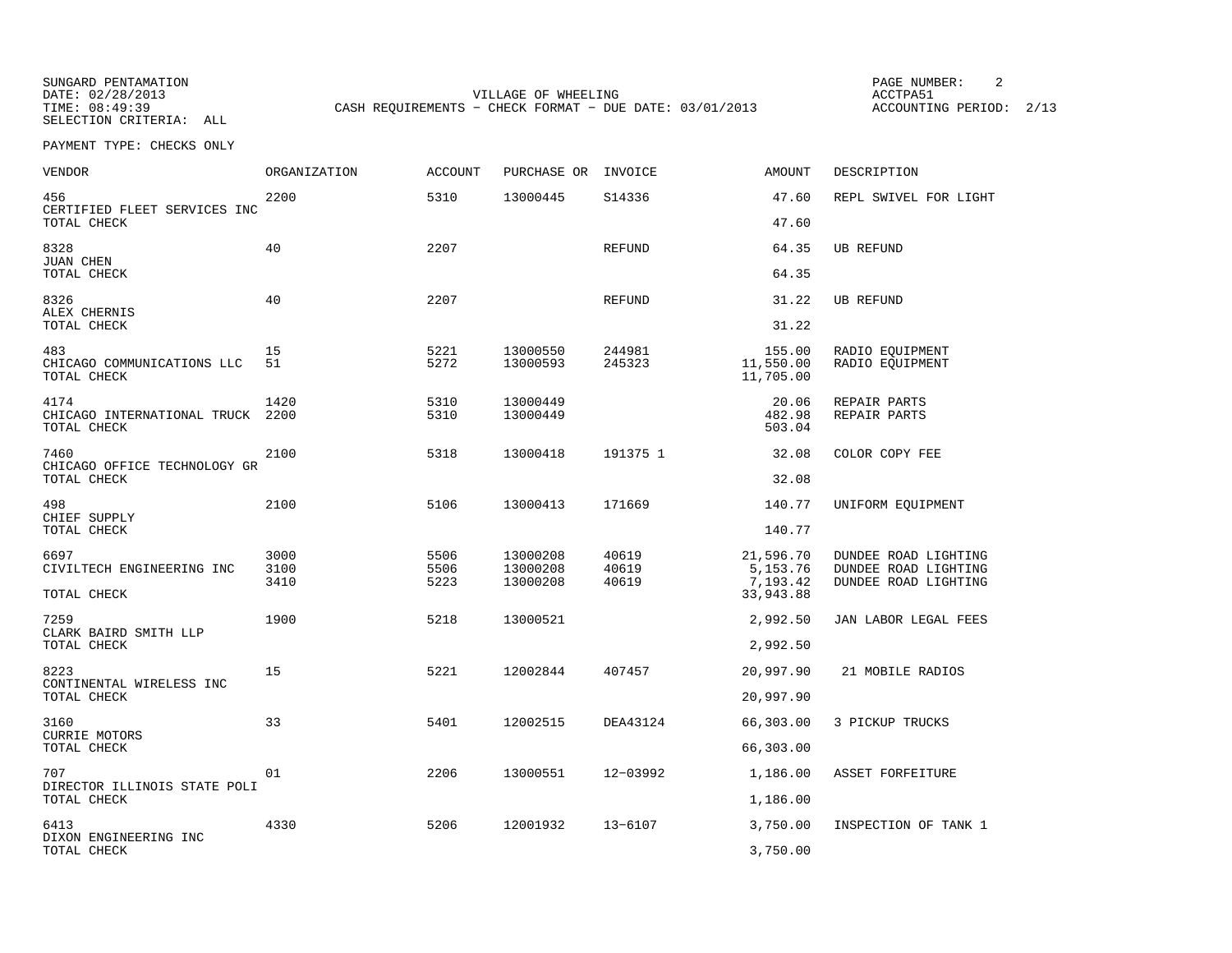SUNGARD PENTAMATION
DATE: 02/28/2013
TIME: 08:49:39
SELECTION CRITERIA: ALL

VILLAGE OF WHEELING
CASH REQUIREMENTS - CHECK FORMAT - DUE DATE: 03/01/2013

ACCTPA51
ACCOUNTING PERIOD: 2/13

PAYMENT TYPE: CHECKS ONLY

| VENDOR | ORGANIZATION | ACCOUNT | PURCHASE OR | INVOICE | AMOUNT | DESCRIPTION |
|---|---|---|---|---|---|---|
| 456 | 2200 | 5310 | 13000445 | S14336 | 47.60 | REPL SWIVEL FOR LIGHT |
| CERTIFIED FLEET SERVICES INC | | | | | | |
| TOTAL CHECK | | | | | 47.60 | |
| 8328 | 40 | 2207 | | REFUND | 64.35 | UB REFUND |
| JUAN CHEN | | | | | | |
| TOTAL CHECK | | | | | 64.35 | |
| 8326 | 40 | 2207 | | REFUND | 31.22 | UB REFUND |
| ALEX CHERNIS | | | | | | |
| TOTAL CHECK | | | | | 31.22 | |
| 483 | 15 | 5221 | 13000550 | 244981 | 155.00 | RADIO EQUIPMENT |
| CHICAGO COMMUNICATIONS LLC | 51 | 5272 | 13000593 | 245323 | 11,550.00 | RADIO EQUIPMENT |
| TOTAL CHECK | | | | | 11,705.00 | |
| 4174 | 1420 | 5310 | 13000449 | | 20.06 | REPAIR PARTS |
| CHICAGO INTERNATIONAL TRUCK | 2200 | 5310 | 13000449 | | 482.98 | REPAIR PARTS |
| TOTAL CHECK | | | | | 503.04 | |
| 7460 | 2100 | 5318 | 13000418 | 191375 1 | 32.08 | COLOR COPY FEE |
| CHICAGO OFFICE TECHNOLOGY GR | | | | | | |
| TOTAL CHECK | | | | | 32.08 | |
| 498 | 2100 | 5106 | 13000413 | 171669 | 140.77 | UNIFORM EQUIPMENT |
| CHIEF SUPPLY | | | | | | |
| TOTAL CHECK | | | | | 140.77 | |
| 6697 | 3000 | 5506 | 13000208 | 40619 | 21,596.70 | DUNDEE ROAD LIGHTING |
| CIVILTECH ENGINEERING INC | 3100 | 5506 | 13000208 | 40619 | 5,153.76 | DUNDEE ROAD LIGHTING |
| | 3410 | 5223 | 13000208 | 40619 | 7,193.42 | DUNDEE ROAD LIGHTING |
| TOTAL CHECK | | | | | 33,943.88 | |
| 7259 | 1900 | 5218 | 13000521 | | 2,992.50 | JAN LABOR LEGAL FEES |
| CLARK BAIRD SMITH LLP | | | | | | |
| TOTAL CHECK | | | | | 2,992.50 | |
| 8223 | 15 | 5221 | 12002844 | 407457 | 20,997.90 | 21 MOBILE RADIOS |
| CONTINENTAL WIRELESS INC | | | | | | |
| TOTAL CHECK | | | | | 20,997.90 | |
| 3160 | 33 | 5401 | 12002515 | DEA43124 | 66,303.00 | 3 PICKUP TRUCKS |
| CURRIE MOTORS | | | | | | |
| TOTAL CHECK | | | | | 66,303.00 | |
| 707 | 01 | 2206 | 13000551 | 12-03992 | 1,186.00 | ASSET FORFEITURE |
| DIRECTOR ILLINOIS STATE POLI | | | | | | |
| TOTAL CHECK | | | | | 1,186.00 | |
| 6413 | 4330 | 5206 | 12001932 | 13-6107 | 3,750.00 | INSPECTION OF TANK 1 |
| DIXON ENGINEERING INC | | | | | | |
| TOTAL CHECK | | | | | 3,750.00 | |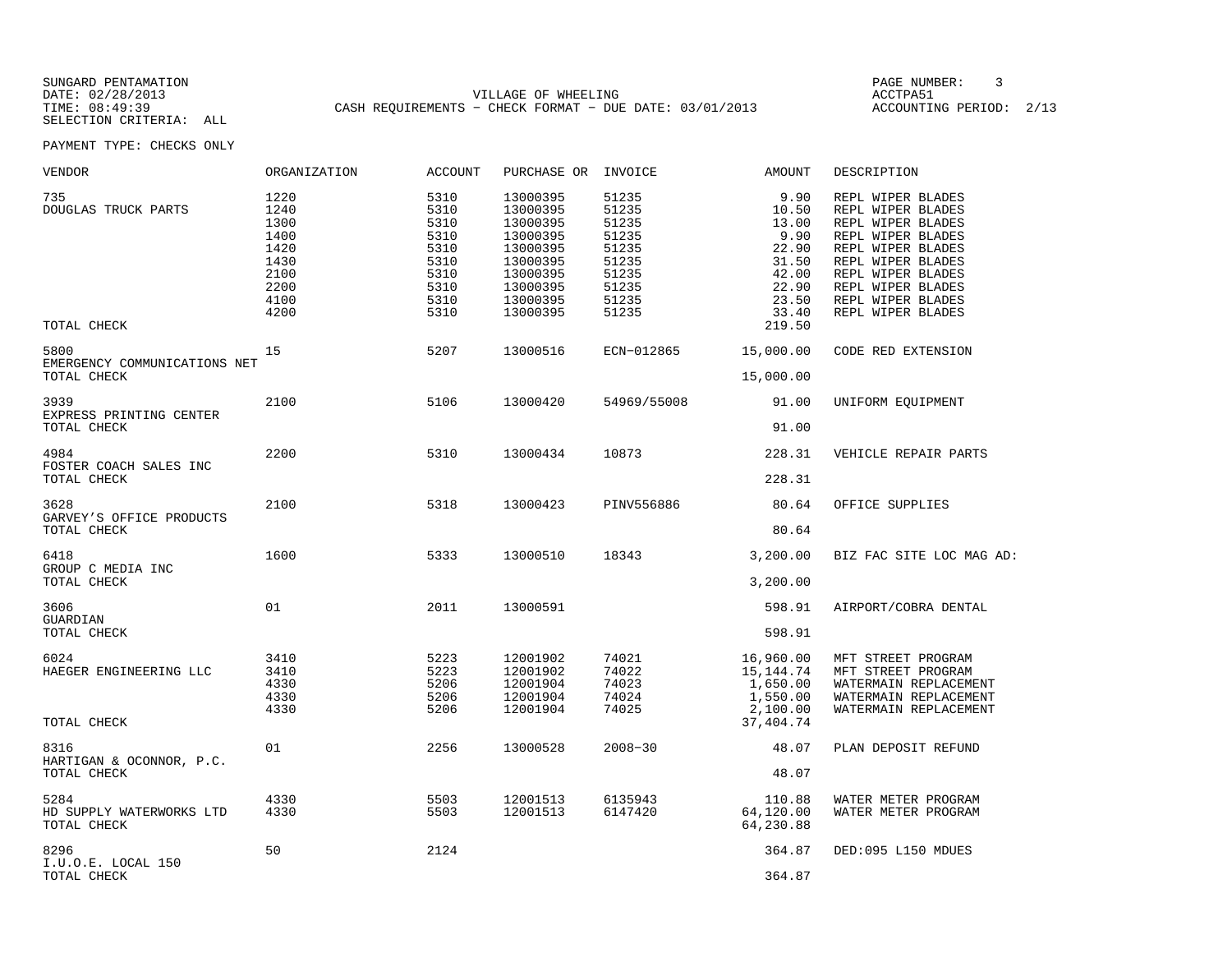SUNGARD PENTAMATION
DATE: 02/28/2013
TIME: 08:49:39
SELECTION CRITERIA: ALL

VILLAGE OF WHEELING
CASH REQUIREMENTS - CHECK FORMAT - DUE DATE: 03/01/2013

ACCTPA51
ACCOUNTING PERIOD: 2/13

PAYMENT TYPE: CHECKS ONLY

| VENDOR | ORGANIZATION | ACCOUNT | PURCHASE OR | INVOICE | AMOUNT | DESCRIPTION |
|---|---|---|---|---|---|---|
| 735 | 1220 | 5310 | 13000395 | 51235 | 9.90 | REPL WIPER BLADES |
| DOUGLAS TRUCK PARTS | 1240 | 5310 | 13000395 | 51235 | 10.50 | REPL WIPER BLADES |
| | 1300 | 5310 | 13000395 | 51235 | 13.00 | REPL WIPER BLADES |
| | 1400 | 5310 | 13000395 | 51235 | 9.90 | REPL WIPER BLADES |
| | 1420 | 5310 | 13000395 | 51235 | 22.90 | REPL WIPER BLADES |
| | 1430 | 5310 | 13000395 | 51235 | 31.50 | REPL WIPER BLADES |
| | 2100 | 5310 | 13000395 | 51235 | 42.00 | REPL WIPER BLADES |
| | 2200 | 5310 | 13000395 | 51235 | 22.90 | REPL WIPER BLADES |
| | 4100 | 5310 | 13000395 | 51235 | 23.50 | REPL WIPER BLADES |
| | 4200 | 5310 | 13000395 | 51235 | 33.40 | REPL WIPER BLADES |
| TOTAL CHECK | | | | | 219.50 | |
| 5800 | 15 | 5207 | 13000516 | ECN-012865 | 15,000.00 | CODE RED EXTENSION |
| EMERGENCY COMMUNICATIONS NET | | | | | | |
| TOTAL CHECK | | | | | 15,000.00 | |
| 3939 | 2100 | 5106 | 13000420 | 54969/55008 | 91.00 | UNIFORM EQUIPMENT |
| EXPRESS PRINTING CENTER | | | | | | |
| TOTAL CHECK | | | | | 91.00 | |
| 4984 | 2200 | 5310 | 13000434 | 10873 | 228.31 | VEHICLE REPAIR PARTS |
| FOSTER COACH SALES INC | | | | | | |
| TOTAL CHECK | | | | | 228.31 | |
| 3628 | 2100 | 5318 | 13000423 | PINV556886 | 80.64 | OFFICE SUPPLIES |
| GARVEY'S OFFICE PRODUCTS | | | | | | |
| TOTAL CHECK | | | | | 80.64 | |
| 6418 | 1600 | 5333 | 13000510 | 18343 | 3,200.00 | BIZ FAC SITE LOC MAG AD: |
| GROUP C MEDIA INC | | | | | | |
| TOTAL CHECK | | | | | 3,200.00 | |
| 3606 | 01 | 2011 | 13000591 | | 598.91 | AIRPORT/COBRA DENTAL |
| GUARDIAN | | | | | | |
| TOTAL CHECK | | | | | 598.91 | |
| 6024 | 3410 | 5223 | 12001902 | 74021 | 16,960.00 | MFT STREET PROGRAM |
| HAEGER ENGINEERING LLC | 3410 | 5223 | 12001902 | 74022 | 15,144.74 | MFT STREET PROGRAM |
| | 4330 | 5206 | 12001904 | 74023 | 1,650.00 | WATERMAIN REPLACEMENT |
| | 4330 | 5206 | 12001904 | 74024 | 1,550.00 | WATERMAIN REPLACEMENT |
| | 4330 | 5206 | 12001904 | 74025 | 2,100.00 | WATERMAIN REPLACEMENT |
| TOTAL CHECK | | | | | 37,404.74 | |
| 8316 | 01 | 2256 | 13000528 | 2008-30 | 48.07 | PLAN DEPOSIT REFUND |
| HARTIGAN & OCONNOR, P.C. | | | | | | |
| TOTAL CHECK | | | | | 48.07 | |
| 5284 | 4330 | 5503 | 12001513 | 6135943 | 110.88 | WATER METER PROGRAM |
| HD SUPPLY WATERWORKS LTD | 4330 | 5503 | 12001513 | 6147420 | 64,120.00 | WATER METER PROGRAM |
| TOTAL CHECK | | | | | 64,230.88 | |
| 8296 | 50 | 2124 | | | 364.87 | DED:095 L150 MDUES |
| I.U.O.E. LOCAL 150 | | | | | | |
| TOTAL CHECK | | | | | 364.87 | |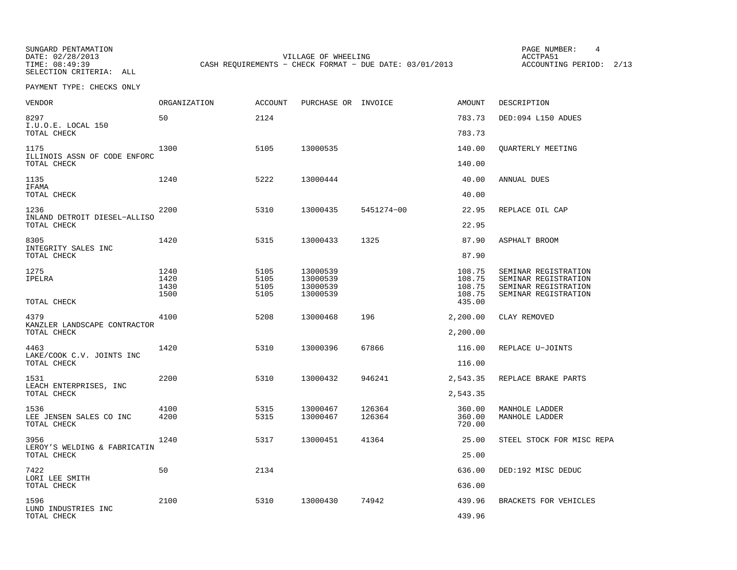SUNGARD PENTAMATION
DATE: 02/28/2013
TIME: 08:49:39
SELECTION CRITERIA: ALL

VILLAGE OF WHEELING
CASH REQUIREMENTS - CHECK FORMAT - DUE DATE: 03/01/2013

PAGE NUMBER: 4
ACCTPA51
ACCOUNTING PERIOD: 2/13

PAYMENT TYPE: CHECKS ONLY

| VENDOR | ORGANIZATION | ACCOUNT | PURCHASE OR | INVOICE | AMOUNT | DESCRIPTION |
|---|---|---|---|---|---|---|
| 8297 | 50 | 2124 | | | 783.73 | DED:094 L150 ADUES |
| I.U.O.E. LOCAL 150 | | | | | | |
| TOTAL CHECK | | | | | 783.73 | |
| 1175 | 1300 | 5105 | 13000535 | | 140.00 | QUARTERLY MEETING |
| ILLINOIS ASSN OF CODE ENFORC | | | | | | |
| TOTAL CHECK | | | | | 140.00 | |
| 1135 | 1240 | 5222 | 13000444 | | 40.00 | ANNUAL DUES |
| IFAMA | | | | | | |
| TOTAL CHECK | | | | | 40.00 | |
| 1236 | 2200 | 5310 | 13000435 | 5451274-00 | 22.95 | REPLACE OIL CAP |
| INLAND DETROIT DIESEL-ALLISO | | | | | | |
| TOTAL CHECK | | | | | 22.95 | |
| 8305 | 1420 | 5315 | 13000433 | 1325 | 87.90 | ASPHALT BROOM |
| INTEGRITY SALES INC | | | | | | |
| TOTAL CHECK | | | | | 87.90 | |
| 1275 | 1240 | 5105 | 13000539 | | 108.75 | SEMINAR REGISTRATION |
| IPELRA | 1420 | 5105 | 13000539 | | 108.75 | SEMINAR REGISTRATION |
| | 1430 | 5105 | 13000539 | | 108.75 | SEMINAR REGISTRATION |
| | 1500 | 5105 | 13000539 | | 108.75 | SEMINAR REGISTRATION |
| TOTAL CHECK | | | | | 435.00 | |
| 4379 | 4100 | 5208 | 13000468 | 196 | 2,200.00 | CLAY REMOVED |
| KANZLER LANDSCAPE CONTRACTOR | | | | | | |
| TOTAL CHECK | | | | | 2,200.00 | |
| 4463 | 1420 | 5310 | 13000396 | 67866 | 116.00 | REPLACE U-JOINTS |
| LAKE/COOK C.V. JOINTS INC | | | | | | |
| TOTAL CHECK | | | | | 116.00 | |
| 1531 | 2200 | 5310 | 13000432 | 946241 | 2,543.35 | REPLACE BRAKE PARTS |
| LEACH ENTERPRISES, INC | | | | | | |
| TOTAL CHECK | | | | | 2,543.35 | |
| 1536 | 4100 | 5315 | 13000467 | 126364 | 360.00 | MANHOLE LADDER |
| LEE JENSEN SALES CO INC | 4200 | 5315 | 13000467 | 126364 | 360.00 | MANHOLE LADDER |
| TOTAL CHECK | | | | | 720.00 | |
| 3956 | 1240 | 5317 | 13000451 | 41364 | 25.00 | STEEL STOCK FOR MISC REPA |
| LEROY'S WELDING & FABRICATIN | | | | | | |
| TOTAL CHECK | | | | | 25.00 | |
| 7422 | 50 | 2134 | | | 636.00 | DED:192 MISC DEDUC |
| LORI LEE SMITH | | | | | | |
| TOTAL CHECK | | | | | 636.00 | |
| 1596 | 2100 | 5310 | 13000430 | 74942 | 439.96 | BRACKETS FOR VEHICLES |
| LUND INDUSTRIES INC | | | | | | |
| TOTAL CHECK | | | | | 439.96 | |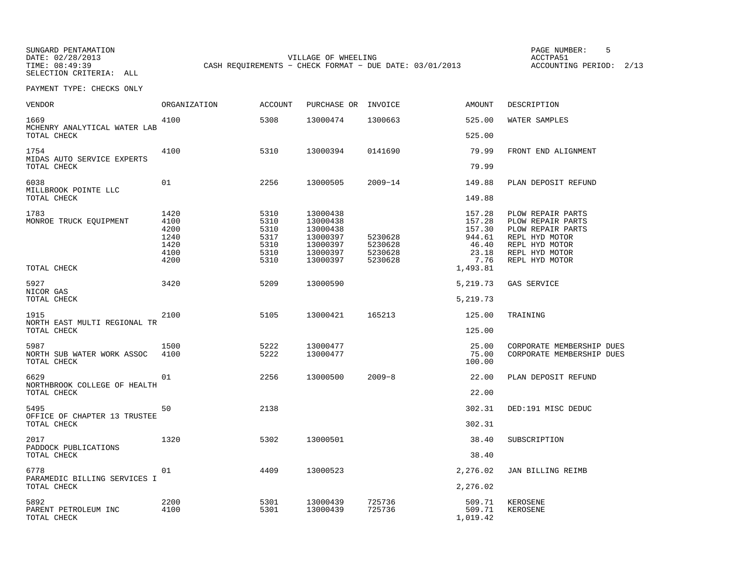SUNGARD PENTAMATION
DATE: 02/28/2013
TIME: 08:49:39
SELECTION CRITERIA: ALL

VILLAGE OF WHEELING
CASH REQUIREMENTS - CHECK FORMAT - DUE DATE: 03/01/2013

ACCTPA51
ACCOUNTING PERIOD: 2/13

PAYMENT TYPE: CHECKS ONLY

| VENDOR | ORGANIZATION | ACCOUNT | PURCHASE OR | INVOICE | AMOUNT | DESCRIPTION |
|---|---|---|---|---|---|---|
| 1669 | 4100 | 5308 | 13000474 | 1300663 | 525.00 | WATER SAMPLES |
| MCHENRY ANALYTICAL WATER LAB | | | | | | |
| TOTAL CHECK | | | | | 525.00 | |
| 1754 | 4100 | 5310 | 13000394 | 0141690 | 79.99 | FRONT END ALIGNMENT |
| MIDAS AUTO SERVICE EXPERTS | | | | | | |
| TOTAL CHECK | | | | | 79.99 | |
| 6038 | 01 | 2256 | 13000505 | 2009-14 | 149.88 | PLAN DEPOSIT REFUND |
| MILLBROOK POINTE LLC | | | | | | |
| TOTAL CHECK | | | | | 149.88 | |
| 1783 | 1420 | 5310 | 13000438 | | 157.28 | PLOW REPAIR PARTS |
| MONROE TRUCK EQUIPMENT | 4100 | 5310 | 13000438 | | 157.28 | PLOW REPAIR PARTS |
| | 4200 | 5310 | 13000438 | | 157.30 | PLOW REPAIR PARTS |
| | 1240 | 5317 | 13000397 | 5230628 | 944.61 | REPL HYD MOTOR |
| | 1420 | 5310 | 13000397 | 5230628 | 46.40 | REPL HYD MOTOR |
| | 4100 | 5310 | 13000397 | 5230628 | 23.18 | REPL HYD MOTOR |
| | 4200 | 5310 | 13000397 | 5230628 | 7.76 | REPL HYD MOTOR |
| TOTAL CHECK | | | | | 1,493.81 | |
| 5927 | 3420 | 5209 | 13000590 | | 5,219.73 | GAS SERVICE |
| NICOR GAS | | | | | | |
| TOTAL CHECK | | | | | 5,219.73 | |
| 1915 | 2100 | 5105 | 13000421 | 165213 | 125.00 | TRAINING |
| NORTH EAST MULTI REGIONAL TR | | | | | | |
| TOTAL CHECK | | | | | 125.00 | |
| 5987 | 1500 | 5222 | 13000477 | | 25.00 | CORPORATE MEMBERSHIP DUES |
| NORTH SUB WATER WORK ASSOC | 4100 | 5222 | 13000477 | | 75.00 | CORPORATE MEMBERSHIP DUES |
| TOTAL CHECK | | | | | 100.00 | |
| 6629 | 01 | 2256 | 13000500 | 2009-8 | 22.00 | PLAN DEPOSIT REFUND |
| NORTHBROOK COLLEGE OF HEALTH | | | | | | |
| TOTAL CHECK | | | | | 22.00 | |
| 5495 | 50 | 2138 | | | 302.31 | DED:191 MISC DEDUC |
| OFFICE OF CHAPTER 13 TRUSTEE | | | | | | |
| TOTAL CHECK | | | | | 302.31 | |
| 2017 | 1320 | 5302 | 13000501 | | 38.40 | SUBSCRIPTION |
| PADDOCK PUBLICATIONS | | | | | | |
| TOTAL CHECK | | | | | 38.40 | |
| 6778 | 01 | 4409 | 13000523 | | 2,276.02 | JAN BILLING REIMB |
| PARAMEDIC BILLING SERVICES I | | | | | | |
| TOTAL CHECK | | | | | 2,276.02 | |
| 5892 | 2200 | 5301 | 13000439 | 725736 | 509.71 | KEROSENE |
| PARENT PETROLEUM INC | 4100 | 5301 | 13000439 | 725736 | 509.71 | KEROSENE |
| TOTAL CHECK | | | | | 1,019.42 | |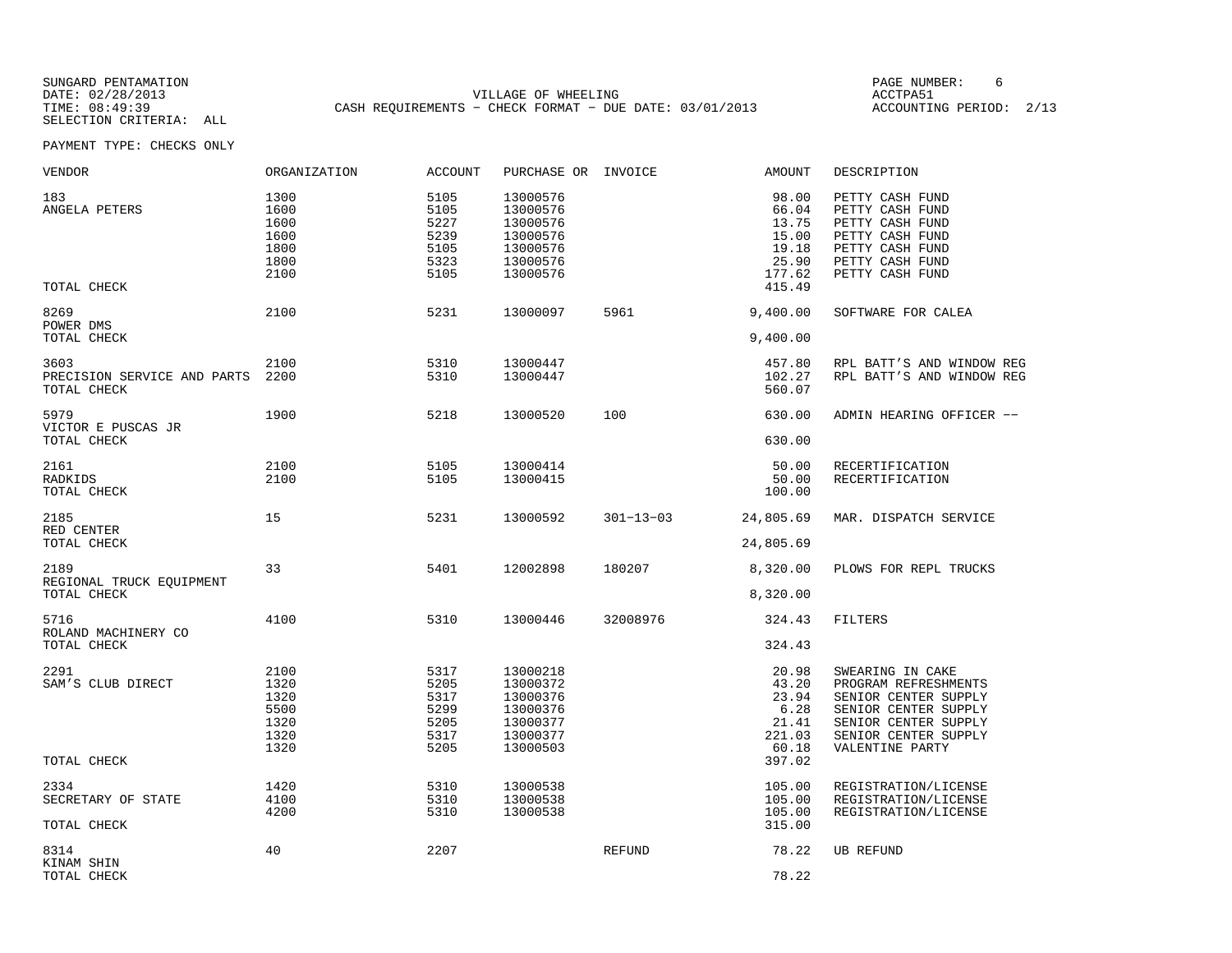SUNGARD PENTAMATION
DATE: 02/28/2013
TIME: 08:49:39
SELECTION CRITERIA: ALL

VILLAGE OF WHEELING
CASH REQUIREMENTS - CHECK FORMAT - DUE DATE: 03/01/2013

PAGE NUMBER: 6
ACCTPA51
ACCOUNTING PERIOD: 2/13

PAYMENT TYPE: CHECKS ONLY

| VENDOR | ORGANIZATION | ACCOUNT | PURCHASE OR | INVOICE | AMOUNT | DESCRIPTION |
|---|---|---|---|---|---|---|
| 183 | 1300 | 5105 | 13000576 | | 98.00 | PETTY CASH FUND |
| ANGELA PETERS | 1600 | 5105 | 13000576 | | 66.04 | PETTY CASH FUND |
| | 1600 | 5227 | 13000576 | | 13.75 | PETTY CASH FUND |
| | 1600 | 5239 | 13000576 | | 15.00 | PETTY CASH FUND |
| | 1800 | 5105 | 13000576 | | 19.18 | PETTY CASH FUND |
| | 1800 | 5323 | 13000576 | | 25.90 | PETTY CASH FUND |
| | 2100 | 5105 | 13000576 | | 177.62 | PETTY CASH FUND |
| TOTAL CHECK | | | | | 415.49 | |
| 8269 | 2100 | 5231 | 13000097 | 5961 | 9,400.00 | SOFTWARE FOR CALEA |
| POWER DMS | | | | | | |
| TOTAL CHECK | | | | | 9,400.00 | |
| 3603 | 2100 | 5310 | 13000447 | | 457.80 | RPL BATT'S AND WINDOW REG |
| PRECISION SERVICE AND PARTS | 2200 | 5310 | 13000447 | | 102.27 | RPL BATT'S AND WINDOW REG |
| TOTAL CHECK | | | | | 560.07 | |
| 5979 | 1900 | 5218 | 13000520 | 100 | 630.00 | ADMIN HEARING OFFICER -- |
| VICTOR E PUSCAS JR | | | | | | |
| TOTAL CHECK | | | | | 630.00 | |
| 2161 | 2100 | 5105 | 13000414 | | 50.00 | RECERTIFICATION |
| RADKIDS | 2100 | 5105 | 13000415 | | 50.00 | RECERTIFICATION |
| TOTAL CHECK | | | | | 100.00 | |
| 2185 | 15 | 5231 | 13000592 | 301-13-03 | 24,805.69 | MAR. DISPATCH SERVICE |
| RED CENTER | | | | | | |
| TOTAL CHECK | | | | | 24,805.69 | |
| 2189 | 33 | 5401 | 12002898 | 180207 | 8,320.00 | PLOWS FOR REPL TRUCKS |
| REGIONAL TRUCK EQUIPMENT | | | | | | |
| TOTAL CHECK | | | | | 8,320.00 | |
| 5716 | 4100 | 5310 | 13000446 | 32008976 | 324.43 | FILTERS |
| ROLAND MACHINERY CO | | | | | | |
| TOTAL CHECK | | | | | 324.43 | |
| 2291 | 2100 | 5317 | 13000218 | | 20.98 | SWEARING IN CAKE |
| SAM'S CLUB DIRECT | 1320 | 5205 | 13000372 | | 43.20 | PROGRAM REFRESHMENTS |
| | 1320 | 5317 | 13000376 | | 23.94 | SENIOR CENTER SUPPLY |
| | 5500 | 5299 | 13000376 | | 6.28 | SENIOR CENTER SUPPLY |
| | 1320 | 5205 | 13000377 | | 21.41 | SENIOR CENTER SUPPLY |
| | 1320 | 5317 | 13000377 | | 221.03 | SENIOR CENTER SUPPLY |
| | 1320 | 5205 | 13000503 | | 60.18 | VALENTINE PARTY |
| TOTAL CHECK | | | | | 397.02 | |
| 2334 | 1420 | 5310 | 13000538 | | 105.00 | REGISTRATION/LICENSE |
| SECRETARY OF STATE | 4100 | 5310 | 13000538 | | 105.00 | REGISTRATION/LICENSE |
| | 4200 | 5310 | 13000538 | | 105.00 | REGISTRATION/LICENSE |
| TOTAL CHECK | | | | | 315.00 | |
| 8314 | 40 | 2207 | | REFUND | 78.22 | UB REFUND |
| KINAM SHIN | | | | | | |
| TOTAL CHECK | | | | | 78.22 | |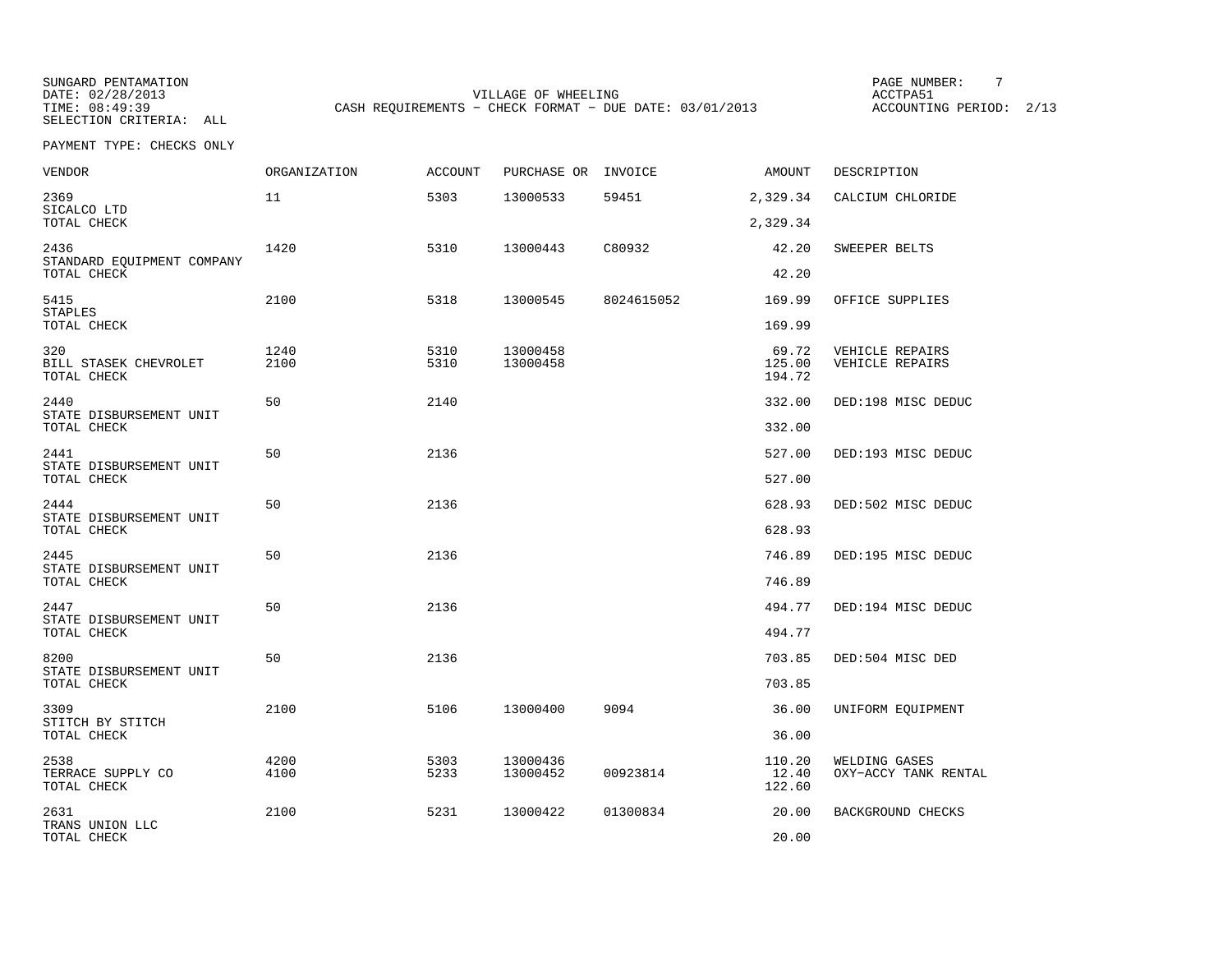SUNGARD PENTAMATION
DATE: 02/28/2013
TIME: 08:49:39
SELECTION CRITERIA: ALL

VILLAGE OF WHEELING
CASH REQUIREMENTS - CHECK FORMAT - DUE DATE: 03/01/2013

ACCTPA51
ACCOUNTING PERIOD: 2/13

PAYMENT TYPE: CHECKS ONLY

| VENDOR | ORGANIZATION | ACCOUNT | PURCHASE OR | INVOICE | AMOUNT | DESCRIPTION |
|---|---|---|---|---|---|---|
| 2369 | 11 | 5303 | 13000533 | 59451 | 2,329.34 | CALCIUM CHLORIDE |
| SICALCO LTD | | | | | | |
| TOTAL CHECK | | | | | 2,329.34 | |
| 2436 | 1420 | 5310 | 13000443 | C80932 | 42.20 | SWEEPER BELTS |
| STANDARD EQUIPMENT COMPANY | | | | | | |
| TOTAL CHECK | | | | | 42.20 | |
| 5415 | 2100 | 5318 | 13000545 | 8024615052 | 169.99 | OFFICE SUPPLIES |
| STAPLES | | | | | | |
| TOTAL CHECK | | | | | 169.99 | |
| 320 | 1240 | 5310 | 13000458 | | 69.72 | VEHICLE REPAIRS |
| BILL STASEK CHEVROLET | 2100 | 5310 | 13000458 | | 125.00 | VEHICLE REPAIRS |
| TOTAL CHECK | | | | | 194.72 | |
| 2440 | 50 | 2140 | | | 332.00 | DED:198 MISC DEDUC |
| STATE DISBURSEMENT UNIT | | | | | | |
| TOTAL CHECK | | | | | 332.00 | |
| 2441 | 50 | 2136 | | | 527.00 | DED:193 MISC DEDUC |
| STATE DISBURSEMENT UNIT | | | | | | |
| TOTAL CHECK | | | | | 527.00 | |
| 2444 | 50 | 2136 | | | 628.93 | DED:502 MISC DEDUC |
| STATE DISBURSEMENT UNIT | | | | | | |
| TOTAL CHECK | | | | | 628.93 | |
| 2445 | 50 | 2136 | | | 746.89 | DED:195 MISC DEDUC |
| STATE DISBURSEMENT UNIT | | | | | | |
| TOTAL CHECK | | | | | 746.89 | |
| 2447 | 50 | 2136 | | | 494.77 | DED:194 MISC DEDUC |
| STATE DISBURSEMENT UNIT | | | | | | |
| TOTAL CHECK | | | | | 494.77 | |
| 8200 | 50 | 2136 | | | 703.85 | DED:504 MISC DED |
| STATE DISBURSEMENT UNIT | | | | | | |
| TOTAL CHECK | | | | | 703.85 | |
| 3309 | 2100 | 5106 | 13000400 | 9094 | 36.00 | UNIFORM EQUIPMENT |
| STITCH BY STITCH | | | | | | |
| TOTAL CHECK | | | | | 36.00 | |
| 2538 | 4200 | 5303 | 13000436 | | 110.20 | WELDING GASES |
| TERRACE SUPPLY CO | 4100 | 5233 | 13000452 | 00923814 | 12.40 | OXY-ACCY TANK RENTAL |
| TOTAL CHECK | | | | | 122.60 | |
| 2631 | 2100 | 5231 | 13000422 | 01300834 | 20.00 | BACKGROUND CHECKS |
| TRANS UNION LLC | | | | | | |
| TOTAL CHECK | | | | | 20.00 | |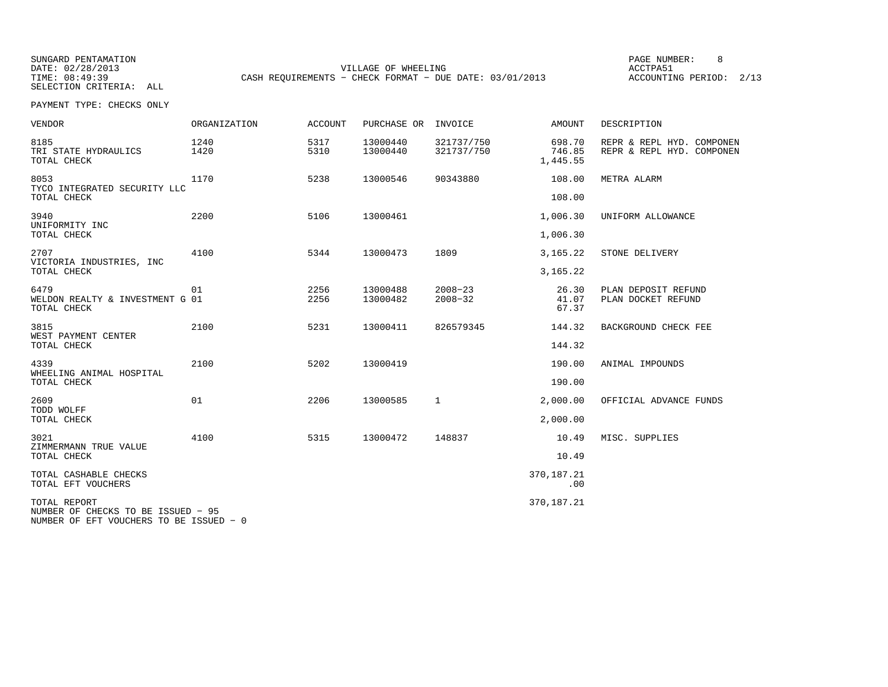SUNGARD PENTAMATION
DATE: 02/28/2013
TIME: 08:49:39
SELECTION CRITERIA: ALL

VILLAGE OF WHEELING
CASH REQUIREMENTS - CHECK FORMAT - DUE DATE: 03/01/2013

ACCTPA51
ACCOUNTING PERIOD: 2/13

PAYMENT TYPE: CHECKS ONLY

| VENDOR | ORGANIZATION | ACCOUNT | PURCHASE OR | INVOICE | AMOUNT | DESCRIPTION |
|---|---|---|---|---|---|---|
| 8185 | 1240 | 5317 | 13000440 | 321737/750 | 698.70 | REPR & REPL HYD. COMPONEN |
| TRI STATE HYDRAULICS | 1420 | 5310 | 13000440 | 321737/750 | 746.85 | REPR & REPL HYD. COMPONEN |
| TOTAL CHECK | | | | | 1,445.55 | |
| 8053 | 1170 | 5238 | 13000546 | 90343880 | 108.00 | METRA ALARM |
| TYCO INTEGRATED SECURITY LLC | | | | | | |
| TOTAL CHECK | | | | | 108.00 | |
| 3940 | 2200 | 5106 | 13000461 | | 1,006.30 | UNIFORM ALLOWANCE |
| UNIFORMITY INC | | | | | | |
| TOTAL CHECK | | | | | 1,006.30 | |
| 2707 | 4100 | 5344 | 13000473 | 1809 | 3,165.22 | STONE DELIVERY |
| VICTORIA INDUSTRIES, INC | | | | | | |
| TOTAL CHECK | | | | | 3,165.22 | |
| 6479 | 01 | 2256 | 13000488 | 2008-23 | 26.30 | PLAN DEPOSIT REFUND |
| WELDON REALTY & INVESTMENT G | 01 | 2256 | 13000482 | 2008-32 | 41.07 | PLAN DOCKET REFUND |
| TOTAL CHECK | | | | | 67.37 | |
| 3815 | 2100 | 5231 | 13000411 | 826579345 | 144.32 | BACKGROUND CHECK FEE |
| WEST PAYMENT CENTER | | | | | | |
| TOTAL CHECK | | | | | 144.32 | |
| 4339 | 2100 | 5202 | 13000419 | | 190.00 | ANIMAL IMPOUNDS |
| WHEELING ANIMAL HOSPITAL | | | | | | |
| TOTAL CHECK | | | | | 190.00 | |
| 2609 | 01 | 2206 | 13000585 | 1 | 2,000.00 | OFFICIAL ADVANCE FUNDS |
| TODD WOLFF | | | | | | |
| TOTAL CHECK | | | | | 2,000.00 | |
| 3021 | 4100 | 5315 | 13000472 | 148837 | 10.49 | MISC. SUPPLIES |
| ZIMMERMANN TRUE VALUE | | | | | | |
| TOTAL CHECK | | | | | 10.49 | |
| TOTAL CASHABLE CHECKS | | | | | 370,187.21 | |
| TOTAL EFT VOUCHERS | | | | | .00 | |
| TOTAL REPORT | | | | | 370,187.21 | |

NUMBER OF CHECKS TO BE ISSUED - 95
NUMBER OF EFT VOUCHERS TO BE ISSUED - 0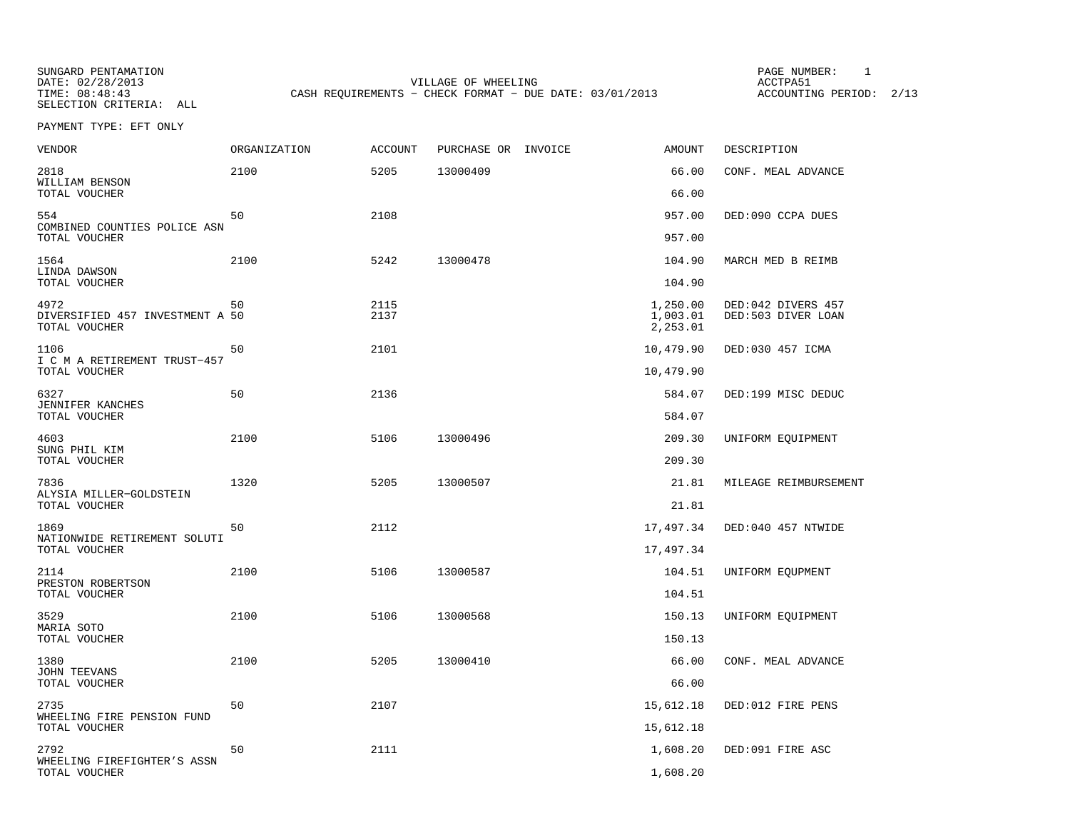SUNGARD PENTAMATION
DATE: 02/28/2013
TIME: 08:48:43
SELECTION CRITERIA: ALL

VILLAGE OF WHEELING
CASH REQUIREMENTS - CHECK FORMAT - DUE DATE: 03/01/2013

PAGE NUMBER: 1
ACCTPA51
ACCOUNTING PERIOD: 2/13

PAYMENT TYPE: EFT ONLY

| VENDOR | ORGANIZATION | ACCOUNT | PURCHASE OR | INVOICE | AMOUNT | DESCRIPTION |
|---|---|---|---|---|---|---|
| 2818 WILLIAM BENSON | 2100 | 5205 | 13000409 | | 66.00 | CONF. MEAL ADVANCE |
| TOTAL VOUCHER | | | | | 66.00 | |
| 554 COMBINED COUNTIES POLICE ASN | 50 | 2108 | | | 957.00 | DED:090 CCPA DUES |
| TOTAL VOUCHER | | | | | 957.00 | |
| 1564 LINDA DAWSON | 2100 | 5242 | 13000478 | | 104.90 | MARCH MED B REIMB |
| TOTAL VOUCHER | | | | | 104.90 | |
| 4972 | 50 | 2115 | | | 1,250.00 | DED:042 DIVERS 457 |
| DIVERSIFIED 457 INVESTMENT A | 50 | 2137 | | | 1,003.01 | DED:503 DIVER LOAN |
| TOTAL VOUCHER | | | | | 2,253.01 | |
| 1106 I C M A RETIREMENT TRUST-457 | 50 | 2101 | | | 10,479.90 | DED:030 457 ICMA |
| TOTAL VOUCHER | | | | | 10,479.90 | |
| 6327 JENNIFER KANCHES | 50 | 2136 | | | 584.07 | DED:199 MISC DEDUC |
| TOTAL VOUCHER | | | | | 584.07 | |
| 4603 SUNG PHIL KIM | 2100 | 5106 | 13000496 | | 209.30 | UNIFORM EQUIPMENT |
| TOTAL VOUCHER | | | | | 209.30 | |
| 7836 ALYSIA MILLER-GOLDSTEIN | 1320 | 5205 | 13000507 | | 21.81 | MILEAGE REIMBURSEMENT |
| TOTAL VOUCHER | | | | | 21.81 | |
| 1869 NATIONWIDE RETIREMENT SOLUTI | 50 | 2112 | | | 17,497.34 | DED:040 457 NTWIDE |
| TOTAL VOUCHER | | | | | 17,497.34 | |
| 2114 PRESTON ROBERTSON | 2100 | 5106 | 13000587 | | 104.51 | UNIFORM EQUPMENT |
| TOTAL VOUCHER | | | | | 104.51 | |
| 3529 MARIA SOTO | 2100 | 5106 | 13000568 | | 150.13 | UNIFORM EQUIPMENT |
| TOTAL VOUCHER | | | | | 150.13 | |
| 1380 JOHN TEEVANS | 2100 | 5205 | 13000410 | | 66.00 | CONF. MEAL ADVANCE |
| TOTAL VOUCHER | | | | | 66.00 | |
| 2735 WHEELING FIRE PENSION FUND | 50 | 2107 | | | 15,612.18 | DED:012 FIRE PENS |
| TOTAL VOUCHER | | | | | 15,612.18 | |
| 2792 WHEELING FIREFIGHTER'S ASSN | 50 | 2111 | | | 1,608.20 | DED:091 FIRE ASC |
| TOTAL VOUCHER | | | | | 1,608.20 | |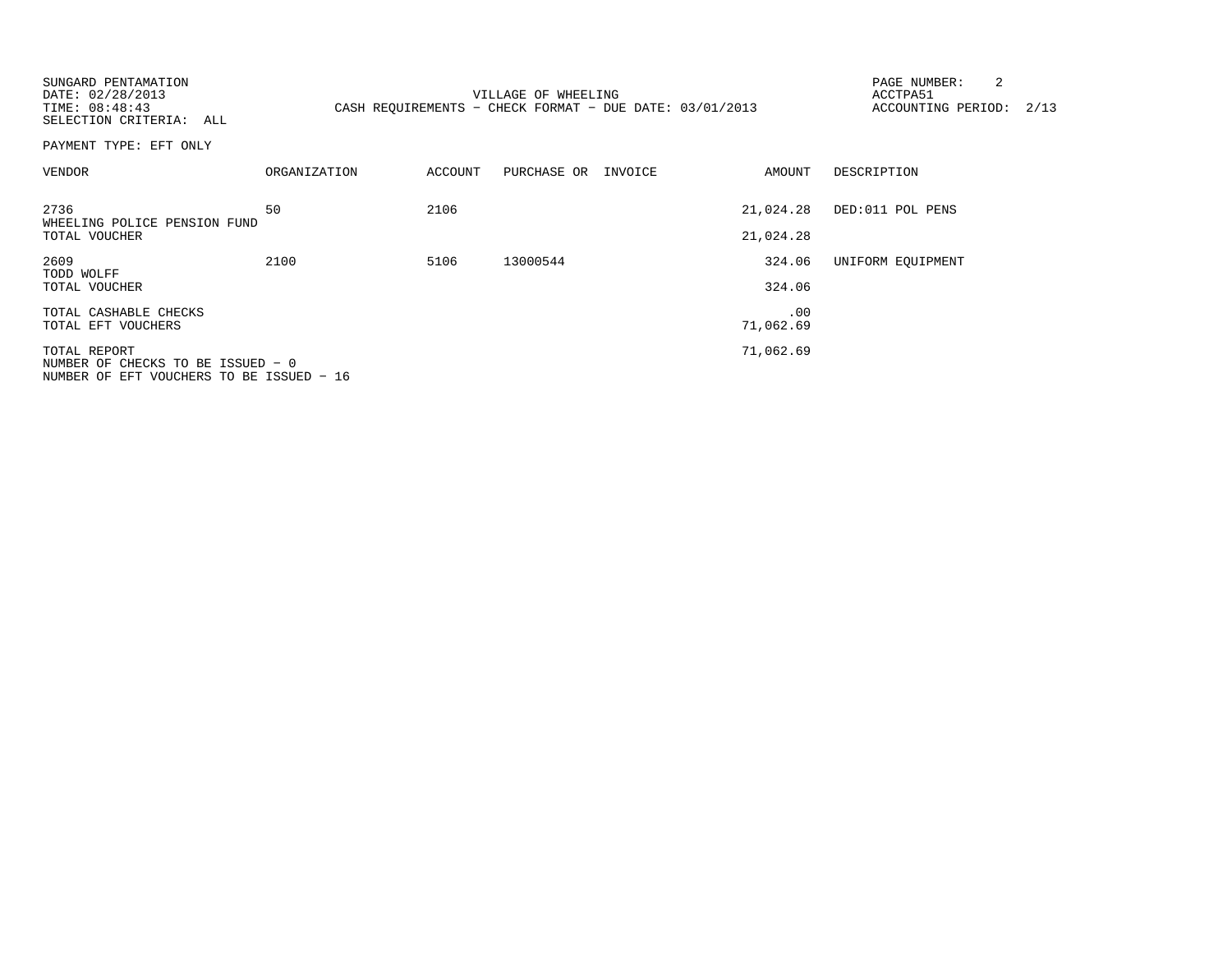SUNGARD PENTAMATION
DATE: 02/28/2013
TIME: 08:48:43
SELECTION CRITERIA: ALL

VILLAGE OF WHEELING
CASH REQUIREMENTS - CHECK FORMAT - DUE DATE: 03/01/2013

ACCTPA51
ACCOUNTING PERIOD: 2/13

PAYMENT TYPE: EFT ONLY

| VENDOR | ORGANIZATION | ACCOUNT | PURCHASE OR | INVOICE | AMOUNT | DESCRIPTION |
|---|---|---|---|---|---|---|
| 2736 WHEELING POLICE PENSION FUND | 50 | 2106 | | | 21,024.28 | DED:011 POL PENS |
| TOTAL VOUCHER | | | | | 21,024.28 | |
| 2609 TODD WOLFF | 2100 | 5106 | 13000544 | | 324.06 | UNIFORM EQUIPMENT |
| TOTAL VOUCHER | | | | | 324.06 | |
| TOTAL CASHABLE CHECKS | | | | | .00 | |
| TOTAL EFT VOUCHERS | | | | | 71,062.69 | |
| TOTAL REPORT | | | | | 71,062.69 | |

NUMBER OF CHECKS TO BE ISSUED - 0
NUMBER OF EFT VOUCHERS TO BE ISSUED - 16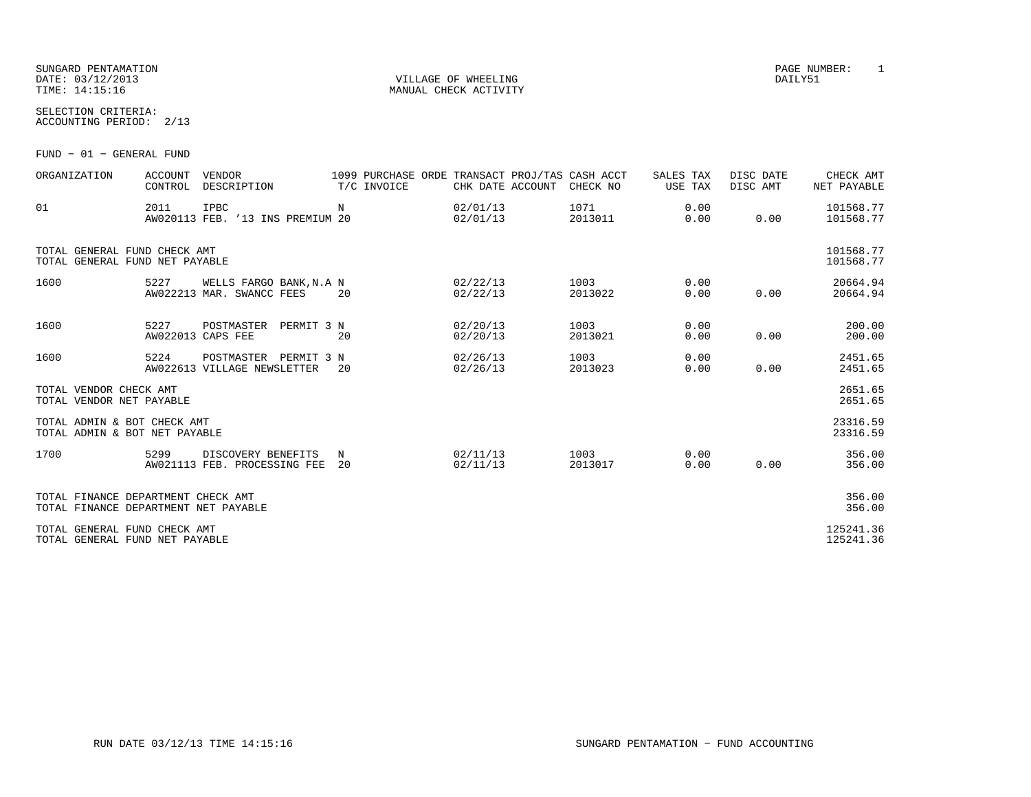SUNGARD PENTAMATION
DATE: 03/12/2013
TIME: 14:15:16

VILLAGE OF WHEELING
MANUAL CHECK ACTIVITY

PAGE NUMBER: 1
DAILY51

SELECTION CRITERIA:
ACCOUNTING PERIOD: 2/13

FUND - 01 - GENERAL FUND

| ORGANIZATION | ACCOUNT CONTROL | VENDOR DESCRIPTION | 1099 T/C | PURCHASE ORDE INVOICE | TRANSACT CHK DATE | PROJ/TAS ACCOUNT | CASH ACCT CHECK NO | SALES TAX USE TAX | DISC DATE DISC AMT | CHECK AMT NET PAYABLE |
|---|---|---|---|---|---|---|---|---|---|---|
| 01 | 2011<br>AW020113 | IPBC<br>FEB. '13 INS PREMIUM | N<br>20 | | 02/01/13<br>02/01/13 | | 1071<br>2013011 | 0.00<br>0.00 | <br>0.00 | 101568.77<br>101568.77 |
| TOTAL GENERAL FUND CHECK AMT<br>TOTAL GENERAL FUND NET PAYABLE | | | | | | | | | | 101568.77<br>101568.77 |
| 1600 | 5227<br>AW022213 | WELLS FARGO BANK,N.A<br>MAR. SWANCC FEES | N<br>20 | | 02/22/13<br>02/22/13 | | 1003<br>2013022 | 0.00<br>0.00 | <br>0.00 | 20664.94<br>20664.94 |
| 1600 | 5227<br>AW022013 | POSTMASTER PERMIT 3<br>CAPS FEE | N<br>20 | | 02/20/13<br>02/20/13 | | 1003<br>2013021 | 0.00<br>0.00 | <br>0.00 | 200.00<br>200.00 |
| 1600 | 5224<br>AW022613 | POSTMASTER PERMIT 3<br>VILLAGE NEWSLETTER | N<br>20 | | 02/26/13<br>02/26/13 | | 1003<br>2013023 | 0.00<br>0.00 | <br>0.00 | 2451.65<br>2451.65 |
| TOTAL VENDOR CHECK AMT<br>TOTAL VENDOR NET PAYABLE | | | | | | | | | | 2651.65<br>2651.65 |
| TOTAL ADMIN & BOT CHECK AMT<br>TOTAL ADMIN & BOT NET PAYABLE | | | | | | | | | | 23316.59<br>23316.59 |
| 1700 | 5299<br>AW021113 | DISCOVERY BENEFITS<br>FEB. PROCESSING FEE | N<br>20 | | 02/11/13<br>02/11/13 | | 1003<br>2013017 | 0.00<br>0.00 | <br>0.00 | 356.00<br>356.00 |
| TOTAL FINANCE DEPARTMENT CHECK AMT<br>TOTAL FINANCE DEPARTMENT NET PAYABLE | | | | | | | | | | 356.00<br>356.00 |
| TOTAL GENERAL FUND CHECK AMT<br>TOTAL GENERAL FUND NET PAYABLE | | | | | | | | | | 125241.36<br>125241.36 |

RUN DATE 03/12/13 TIME 14:15:16 SUNGARD PENTAMATION - FUND ACCOUNTING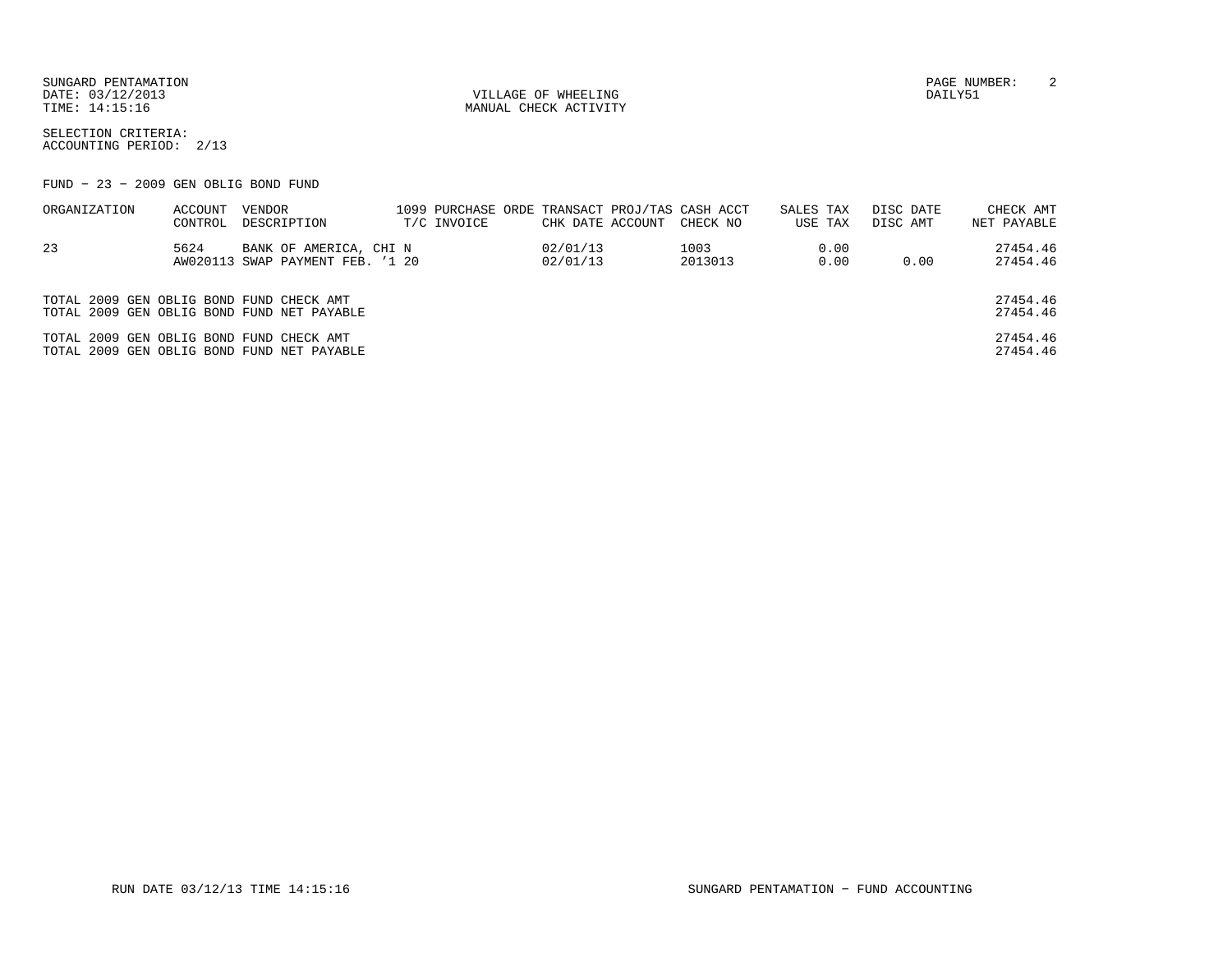SUNGARD PENTAMATION
DATE: 03/12/2013
TIME: 14:15:16

VILLAGE OF WHEELING
MANUAL CHECK ACTIVITY

DAILY51

SELECTION CRITERIA:
ACCOUNTING PERIOD: 2/13

FUND - 23 - 2009 GEN OBLIG BOND FUND

| ORGANIZATION | ACCOUNT CONTROL | VENDOR DESCRIPTION | 1099 T/C | PURCHASE ORDE INVOICE | TRANSACT CHK DATE | PROJ/TAS ACCOUNT | CASH ACCT CHECK NO | SALES TAX USE TAX | DISC DATE DISC AMT | CHECK AMT NET PAYABLE |
|---|---|---|---|---|---|---|---|---|---|---|
| 23 | 5624 | BANK OF AMERICA, CHI N | | | 02/01/13 | | 1003 | 0.00 | | 27454.46 |
| | AW020113 | SWAP PAYMENT FEB. '1 20 | | | 02/01/13 | | 2013013 | 0.00 | 0.00 | 27454.46 |

| | |
|---|---|
| TOTAL 2009 GEN OBLIG BOND FUND CHECK AMT | 27454.46 |
| TOTAL 2009 GEN OBLIG BOND FUND NET PAYABLE | 27454.46 |
| TOTAL 2009 GEN OBLIG BOND FUND CHECK AMT | 27454.46 |
| TOTAL 2009 GEN OBLIG BOND FUND NET PAYABLE | 27454.46 |

RUN DATE 03/12/13 TIME 14:15:16 SUNGARD PENTAMATION - FUND ACCOUNTING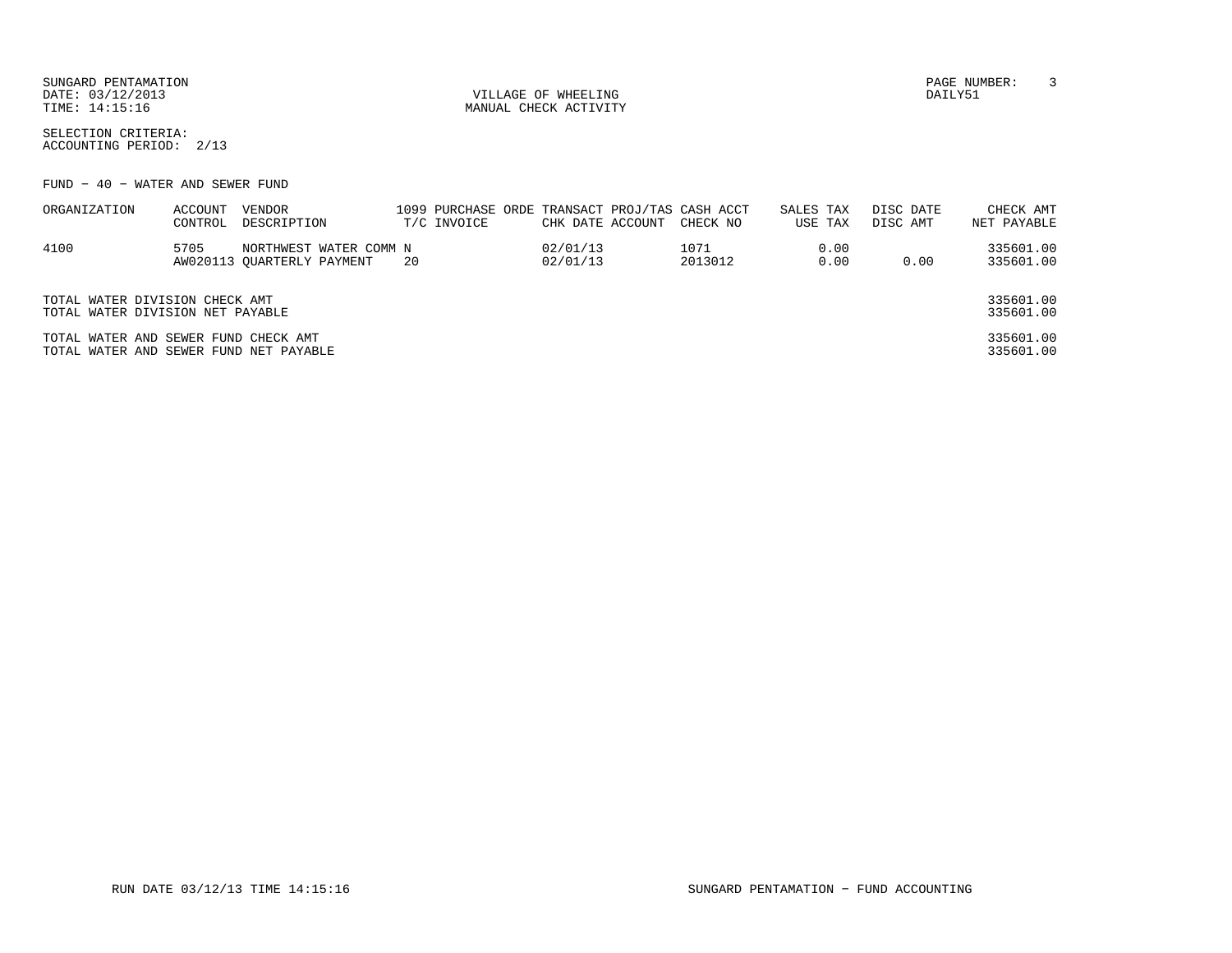SUNGARD PENTAMATION
DATE: 03/12/2013
TIME: 14:15:16

VILLAGE OF WHEELING
MANUAL CHECK ACTIVITY

DAILY51

SELECTION CRITERIA:
ACCOUNTING PERIOD: 2/13

FUND - 40 - WATER AND SEWER FUND

| ORGANIZATION | ACCOUNT<br>CONTROL | VENDOR<br>DESCRIPTION | 1099<br>T/C | PURCHASE ORDE<br>INVOICE | TRANSACT<br>CHK DATE | PROJ/TAS<br>ACCOUNT | CASH ACCT<br>CHECK NO | SALES TAX<br>USE TAX | DISC DATE<br>DISC AMT | CHECK AMT<br>NET PAYABLE |
|---|---|---|---|---|---|---|---|---|---|---|
| 4100 | 5705<br>AW020113 | NORTHWEST WATER COMM N<br>QUARTERLY PAYMENT | 20 | | 02/01/13<br>02/01/13 | | 1071<br>2013012 | 0.00<br>0.00 | <br>0.00 | 335601.00<br>335601.00 |

| | |
|---|---|
| TOTAL WATER DIVISION CHECK AMT | 335601.00 |
| TOTAL WATER DIVISION NET PAYABLE | 335601.00 |
| TOTAL WATER AND SEWER FUND CHECK AMT | 335601.00 |
| TOTAL WATER AND SEWER FUND NET PAYABLE | 335601.00 |

RUN DATE 03/12/13 TIME 14:15:16 SUNGARD PENTAMATION - FUND ACCOUNTING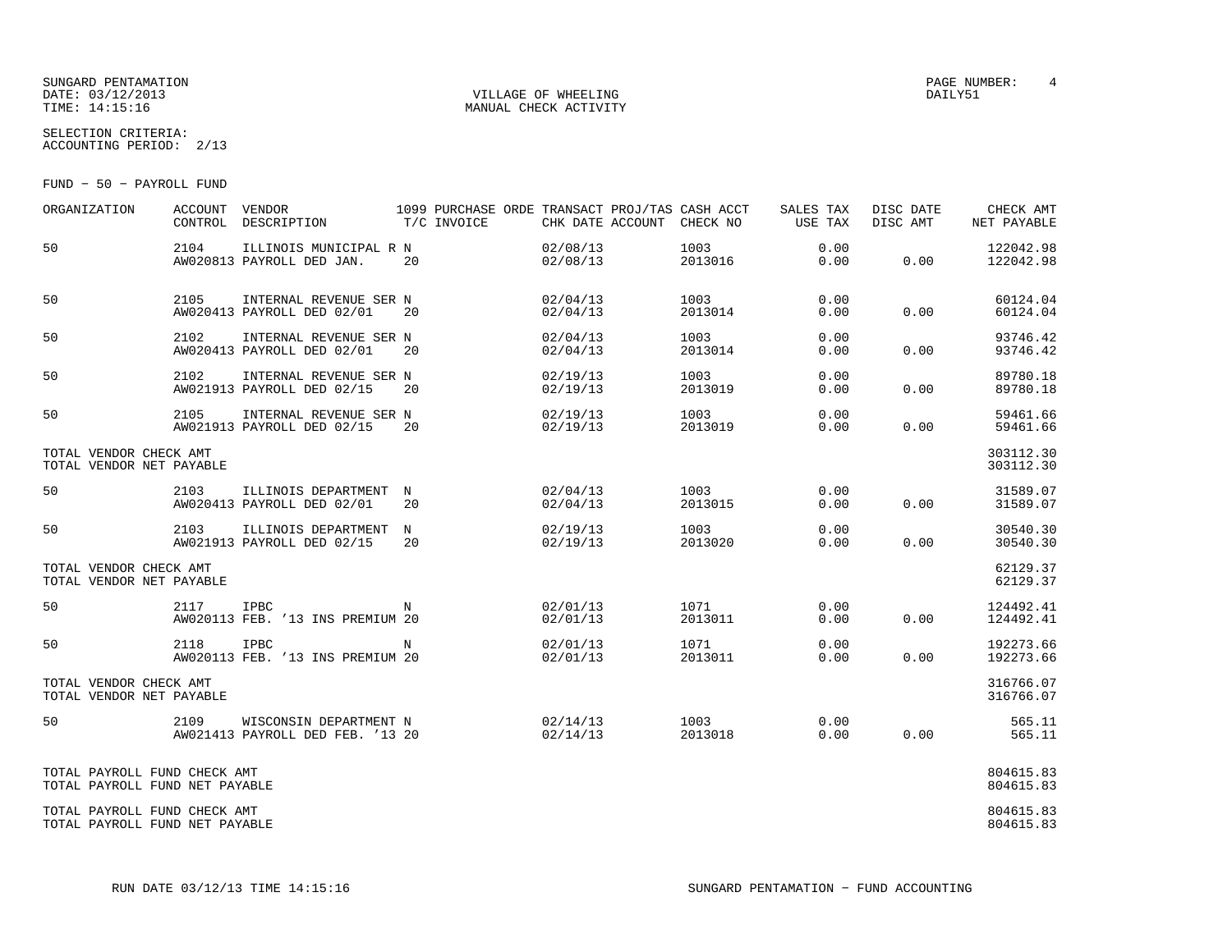SUNGARD PENTAMATION
DATE: 03/12/2013
TIME: 14:15:16

VILLAGE OF WHEELING
MANUAL CHECK ACTIVITY

PAGE NUMBER: 4
DAILY51

SELECTION CRITERIA:
ACCOUNTING PERIOD: 2/13

FUND - 50 - PAYROLL FUND

| ORGANIZATION | ACCOUNT CONTROL | VENDOR DESCRIPTION | 1099 T/C | PURCHASE ORDE INVOICE | TRANSACT CHK DATE | PROJ/TAS ACCOUNT | CASH ACCT CHECK NO | SALES TAX USE TAX | DISC DATE DISC AMT | CHECK AMT NET PAYABLE |
|---|---|---|---|---|---|---|---|---|---|---|
| 50 | 2104 AW020813 | ILLINOIS MUNICIPAL R PAYROLL DED JAN. | N 20 | | 02/08/13 02/08/13 | | 1003 2013016 | 0.00 0.00 | 0.00 | 122042.98 122042.98 |
| 50 | 2105 AW020413 | INTERNAL REVENUE SER PAYROLL DED 02/01 | N 20 | | 02/04/13 02/04/13 | | 1003 2013014 | 0.00 0.00 | 0.00 | 60124.04 60124.04 |
| 50 | 2102 AW020413 | INTERNAL REVENUE SER PAYROLL DED 02/01 | N 20 | | 02/04/13 02/04/13 | | 1003 2013014 | 0.00 0.00 | 0.00 | 93746.42 93746.42 |
| 50 | 2102 AW021913 | INTERNAL REVENUE SER PAYROLL DED 02/15 | N 20 | | 02/19/13 02/19/13 | | 1003 2013019 | 0.00 0.00 | 0.00 | 89780.18 89780.18 |
| 50 | 2105 AW021913 | INTERNAL REVENUE SER PAYROLL DED 02/15 | N 20 | | 02/19/13 02/19/13 | | 1003 2013019 | 0.00 0.00 | 0.00 | 59461.66 59461.66 |
| TOTAL VENDOR CHECK AMT TOTAL VENDOR NET PAYABLE | | | | | | | | | | 303112.30 303112.30 |
| 50 | 2103 AW020413 | ILLINOIS DEPARTMENT PAYROLL DED 02/01 | N 20 | | 02/04/13 02/04/13 | | 1003 2013015 | 0.00 0.00 | 0.00 | 31589.07 31589.07 |
| 50 | 2103 AW021913 | ILLINOIS DEPARTMENT PAYROLL DED 02/15 | N 20 | | 02/19/13 02/19/13 | | 1003 2013020 | 0.00 0.00 | 0.00 | 30540.30 30540.30 |
| TOTAL VENDOR CHECK AMT TOTAL VENDOR NET PAYABLE | | | | | | | | | | 62129.37 62129.37 |
| 50 | 2117 AW020113 | IPBC FEB. '13 INS PREMIUM | N 20 | | 02/01/13 02/01/13 | | 1071 2013011 | 0.00 0.00 | 0.00 | 124492.41 124492.41 |
| 50 | 2118 AW020113 | IPBC FEB. '13 INS PREMIUM | N 20 | | 02/01/13 02/01/13 | | 1071 2013011 | 0.00 0.00 | 0.00 | 192273.66 192273.66 |
| TOTAL VENDOR CHECK AMT TOTAL VENDOR NET PAYABLE | | | | | | | | | | 316766.07 316766.07 |
| 50 | 2109 AW021413 | WISCONSIN DEPARTMENT PAYROLL DED FEB. '13 | N 20 | | 02/14/13 02/14/13 | | 1003 2013018 | 0.00 0.00 | 0.00 | 565.11 565.11 |
| TOTAL PAYROLL FUND CHECK AMT TOTAL PAYROLL FUND NET PAYABLE | | | | | | | | | | 804615.83 804615.83 |
| TOTAL PAYROLL FUND CHECK AMT TOTAL PAYROLL FUND NET PAYABLE | | | | | | | | | | 804615.83 804615.83 |

RUN DATE 03/12/13 TIME 14:15:16

SUNGARD PENTAMATION - FUND ACCOUNTING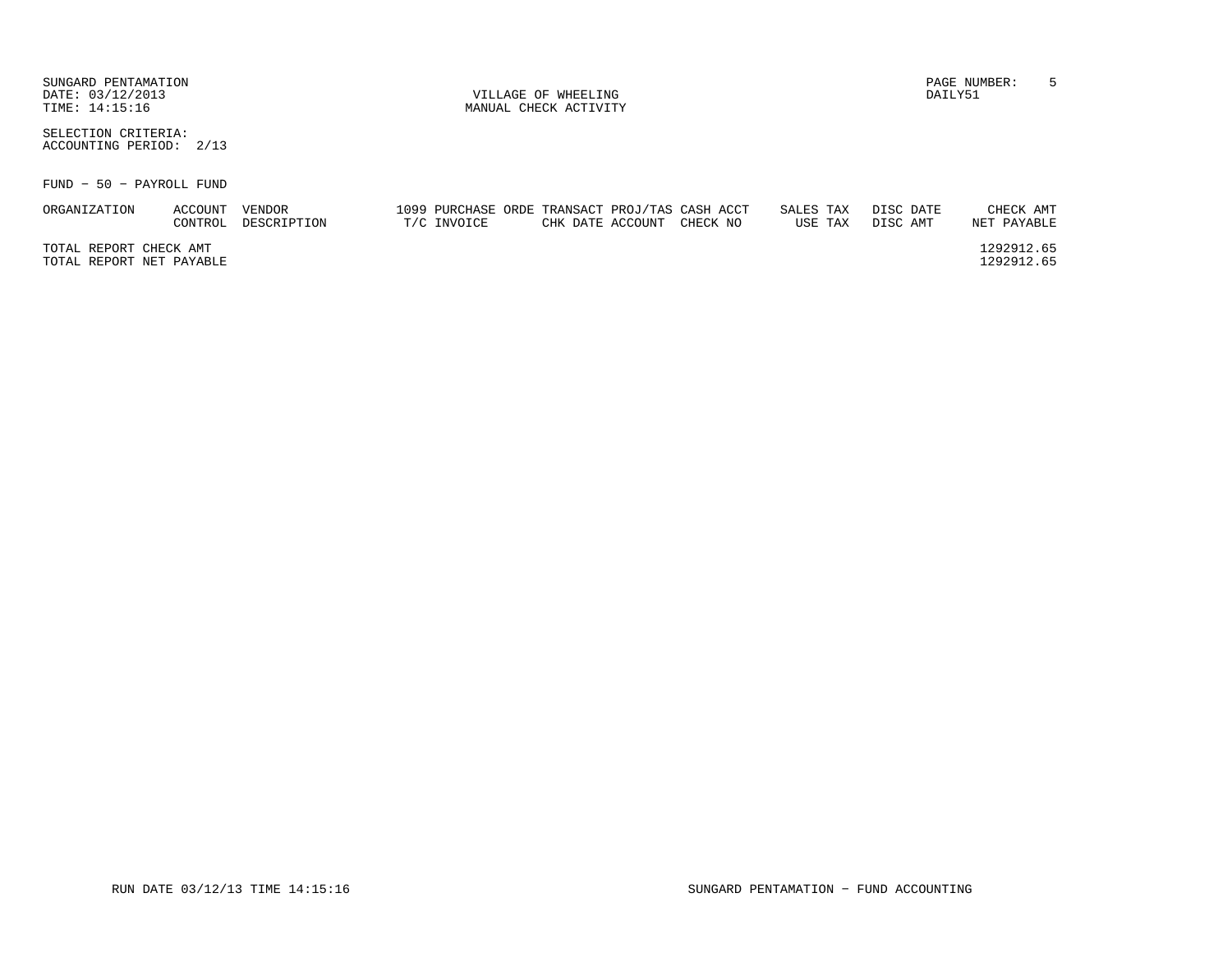SUNGARD PENTAMATION
DATE: 03/12/2013
TIME: 14:15:16

VILLAGE OF WHEELING
MANUAL CHECK ACTIVITY

DAILY51

SELECTION CRITERIA:
ACCOUNTING PERIOD: 2/13

FUND - 50 - PAYROLL FUND

| ORGANIZATION | ACCOUNT CONTROL | VENDOR DESCRIPTION | 1099 T/C | PURCHASE ORDE INVOICE | TRANSACT CHK DATE | PROJ/TAS ACCOUNT | CASH ACCT CHECK NO | SALES TAX USE TAX | DISC DATE DISC AMT | CHECK AMT NET PAYABLE |
|---|---|---|---|---|---|---|---|---|---|---|
| TOTAL REPORT CHECK AMT | | | | | | | | | | 1292912.65 |
| TOTAL REPORT NET PAYABLE | | | | | | | | | | 1292912.65 |

RUN DATE 03/12/13 TIME 14:15:16 SUNGARD PENTAMATION - FUND ACCOUNTING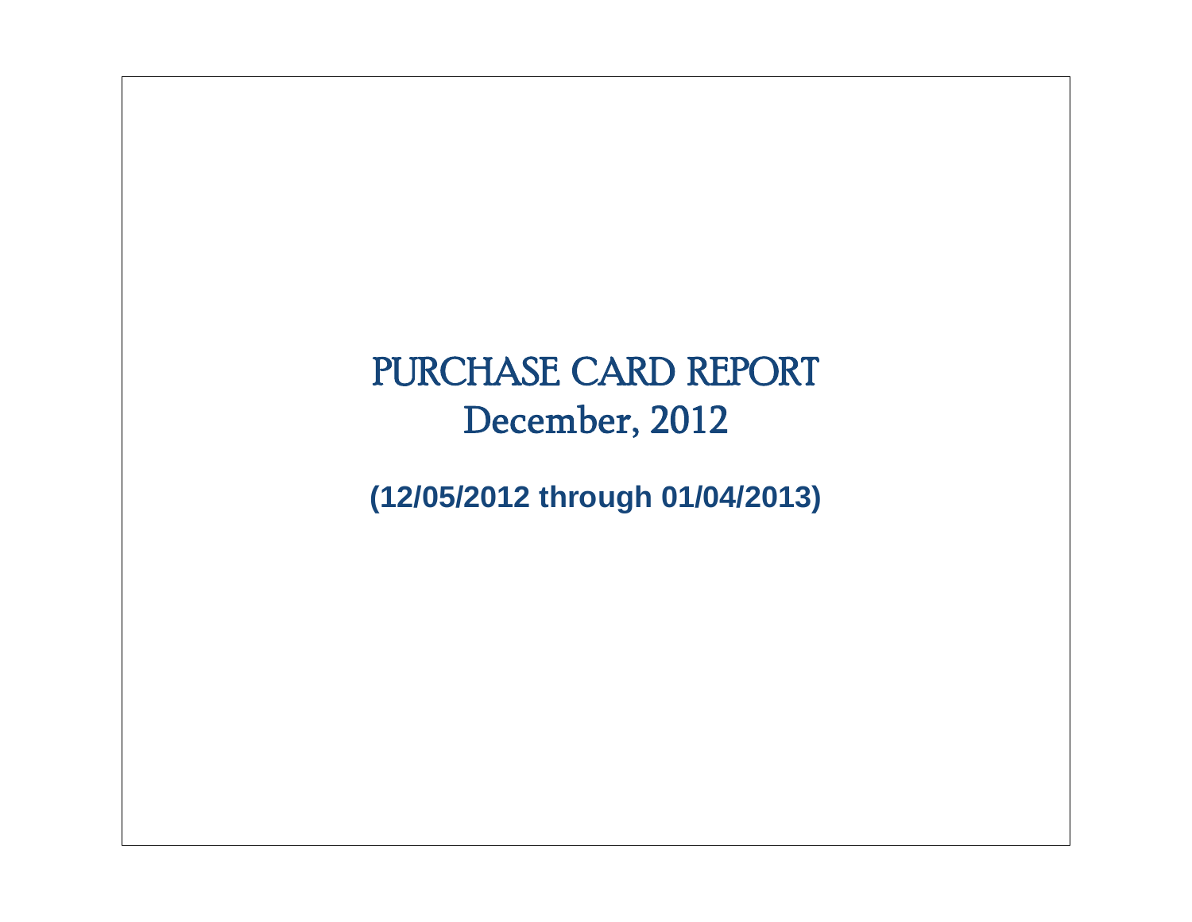# PURCHASE CARD REPORT
## December, 2012

**(12/05/2012 through 01/04/2013)**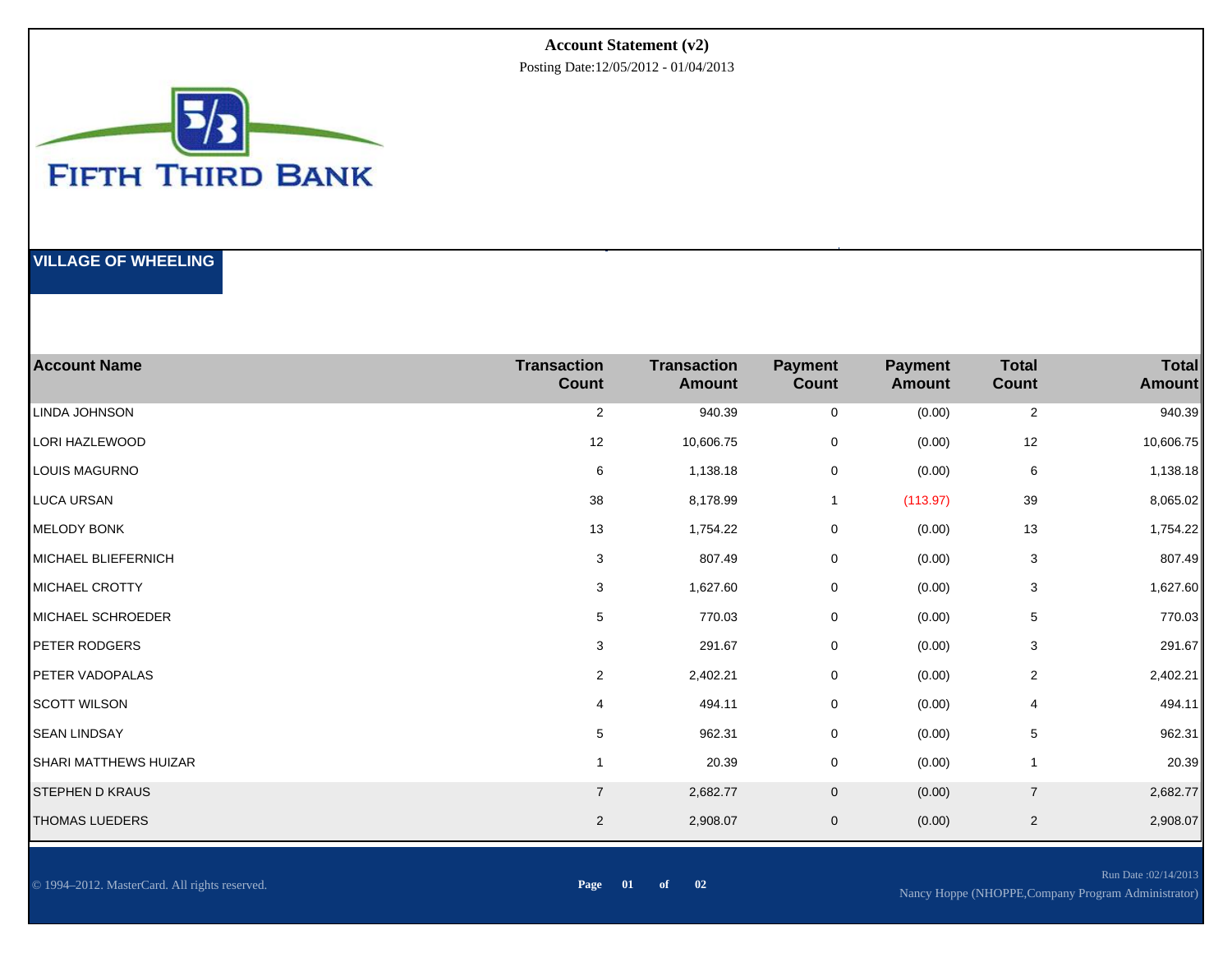# Account Statement (v2)

Posting Date:12/05/2012 - 01/04/2013

FIFTH THIRD BANK

## VILLAGE OF WHEELING

| Account Name | Transaction Count | Transaction Amount | Payment Count | Payment Amount | Total Count | Total Amount |
|---|---|---|---|---|---|---|
| LINDA JOHNSON | 2 | 940.39 | 0 | (0.00) | 2 | 940.39 |
| LORI HAZLEWOOD | 12 | 10,606.75 | 0 | (0.00) | 12 | 10,606.75 |
| LOUIS MAGURNO | 6 | 1,138.18 | 0 | (0.00) | 6 | 1,138.18 |
| LUCA URSAN | 38 | 8,178.99 | 1 | (113.97) | 39 | 8,065.02 |
| MELODY BONK | 13 | 1,754.22 | 0 | (0.00) | 13 | 1,754.22 |
| MICHAEL BLIEFERNICH | 3 | 807.49 | 0 | (0.00) | 3 | 807.49 |
| MICHAEL CROTTY | 3 | 1,627.60 | 0 | (0.00) | 3 | 1,627.60 |
| MICHAEL SCHROEDER | 5 | 770.03 | 0 | (0.00) | 5 | 770.03 |
| PETER RODGERS | 3 | 291.67 | 0 | (0.00) | 3 | 291.67 |
| PETER VADOPALAS | 2 | 2,402.21 | 0 | (0.00) | 2 | 2,402.21 |
| SCOTT WILSON | 4 | 494.11 | 0 | (0.00) | 4 | 494.11 |
| SEAN LINDSAY | 5 | 962.31 | 0 | (0.00) | 5 | 962.31 |
| SHARI MATTHEWS HUIZAR | 1 | 20.39 | 0 | (0.00) | 1 | 20.39 |
| STEPHEN D KRAUS | 7 | 2,682.77 | 0 | (0.00) | 7 | 2,682.77 |
| THOMAS LUEDERS | 2 | 2,908.07 | 0 | (0.00) | 2 | 2,908.07 |

© 1994–2012. MasterCard. All rights reserved.

Run Date :02/14/2013
Nancy Hoppe (NHOPPE,Company Program Administrator)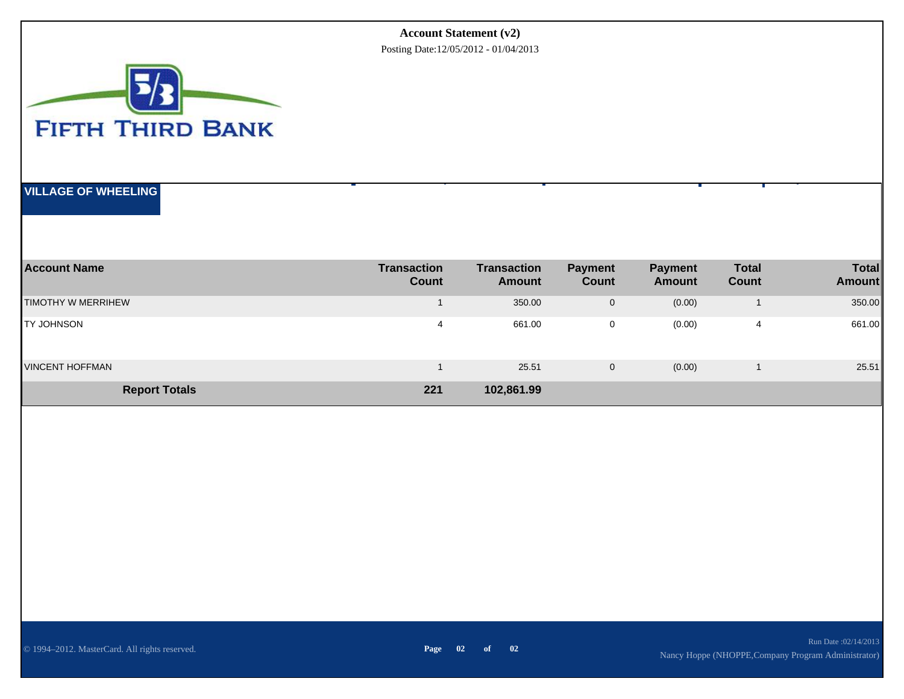**Account Statement (v2)**

Posting Date:12/05/2012 - 01/04/2013

FIFTH THIRD BANK

## VILLAGE OF WHEELING

| Account Name | Transaction Count | Transaction Amount | Payment Count | Payment Amount | Total Count | Total Amount |
|---|---|---|---|---|---|---|
| TIMOTHY W MERRIHEW | 1 | 350.00 | 0 | (0.00) | 1 | 350.00 |
| TY JOHNSON | 4 | 661.00 | 0 | (0.00) | 4 | 661.00 |
| VINCENT HOFFMAN | 1 | 25.51 | 0 | (0.00) | 1 | 25.51 |
| **Report Totals** | **221** | **102,861.99** | | | | |

© 1994–2012. MasterCard. All rights reserved.

Run Date :02/14/2013

Nancy Hoppe (NHOPPE,Company Program Administrator)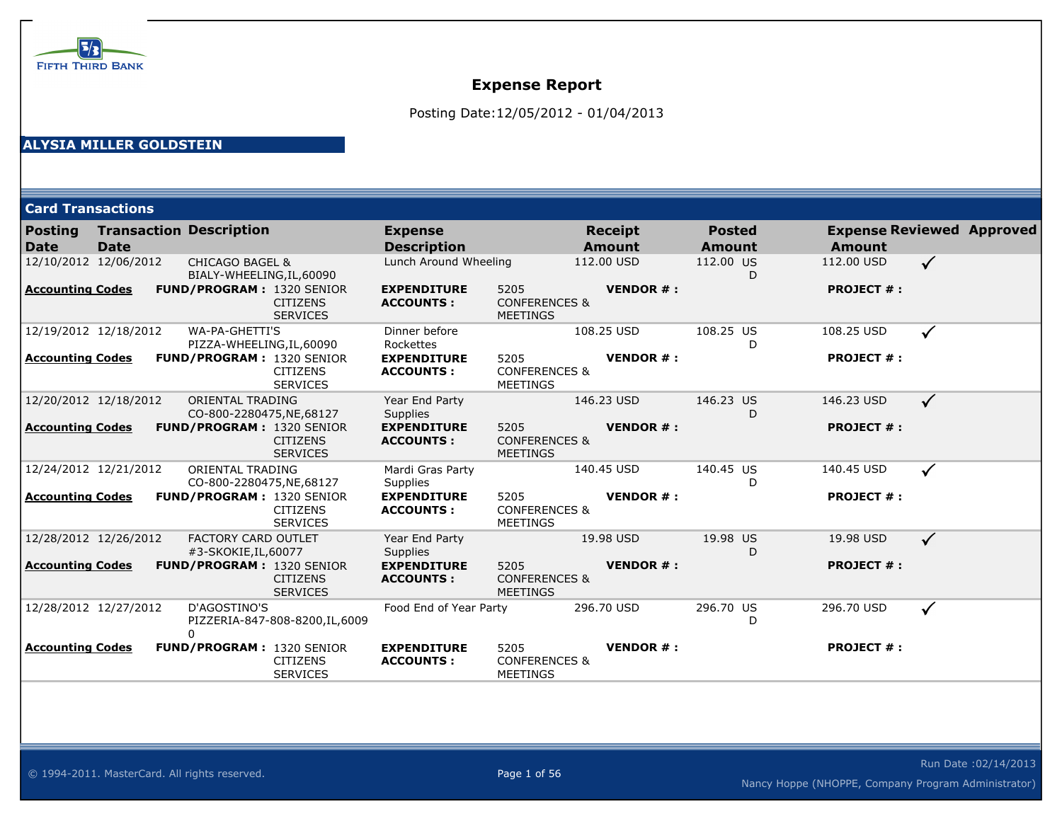FIFTH THIRD BANK

# Expense Report

Posting Date:12/05/2012 - 01/04/2013

**ALYSIA MILLER GOLDSTEIN**

## Card Transactions

| Posting Date | Transaction Date | Description | Expense Description | | Receipt Amount | Posted Amount | Expense Amount | Reviewed | Approved |
|---|---|---|---|---|---|---|---|---|---|
| 12/10/2012 | 12/06/2012 | CHICAGO BAGEL & BIALY-WHEELING,IL,60090 | Lunch Around Wheeling | | 112.00 USD | 112.00 USD | 112.00 USD | ✓ | |
| **Accounting Codes** | **FUND/PROGRAM :** 1320 SENIOR CITIZENS SERVICES | | **EXPENDITURE ACCOUNTS :** | 5205 CONFERENCES & MEETINGS | **VENDOR # :** | | **PROJECT # :** | | |
| 12/19/2012 | 12/18/2012 | WA-PA-GHETTI'S PIZZA-WHEELING,IL,60090 | Dinner before Rockettes | | 108.25 USD | 108.25 USD | 108.25 USD | ✓ | |
| **Accounting Codes** | **FUND/PROGRAM :** 1320 SENIOR CITIZENS SERVICES | | **EXPENDITURE ACCOUNTS :** | 5205 CONFERENCES & MEETINGS | **VENDOR # :** | | **PROJECT # :** | | |
| 12/20/2012 | 12/18/2012 | ORIENTAL TRADING CO-800-2280475,NE,68127 | Year End Party Supplies | | 146.23 USD | 146.23 USD | 146.23 USD | ✓ | |
| **Accounting Codes** | **FUND/PROGRAM :** 1320 SENIOR CITIZENS SERVICES | | **EXPENDITURE ACCOUNTS :** | 5205 CONFERENCES & MEETINGS | **VENDOR # :** | | **PROJECT # :** | | |
| 12/24/2012 | 12/21/2012 | ORIENTAL TRADING CO-800-2280475,NE,68127 | Mardi Gras Party Supplies | | 140.45 USD | 140.45 USD | 140.45 USD | ✓ | |
| **Accounting Codes** | **FUND/PROGRAM :** 1320 SENIOR CITIZENS SERVICES | | **EXPENDITURE ACCOUNTS :** | 5205 CONFERENCES & MEETINGS | **VENDOR # :** | | **PROJECT # :** | | |
| 12/28/2012 | 12/26/2012 | FACTORY CARD OUTLET #3-SKOKIE,IL,60077 | Year End Party Supplies | | 19.98 USD | 19.98 USD | 19.98 USD | ✓ | |
| **Accounting Codes** | **FUND/PROGRAM :** 1320 SENIOR CITIZENS SERVICES | | **EXPENDITURE ACCOUNTS :** | 5205 CONFERENCES & MEETINGS | **VENDOR # :** | | **PROJECT # :** | | |
| 12/28/2012 | 12/27/2012 | D'AGOSTINO'S PIZZERIA-847-808-8200,IL,60090 | Food End of Year Party | | 296.70 USD | 296.70 USD | 296.70 USD | ✓ | |
| **Accounting Codes** | **FUND/PROGRAM :** 1320 SENIOR CITIZENS SERVICES | | **EXPENDITURE ACCOUNTS :** | 5205 CONFERENCES & MEETINGS | **VENDOR # :** | | **PROJECT # :** | | |

© 1994-2011. MasterCard. All rights reserved.

Run Date :02/14/2013

Nancy Hoppe (NHOPPE, Company Program Administrator)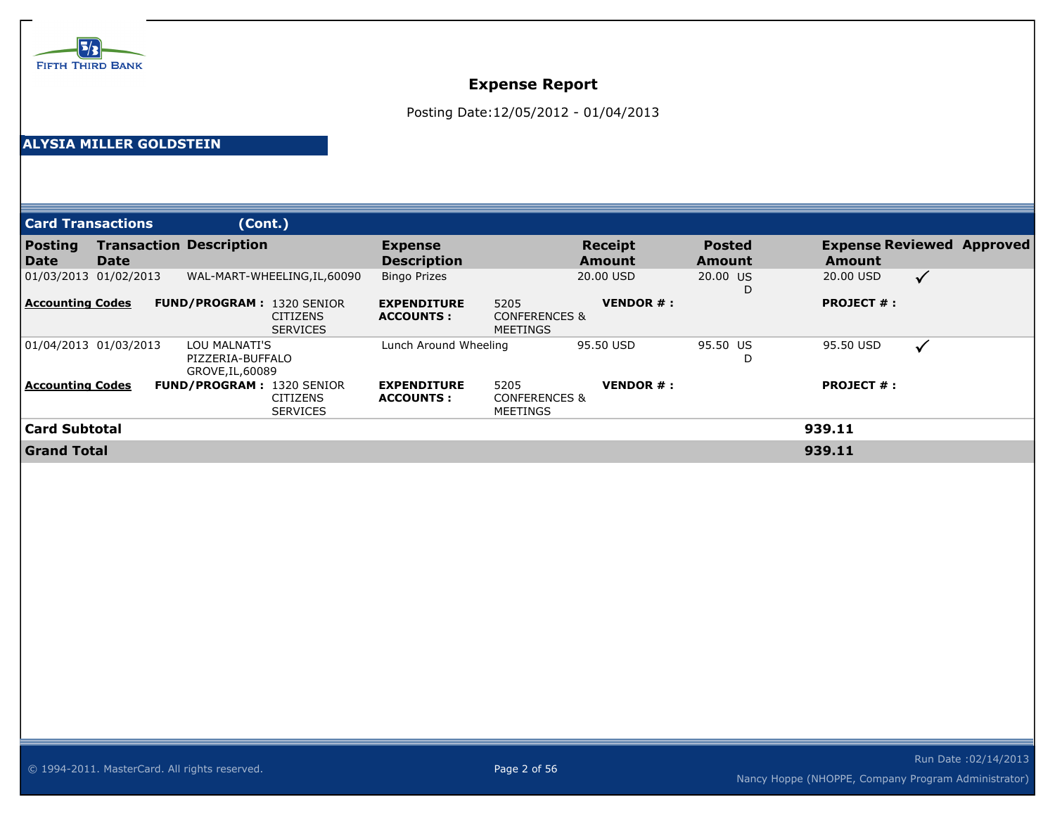FIFTH THIRD BANK

# Expense Report

Posting Date:12/05/2012 - 01/04/2013

**ALYSIA MILLER GOLDSTEIN**

## Card Transactions (Cont.)

| Posting Date | Transaction Date | Description | Expense Description | Receipt Amount | Posted Amount | Expense Amount | Reviewed | Approved |
|---|---|---|---|---|---|---|---|---|
| 01/03/2013 | 01/02/2013 | WAL-MART-WHEELING,IL,60090 | Bingo Prizes | 20.00 USD | 20.00 USD | 20.00 USD | ✓ | |
| **Accounting Codes** | **FUND/PROGRAM :** 1320 SENIOR CITIZENS SERVICES | | **EXPENDITURE ACCOUNTS :** 5205 CONFERENCES & MEETINGS | **VENDOR # :** | | **PROJECT # :** | | |
| 01/04/2013 | 01/03/2013 | LOU MALNATI'S PIZZERIA-BUFFALO GROVE,IL,60089 | Lunch Around Wheeling | 95.50 USD | 95.50 USD | 95.50 USD | ✓ | |
| **Accounting Codes** | **FUND/PROGRAM :** 1320 SENIOR CITIZENS SERVICES | | **EXPENDITURE ACCOUNTS :** 5205 CONFERENCES & MEETINGS | **VENDOR # :** | | **PROJECT # :** | | |
| **Card Subtotal** | | | | | | **939.11** | | |
| **Grand Total** | | | | | | **939.11** | | |

© 1994-2011. MasterCard. All rights reserved.

Run Date :02/14/2013

Nancy Hoppe (NHOPPE, Company Program Administrator)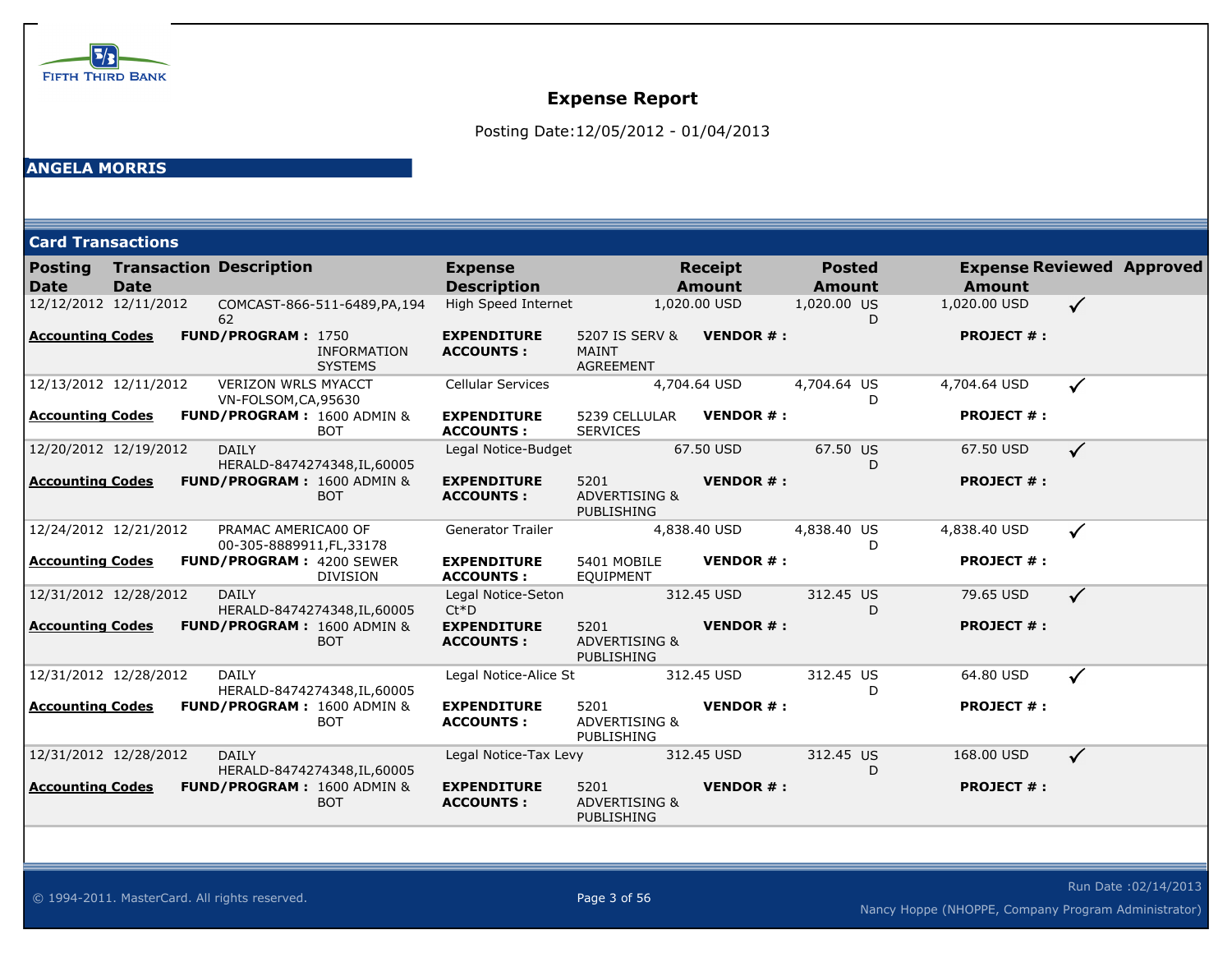FIFTH THIRD BANK

# Expense Report

Posting Date:12/05/2012 - 01/04/2013

## ANGELA MORRIS

## Card Transactions

| Posting Date | Transaction Date | Description | Expense Description | Receipt Amount | Posted Amount | Expense Amount | Reviewed | Approved |
|---|---|---|---|---|---|---|---|---|
| 12/12/2012 | 12/11/2012 | COMCAST-866-511-6489,PA,19462 | High Speed Internet | 1,020.00 USD | 1,020.00 USD | 1,020.00 USD | ✓ | |
| **Accounting Codes** | | **FUND/PROGRAM :** 1750 INFORMATION SYSTEMS | **EXPENDITURE ACCOUNTS :** 5207 IS SERV & MAINT AGREEMENT | **VENDOR # :** | | **PROJECT # :** | | |
| 12/13/2012 | 12/11/2012 | VERIZON WRLS MYACCT VN-FOLSOM,CA,95630 | Cellular Services | 4,704.64 USD | 4,704.64 USD | 4,704.64 USD | ✓ | |
| **Accounting Codes** | | **FUND/PROGRAM :** 1600 ADMIN & BOT | **EXPENDITURE ACCOUNTS :** 5239 CELLULAR SERVICES | **VENDOR # :** | | **PROJECT # :** | | |
| 12/20/2012 | 12/19/2012 | DAILY HERALD-8474274348,IL,60005 | Legal Notice-Budget | 67.50 USD | 67.50 USD | 67.50 USD | ✓ | |
| **Accounting Codes** | | **FUND/PROGRAM :** 1600 ADMIN & BOT | **EXPENDITURE ACCOUNTS :** 5201 ADVERTISING & PUBLISHING | **VENDOR # :** | | **PROJECT # :** | | |
| 12/24/2012 | 12/21/2012 | PRAMAC AMERICA00 OF 00-305-8889911,FL,33178 | Generator Trailer | 4,838.40 USD | 4,838.40 USD | 4,838.40 USD | ✓ | |
| **Accounting Codes** | | **FUND/PROGRAM :** 4200 SEWER DIVISION | **EXPENDITURE ACCOUNTS :** 5401 MOBILE EQUIPMENT | **VENDOR # :** | | **PROJECT # :** | | |
| 12/31/2012 | 12/28/2012 | DAILY HERALD-8474274348,IL,60005 | Legal Notice-Seton Ct*D | 312.45 USD | 312.45 USD | 79.65 USD | ✓ | |
| **Accounting Codes** | | **FUND/PROGRAM :** 1600 ADMIN & BOT | **EXPENDITURE ACCOUNTS :** 5201 ADVERTISING & PUBLISHING | **VENDOR # :** | | **PROJECT # :** | | |
| 12/31/2012 | 12/28/2012 | DAILY HERALD-8474274348,IL,60005 | Legal Notice-Alice St | 312.45 USD | 312.45 USD | 64.80 USD | ✓ | |
| **Accounting Codes** | | **FUND/PROGRAM :** 1600 ADMIN & BOT | **EXPENDITURE ACCOUNTS :** 5201 ADVERTISING & PUBLISHING | **VENDOR # :** | | **PROJECT # :** | | |
| 12/31/2012 | 12/28/2012 | DAILY HERALD-8474274348,IL,60005 | Legal Notice-Tax Levy | 312.45 USD | 312.45 USD | 168.00 USD | ✓ | |
| **Accounting Codes** | | **FUND/PROGRAM :** 1600 ADMIN & BOT | **EXPENDITURE ACCOUNTS :** 5201 ADVERTISING & PUBLISHING | **VENDOR # :** | | **PROJECT # :** | | |

© 1994-2011. MasterCard. All rights reserved.

Run Date :02/14/2013

Nancy Hoppe (NHOPPE, Company Program Administrator)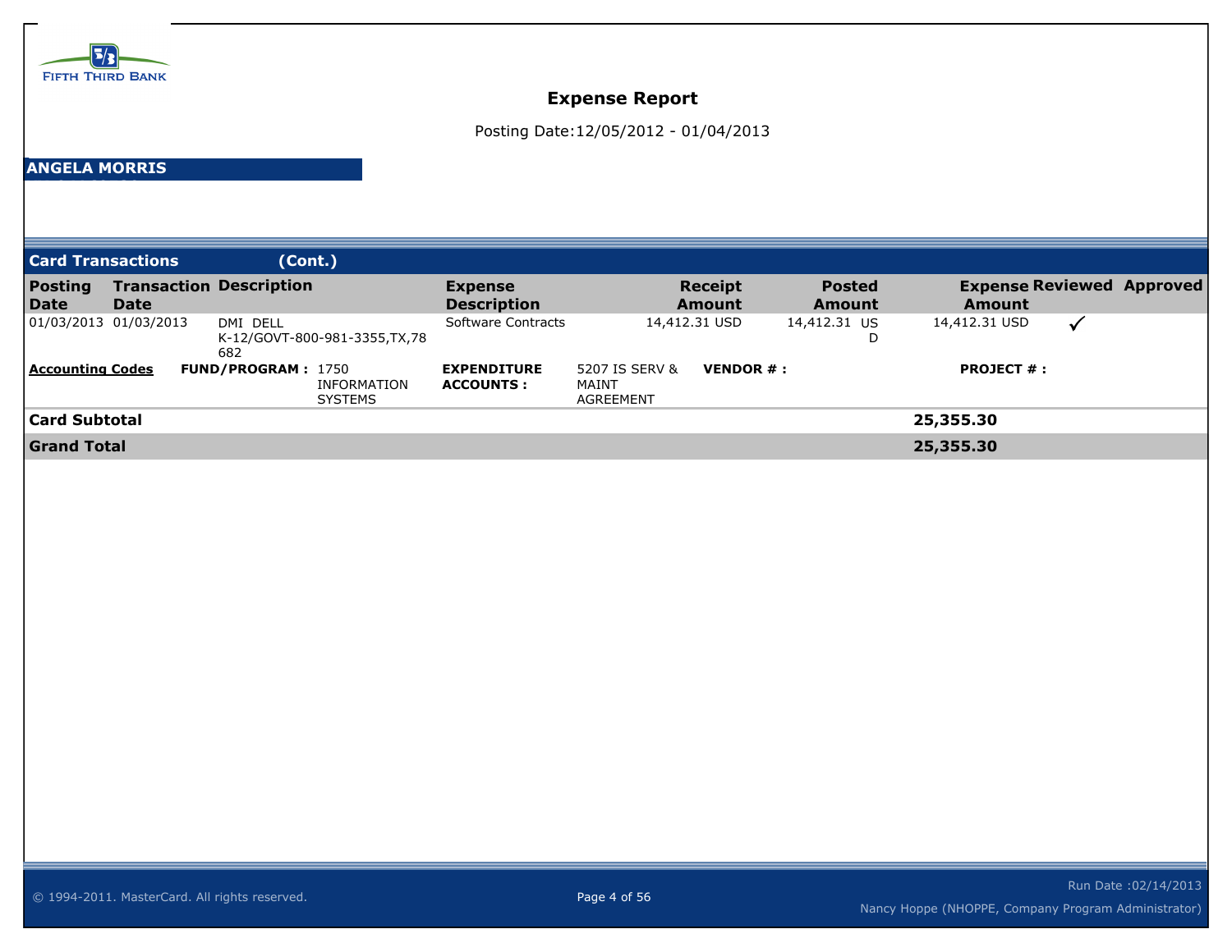FIFTH THIRD BANK

# Expense Report

Posting Date:12/05/2012 - 01/04/2013

**ANGELA MORRIS**

## Card Transactions (Cont.)

| Posting Date | Transaction Date | Description | Expense Description | Receipt Amount | Posted Amount | Expense Amount | Reviewed | Approved |
|---|---|---|---|---|---|---|---|---|
| 01/03/2013 | 01/03/2013 | DMI DELL K-12/GOVT-800-981-3355,TX,78682 | Software Contracts | 14,412.31 USD | 14,412.31 USD | 14,412.31 USD | ✓ | |

**Accounting Codes** **FUND/PROGRAM :** 1750 INFORMATION SYSTEMS **EXPENDITURE ACCOUNTS :** 5207 IS SERV & MAINT AGREEMENT **VENDOR # :** **PROJECT # :**

| | |
|---|---|
| **Card Subtotal** | **25,355.30** |
| **Grand Total** | **25,355.30** |

© 1994-2011. MasterCard. All rights reserved.

Run Date :02/14/2013

Nancy Hoppe (NHOPPE, Company Program Administrator)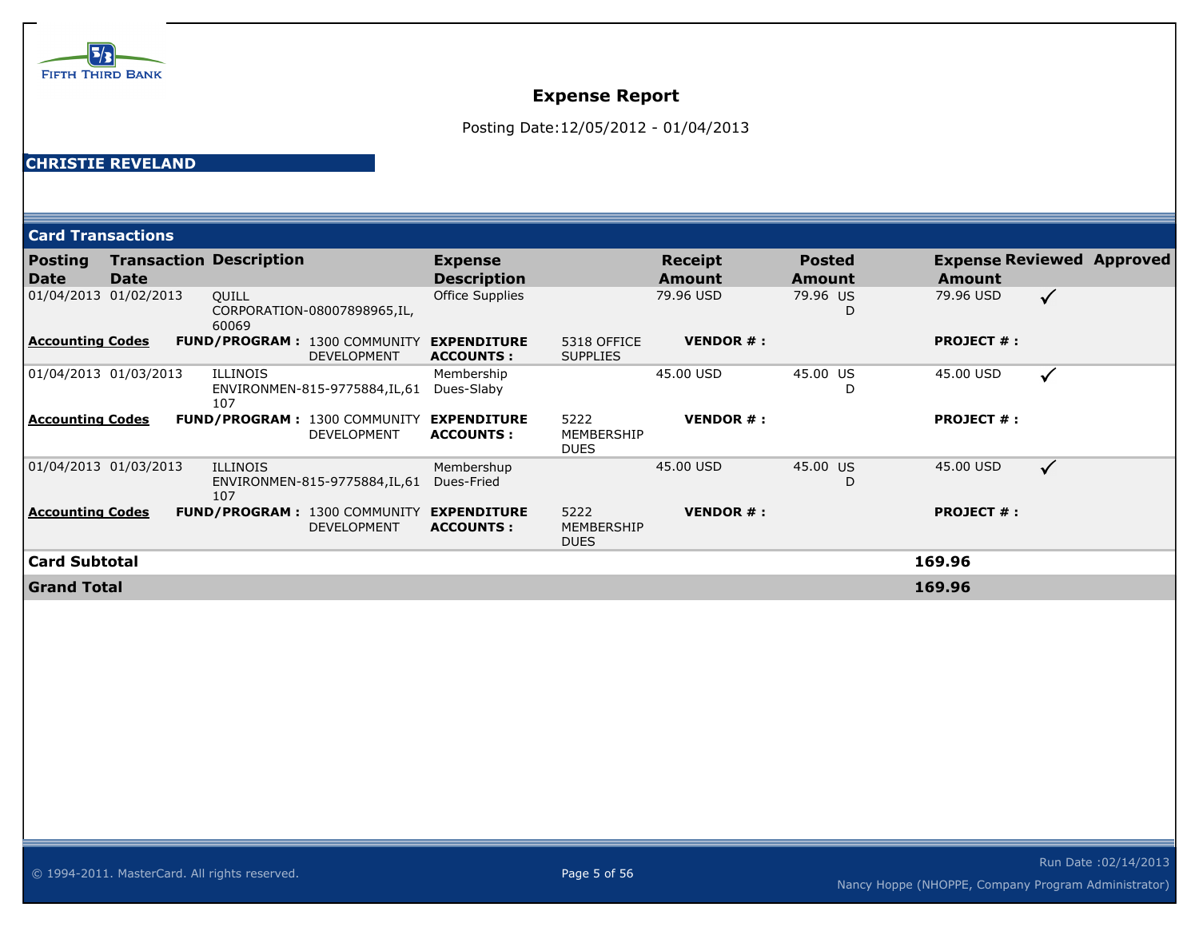FIFTH THIRD BANK

# Expense Report

Posting Date:12/05/2012 - 01/04/2013

**CHRISTIE REVELAND**

## Card Transactions

| Posting Date | Transaction Date | Description | Expense Description | | Receipt Amount | Posted Amount | Expense Amount | Reviewed | Approved |
|---|---|---|---|---|---|---|---|---|---|
| 01/04/2013 | 01/02/2013 | QUILL CORPORATION-08007898965,IL, 60069 | Office Supplies | | 79.96 USD | 79.96 USD | 79.96 USD | ✓ | |
| **Accounting Codes** | **FUND/PROGRAM :** | 1300 COMMUNITY DEVELOPMENT | **EXPENDITURE ACCOUNTS :** | 5318 OFFICE SUPPLIES | **VENDOR # :** | | **PROJECT # :** | | |
| 01/04/2013 | 01/03/2013 | ILLINOIS ENVIRONMEN-815-9775884,IL,61 107 | Membership Dues-Slaby | | 45.00 USD | 45.00 USD | 45.00 USD | ✓ | |
| **Accounting Codes** | **FUND/PROGRAM :** | 1300 COMMUNITY DEVELOPMENT | **EXPENDITURE ACCOUNTS :** | 5222 MEMBERSHIP DUES | **VENDOR # :** | | **PROJECT # :** | | |
| 01/04/2013 | 01/03/2013 | ILLINOIS ENVIRONMEN-815-9775884,IL,61 107 | Membershup Dues-Fried | | 45.00 USD | 45.00 USD | 45.00 USD | ✓ | |
| **Accounting Codes** | **FUND/PROGRAM :** | 1300 COMMUNITY DEVELOPMENT | **EXPENDITURE ACCOUNTS :** | 5222 MEMBERSHIP DUES | **VENDOR # :** | | **PROJECT # :** | | |
| **Card Subtotal** | | | | | | | **169.96** | | |
| **Grand Total** | | | | | | | **169.96** | | |

© 1994-2011. MasterCard. All rights reserved.

Run Date :02/14/2013

Nancy Hoppe (NHOPPE, Company Program Administrator)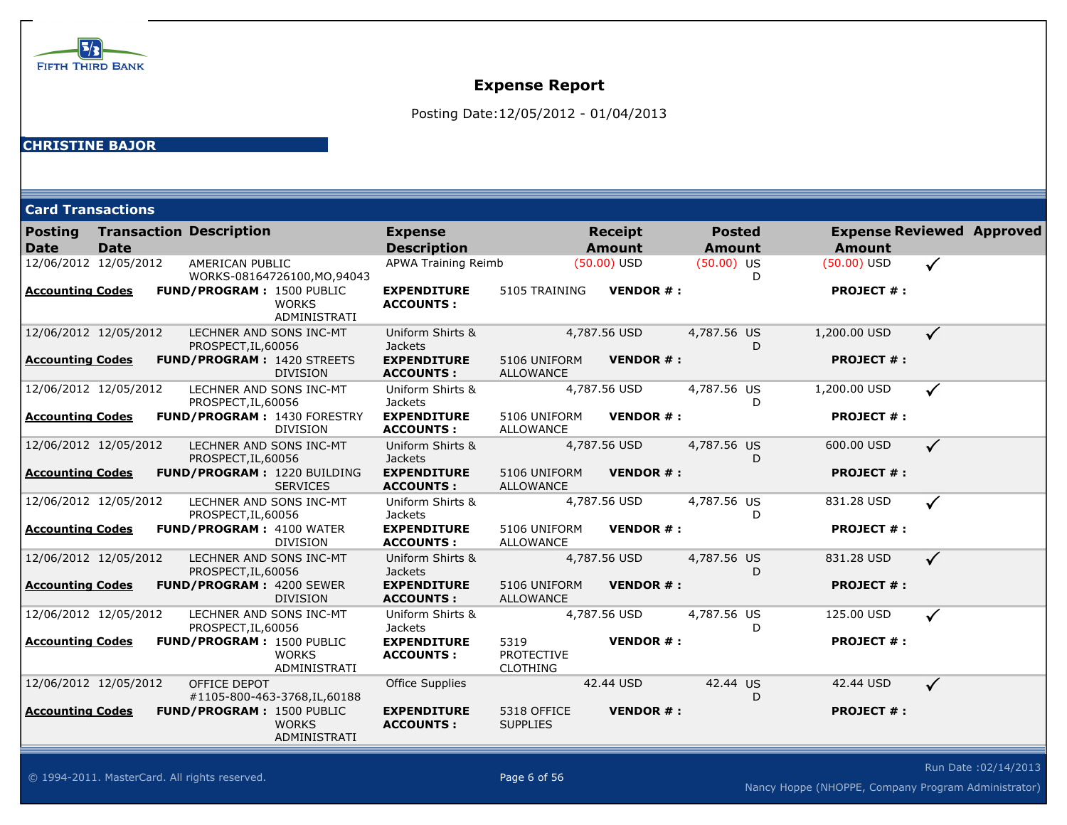FIFTH THIRD BANK

# Expense Report

Posting Date:12/05/2012 - 01/04/2013

## CHRISTINE BAJOR

## Card Transactions

| Posting Date | Transaction Date | Description | Expense Description | Receipt Amount | Posted Amount | Expense Amount | Reviewed | Approved |
|---|---|---|---|---|---|---|---|---|
| 12/06/2012 | 12/05/2012 | AMERICAN PUBLIC WORKS-08164726100,MO,94043 | APWA Training Reimb | (50.00) USD | (50.00) USD | (50.00) USD | ✓ | |
| **Accounting Codes** | **FUND/PROGRAM :** 1500 PUBLIC WORKS ADMINISTRATI | | **EXPENDITURE ACCOUNTS :** 5105 TRAINING | **VENDOR # :** | | **PROJECT # :** | | |
| 12/06/2012 | 12/05/2012 | LECHNER AND SONS INC-MT PROSPECT,IL,60056 | Uniform Shirts & Jackets | 4,787.56 USD | 4,787.56 USD | 1,200.00 USD | ✓ | |
| **Accounting Codes** | **FUND/PROGRAM :** 1420 STREETS DIVISION | | **EXPENDITURE ACCOUNTS :** 5106 UNIFORM ALLOWANCE | **VENDOR # :** | | **PROJECT # :** | | |
| 12/06/2012 | 12/05/2012 | LECHNER AND SONS INC-MT PROSPECT,IL,60056 | Uniform Shirts & Jackets | 4,787.56 USD | 4,787.56 USD | 1,200.00 USD | ✓ | |
| **Accounting Codes** | **FUND/PROGRAM :** 1430 FORESTRY DIVISION | | **EXPENDITURE ACCOUNTS :** 5106 UNIFORM ALLOWANCE | **VENDOR # :** | | **PROJECT # :** | | |
| 12/06/2012 | 12/05/2012 | LECHNER AND SONS INC-MT PROSPECT,IL,60056 | Uniform Shirts & Jackets | 4,787.56 USD | 4,787.56 USD | 600.00 USD | ✓ | |
| **Accounting Codes** | **FUND/PROGRAM :** 1220 BUILDING SERVICES | | **EXPENDITURE ACCOUNTS :** 5106 UNIFORM ALLOWANCE | **VENDOR # :** | | **PROJECT # :** | | |
| 12/06/2012 | 12/05/2012 | LECHNER AND SONS INC-MT PROSPECT,IL,60056 | Uniform Shirts & Jackets | 4,787.56 USD | 4,787.56 USD | 831.28 USD | ✓ | |
| **Accounting Codes** | **FUND/PROGRAM :** 4100 WATER DIVISION | | **EXPENDITURE ACCOUNTS :** 5106 UNIFORM ALLOWANCE | **VENDOR # :** | | **PROJECT # :** | | |
| 12/06/2012 | 12/05/2012 | LECHNER AND SONS INC-MT PROSPECT,IL,60056 | Uniform Shirts & Jackets | 4,787.56 USD | 4,787.56 USD | 831.28 USD | ✓ | |
| **Accounting Codes** | **FUND/PROGRAM :** 4200 SEWER DIVISION | | **EXPENDITURE ACCOUNTS :** 5106 UNIFORM ALLOWANCE | **VENDOR # :** | | **PROJECT # :** | | |
| 12/06/2012 | 12/05/2012 | LECHNER AND SONS INC-MT PROSPECT,IL,60056 | Uniform Shirts & Jackets | 4,787.56 USD | 4,787.56 USD | 125.00 USD | ✓ | |
| **Accounting Codes** | **FUND/PROGRAM :** 1500 PUBLIC WORKS ADMINISTRATI | | **EXPENDITURE ACCOUNTS :** 5319 PROTECTIVE CLOTHING | **VENDOR # :** | | **PROJECT # :** | | |
| 12/06/2012 | 12/05/2012 | OFFICE DEPOT #1105-800-463-3768,IL,60188 | Office Supplies | 42.44 USD | 42.44 USD | 42.44 USD | ✓ | |
| **Accounting Codes** | **FUND/PROGRAM :** 1500 PUBLIC WORKS ADMINISTRATI | | **EXPENDITURE ACCOUNTS :** 5318 OFFICE SUPPLIES | **VENDOR # :** | | **PROJECT # :** | | |

© 1994-2011. MasterCard. All rights reserved.

Run Date :02/14/2013

Nancy Hoppe (NHOPPE, Company Program Administrator)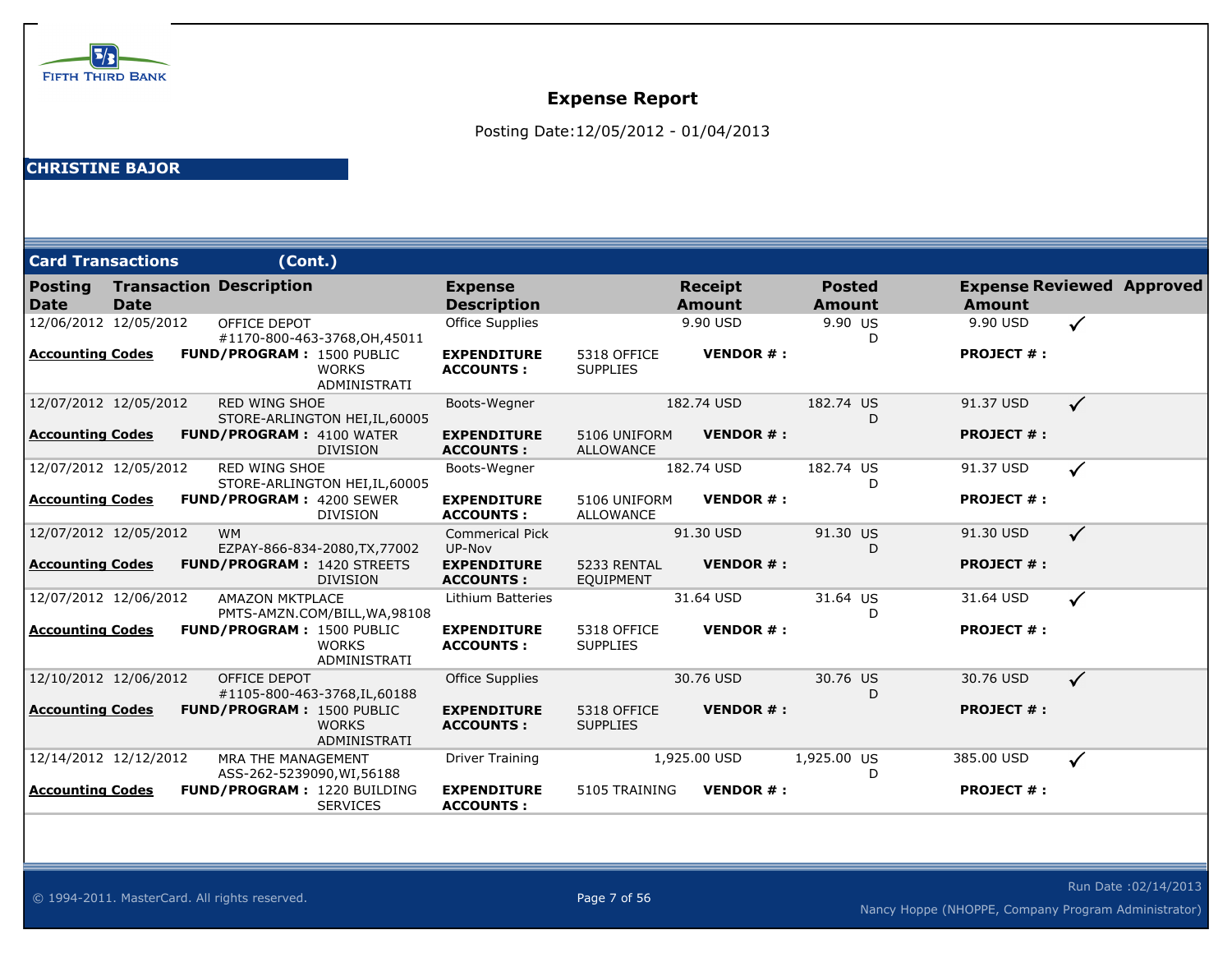FIFTH THIRD BANK

# Expense Report

Posting Date:12/05/2012 - 01/04/2013

**CHRISTINE BAJOR**

## Card Transactions (Cont.)

| Posting Date | Transaction Date | Description | Expense Description | Receipt Amount | Posted Amount | Expense Amount | Reviewed | Approved |
|---|---|---|---|---|---|---|---|---|
| 12/06/2012 | 12/05/2012 | OFFICE DEPOT #1170-800-463-3768,OH,45011 | Office Supplies | 9.90 USD | 9.90 USD | 9.90 USD | ✓ | |
| **Accounting Codes** | **FUND/PROGRAM :** 1500 PUBLIC WORKS ADMINISTRATI | | **EXPENDITURE ACCOUNTS :** 5318 OFFICE SUPPLIES | **VENDOR # :** | | **PROJECT # :** | | |
| 12/07/2012 | 12/05/2012 | RED WING SHOE STORE-ARLINGTON HEI,IL,60005 | Boots-Wegner | 182.74 USD | 182.74 USD | 91.37 USD | ✓ | |
| **Accounting Codes** | **FUND/PROGRAM :** 4100 WATER DIVISION | | **EXPENDITURE ACCOUNTS :** 5106 UNIFORM ALLOWANCE | **VENDOR # :** | | **PROJECT # :** | | |
| 12/07/2012 | 12/05/2012 | RED WING SHOE STORE-ARLINGTON HEI,IL,60005 | Boots-Wegner | 182.74 USD | 182.74 USD | 91.37 USD | ✓ | |
| **Accounting Codes** | **FUND/PROGRAM :** 4200 SEWER DIVISION | | **EXPENDITURE ACCOUNTS :** 5106 UNIFORM ALLOWANCE | **VENDOR # :** | | **PROJECT # :** | | |
| 12/07/2012 | 12/05/2012 | WM EZPAY-866-834-2080,TX,77002 | Commerical Pick UP-Nov | 91.30 USD | 91.30 USD | 91.30 USD | ✓ | |
| **Accounting Codes** | **FUND/PROGRAM :** 1420 STREETS DIVISION | | **EXPENDITURE ACCOUNTS :** 5233 RENTAL EQUIPMENT | **VENDOR # :** | | **PROJECT # :** | | |
| 12/07/2012 | 12/06/2012 | AMAZON MKTPLACE PMTS-AMZN.COM/BILL,WA,98108 | Lithium Batteries | 31.64 USD | 31.64 USD | 31.64 USD | ✓ | |
| **Accounting Codes** | **FUND/PROGRAM :** 1500 PUBLIC WORKS ADMINISTRATI | | **EXPENDITURE ACCOUNTS :** 5318 OFFICE SUPPLIES | **VENDOR # :** | | **PROJECT # :** | | |
| 12/10/2012 | 12/06/2012 | OFFICE DEPOT #1105-800-463-3768,IL,60188 | Office Supplies | 30.76 USD | 30.76 USD | 30.76 USD | ✓ | |
| **Accounting Codes** | **FUND/PROGRAM :** 1500 PUBLIC WORKS ADMINISTRATI | | **EXPENDITURE ACCOUNTS :** 5318 OFFICE SUPPLIES | **VENDOR # :** | | **PROJECT # :** | | |
| 12/14/2012 | 12/12/2012 | MRA THE MANAGEMENT ASS-262-5239090,WI,56188 | Driver Training | 1,925.00 USD | 1,925.00 USD | 385.00 USD | ✓ | |
| **Accounting Codes** | **FUND/PROGRAM :** 1220 BUILDING SERVICES | | **EXPENDITURE ACCOUNTS :** 5105 TRAINING | **VENDOR # :** | | **PROJECT # :** | | |

© 1994-2011. MasterCard. All rights reserved.

Run Date :02/14/2013

Nancy Hoppe (NHOPPE, Company Program Administrator)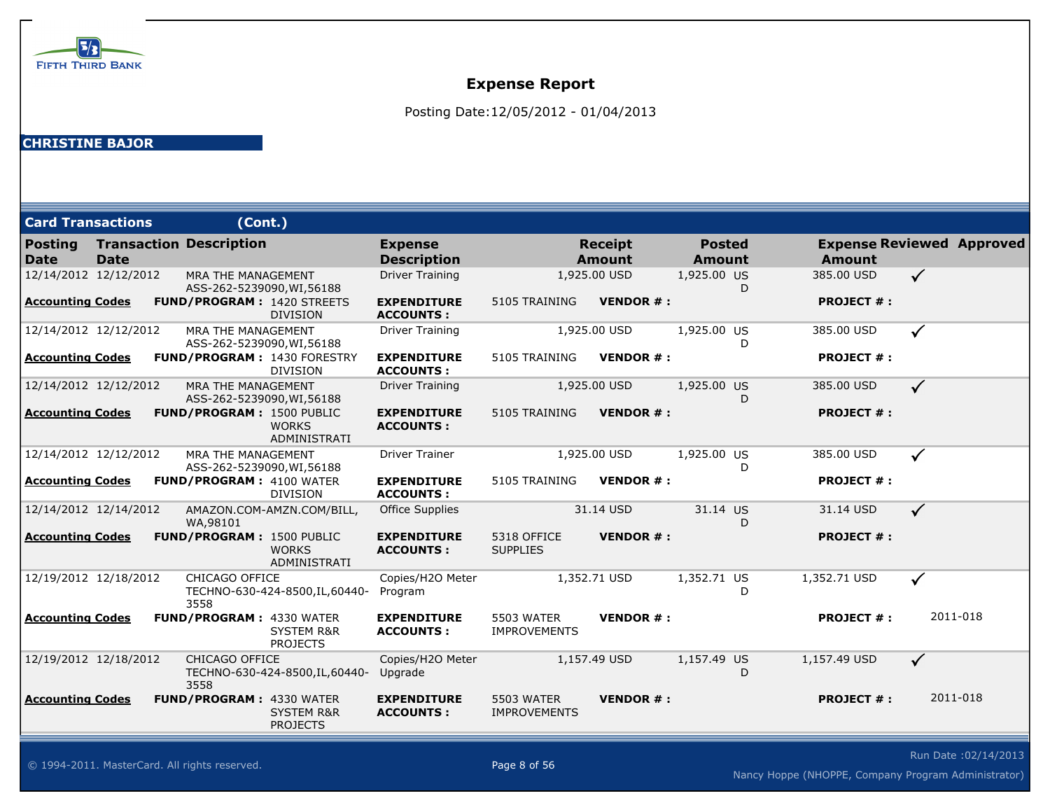FIFTH THIRD BANK

# Expense Report

Posting Date:12/05/2012 - 01/04/2013

**CHRISTINE BAJOR**

## Card Transactions (Cont.)

| Posting Date | Transaction Date | Description | Expense Description | Receipt Amount | Posted Amount | Expense Amount | Reviewed | Approved |
|---|---|---|---|---|---|---|---|---|
| 12/14/2012 | 12/12/2012 | MRA THE MANAGEMENT ASS-262-5239090,WI,56188 | Driver Training | 1,925.00 USD | 1,925.00 USD | 385.00 USD | ✓ | |
| **Accounting Codes** | **FUND/PROGRAM :** 1420 STREETS DIVISION | | **EXPENDITURE ACCOUNTS :** 5105 TRAINING | **VENDOR # :** | | **PROJECT # :** | | |
| 12/14/2012 | 12/12/2012 | MRA THE MANAGEMENT ASS-262-5239090,WI,56188 | Driver Training | 1,925.00 USD | 1,925.00 USD | 385.00 USD | ✓ | |
| **Accounting Codes** | **FUND/PROGRAM :** 1430 FORESTRY DIVISION | | **EXPENDITURE ACCOUNTS :** 5105 TRAINING | **VENDOR # :** | | **PROJECT # :** | | |
| 12/14/2012 | 12/12/2012 | MRA THE MANAGEMENT ASS-262-5239090,WI,56188 | Driver Training | 1,925.00 USD | 1,925.00 USD | 385.00 USD | ✓ | |
| **Accounting Codes** | **FUND/PROGRAM :** 1500 PUBLIC WORKS ADMINISTRATI | | **EXPENDITURE ACCOUNTS :** 5105 TRAINING | **VENDOR # :** | | **PROJECT # :** | | |
| 12/14/2012 | 12/12/2012 | MRA THE MANAGEMENT ASS-262-5239090,WI,56188 | Driver Trainer | 1,925.00 USD | 1,925.00 USD | 385.00 USD | ✓ | |
| **Accounting Codes** | **FUND/PROGRAM :** 4100 WATER DIVISION | | **EXPENDITURE ACCOUNTS :** 5105 TRAINING | **VENDOR # :** | | **PROJECT # :** | | |
| 12/14/2012 | 12/14/2012 | AMAZON.COM-AMZN.COM/BILL, WA,98101 | Office Supplies | 31.14 USD | 31.14 USD | 31.14 USD | ✓ | |
| **Accounting Codes** | **FUND/PROGRAM :** 1500 PUBLIC WORKS ADMINISTRATI | | **EXPENDITURE ACCOUNTS :** 5318 OFFICE SUPPLIES | **VENDOR # :** | | **PROJECT # :** | | |
| 12/19/2012 | 12/18/2012 | CHICAGO OFFICE TECHNO-630-424-8500,IL,60440-3558 | Copies/H2O Meter Program | 1,352.71 USD | 1,352.71 USD | 1,352.71 USD | ✓ | |
| **Accounting Codes** | **FUND/PROGRAM :** 4330 WATER SYSTEM R&R PROJECTS | | **EXPENDITURE ACCOUNTS :** 5503 WATER IMPROVEMENTS | **VENDOR # :** | | **PROJECT # :** | | 2011-018 |
| 12/19/2012 | 12/18/2012 | CHICAGO OFFICE TECHNO-630-424-8500,IL,60440-3558 | Copies/H2O Meter Upgrade | 1,157.49 USD | 1,157.49 USD | 1,157.49 USD | ✓ | |
| **Accounting Codes** | **FUND/PROGRAM :** 4330 WATER SYSTEM R&R PROJECTS | | **EXPENDITURE ACCOUNTS :** 5503 WATER IMPROVEMENTS | **VENDOR # :** | | **PROJECT # :** | | 2011-018 |

© 1994-2011. MasterCard. All rights reserved.

Run Date :02/14/2013

Nancy Hoppe (NHOPPE, Company Program Administrator)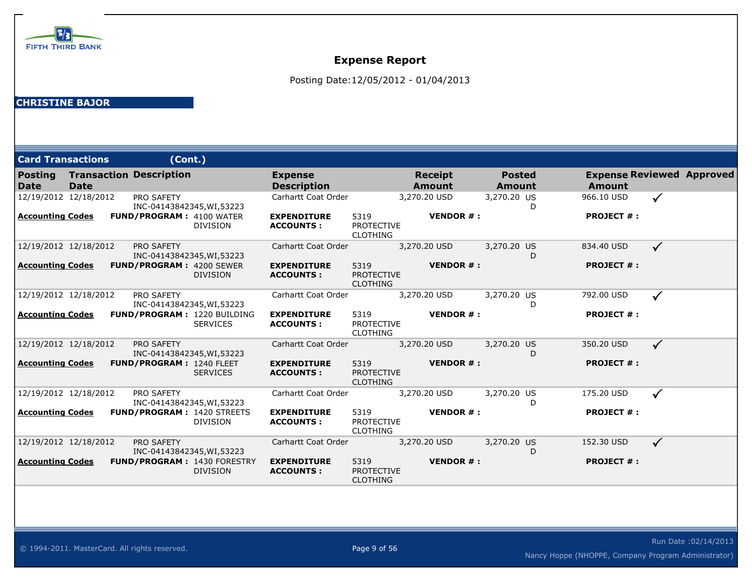# Expense Report

Posting Date:12/05/2012 - 01/04/2013

**CHRISTINE BAJOR**

## Card Transactions (Cont.)

| Posting Date | Transaction Date | Description | Expense Description | Receipt Amount | Posted Amount | Expense Amount | Reviewed | Approved |
|---|---|---|---|---|---|---|---|---|
| 12/19/2012 | 12/18/2012 | PRO SAFETY INC-04143842345,WI,53223 | Carhartt Coat Order | 3,270.20 USD | 3,270.20 USD | 966.10 USD | ✓ | |
| **Accounting Codes** | **FUND/PROGRAM :** 4100 WATER DIVISION | | **EXPENDITURE ACCOUNTS :** 5319 PROTECTIVE CLOTHING | **VENDOR # :** | | **PROJECT # :** | | |
| 12/19/2012 | 12/18/2012 | PRO SAFETY INC-04143842345,WI,53223 | Carhartt Coat Order | 3,270.20 USD | 3,270.20 USD | 834.40 USD | ✓ | |
| **Accounting Codes** | **FUND/PROGRAM :** 4200 SEWER DIVISION | | **EXPENDITURE ACCOUNTS :** 5319 PROTECTIVE CLOTHING | **VENDOR # :** | | **PROJECT # :** | | |
| 12/19/2012 | 12/18/2012 | PRO SAFETY INC-04143842345,WI,53223 | Carhartt Coat Order | 3,270.20 USD | 3,270.20 USD | 792.00 USD | ✓ | |
| **Accounting Codes** | **FUND/PROGRAM :** 1220 BUILDING SERVICES | | **EXPENDITURE ACCOUNTS :** 5319 PROTECTIVE CLOTHING | **VENDOR # :** | | **PROJECT # :** | | |
| 12/19/2012 | 12/18/2012 | PRO SAFETY INC-04143842345,WI,53223 | Carhartt Coat Order | 3,270.20 USD | 3,270.20 USD | 350.20 USD | ✓ | |
| **Accounting Codes** | **FUND/PROGRAM :** 1240 FLEET SERVICES | | **EXPENDITURE ACCOUNTS :** 5319 PROTECTIVE CLOTHING | **VENDOR # :** | | **PROJECT # :** | | |
| 12/19/2012 | 12/18/2012 | PRO SAFETY INC-04143842345,WI,53223 | Carhartt Coat Order | 3,270.20 USD | 3,270.20 USD | 175.20 USD | ✓ | |
| **Accounting Codes** | **FUND/PROGRAM :** 1420 STREETS DIVISION | | **EXPENDITURE ACCOUNTS :** 5319 PROTECTIVE CLOTHING | **VENDOR # :** | | **PROJECT # :** | | |
| 12/19/2012 | 12/18/2012 | PRO SAFETY INC-04143842345,WI,53223 | Carhartt Coat Order | 3,270.20 USD | 3,270.20 USD | 152.30 USD | ✓ | |
| **Accounting Codes** | **FUND/PROGRAM :** 1430 FORESTRY DIVISION | | **EXPENDITURE ACCOUNTS :** 5319 PROTECTIVE CLOTHING | **VENDOR # :** | | **PROJECT # :** | | |

© 1994-2011. MasterCard. All rights reserved.

Run Date :02/14/2013

Nancy Hoppe (NHOPPE, Company Program Administrator)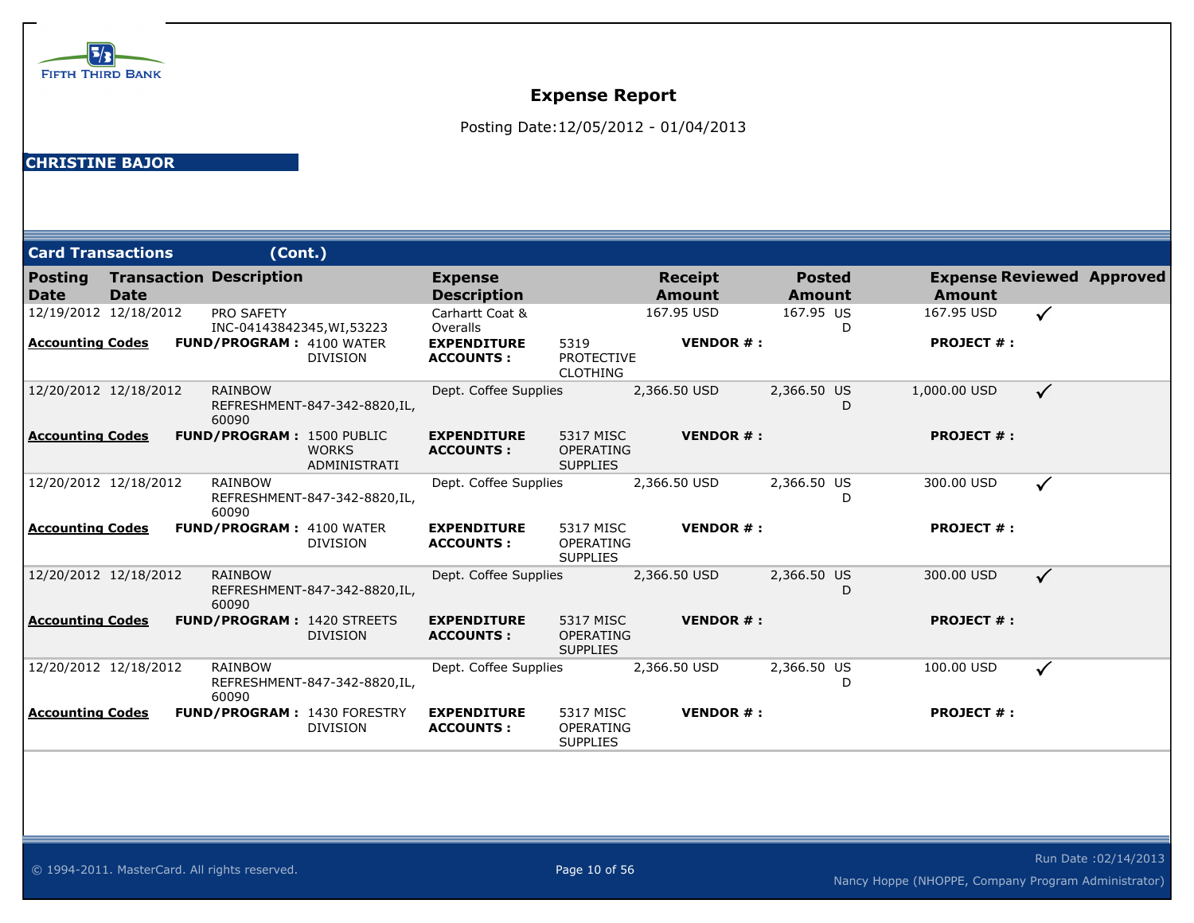FIFTH THIRD BANK

# Expense Report

Posting Date:12/05/2012 - 01/04/2013

## CHRISTINE BAJOR

### Card Transactions (Cont.)

| Posting Date | Transaction Date | Description | Expense Description | | Receipt Amount | Posted Amount | Expense Amount | Reviewed | Approved |
|---|---|---|---|---|---|---|---|---|---|
| 12/19/2012 | 12/18/2012 | PRO SAFETY INC-04143842345,WI,53223 | Carhartt Coat & Overalls | | 167.95 USD | 167.95 USD | 167.95 USD | ✓ | |
| **Accounting Codes** | **FUND/PROGRAM :** | 4100 WATER DIVISION | **EXPENDITURE ACCOUNTS :** | 5319 PROTECTIVE CLOTHING | **VENDOR # :** | | **PROJECT # :** | | |
| 12/20/2012 | 12/18/2012 | RAINBOW REFRESHMENT-847-342-8820,IL, 60090 | Dept. Coffee Supplies | | 2,366.50 USD | 2,366.50 USD | 1,000.00 USD | ✓ | |
| **Accounting Codes** | **FUND/PROGRAM :** | 1500 PUBLIC WORKS ADMINISTRATI | **EXPENDITURE ACCOUNTS :** | 5317 MISC OPERATING SUPPLIES | **VENDOR # :** | | **PROJECT # :** | | |
| 12/20/2012 | 12/18/2012 | RAINBOW REFRESHMENT-847-342-8820,IL, 60090 | Dept. Coffee Supplies | | 2,366.50 USD | 2,366.50 USD | 300.00 USD | ✓ | |
| **Accounting Codes** | **FUND/PROGRAM :** | 4100 WATER DIVISION | **EXPENDITURE ACCOUNTS :** | 5317 MISC OPERATING SUPPLIES | **VENDOR # :** | | **PROJECT # :** | | |
| 12/20/2012 | 12/18/2012 | RAINBOW REFRESHMENT-847-342-8820,IL, 60090 | Dept. Coffee Supplies | | 2,366.50 USD | 2,366.50 USD | 300.00 USD | ✓ | |
| **Accounting Codes** | **FUND/PROGRAM :** | 1420 STREETS DIVISION | **EXPENDITURE ACCOUNTS :** | 5317 MISC OPERATING SUPPLIES | **VENDOR # :** | | **PROJECT # :** | | |
| 12/20/2012 | 12/18/2012 | RAINBOW REFRESHMENT-847-342-8820,IL, 60090 | Dept. Coffee Supplies | | 2,366.50 USD | 2,366.50 USD | 100.00 USD | ✓ | |
| **Accounting Codes** | **FUND/PROGRAM :** | 1430 FORESTRY DIVISION | **EXPENDITURE ACCOUNTS :** | 5317 MISC OPERATING SUPPLIES | **VENDOR # :** | | **PROJECT # :** | | |

© 1994-2011. MasterCard. All rights reserved.

Run Date :02/14/2013

Nancy Hoppe (NHOPPE, Company Program Administrator)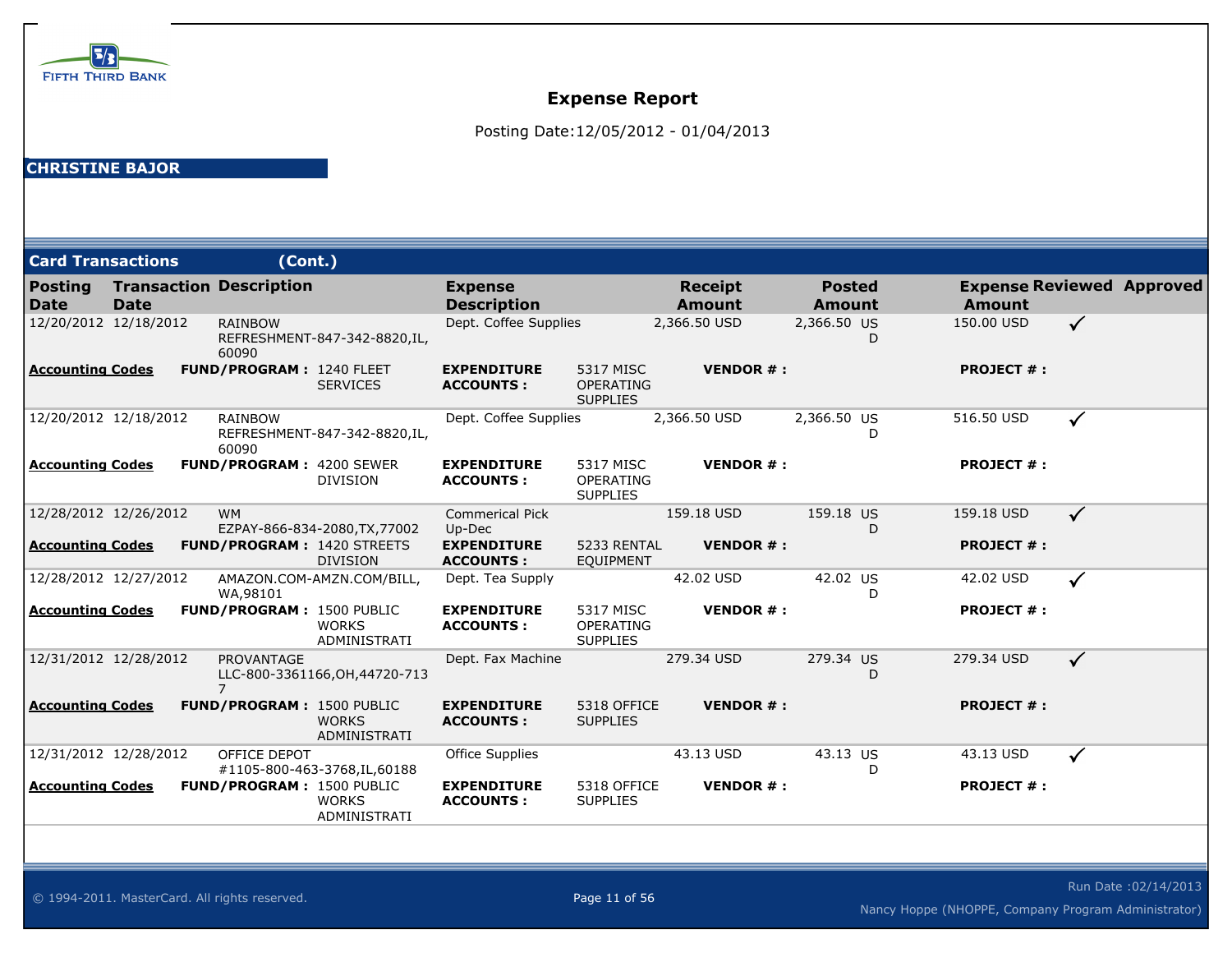FIFTH THIRD BANK

# Expense Report

Posting Date:12/05/2012 - 01/04/2013

**CHRISTINE BAJOR**

## Card Transactions (Cont.)

| Posting Date | Transaction Date | Description | Expense Description | Receipt Amount | Posted Amount | Expense Amount | Reviewed | Approved |
|---|---|---|---|---|---|---|---|---|
| 12/20/2012 | 12/18/2012 | RAINBOW REFRESHMENT-847-342-8820,IL, 60090 | Dept. Coffee Supplies | 2,366.50 USD | 2,366.50 USD | 150.00 USD | ✓ | |
| **Accounting Codes** | **FUND/PROGRAM :** 1240 FLEET SERVICES | | **EXPENDITURE ACCOUNTS :** 5317 MISC OPERATING SUPPLIES | **VENDOR # :** | | **PROJECT # :** | | |
| 12/20/2012 | 12/18/2012 | RAINBOW REFRESHMENT-847-342-8820,IL, 60090 | Dept. Coffee Supplies | 2,366.50 USD | 2,366.50 USD | 516.50 USD | ✓ | |
| **Accounting Codes** | **FUND/PROGRAM :** 4200 SEWER DIVISION | | **EXPENDITURE ACCOUNTS :** 5317 MISC OPERATING SUPPLIES | **VENDOR # :** | | **PROJECT # :** | | |
| 12/28/2012 | 12/26/2012 | WM EZPAY-866-834-2080,TX,77002 | Commerical Pick Up-Dec | 159.18 USD | 159.18 USD | 159.18 USD | ✓ | |
| **Accounting Codes** | **FUND/PROGRAM :** 1420 STREETS DIVISION | | **EXPENDITURE ACCOUNTS :** 5233 RENTAL EQUIPMENT | **VENDOR # :** | | **PROJECT # :** | | |
| 12/28/2012 | 12/27/2012 | AMAZON.COM-AMZN.COM/BILL, WA,98101 | Dept. Tea Supply | 42.02 USD | 42.02 USD | 42.02 USD | ✓ | |
| **Accounting Codes** | **FUND/PROGRAM :** 1500 PUBLIC WORKS ADMINISTRATI | | **EXPENDITURE ACCOUNTS :** 5317 MISC OPERATING SUPPLIES | **VENDOR # :** | | **PROJECT # :** | | |
| 12/31/2012 | 12/28/2012 | PROVANTAGE LLC-800-3361166,OH,44720-7137 | Dept. Fax Machine | 279.34 USD | 279.34 USD | 279.34 USD | ✓ | |
| **Accounting Codes** | **FUND/PROGRAM :** 1500 PUBLIC WORKS ADMINISTRATI | | **EXPENDITURE ACCOUNTS :** 5318 OFFICE SUPPLIES | **VENDOR # :** | | **PROJECT # :** | | |
| 12/31/2012 | 12/28/2012 | OFFICE DEPOT #1105-800-463-3768,IL,60188 | Office Supplies | 43.13 USD | 43.13 USD | 43.13 USD | ✓ | |
| **Accounting Codes** | **FUND/PROGRAM :** 1500 PUBLIC WORKS ADMINISTRATI | | **EXPENDITURE ACCOUNTS :** 5318 OFFICE SUPPLIES | **VENDOR # :** | | **PROJECT # :** | | |

© 1994-2011. MasterCard. All rights reserved.

Run Date :02/14/2013

Nancy Hoppe (NHOPPE, Company Program Administrator)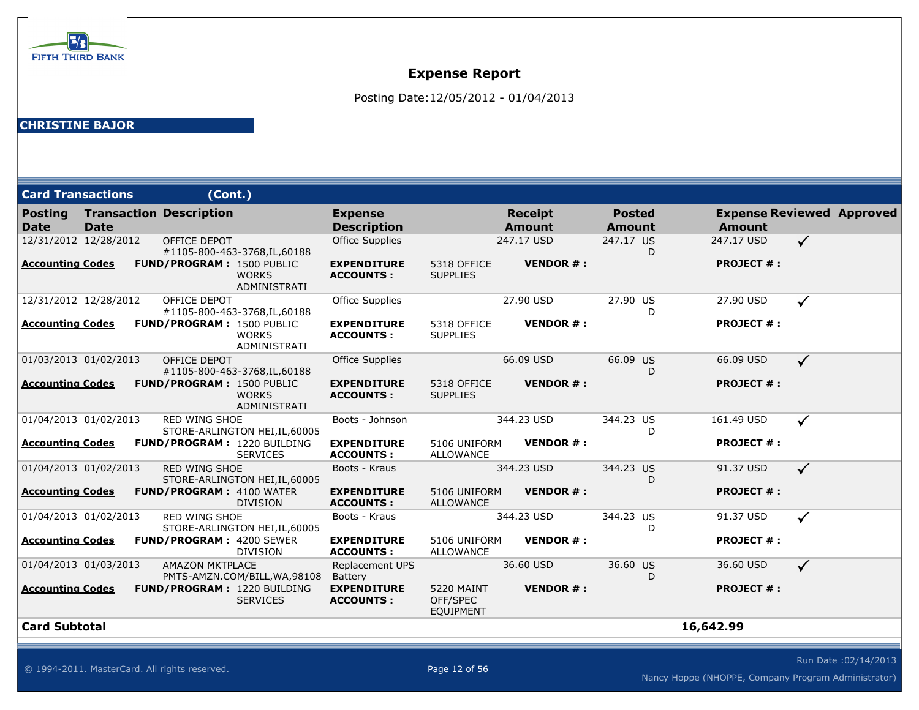FIFTH THIRD BANK

# Expense Report

Posting Date:12/05/2012 - 01/04/2013

## CHRISTINE BAJOR

### Card Transactions (Cont.)

| Posting Date | Transaction Date | Description | Expense Description | | Receipt Amount | Posted Amount | Expense Amount | Reviewed | Approved |
|---|---|---|---|---|---|---|---|---|---|
| 12/31/2012 | 12/28/2012 | OFFICE DEPOT #1105-800-463-3768,IL,60188 | Office Supplies | | 247.17 USD | 247.17 USD | 247.17 USD | ✓ | |
| **Accounting Codes** | **FUND/PROGRAM :** | 1500 PUBLIC WORKS ADMINISTRATI | **EXPENDITURE ACCOUNTS :** | 5318 OFFICE SUPPLIES | **VENDOR # :** | | **PROJECT # :** | | |
| 12/31/2012 | 12/28/2012 | OFFICE DEPOT #1105-800-463-3768,IL,60188 | Office Supplies | | 27.90 USD | 27.90 USD | 27.90 USD | ✓ | |
| **Accounting Codes** | **FUND/PROGRAM :** | 1500 PUBLIC WORKS ADMINISTRATI | **EXPENDITURE ACCOUNTS :** | 5318 OFFICE SUPPLIES | **VENDOR # :** | | **PROJECT # :** | | |
| 01/03/2013 | 01/02/2013 | OFFICE DEPOT #1105-800-463-3768,IL,60188 | Office Supplies | | 66.09 USD | 66.09 USD | 66.09 USD | ✓ | |
| **Accounting Codes** | **FUND/PROGRAM :** | 1500 PUBLIC WORKS ADMINISTRATI | **EXPENDITURE ACCOUNTS :** | 5318 OFFICE SUPPLIES | **VENDOR # :** | | **PROJECT # :** | | |
| 01/04/2013 | 01/02/2013 | RED WING SHOE STORE-ARLINGTON HEI,IL,60005 | Boots - Johnson | | 344.23 USD | 344.23 USD | 161.49 USD | ✓ | |
| **Accounting Codes** | **FUND/PROGRAM :** | 1220 BUILDING SERVICES | **EXPENDITURE ACCOUNTS :** | 5106 UNIFORM ALLOWANCE | **VENDOR # :** | | **PROJECT # :** | | |
| 01/04/2013 | 01/02/2013 | RED WING SHOE STORE-ARLINGTON HEI,IL,60005 | Boots - Kraus | | 344.23 USD | 344.23 USD | 91.37 USD | ✓ | |
| **Accounting Codes** | **FUND/PROGRAM :** | 4100 WATER DIVISION | **EXPENDITURE ACCOUNTS :** | 5106 UNIFORM ALLOWANCE | **VENDOR # :** | | **PROJECT # :** | | |
| 01/04/2013 | 01/02/2013 | RED WING SHOE STORE-ARLINGTON HEI,IL,60005 | Boots - Kraus | | 344.23 USD | 344.23 USD | 91.37 USD | ✓ | |
| **Accounting Codes** | **FUND/PROGRAM :** | 4200 SEWER DIVISION | **EXPENDITURE ACCOUNTS :** | 5106 UNIFORM ALLOWANCE | **VENDOR # :** | | **PROJECT # :** | | |
| 01/04/2013 | 01/03/2013 | AMAZON MKTPLACE PMTS-AMZN.COM/BILL,WA,98108 | Replacement UPS Battery | | 36.60 USD | 36.60 USD | 36.60 USD | ✓ | |
| **Accounting Codes** | **FUND/PROGRAM :** | 1220 BUILDING SERVICES | **EXPENDITURE ACCOUNTS :** | 5220 MAINT OFF/SPEC EQUIPMENT | **VENDOR # :** | | **PROJECT # :** | | |
| **Card Subtotal** | | | | | | | **16,642.99** | | |

© 1994-2011. MasterCard. All rights reserved.

Run Date :02/14/2013

Nancy Hoppe (NHOPPE, Company Program Administrator)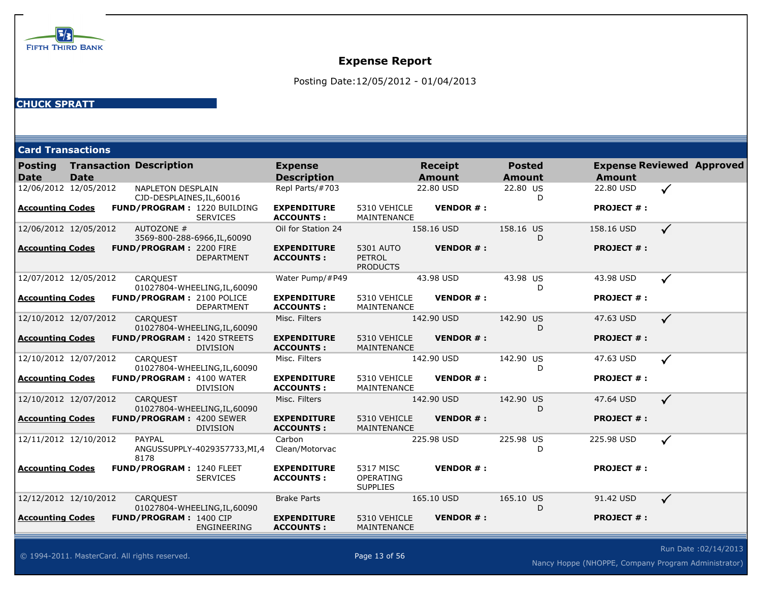FIFTH THIRD BANK

# Expense Report

Posting Date:12/05/2012 - 01/04/2013

**CHUCK SPRATT**

## Card Transactions

| Posting Date | Transaction Date | Description | Expense Description | | Receipt Amount | Posted Amount | Expense Amount | Reviewed | Approved |
|---|---|---|---|---|---|---|---|---|---|
| 12/06/2012 | 12/05/2012 | NAPLETON DESPLAIN CJD-DESPLAINES,IL,60016 | Repl Parts/#703 | | 22.80 USD | 22.80 USD | 22.80 USD | ✓ | |
| **Accounting Codes** | **FUND/PROGRAM :** 1220 BUILDING SERVICES | | **EXPENDITURE ACCOUNTS :** | 5310 VEHICLE MAINTENANCE | **VENDOR # :** | | **PROJECT # :** | | |
| 12/06/2012 | 12/05/2012 | AUTOZONE # 3569-800-288-6966,IL,60090 | Oil for Station 24 | | 158.16 USD | 158.16 USD | 158.16 USD | ✓ | |
| **Accounting Codes** | **FUND/PROGRAM :** 2200 FIRE DEPARTMENT | | **EXPENDITURE ACCOUNTS :** | 5301 AUTO PETROL PRODUCTS | **VENDOR # :** | | **PROJECT # :** | | |
| 12/07/2012 | 12/05/2012 | CARQUEST 01027804-WHEELING,IL,60090 | Water Pump/#P49 | | 43.98 USD | 43.98 USD | 43.98 USD | ✓ | |
| **Accounting Codes** | **FUND/PROGRAM :** 2100 POLICE DEPARTMENT | | **EXPENDITURE ACCOUNTS :** | 5310 VEHICLE MAINTENANCE | **VENDOR # :** | | **PROJECT # :** | | |
| 12/10/2012 | 12/07/2012 | CARQUEST 01027804-WHEELING,IL,60090 | Misc. Filters | | 142.90 USD | 142.90 USD | 47.63 USD | ✓ | |
| **Accounting Codes** | **FUND/PROGRAM :** 1420 STREETS DIVISION | | **EXPENDITURE ACCOUNTS :** | 5310 VEHICLE MAINTENANCE | **VENDOR # :** | | **PROJECT # :** | | |
| 12/10/2012 | 12/07/2012 | CARQUEST 01027804-WHEELING,IL,60090 | Misc. Filters | | 142.90 USD | 142.90 USD | 47.63 USD | ✓ | |
| **Accounting Codes** | **FUND/PROGRAM :** 4100 WATER DIVISION | | **EXPENDITURE ACCOUNTS :** | 5310 VEHICLE MAINTENANCE | **VENDOR # :** | | **PROJECT # :** | | |
| 12/10/2012 | 12/07/2012 | CARQUEST 01027804-WHEELING,IL,60090 | Misc. Filters | | 142.90 USD | 142.90 USD | 47.64 USD | ✓ | |
| **Accounting Codes** | **FUND/PROGRAM :** 4200 SEWER DIVISION | | **EXPENDITURE ACCOUNTS :** | 5310 VEHICLE MAINTENANCE | **VENDOR # :** | | **PROJECT # :** | | |
| 12/11/2012 | 12/10/2012 | PAYPAL ANGUSSUPPLY-4029357733,MI,48178 | Carbon Clean/Motorvac | | 225.98 USD | 225.98 USD | 225.98 USD | ✓ | |
| **Accounting Codes** | **FUND/PROGRAM :** 1240 FLEET SERVICES | | **EXPENDITURE ACCOUNTS :** | 5317 MISC OPERATING SUPPLIES | **VENDOR # :** | | **PROJECT # :** | | |
| 12/12/2012 | 12/10/2012 | CARQUEST 01027804-WHEELING,IL,60090 | Brake Parts | | 165.10 USD | 165.10 USD | 91.42 USD | ✓ | |
| **Accounting Codes** | **FUND/PROGRAM :** 1400 CIP ENGINEERING | | **EXPENDITURE ACCOUNTS :** | 5310 VEHICLE MAINTENANCE | **VENDOR # :** | | **PROJECT # :** | | |

© 1994-2011. MasterCard. All rights reserved.

Run Date :02/14/2013

Nancy Hoppe (NHOPPE, Company Program Administrator)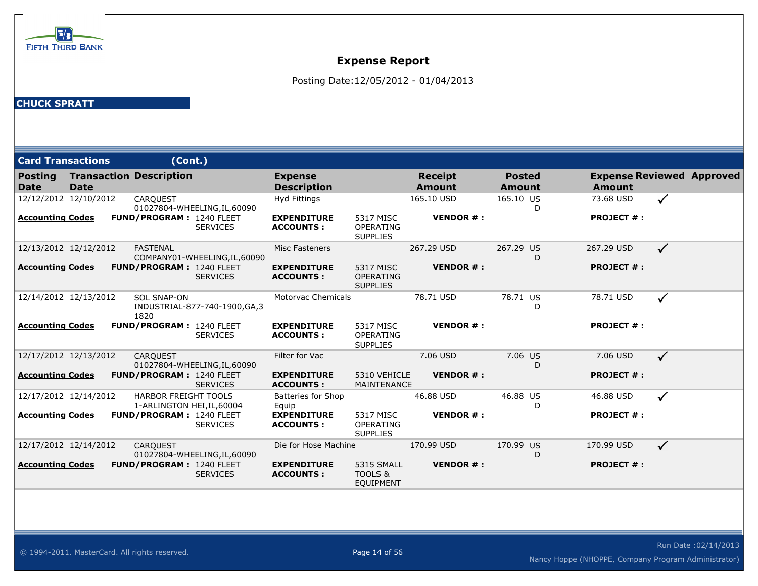FIFTH THIRD BANK

# Expense Report

Posting Date:12/05/2012 - 01/04/2013

**CHUCK SPRATT**

## Card Transactions (Cont.)

| Posting Date | Transaction Date | Description | Expense Description | | Receipt Amount | Posted Amount | Expense Amount | Reviewed | Approved |
|---|---|---|---|---|---|---|---|---|---|
| 12/12/2012 | 12/10/2012 | CARQUEST 01027804-WHEELING,IL,60090 | Hyd Fittings | | 165.10 USD | 165.10 USD | 73.68 USD | ✓ | |
| **Accounting Codes** | **FUND/PROGRAM :** | 1240 FLEET SERVICES | **EXPENDITURE ACCOUNTS :** | 5317 MISC OPERATING SUPPLIES | **VENDOR # :** | | **PROJECT # :** | | |
| 12/13/2012 | 12/12/2012 | FASTENAL COMPANY01-WHEELING,IL,60090 | Misc Fasteners | | 267.29 USD | 267.29 USD | 267.29 USD | ✓ | |
| **Accounting Codes** | **FUND/PROGRAM :** | 1240 FLEET SERVICES | **EXPENDITURE ACCOUNTS :** | 5317 MISC OPERATING SUPPLIES | **VENDOR # :** | | **PROJECT # :** | | |
| 12/14/2012 | 12/13/2012 | SOL SNAP-ON INDUSTRIAL-877-740-1900,GA,31820 | Motorvac Chemicals | | 78.71 USD | 78.71 USD | 78.71 USD | ✓ | |
| **Accounting Codes** | **FUND/PROGRAM :** | 1240 FLEET SERVICES | **EXPENDITURE ACCOUNTS :** | 5317 MISC OPERATING SUPPLIES | **VENDOR # :** | | **PROJECT # :** | | |
| 12/17/2012 | 12/13/2012 | CARQUEST 01027804-WHEELING,IL,60090 | Filter for Vac | | 7.06 USD | 7.06 USD | 7.06 USD | ✓ | |
| **Accounting Codes** | **FUND/PROGRAM :** | 1240 FLEET SERVICES | **EXPENDITURE ACCOUNTS :** | 5310 VEHICLE MAINTENANCE | **VENDOR # :** | | **PROJECT # :** | | |
| 12/17/2012 | 12/14/2012 | HARBOR FREIGHT TOOLS 1-ARLINGTON HEI,IL,60004 | Batteries for Shop Equip | | 46.88 USD | 46.88 USD | 46.88 USD | ✓ | |
| **Accounting Codes** | **FUND/PROGRAM :** | 1240 FLEET SERVICES | **EXPENDITURE ACCOUNTS :** | 5317 MISC OPERATING SUPPLIES | **VENDOR # :** | | **PROJECT # :** | | |
| 12/17/2012 | 12/14/2012 | CARQUEST 01027804-WHEELING,IL,60090 | Die for Hose Machine | | 170.99 USD | 170.99 USD | 170.99 USD | ✓ | |
| **Accounting Codes** | **FUND/PROGRAM :** | 1240 FLEET SERVICES | **EXPENDITURE ACCOUNTS :** | 5315 SMALL TOOLS & EQUIPMENT | **VENDOR # :** | | **PROJECT # :** | | |

© 1994-2011. MasterCard. All rights reserved.

Run Date :02/14/2013

Nancy Hoppe (NHOPPE, Company Program Administrator)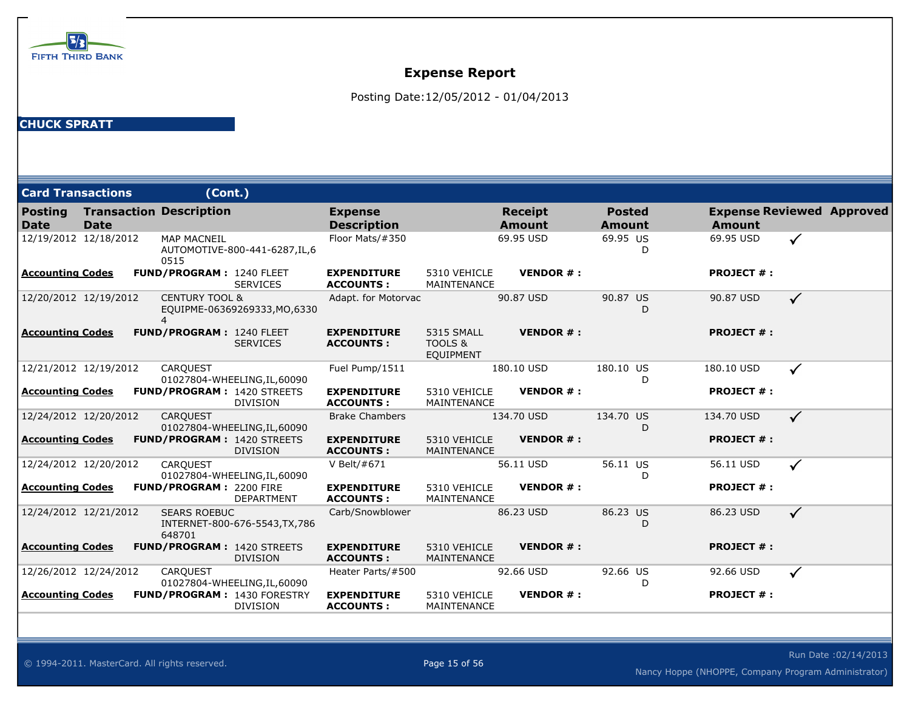FIFTH THIRD BANK

# Expense Report

Posting Date:12/05/2012 - 01/04/2013

**CHUCK SPRATT**

## Card Transactions (Cont.)

| Posting Date | Transaction Date | Description | Expense Description | Receipt Amount | Posted Amount | Expense Amount | Reviewed | Approved |
|---|---|---|---|---|---|---|---|---|
| 12/19/2012 | 12/18/2012 | MAP MACNEIL AUTOMOTIVE-800-441-6287,IL,60515 | Floor Mats/#350 | 69.95 USD | 69.95 USD | 69.95 USD | ✓ | |
| **Accounting Codes** | **FUND/PROGRAM :** 1240 FLEET SERVICES | | **EXPENDITURE ACCOUNTS :** 5310 VEHICLE MAINTENANCE | **VENDOR # :** | | **PROJECT # :** | | |
| 12/20/2012 | 12/19/2012 | CENTURY TOOL & EQUIPME-06369269333,MO,63304 | Adapt. for Motorvac | 90.87 USD | 90.87 USD | 90.87 USD | ✓ | |
| **Accounting Codes** | **FUND/PROGRAM :** 1240 FLEET SERVICES | | **EXPENDITURE ACCOUNTS :** 5315 SMALL TOOLS & EQUIPMENT | **VENDOR # :** | | **PROJECT # :** | | |
| 12/21/2012 | 12/19/2012 | CARQUEST 01027804-WHEELING,IL,60090 | Fuel Pump/1511 | 180.10 USD | 180.10 USD | 180.10 USD | ✓ | |
| **Accounting Codes** | **FUND/PROGRAM :** 1420 STREETS DIVISION | | **EXPENDITURE ACCOUNTS :** 5310 VEHICLE MAINTENANCE | **VENDOR # :** | | **PROJECT # :** | | |
| 12/24/2012 | 12/20/2012 | CARQUEST 01027804-WHEELING,IL,60090 | Brake Chambers | 134.70 USD | 134.70 USD | 134.70 USD | ✓ | |
| **Accounting Codes** | **FUND/PROGRAM :** 1420 STREETS DIVISION | | **EXPENDITURE ACCOUNTS :** 5310 VEHICLE MAINTENANCE | **VENDOR # :** | | **PROJECT # :** | | |
| 12/24/2012 | 12/20/2012 | CARQUEST 01027804-WHEELING,IL,60090 | V Belt/#671 | 56.11 USD | 56.11 USD | 56.11 USD | ✓ | |
| **Accounting Codes** | **FUND/PROGRAM :** 2200 FIRE DEPARTMENT | | **EXPENDITURE ACCOUNTS :** 5310 VEHICLE MAINTENANCE | **VENDOR # :** | | **PROJECT # :** | | |
| 12/24/2012 | 12/21/2012 | SEARS ROEBUC INTERNET-800-676-5543,TX,786648701 | Carb/Snowblower | 86.23 USD | 86.23 USD | 86.23 USD | ✓ | |
| **Accounting Codes** | **FUND/PROGRAM :** 1420 STREETS DIVISION | | **EXPENDITURE ACCOUNTS :** 5310 VEHICLE MAINTENANCE | **VENDOR # :** | | **PROJECT # :** | | |
| 12/26/2012 | 12/24/2012 | CARQUEST 01027804-WHEELING,IL,60090 | Heater Parts/#500 | 92.66 USD | 92.66 USD | 92.66 USD | ✓ | |
| **Accounting Codes** | **FUND/PROGRAM :** 1430 FORESTRY DIVISION | | **EXPENDITURE ACCOUNTS :** 5310 VEHICLE MAINTENANCE | **VENDOR # :** | | **PROJECT # :** | | |

© 1994-2011. MasterCard. All rights reserved.

Run Date :02/14/2013

Nancy Hoppe (NHOPPE, Company Program Administrator)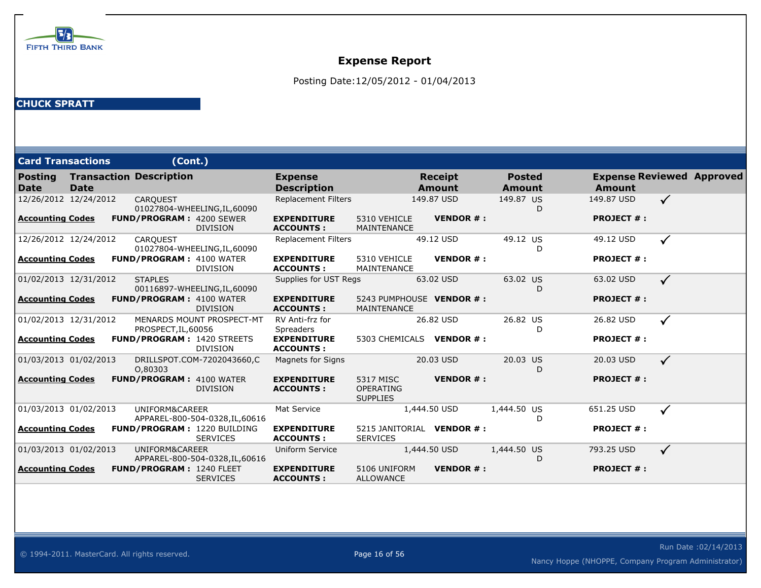FIFTH THIRD BANK

# Expense Report

Posting Date:12/05/2012 - 01/04/2013

## CHUCK SPRATT

### Card Transactions (Cont.)

| Posting Date | Transaction Date | Description | Expense Description | Receipt Amount | Posted Amount | Expense Amount | Reviewed | Approved |
|---|---|---|---|---|---|---|---|---|
| 12/26/2012 | 12/24/2012 | CARQUEST 01027804-WHEELING,IL,60090 | Replacement Filters | 149.87 USD | 149.87 USD | 149.87 USD | ✓ | |
| **Accounting Codes** | **FUND/PROGRAM :** 4200 SEWER DIVISION | | **EXPENDITURE ACCOUNTS :** 5310 VEHICLE MAINTENANCE | **VENDOR # :** | | **PROJECT # :** | | |
| 12/26/2012 | 12/24/2012 | CARQUEST 01027804-WHEELING,IL,60090 | Replacement Filters | 49.12 USD | 49.12 USD | 49.12 USD | ✓ | |
| **Accounting Codes** | **FUND/PROGRAM :** 4100 WATER DIVISION | | **EXPENDITURE ACCOUNTS :** 5310 VEHICLE MAINTENANCE | **VENDOR # :** | | **PROJECT # :** | | |
| 01/02/2013 | 12/31/2012 | STAPLES 00116897-WHEELING,IL,60090 | Supplies for UST Regs | 63.02 USD | 63.02 USD | 63.02 USD | ✓ | |
| **Accounting Codes** | **FUND/PROGRAM :** 4100 WATER DIVISION | | **EXPENDITURE ACCOUNTS :** 5243 PUMPHOUSE MAINTENANCE | **VENDOR # :** | | **PROJECT # :** | | |
| 01/02/2013 | 12/31/2012 | MENARDS MOUNT PROSPECT-MT PROSPECT,IL,60056 | RV Anti-frz for Spreaders | 26.82 USD | 26.82 USD | 26.82 USD | ✓ | |
| **Accounting Codes** | **FUND/PROGRAM :** 1420 STREETS DIVISION | | **EXPENDITURE ACCOUNTS :** 5303 CHEMICALS | **VENDOR # :** | | **PROJECT # :** | | |
| 01/03/2013 | 01/02/2013 | DRILLSPOT.COM-7202043660,CO,80303 | Magnets for Signs | 20.03 USD | 20.03 USD | 20.03 USD | ✓ | |
| **Accounting Codes** | **FUND/PROGRAM :** 4100 WATER DIVISION | | **EXPENDITURE ACCOUNTS :** 5317 MISC OPERATING SUPPLIES | **VENDOR # :** | | **PROJECT # :** | | |
| 01/03/2013 | 01/02/2013 | UNIFORM&CAREER APPAREL-800-504-0328,IL,60616 | Mat Service | 1,444.50 USD | 1,444.50 USD | 651.25 USD | ✓ | |
| **Accounting Codes** | **FUND/PROGRAM :** 1220 BUILDING SERVICES | | **EXPENDITURE ACCOUNTS :** 5215 JANITORIAL SERVICES | **VENDOR # :** | | **PROJECT # :** | | |
| 01/03/2013 | 01/02/2013 | UNIFORM&CAREER APPAREL-800-504-0328,IL,60616 | Uniform Service | 1,444.50 USD | 1,444.50 USD | 793.25 USD | ✓ | |
| **Accounting Codes** | **FUND/PROGRAM :** 1240 FLEET SERVICES | | **EXPENDITURE ACCOUNTS :** 5106 UNIFORM ALLOWANCE | **VENDOR # :** | | **PROJECT # :** | | |

© 1994-2011. MasterCard. All rights reserved.

Run Date :02/14/2013

Nancy Hoppe (NHOPPE, Company Program Administrator)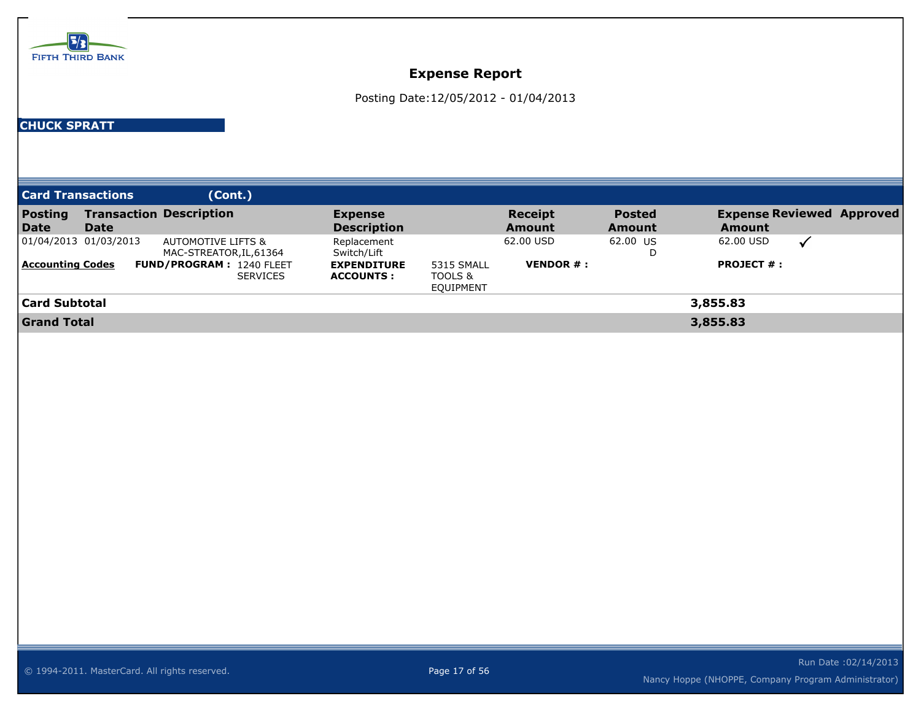FIFTH THIRD BANK

# Expense Report

Posting Date:12/05/2012 - 01/04/2013

**CHUCK SPRATT**

## Card Transactions (Cont.)

| Posting Date | Transaction Date | Description | Expense Description | | Receipt Amount | Posted Amount | Expense Amount | Reviewed | Approved |
|---|---|---|---|---|---|---|---|---|---|
| 01/04/2013 | 01/03/2013 | AUTOMOTIVE LIFTS & MAC-STREATOR,IL,61364 | Replacement Switch/Lift | | 62.00 USD | 62.00 USD | 62.00 USD | ✓ | |
| **Accounting Codes** | **FUND/PROGRAM :** | 1240 FLEET SERVICES | **EXPENDITURE ACCOUNTS :** | 5315 SMALL TOOLS & EQUIPMENT | **VENDOR # :** | | **PROJECT # :** | | |

| | |
|---|---|
| **Card Subtotal** | **3,855.83** |
| **Grand Total** | **3,855.83** |

© 1994-2011. MasterCard. All rights reserved.

Run Date :02/14/2013

Nancy Hoppe (NHOPPE, Company Program Administrator)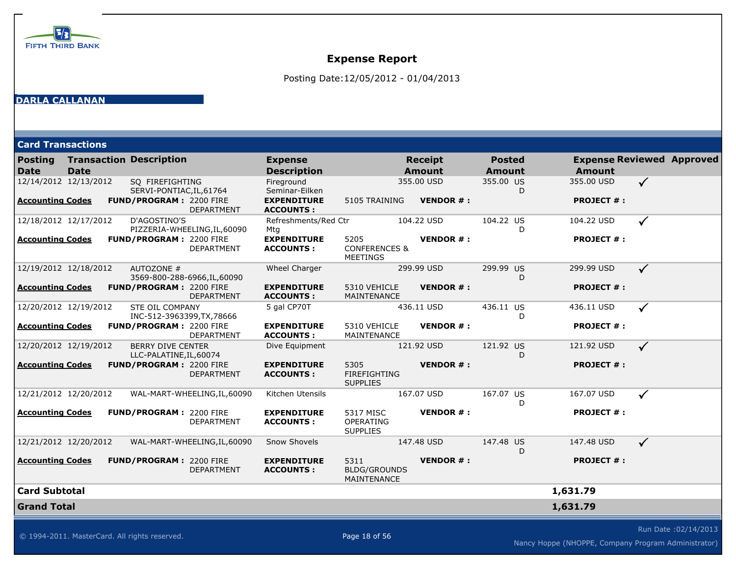FIFTH THIRD BANK

# Expense Report

Posting Date:12/05/2012 - 01/04/2013

**DARLA CALLANAN**

## Card Transactions

| Posting Date | Transaction Date | Description | Expense Description | | Receipt Amount | Posted Amount | Expense Amount | Reviewed | Approved |
|---|---|---|---|---|---|---|---|---|---|
| 12/14/2012 | 12/13/2012 | SQ FIREFIGHTING SERVI-PONTIAC,IL,61764 | Fireground Seminar-Eilken | | 355.00 USD | 355.00 USD | 355.00 USD | ✓ | |
| **Accounting Codes** | **FUND/PROGRAM :** 2200 FIRE DEPARTMENT | | **EXPENDITURE ACCOUNTS :** | 5105 TRAINING | **VENDOR # :** | | **PROJECT # :** | | |
| 12/18/2012 | 12/17/2012 | D'AGOSTINO'S PIZZERIA-WHEELING,IL,60090 | Refreshments/Red Ctr Mtg | | 104.22 USD | 104.22 USD | 104.22 USD | ✓ | |
| **Accounting Codes** | **FUND/PROGRAM :** 2200 FIRE DEPARTMENT | | **EXPENDITURE ACCOUNTS :** | 5205 CONFERENCES & MEETINGS | **VENDOR # :** | | **PROJECT # :** | | |
| 12/19/2012 | 12/18/2012 | AUTOZONE # 3569-800-288-6966,IL,60090 | Wheel Charger | | 299.99 USD | 299.99 USD | 299.99 USD | ✓ | |
| **Accounting Codes** | **FUND/PROGRAM :** 2200 FIRE DEPARTMENT | | **EXPENDITURE ACCOUNTS :** | 5310 VEHICLE MAINTENANCE | **VENDOR # :** | | **PROJECT # :** | | |
| 12/20/2012 | 12/19/2012 | STE OIL COMPANY INC-512-3963399,TX,78666 | 5 gal CP70T | | 436.11 USD | 436.11 USD | 436.11 USD | ✓ | |
| **Accounting Codes** | **FUND/PROGRAM :** 2200 FIRE DEPARTMENT | | **EXPENDITURE ACCOUNTS :** | 5310 VEHICLE MAINTENANCE | **VENDOR # :** | | **PROJECT # :** | | |
| 12/20/2012 | 12/19/2012 | BERRY DIVE CENTER LLC-PALATINE,IL,60074 | Dive Equipment | | 121.92 USD | 121.92 USD | 121.92 USD | ✓ | |
| **Accounting Codes** | **FUND/PROGRAM :** 2200 FIRE DEPARTMENT | | **EXPENDITURE ACCOUNTS :** | 5305 FIREFIGHTING SUPPLIES | **VENDOR # :** | | **PROJECT # :** | | |
| 12/21/2012 | 12/20/2012 | WAL-MART-WHEELING,IL,60090 | Kitchen Utensils | | 167.07 USD | 167.07 USD | 167.07 USD | ✓ | |
| **Accounting Codes** | **FUND/PROGRAM :** 2200 FIRE DEPARTMENT | | **EXPENDITURE ACCOUNTS :** | 5317 MISC OPERATING SUPPLIES | **VENDOR # :** | | **PROJECT # :** | | |
| 12/21/2012 | 12/20/2012 | WAL-MART-WHEELING,IL,60090 | Snow Shovels | | 147.48 USD | 147.48 USD | 147.48 USD | ✓ | |
| **Accounting Codes** | **FUND/PROGRAM :** 2200 FIRE DEPARTMENT | | **EXPENDITURE ACCOUNTS :** | 5311 BLDG/GROUNDS MAINTENANCE | **VENDOR # :** | | **PROJECT # :** | | |
| **Card Subtotal** | | | | | | | **1,631.79** | | |
| **Grand Total** | | | | | | | **1,631.79** | | |

© 1994-2011. MasterCard. All rights reserved.

Run Date :02/14/2013

Nancy Hoppe (NHOPPE, Company Program Administrator)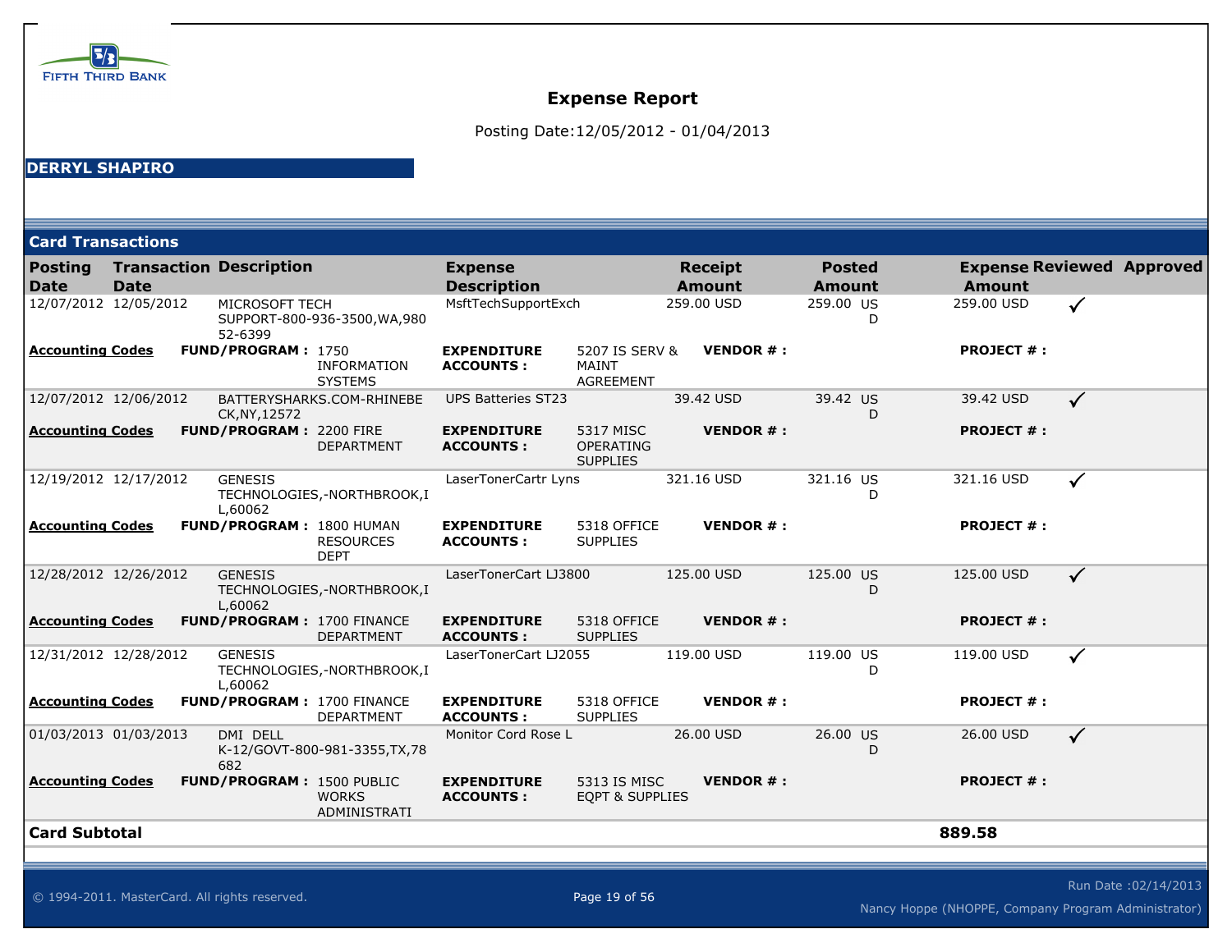FIFTH THIRD BANK

# Expense Report

Posting Date:12/05/2012 - 01/04/2013

**DERRYL SHAPIRO**

## Card Transactions

| Posting Date | Transaction Date | Description | Expense Description | Receipt Amount | Posted Amount | Expense Amount | Reviewed | Approved |
|---|---|---|---|---|---|---|---|---|
| 12/07/2012 | 12/05/2012 | MICROSOFT TECH SUPPORT-800-936-3500,WA,98052-6399 | MsftTechSupportExch | 259.00 USD | 259.00 USD | 259.00 USD | ✓ | |
| **Accounting Codes** | **FUND/PROGRAM :** 1750 INFORMATION SYSTEMS | | **EXPENDITURE ACCOUNTS :** 5207 IS SERV & MAINT AGREEMENT | **VENDOR # :** | | **PROJECT # :** | | |
| 12/07/2012 | 12/06/2012 | BATTERYSHARKS.COM-RHINEBECK,NY,12572 | UPS Batteries ST23 | 39.42 USD | 39.42 USD | 39.42 USD | ✓ | |
| **Accounting Codes** | **FUND/PROGRAM :** 2200 FIRE DEPARTMENT | | **EXPENDITURE ACCOUNTS :** 5317 MISC OPERATING SUPPLIES | **VENDOR # :** | | **PROJECT # :** | | |
| 12/19/2012 | 12/17/2012 | GENESIS TECHNOLOGIES,-NORTHBROOK,IL,60062 | LaserTonerCartr Lyns | 321.16 USD | 321.16 USD | 321.16 USD | ✓ | |
| **Accounting Codes** | **FUND/PROGRAM :** 1800 HUMAN RESOURCES DEPT | | **EXPENDITURE ACCOUNTS :** 5318 OFFICE SUPPLIES | **VENDOR # :** | | **PROJECT # :** | | |
| 12/28/2012 | 12/26/2012 | GENESIS TECHNOLOGIES,-NORTHBROOK,IL,60062 | LaserTonerCart LJ3800 | 125.00 USD | 125.00 USD | 125.00 USD | ✓ | |
| **Accounting Codes** | **FUND/PROGRAM :** 1700 FINANCE DEPARTMENT | | **EXPENDITURE ACCOUNTS :** 5318 OFFICE SUPPLIES | **VENDOR # :** | | **PROJECT # :** | | |
| 12/31/2012 | 12/28/2012 | GENESIS TECHNOLOGIES,-NORTHBROOK,IL,60062 | LaserTonerCart LJ2055 | 119.00 USD | 119.00 USD | 119.00 USD | ✓ | |
| **Accounting Codes** | **FUND/PROGRAM :** 1700 FINANCE DEPARTMENT | | **EXPENDITURE ACCOUNTS :** 5318 OFFICE SUPPLIES | **VENDOR # :** | | **PROJECT # :** | | |
| 01/03/2013 | 01/03/2013 | DMI DELL K-12/GOVT-800-981-3355,TX,78682 | Monitor Cord Rose L | 26.00 USD | 26.00 USD | 26.00 USD | ✓ | |
| **Accounting Codes** | **FUND/PROGRAM :** 1500 PUBLIC WORKS ADMINISTRATI | | **EXPENDITURE ACCOUNTS :** 5313 IS MISC EQPT & SUPPLIES | **VENDOR # :** | | **PROJECT # :** | | |
| **Card Subtotal** | | | | | | **889.58** | | |

© 1994-2011. MasterCard. All rights reserved.

Run Date :02/14/2013

Nancy Hoppe (NHOPPE, Company Program Administrator)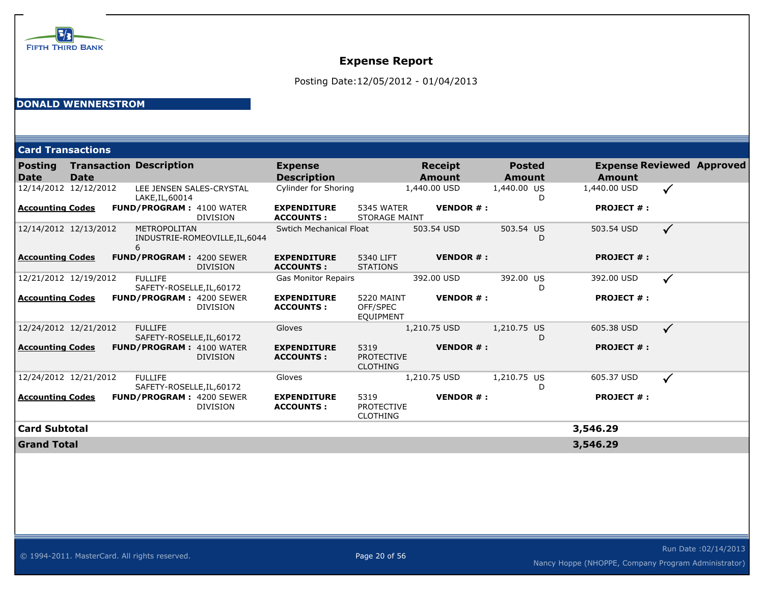FIFTH THIRD BANK

# Expense Report

Posting Date:12/05/2012 - 01/04/2013

**DONALD WENNERSTROM**

## Card Transactions

| Posting Date | Transaction Date | Description | Expense Description | Receipt Amount | Posted Amount | Expense Amount | Reviewed | Approved |
|---|---|---|---|---|---|---|---|---|
| 12/14/2012 | 12/12/2012 | LEE JENSEN SALES-CRYSTAL LAKE,IL,60014 | Cylinder for Shoring | 1,440.00 USD | 1,440.00 USD | 1,440.00 USD | ✓ | |
| **Accounting Codes** | **FUND/PROGRAM :** 4100 WATER DIVISION | | **EXPENDITURE ACCOUNTS :** 5345 WATER STORAGE MAINT | **VENDOR # :** | | **PROJECT # :** | | |
| 12/14/2012 | 12/13/2012 | METROPOLITAN INDUSTRIE-ROMEOVILLE,IL,60446 | Swtich Mechanical Float | 503.54 USD | 503.54 USD | 503.54 USD | ✓ | |
| **Accounting Codes** | **FUND/PROGRAM :** 4200 SEWER DIVISION | | **EXPENDITURE ACCOUNTS :** 5340 LIFT STATIONS | **VENDOR # :** | | **PROJECT # :** | | |
| 12/21/2012 | 12/19/2012 | FULLIFE SAFETY-ROSELLE,IL,60172 | Gas Monitor Repairs | 392.00 USD | 392.00 USD | 392.00 USD | ✓ | |
| **Accounting Codes** | **FUND/PROGRAM :** 4200 SEWER DIVISION | | **EXPENDITURE ACCOUNTS :** 5220 MAINT OFF/SPEC EQUIPMENT | **VENDOR # :** | | **PROJECT # :** | | |
| 12/24/2012 | 12/21/2012 | FULLIFE SAFETY-ROSELLE,IL,60172 | Gloves | 1,210.75 USD | 1,210.75 USD | 605.38 USD | ✓ | |
| **Accounting Codes** | **FUND/PROGRAM :** 4100 WATER DIVISION | | **EXPENDITURE ACCOUNTS :** 5319 PROTECTIVE CLOTHING | **VENDOR # :** | | **PROJECT # :** | | |
| 12/24/2012 | 12/21/2012 | FULLIFE SAFETY-ROSELLE,IL,60172 | Gloves | 1,210.75 USD | 1,210.75 USD | 605.37 USD | ✓ | |
| **Accounting Codes** | **FUND/PROGRAM :** 4200 SEWER DIVISION | | **EXPENDITURE ACCOUNTS :** 5319 PROTECTIVE CLOTHING | **VENDOR # :** | | **PROJECT # :** | | |
| **Card Subtotal** | | | | | | **3,546.29** | | |
| **Grand Total** | | | | | | **3,546.29** | | |

© 1994-2011. MasterCard. All rights reserved.

Run Date :02/14/2013

Nancy Hoppe (NHOPPE, Company Program Administrator)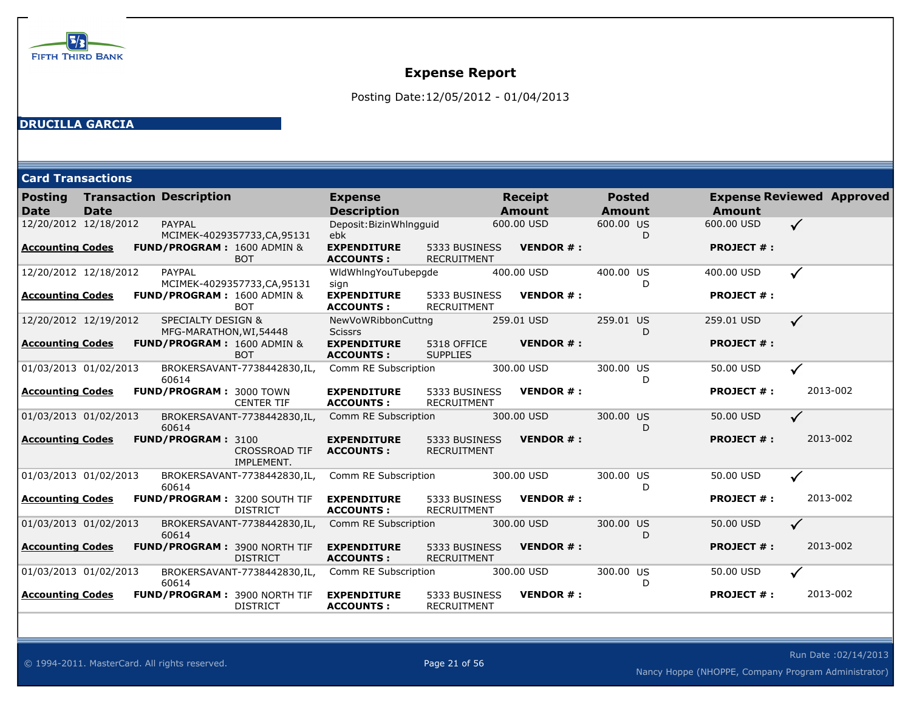FIFTH THIRD BANK

# Expense Report

Posting Date:12/05/2012 - 01/04/2013

**DRUCILLA GARCIA**

## Card Transactions

| Posting Date | Transaction Date | Description | Expense Description | Receipt Amount | Posted Amount | Expense Amount | Reviewed | Approved |
|---|---|---|---|---|---|---|---|---|
| 12/20/2012 | 12/18/2012 | PAYPAL MCIMEK-4029357733,CA,95131 | Deposit:BizinWhlngguidebk | 600.00 USD | 600.00 USD | 600.00 USD | ✓ | |
| **Accounting Codes** | **FUND/PROGRAM :** 1600 ADMIN & BOT | | **EXPENDITURE ACCOUNTS :** 5333 BUSINESS RECRUITMENT | **VENDOR # :** | | **PROJECT # :** | | |
| 12/20/2012 | 12/18/2012 | PAYPAL MCIMEK-4029357733,CA,95131 | WldWhlngYouTubepgdesign | 400.00 USD | 400.00 USD | 400.00 USD | ✓ | |
| **Accounting Codes** | **FUND/PROGRAM :** 1600 ADMIN & BOT | | **EXPENDITURE ACCOUNTS :** 5333 BUSINESS RECRUITMENT | **VENDOR # :** | | **PROJECT # :** | | |
| 12/20/2012 | 12/19/2012 | SPECIALTY DESIGN & MFG-MARATHON,WI,54448 | NewVoWRibbonCuttngScissrs | 259.01 USD | 259.01 USD | 259.01 USD | ✓ | |
| **Accounting Codes** | **FUND/PROGRAM :** 1600 ADMIN & BOT | | **EXPENDITURE ACCOUNTS :** 5318 OFFICE SUPPLIES | **VENDOR # :** | | **PROJECT # :** | | |
| 01/03/2013 | 01/02/2013 | BROKERSAVANT-7738442830,IL, 60614 | Comm RE Subscription | 300.00 USD | 300.00 USD | 50.00 USD | ✓ | |
| **Accounting Codes** | **FUND/PROGRAM :** 3000 TOWN CENTER TIF | | **EXPENDITURE ACCOUNTS :** 5333 BUSINESS RECRUITMENT | **VENDOR # :** | | **PROJECT # :** | | 2013-002 |
| 01/03/2013 | 01/02/2013 | BROKERSAVANT-7738442830,IL, 60614 | Comm RE Subscription | 300.00 USD | 300.00 USD | 50.00 USD | ✓ | |
| **Accounting Codes** | **FUND/PROGRAM :** 3100 CROSSROAD TIF IMPLEMENT. | | **EXPENDITURE ACCOUNTS :** 5333 BUSINESS RECRUITMENT | **VENDOR # :** | | **PROJECT # :** | | 2013-002 |
| 01/03/2013 | 01/02/2013 | BROKERSAVANT-7738442830,IL, 60614 | Comm RE Subscription | 300.00 USD | 300.00 USD | 50.00 USD | ✓ | |
| **Accounting Codes** | **FUND/PROGRAM :** 3200 SOUTH TIF DISTRICT | | **EXPENDITURE ACCOUNTS :** 5333 BUSINESS RECRUITMENT | **VENDOR # :** | | **PROJECT # :** | | 2013-002 |
| 01/03/2013 | 01/02/2013 | BROKERSAVANT-7738442830,IL, 60614 | Comm RE Subscription | 300.00 USD | 300.00 USD | 50.00 USD | ✓ | |
| **Accounting Codes** | **FUND/PROGRAM :** 3900 NORTH TIF DISTRICT | | **EXPENDITURE ACCOUNTS :** 5333 BUSINESS RECRUITMENT | **VENDOR # :** | | **PROJECT # :** | | 2013-002 |
| 01/03/2013 | 01/02/2013 | BROKERSAVANT-7738442830,IL, 60614 | Comm RE Subscription | 300.00 USD | 300.00 USD | 50.00 USD | ✓ | |
| **Accounting Codes** | **FUND/PROGRAM :** 3900 NORTH TIF DISTRICT | | **EXPENDITURE ACCOUNTS :** 5333 BUSINESS RECRUITMENT | **VENDOR # :** | | **PROJECT # :** | | 2013-002 |

© 1994-2011. MasterCard. All rights reserved.

Run Date :02/14/2013

Nancy Hoppe (NHOPPE, Company Program Administrator)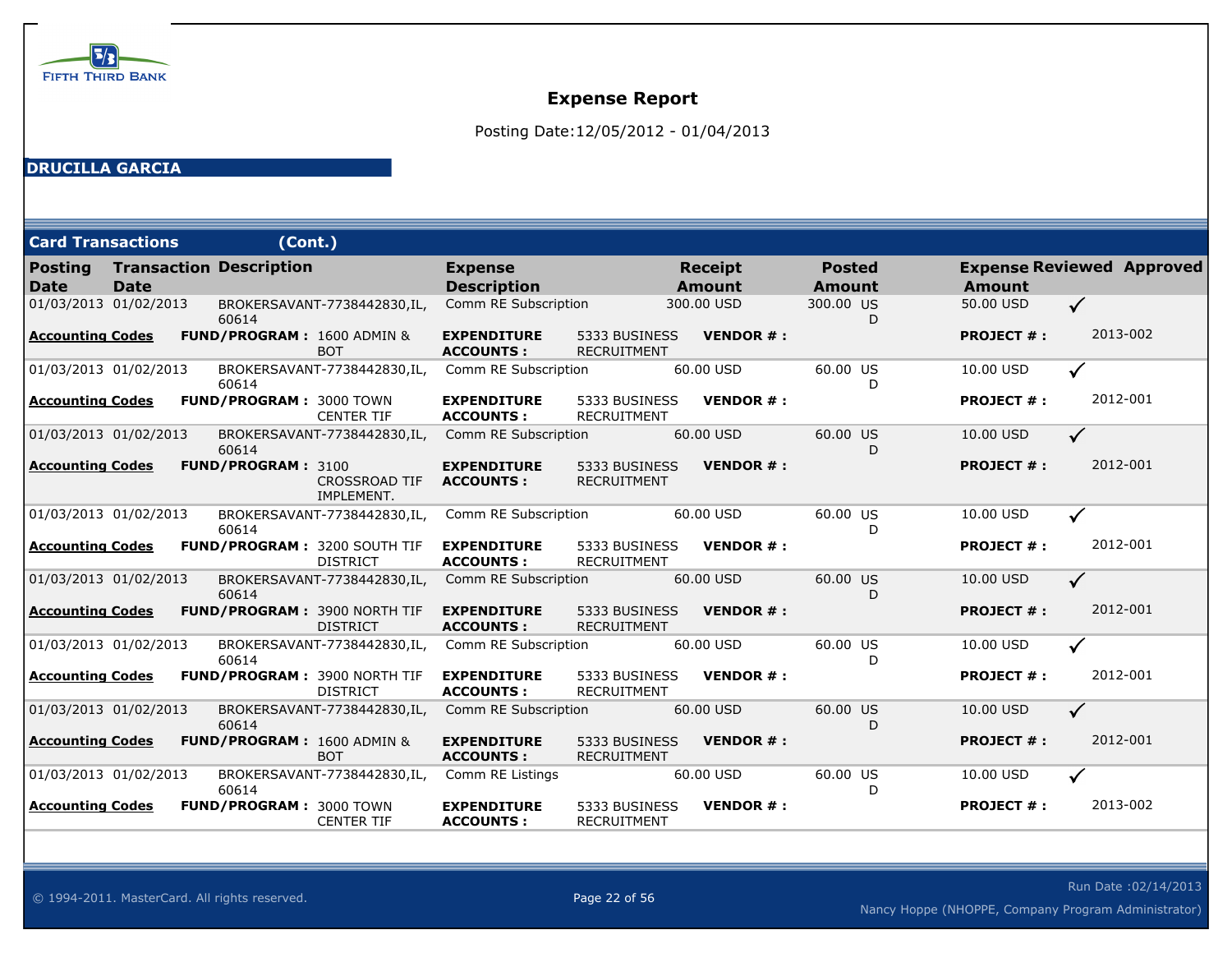FIFTH THIRD BANK

# Expense Report

Posting Date:12/05/2012 - 01/04/2013

## DRUCILLA GARCIA

### Card Transactions (Cont.)

| Posting Date | Transaction Date | Description | Expense Description | Receipt Amount | Posted Amount | Expense Amount | Reviewed | Approved |
|---|---|---|---|---|---|---|---|---|
| 01/03/2013 | 01/02/2013 | BROKERSAVANT-7738442830,IL, 60614 | Comm RE Subscription | 300.00 USD | 300.00 USD | 50.00 USD | ✓ | |
| **Accounting Codes** | **FUND/PROGRAM :** 1600 ADMIN & BOT | | **EXPENDITURE ACCOUNTS :** 5333 BUSINESS RECRUITMENT | **VENDOR # :** | | **PROJECT # :** 2013-002 | | |
| 01/03/2013 | 01/02/2013 | BROKERSAVANT-7738442830,IL, 60614 | Comm RE Subscription | 60.00 USD | 60.00 USD | 10.00 USD | ✓ | |
| **Accounting Codes** | **FUND/PROGRAM :** 3000 TOWN CENTER TIF | | **EXPENDITURE ACCOUNTS :** 5333 BUSINESS RECRUITMENT | **VENDOR # :** | | **PROJECT # :** 2012-001 | | |
| 01/03/2013 | 01/02/2013 | BROKERSAVANT-7738442830,IL, 60614 | Comm RE Subscription | 60.00 USD | 60.00 USD | 10.00 USD | ✓ | |
| **Accounting Codes** | **FUND/PROGRAM :** 3100 CROSSROAD TIF IMPLEMENT. | | **EXPENDITURE ACCOUNTS :** 5333 BUSINESS RECRUITMENT | **VENDOR # :** | | **PROJECT # :** 2012-001 | | |
| 01/03/2013 | 01/02/2013 | BROKERSAVANT-7738442830,IL, 60614 | Comm RE Subscription | 60.00 USD | 60.00 USD | 10.00 USD | ✓ | |
| **Accounting Codes** | **FUND/PROGRAM :** 3200 SOUTH TIF DISTRICT | | **EXPENDITURE ACCOUNTS :** 5333 BUSINESS RECRUITMENT | **VENDOR # :** | | **PROJECT # :** 2012-001 | | |
| 01/03/2013 | 01/02/2013 | BROKERSAVANT-7738442830,IL, 60614 | Comm RE Subscription | 60.00 USD | 60.00 USD | 10.00 USD | ✓ | |
| **Accounting Codes** | **FUND/PROGRAM :** 3900 NORTH TIF DISTRICT | | **EXPENDITURE ACCOUNTS :** 5333 BUSINESS RECRUITMENT | **VENDOR # :** | | **PROJECT # :** 2012-001 | | |
| 01/03/2013 | 01/02/2013 | BROKERSAVANT-7738442830,IL, 60614 | Comm RE Subscription | 60.00 USD | 60.00 USD | 10.00 USD | ✓ | |
| **Accounting Codes** | **FUND/PROGRAM :** 3900 NORTH TIF DISTRICT | | **EXPENDITURE ACCOUNTS :** 5333 BUSINESS RECRUITMENT | **VENDOR # :** | | **PROJECT # :** 2012-001 | | |
| 01/03/2013 | 01/02/2013 | BROKERSAVANT-7738442830,IL, 60614 | Comm RE Subscription | 60.00 USD | 60.00 USD | 10.00 USD | ✓ | |
| **Accounting Codes** | **FUND/PROGRAM :** 1600 ADMIN & BOT | | **EXPENDITURE ACCOUNTS :** 5333 BUSINESS RECRUITMENT | **VENDOR # :** | | **PROJECT # :** 2012-001 | | |
| 01/03/2013 | 01/02/2013 | BROKERSAVANT-7738442830,IL, 60614 | Comm RE Listings | 60.00 USD | 60.00 USD | 10.00 USD | ✓ | |
| **Accounting Codes** | **FUND/PROGRAM :** 3000 TOWN CENTER TIF | | **EXPENDITURE ACCOUNTS :** 5333 BUSINESS RECRUITMENT | **VENDOR # :** | | **PROJECT # :** 2013-002 | | |

© 1994-2011. MasterCard. All rights reserved.

Run Date :02/14/2013

Nancy Hoppe (NHOPPE, Company Program Administrator)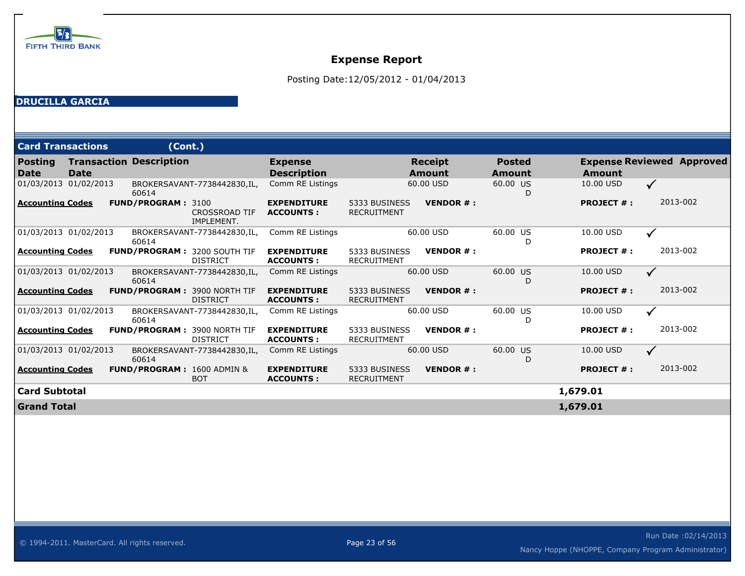FIFTH THIRD BANK

# Expense Report

Posting Date:12/05/2012 - 01/04/2013

**DRUCILLA GARCIA**

## Card Transactions (Cont.)

| Posting Date | Transaction Date | Description | Expense Description | Receipt Amount | Posted Amount | Expense Amount | Reviewed | Approved |
|---|---|---|---|---|---|---|---|---|
| 01/03/2013 | 01/02/2013 | BROKERSAVANT-7738442830,IL, 60614 | Comm RE Listings | 60.00 USD | 60.00 USD | 10.00 USD | ✓ | |
| **Accounting Codes** | **FUND/PROGRAM :** 3100 CROSSROAD TIF IMPLEMENT. | | **EXPENDITURE ACCOUNTS :** 5333 BUSINESS RECRUITMENT | **VENDOR # :** | | **PROJECT # :** | | 2013-002 |
| 01/03/2013 | 01/02/2013 | BROKERSAVANT-7738442830,IL, 60614 | Comm RE Listings | 60.00 USD | 60.00 USD | 10.00 USD | ✓ | |
| **Accounting Codes** | **FUND/PROGRAM :** 3200 SOUTH TIF DISTRICT | | **EXPENDITURE ACCOUNTS :** 5333 BUSINESS RECRUITMENT | **VENDOR # :** | | **PROJECT # :** | | 2013-002 |
| 01/03/2013 | 01/02/2013 | BROKERSAVANT-7738442830,IL, 60614 | Comm RE Listings | 60.00 USD | 60.00 USD | 10.00 USD | ✓ | |
| **Accounting Codes** | **FUND/PROGRAM :** 3900 NORTH TIF DISTRICT | | **EXPENDITURE ACCOUNTS :** 5333 BUSINESS RECRUITMENT | **VENDOR # :** | | **PROJECT # :** | | 2013-002 |
| 01/03/2013 | 01/02/2013 | BROKERSAVANT-7738442830,IL, 60614 | Comm RE Listings | 60.00 USD | 60.00 USD | 10.00 USD | ✓ | |
| **Accounting Codes** | **FUND/PROGRAM :** 3900 NORTH TIF DISTRICT | | **EXPENDITURE ACCOUNTS :** 5333 BUSINESS RECRUITMENT | **VENDOR # :** | | **PROJECT # :** | | 2013-002 |
| 01/03/2013 | 01/02/2013 | BROKERSAVANT-7738442830,IL, 60614 | Comm RE Listings | 60.00 USD | 60.00 USD | 10.00 USD | ✓ | |
| **Accounting Codes** | **FUND/PROGRAM :** 1600 ADMIN & BOT | | **EXPENDITURE ACCOUNTS :** 5333 BUSINESS RECRUITMENT | **VENDOR # :** | | **PROJECT # :** | | 2013-002 |
| **Card Subtotal** | | | | | | **1,679.01** | | |
| **Grand Total** | | | | | | **1,679.01** | | |

© 1994-2011. MasterCard. All rights reserved.

Run Date :02/14/2013

Nancy Hoppe (NHOPPE, Company Program Administrator)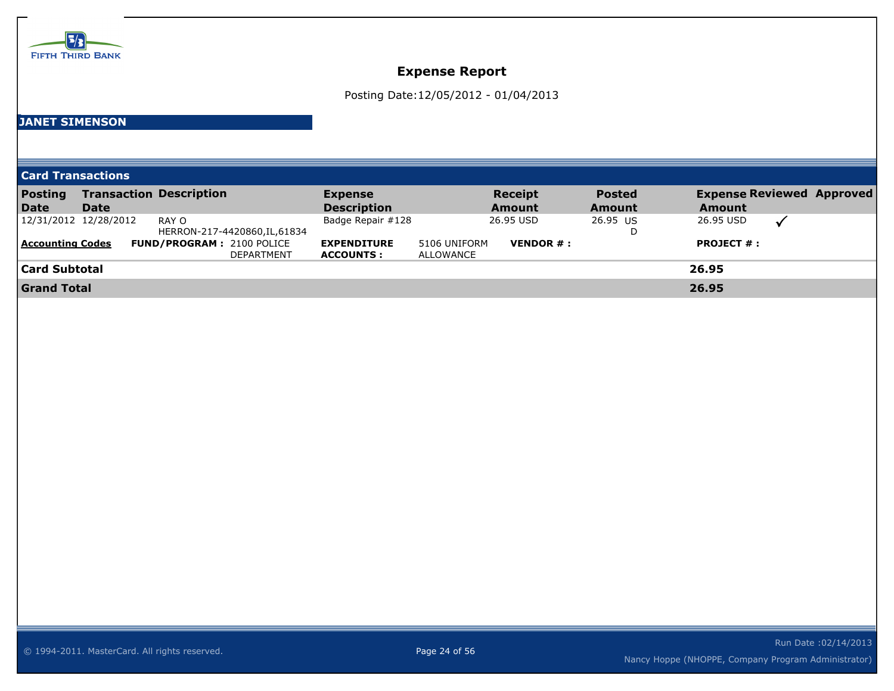FIFTH THIRD BANK

# Expense Report

Posting Date:12/05/2012 - 01/04/2013

**JANET SIMENSON**

## Card Transactions

| Posting Date | Transaction Date | Description | Expense Description | Receipt Amount | Posted Amount | Expense Amount | Reviewed | Approved |
|---|---|---|---|---|---|---|---|---|
| 12/31/2012 | 12/28/2012 | RAY O HERRON-217-4420860,IL,61834 | Badge Repair #128 | 26.95 USD | 26.95 USD | 26.95 USD | ✓ | |

**Accounting Codes** **FUND/PROGRAM :** 2100 POLICE DEPARTMENT **EXPENDITURE ACCOUNTS :** 5106 UNIFORM ALLOWANCE **VENDOR # :** **PROJECT # :**

| | |
|---|---|
| **Card Subtotal** | **26.95** |
| **Grand Total** | **26.95** |

© 1994-2011. MasterCard. All rights reserved.

Run Date :02/14/2013

Nancy Hoppe (NHOPPE, Company Program Administrator)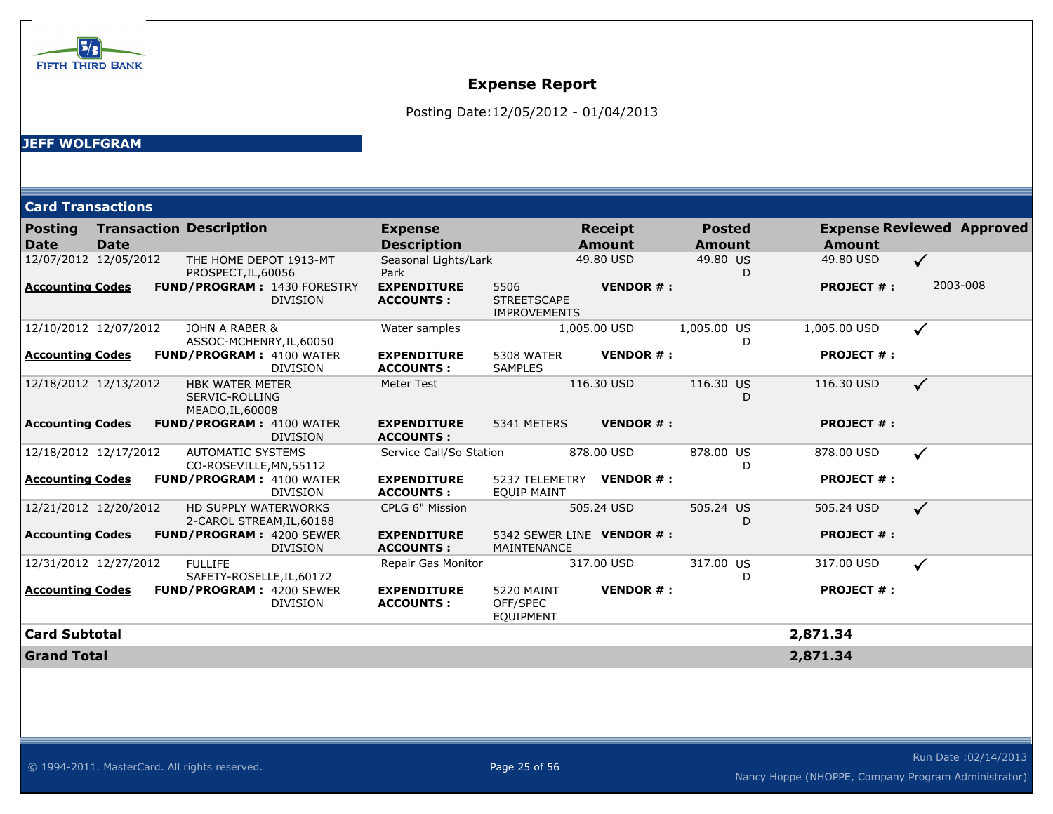FIFTH THIRD BANK

# Expense Report

Posting Date:12/05/2012 - 01/04/2013

**JEFF WOLFGRAM**

## Card Transactions

| Posting Date | Transaction Date | Description | Expense Description | Receipt Amount | Posted Amount | Expense Amount | Reviewed | Approved |
|---|---|---|---|---|---|---|---|---|
| 12/07/2012 | 12/05/2012 | THE HOME DEPOT 1913-MT PROSPECT,IL,60056 | Seasonal Lights/Lark Park | 49.80 USD | 49.80 USD | 49.80 USD | ✓ | |
| **Accounting Codes** | **FUND/PROGRAM :** 1430 FORESTRY DIVISION | | **EXPENDITURE ACCOUNTS :** 5506 STREETSCAPE IMPROVEMENTS | **VENDOR # :** | | **PROJECT # :** | 2003-008 | |
| 12/10/2012 | 12/07/2012 | JOHN A RABER & ASSOC-MCHENRY,IL,60050 | Water samples | 1,005.00 USD | 1,005.00 USD | 1,005.00 USD | ✓ | |
| **Accounting Codes** | **FUND/PROGRAM :** 4100 WATER DIVISION | | **EXPENDITURE ACCOUNTS :** 5308 WATER SAMPLES | **VENDOR # :** | | **PROJECT # :** | | |
| 12/18/2012 | 12/13/2012 | HBK WATER METER SERVIC-ROLLING MEADO,IL,60008 | Meter Test | 116.30 USD | 116.30 USD | 116.30 USD | ✓ | |
| **Accounting Codes** | **FUND/PROGRAM :** 4100 WATER DIVISION | | **EXPENDITURE ACCOUNTS :** 5341 METERS | **VENDOR # :** | | **PROJECT # :** | | |
| 12/18/2012 | 12/17/2012 | AUTOMATIC SYSTEMS CO-ROSEVILLE,MN,55112 | Service Call/So Station | 878.00 USD | 878.00 USD | 878.00 USD | ✓ | |
| **Accounting Codes** | **FUND/PROGRAM :** 4100 WATER DIVISION | | **EXPENDITURE ACCOUNTS :** 5237 TELEMETRY EQUIP MAINT | **VENDOR # :** | | **PROJECT # :** | | |
| 12/21/2012 | 12/20/2012 | HD SUPPLY WATERWORKS 2-CAROL STREAM,IL,60188 | CPLG 6" Mission | 505.24 USD | 505.24 USD | 505.24 USD | ✓ | |
| **Accounting Codes** | **FUND/PROGRAM :** 4200 SEWER DIVISION | | **EXPENDITURE ACCOUNTS :** 5342 SEWER LINE MAINTENANCE | **VENDOR # :** | | **PROJECT # :** | | |
| 12/31/2012 | 12/27/2012 | FULLIFE SAFETY-ROSELLE,IL,60172 | Repair Gas Monitor | 317.00 USD | 317.00 USD | 317.00 USD | ✓ | |
| **Accounting Codes** | **FUND/PROGRAM :** 4200 SEWER DIVISION | | **EXPENDITURE ACCOUNTS :** 5220 MAINT OFF/SPEC EQUIPMENT | **VENDOR # :** | | **PROJECT # :** | | |
| **Card Subtotal** | | | | | | **2,871.34** | | |
| **Grand Total** | | | | | | **2,871.34** | | |

© 1994-2011. MasterCard. All rights reserved.

Run Date :02/14/2013

Nancy Hoppe (NHOPPE, Company Program Administrator)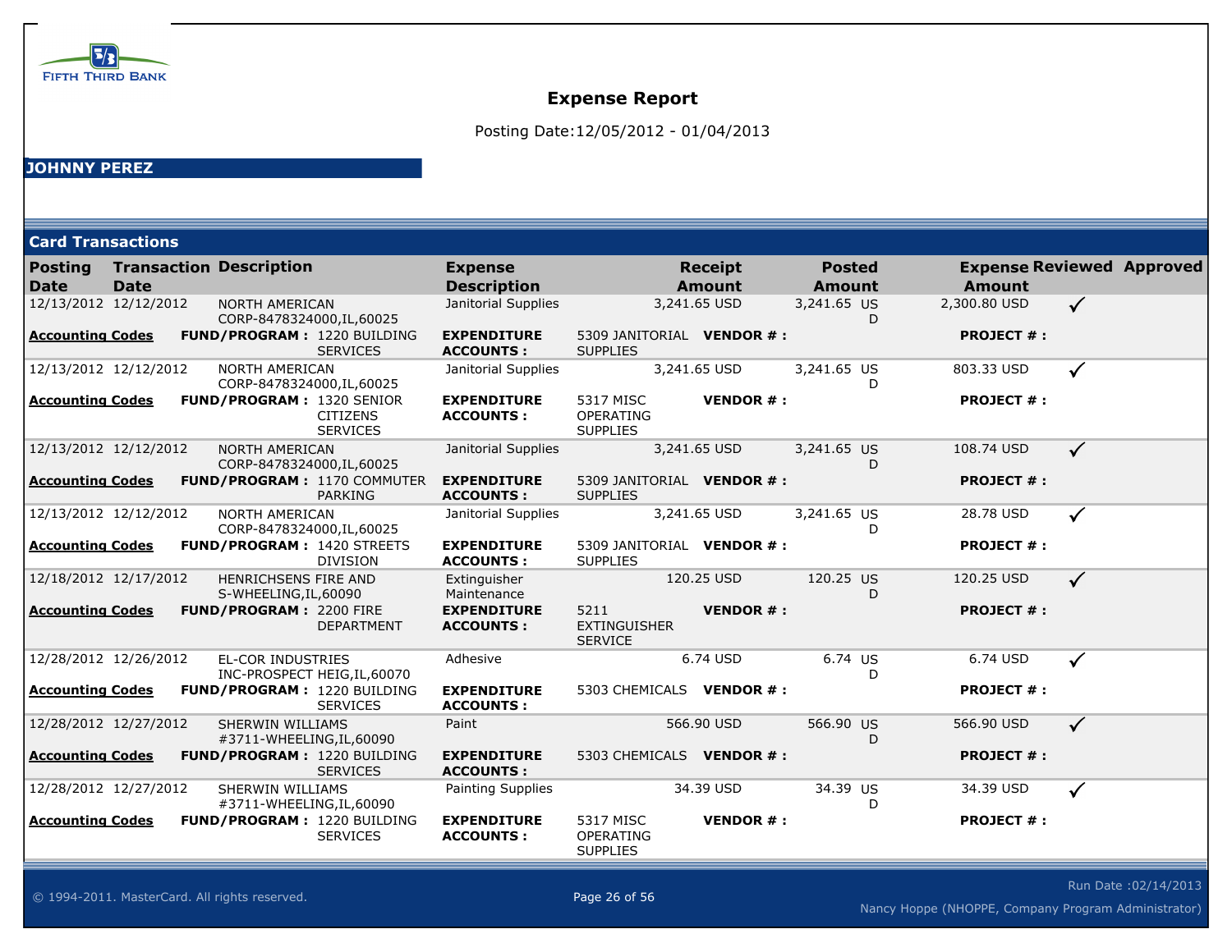FIFTH THIRD BANK

# Expense Report

Posting Date:12/05/2012 - 01/04/2013

**JOHNNY PEREZ**

## Card Transactions

| Posting Date | Transaction Date | Description | Expense Description | Receipt Amount | Posted Amount | Expense Amount | Reviewed | Approved |
|---|---|---|---|---|---|---|---|---|
| 12/13/2012 | 12/12/2012 | NORTH AMERICAN CORP-8478324000,IL,60025 | Janitorial Supplies | 3,241.65 USD | 3,241.65 USD | 2,300.80 USD | ✓ | |
| **Accounting Codes** | **FUND/PROGRAM :** 1220 BUILDING SERVICES | | **EXPENDITURE ACCOUNTS :** 5309 JANITORIAL SUPPLIES | **VENDOR # :** | | **PROJECT # :** | | |
| 12/13/2012 | 12/12/2012 | NORTH AMERICAN CORP-8478324000,IL,60025 | Janitorial Supplies | 3,241.65 USD | 3,241.65 USD | 803.33 USD | ✓ | |
| **Accounting Codes** | **FUND/PROGRAM :** 1320 SENIOR CITIZENS SERVICES | | **EXPENDITURE ACCOUNTS :** 5317 MISC OPERATING SUPPLIES | **VENDOR # :** | | **PROJECT # :** | | |
| 12/13/2012 | 12/12/2012 | NORTH AMERICAN CORP-8478324000,IL,60025 | Janitorial Supplies | 3,241.65 USD | 3,241.65 USD | 108.74 USD | ✓ | |
| **Accounting Codes** | **FUND/PROGRAM :** 1170 COMMUTER PARKING | | **EXPENDITURE ACCOUNTS :** 5309 JANITORIAL SUPPLIES | **VENDOR # :** | | **PROJECT # :** | | |
| 12/13/2012 | 12/12/2012 | NORTH AMERICAN CORP-8478324000,IL,60025 | Janitorial Supplies | 3,241.65 USD | 3,241.65 USD | 28.78 USD | ✓ | |
| **Accounting Codes** | **FUND/PROGRAM :** 1420 STREETS DIVISION | | **EXPENDITURE ACCOUNTS :** 5309 JANITORIAL SUPPLIES | **VENDOR # :** | | **PROJECT # :** | | |
| 12/18/2012 | 12/17/2012 | HENRICHSENS FIRE AND S-WHEELING,IL,60090 | Extinguisher Maintenance | 120.25 USD | 120.25 USD | 120.25 USD | ✓ | |
| **Accounting Codes** | **FUND/PROGRAM :** 2200 FIRE DEPARTMENT | | **EXPENDITURE ACCOUNTS :** 5211 EXTINGUISHER SERVICE | **VENDOR # :** | | **PROJECT # :** | | |
| 12/28/2012 | 12/26/2012 | EL-COR INDUSTRIES INC-PROSPECT HEIG,IL,60070 | Adhesive | 6.74 USD | 6.74 USD | 6.74 USD | ✓ | |
| **Accounting Codes** | **FUND/PROGRAM :** 1220 BUILDING SERVICES | | **EXPENDITURE ACCOUNTS :** 5303 CHEMICALS | **VENDOR # :** | | **PROJECT # :** | | |
| 12/28/2012 | 12/27/2012 | SHERWIN WILLIAMS #3711-WHEELING,IL,60090 | Paint | 566.90 USD | 566.90 USD | 566.90 USD | ✓ | |
| **Accounting Codes** | **FUND/PROGRAM :** 1220 BUILDING SERVICES | | **EXPENDITURE ACCOUNTS :** 5303 CHEMICALS | **VENDOR # :** | | **PROJECT # :** | | |
| 12/28/2012 | 12/27/2012 | SHERWIN WILLIAMS #3711-WHEELING,IL,60090 | Painting Supplies | 34.39 USD | 34.39 USD | 34.39 USD | ✓ | |
| **Accounting Codes** | **FUND/PROGRAM :** 1220 BUILDING SERVICES | | **EXPENDITURE ACCOUNTS :** 5317 MISC OPERATING SUPPLIES | **VENDOR # :** | | **PROJECT # :** | | |

© 1994-2011. MasterCard. All rights reserved.

Run Date :02/14/2013

Nancy Hoppe (NHOPPE, Company Program Administrator)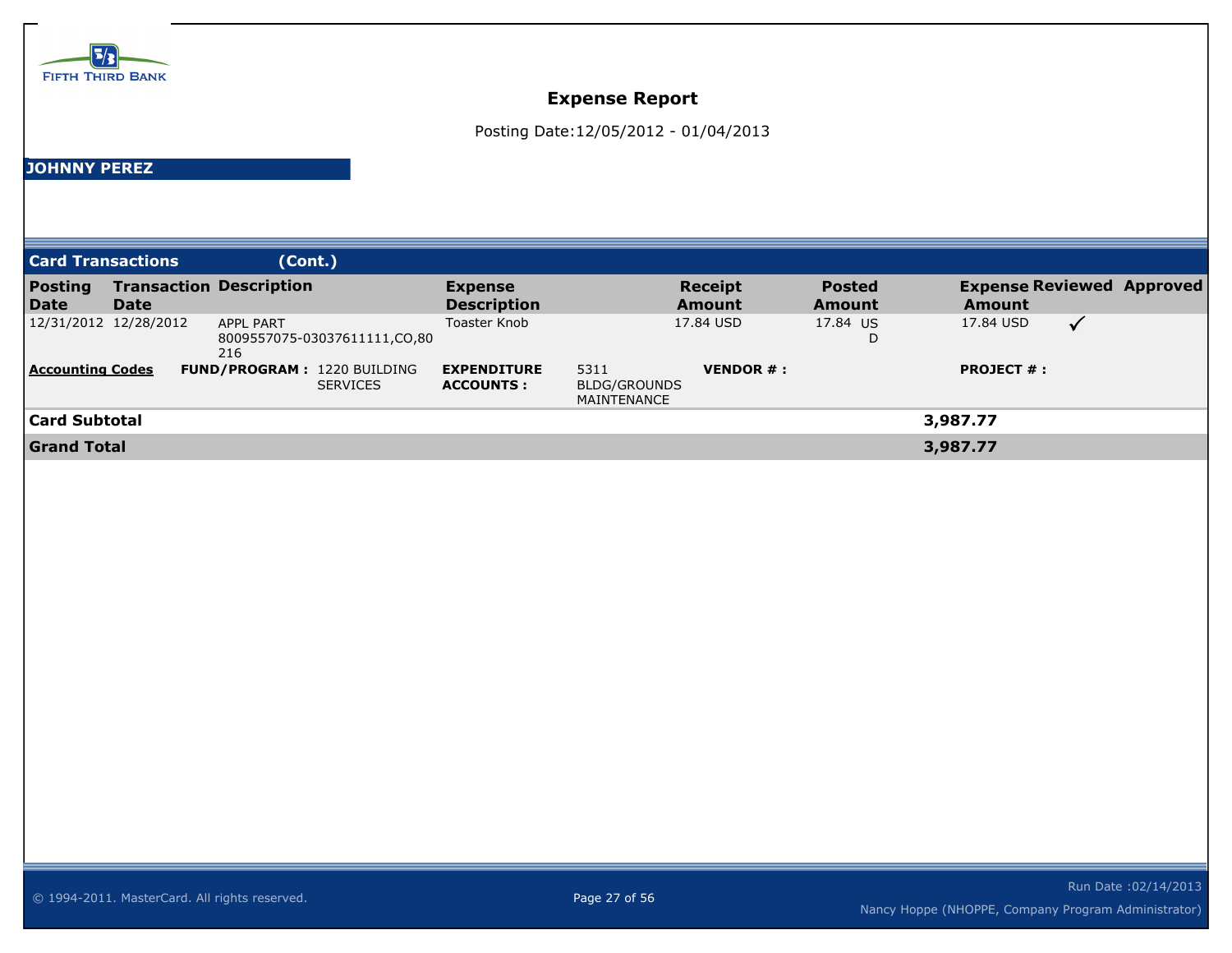FIFTH THIRD BANK

# Expense Report

Posting Date:12/05/2012 - 01/04/2013

**JOHNNY PEREZ**

## Card Transactions (Cont.)

| Posting Date | Transaction Date | Description | Expense Description | Receipt Amount | Posted Amount | Expense Amount | Reviewed | Approved |
|---|---|---|---|---|---|---|---|---|
| 12/31/2012 | 12/28/2012 | APPL PART 8009557075-03037611111,CO,80216 | Toaster Knob | 17.84 USD | 17.84 USD | 17.84 USD | ✓ | |

**Accounting Codes** — **FUND/PROGRAM :** 1220 BUILDING SERVICES — **EXPENDITURE ACCOUNTS :** 5311 BLDG/GROUNDS MAINTENANCE — **VENDOR # :** — **PROJECT # :**

| | |
|---|---|
| **Card Subtotal** | **3,987.77** |
| **Grand Total** | **3,987.77** |

© 1994-2011. MasterCard. All rights reserved.

Run Date :02/14/2013

Nancy Hoppe (NHOPPE, Company Program Administrator)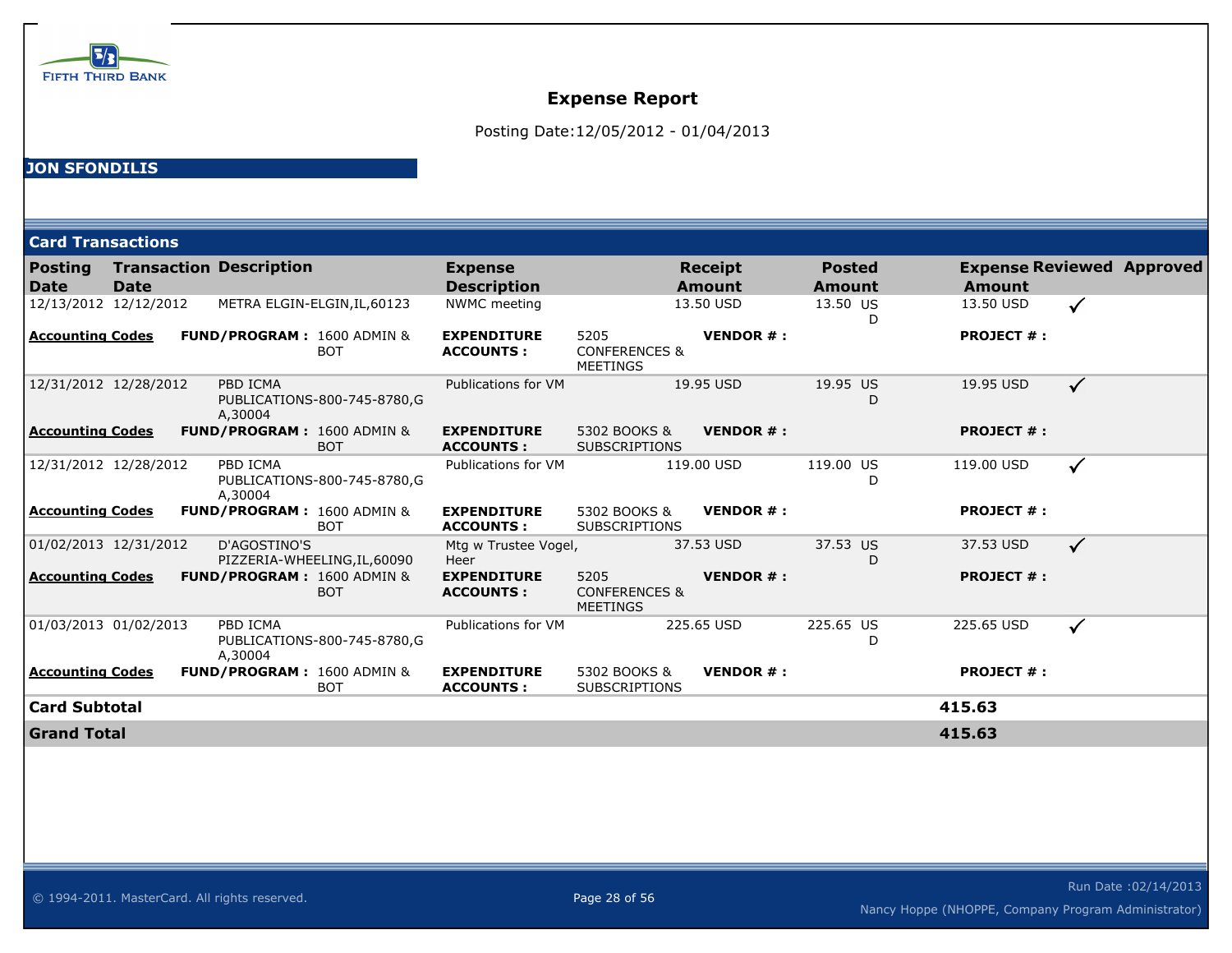FIFTH THIRD BANK

# Expense Report

Posting Date:12/05/2012 - 01/04/2013

**JON SFONDILIS**

## Card Transactions

| Posting Date | Transaction Date | Description | Expense Description | Receipt Amount | Posted Amount | Expense Amount | Reviewed | Approved |
|---|---|---|---|---|---|---|---|---|
| 12/13/2012 | 12/12/2012 | METRA ELGIN-ELGIN,IL,60123 | NWMC meeting | 13.50 USD | 13.50 USD | 13.50 USD | ✓ | |
| **Accounting Codes** | **FUND/PROGRAM :** 1600 ADMIN & BOT | | **EXPENDITURE ACCOUNTS :** 5205 CONFERENCES & MEETINGS | **VENDOR # :** | | **PROJECT # :** | | |
| 12/31/2012 | 12/28/2012 | PBD ICMA PUBLICATIONS-800-745-8780,GA,30004 | Publications for VM | 19.95 USD | 19.95 USD | 19.95 USD | ✓ | |
| **Accounting Codes** | **FUND/PROGRAM :** 1600 ADMIN & BOT | | **EXPENDITURE ACCOUNTS :** 5302 BOOKS & SUBSCRIPTIONS | **VENDOR # :** | | **PROJECT # :** | | |
| 12/31/2012 | 12/28/2012 | PBD ICMA PUBLICATIONS-800-745-8780,GA,30004 | Publications for VM | 119.00 USD | 119.00 USD | 119.00 USD | ✓ | |
| **Accounting Codes** | **FUND/PROGRAM :** 1600 ADMIN & BOT | | **EXPENDITURE ACCOUNTS :** 5302 BOOKS & SUBSCRIPTIONS | **VENDOR # :** | | **PROJECT # :** | | |
| 01/02/2013 | 12/31/2012 | D'AGOSTINO'S PIZZERIA-WHEELING,IL,60090 | Mtg w Trustee Vogel, Heer | 37.53 USD | 37.53 USD | 37.53 USD | ✓ | |
| **Accounting Codes** | **FUND/PROGRAM :** 1600 ADMIN & BOT | | **EXPENDITURE ACCOUNTS :** 5205 CONFERENCES & MEETINGS | **VENDOR # :** | | **PROJECT # :** | | |
| 01/03/2013 | 01/02/2013 | PBD ICMA PUBLICATIONS-800-745-8780,GA,30004 | Publications for VM | 225.65 USD | 225.65 USD | 225.65 USD | ✓ | |
| **Accounting Codes** | **FUND/PROGRAM :** 1600 ADMIN & BOT | | **EXPENDITURE ACCOUNTS :** 5302 BOOKS & SUBSCRIPTIONS | **VENDOR # :** | | **PROJECT # :** | | |
| **Card Subtotal** | | | | | | **415.63** | | |
| **Grand Total** | | | | | | **415.63** | | |

© 1994-2011. MasterCard. All rights reserved.

Run Date :02/14/2013

Nancy Hoppe (NHOPPE, Company Program Administrator)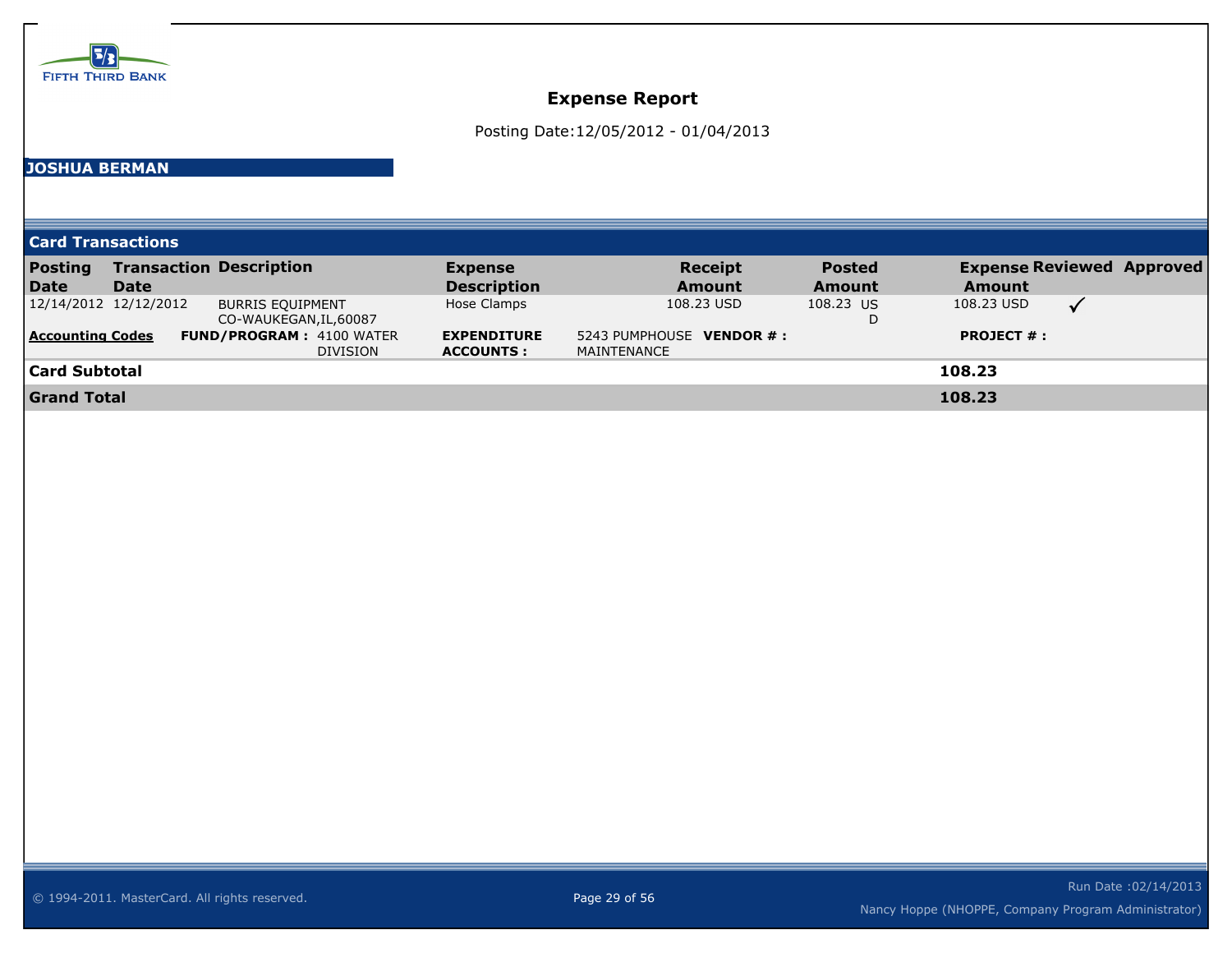FIFTH THIRD BANK

# Expense Report

Posting Date:12/05/2012 - 01/04/2013

## JOSHUA BERMAN

### Card Transactions

| Posting Date | Transaction Date | Description | Expense Description | Receipt Amount | Posted Amount | Expense Amount | Reviewed | Approved |
|---|---|---|---|---|---|---|---|---|
| 12/14/2012 | 12/12/2012 | BURRIS EQUIPMENT CO-WAUKEGAN,IL,60087 | Hose Clamps | 108.23 USD | 108.23 USD | 108.23 USD | ✓ | |
| **Accounting Codes** | **FUND/PROGRAM :** 4100 WATER DIVISION | | **EXPENDITURE ACCOUNTS :** 5243 PUMPHOUSE MAINTENANCE | **VENDOR # :** | | **PROJECT # :** | | |
| **Card Subtotal** | | | | | | **108.23** | | |
| **Grand Total** | | | | | | **108.23** | | |

© 1994-2011. MasterCard. All rights reserved.

Run Date :02/14/2013

Nancy Hoppe (NHOPPE, Company Program Administrator)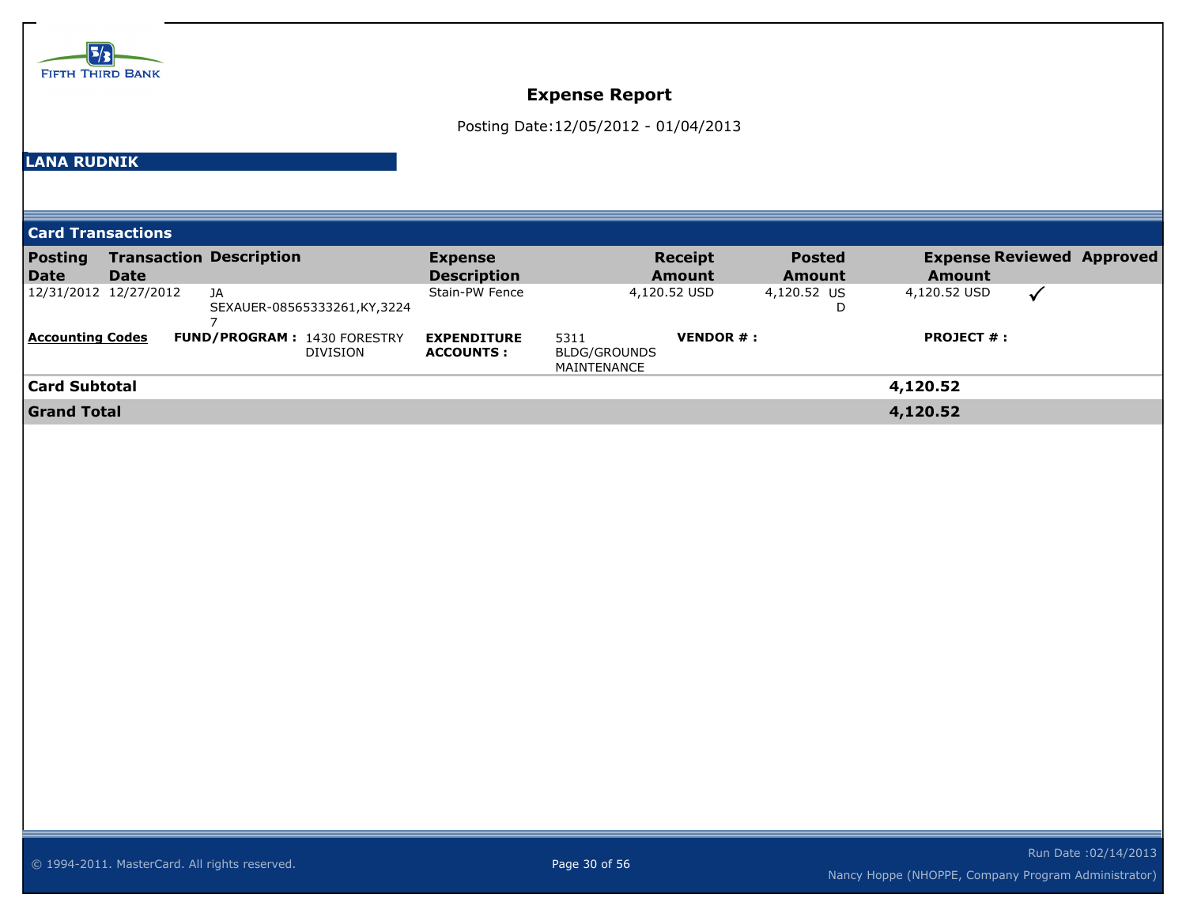FIFTH THIRD BANK

# Expense Report

Posting Date:12/05/2012 - 01/04/2013

**LANA RUDNIK**

## Card Transactions

| Posting Date | Transaction Date | Description | Expense Description | Receipt Amount | Posted Amount | Expense Amount | Reviewed | Approved |
|---|---|---|---|---|---|---|---|---|
| 12/31/2012 | 12/27/2012 | JA SEXAUER-08565333261,KY,32247 | Stain-PW Fence | 4,120.52 USD | 4,120.52 USD | 4,120.52 USD | ✓ | |

**Accounting Codes** **FUND/PROGRAM :** 1430 FORESTRY DIVISION **EXPENDITURE ACCOUNTS :** 5311 BLDG/GROUNDS MAINTENANCE **VENDOR # :** **PROJECT # :**

| | |
|---|---|
| **Card Subtotal** | **4,120.52** |
| **Grand Total** | **4,120.52** |

© 1994-2011. MasterCard. All rights reserved.

Run Date :02/14/2013

Nancy Hoppe (NHOPPE, Company Program Administrator)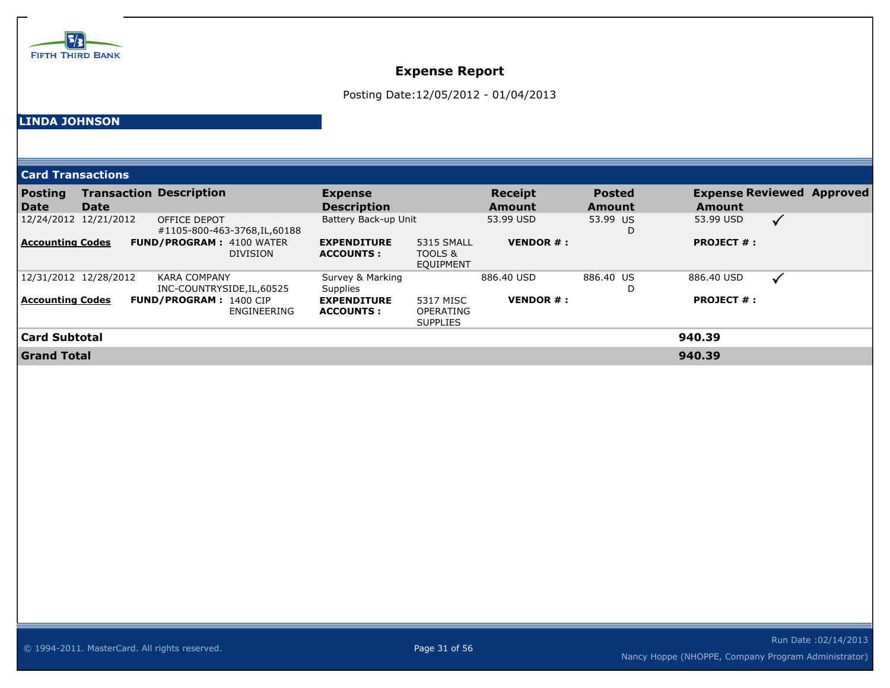FIFTH THIRD BANK

# Expense Report

Posting Date:12/05/2012 - 01/04/2013

**LINDA JOHNSON**

## Card Transactions

| Posting Date | Transaction Date | Description | Expense Description | Receipt Amount | Posted Amount | Expense Amount | Reviewed | Approved |
|---|---|---|---|---|---|---|---|---|
| 12/24/2012 | 12/21/2012 | OFFICE DEPOT #1105-800-463-3768,IL,60188 | Battery Back-up Unit | 53.99 USD | 53.99 USD | 53.99 USD | ✓ | |
| **Accounting Codes** | **FUND/PROGRAM :** 4100 WATER DIVISION | | **EXPENDITURE ACCOUNTS :** 5315 SMALL TOOLS & EQUIPMENT | **VENDOR # :** | | **PROJECT # :** | | |
| 12/31/2012 | 12/28/2012 | KARA COMPANY INC-COUNTRYSIDE,IL,60525 | Survey & Marking Supplies | 886.40 USD | 886.40 USD | 886.40 USD | ✓ | |
| **Accounting Codes** | **FUND/PROGRAM :** 1400 CIP ENGINEERING | | **EXPENDITURE ACCOUNTS :** 5317 MISC OPERATING SUPPLIES | **VENDOR # :** | | **PROJECT # :** | | |
| **Card Subtotal** | | | | | | **940.39** | | |
| **Grand Total** | | | | | | **940.39** | | |

© 1994-2011. MasterCard. All rights reserved.

Run Date :02/14/2013

Nancy Hoppe (NHOPPE, Company Program Administrator)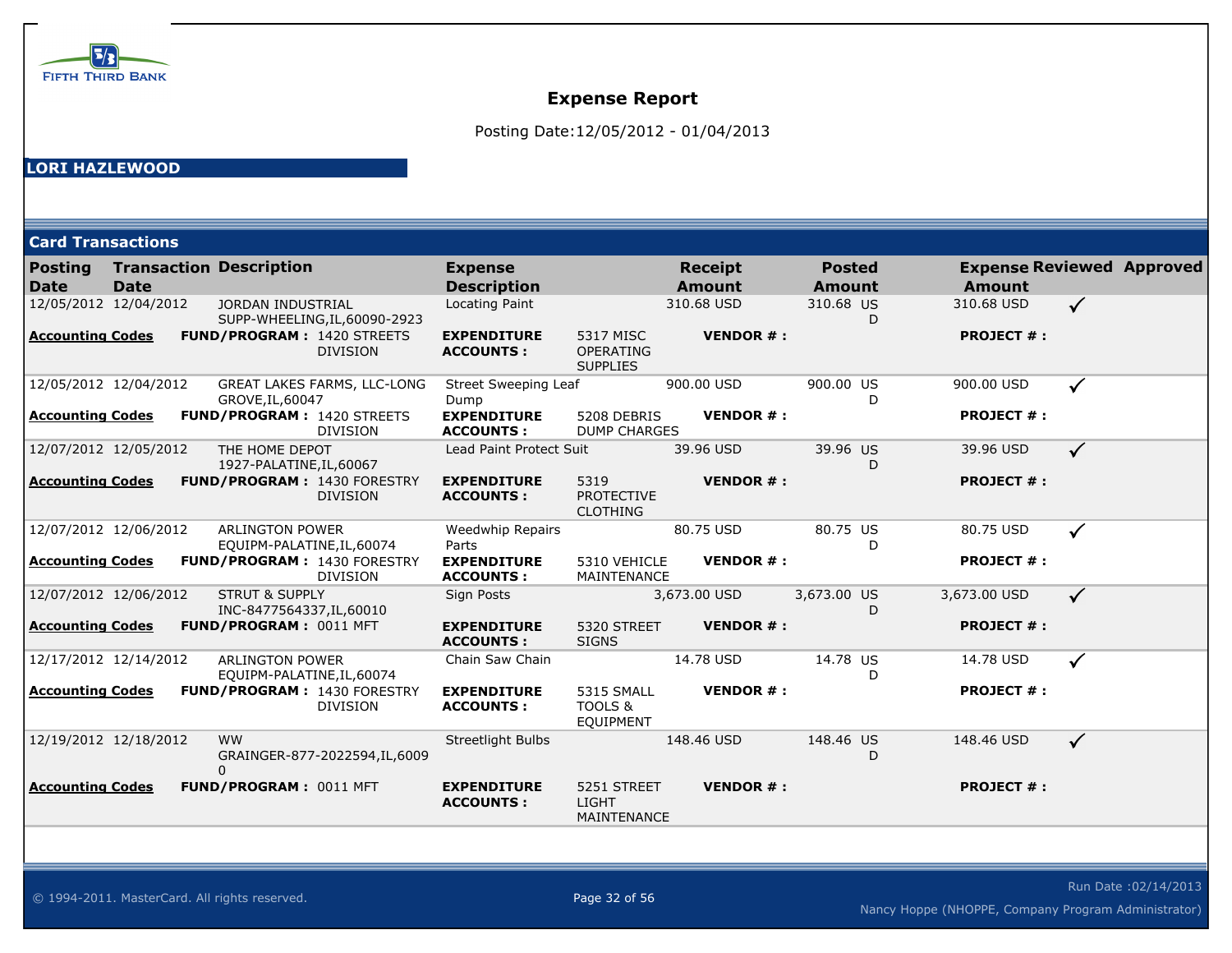FIFTH THIRD BANK

# Expense Report

Posting Date:12/05/2012 - 01/04/2013

**LORI HAZLEWOOD**

## Card Transactions

| Posting Date | Transaction Date | Description | Expense Description | Receipt Amount | Posted Amount | Expense Amount | Reviewed | Approved |
|---|---|---|---|---|---|---|---|---|
| 12/05/2012 | 12/04/2012 | JORDAN INDUSTRIAL SUPP-WHEELING,IL,60090-2923 | Locating Paint | 310.68 USD | 310.68 USD | 310.68 USD | ✓ | |
| **Accounting Codes** | | **FUND/PROGRAM :** 1420 STREETS DIVISION | **EXPENDITURE ACCOUNTS :** 5317 MISC OPERATING SUPPLIES | **VENDOR # :** | | **PROJECT # :** | | |
| 12/05/2012 | 12/04/2012 | GREAT LAKES FARMS, LLC-LONG GROVE,IL,60047 | Street Sweeping Leaf Dump | 900.00 USD | 900.00 USD | 900.00 USD | ✓ | |
| **Accounting Codes** | | **FUND/PROGRAM :** 1420 STREETS DIVISION | **EXPENDITURE ACCOUNTS :** 5208 DEBRIS DUMP CHARGES | **VENDOR # :** | | **PROJECT # :** | | |
| 12/07/2012 | 12/05/2012 | THE HOME DEPOT 1927-PALATINE,IL,60067 | Lead Paint Protect Suit | 39.96 USD | 39.96 USD | 39.96 USD | ✓ | |
| **Accounting Codes** | | **FUND/PROGRAM :** 1430 FORESTRY DIVISION | **EXPENDITURE ACCOUNTS :** 5319 PROTECTIVE CLOTHING | **VENDOR # :** | | **PROJECT # :** | | |
| 12/07/2012 | 12/06/2012 | ARLINGTON POWER EQUIPM-PALATINE,IL,60074 | Weedwhip Repairs Parts | 80.75 USD | 80.75 USD | 80.75 USD | ✓ | |
| **Accounting Codes** | | **FUND/PROGRAM :** 1430 FORESTRY DIVISION | **EXPENDITURE ACCOUNTS :** 5310 VEHICLE MAINTENANCE | **VENDOR # :** | | **PROJECT # :** | | |
| 12/07/2012 | 12/06/2012 | STRUT & SUPPLY INC-8477564337,IL,60010 | Sign Posts | 3,673.00 USD | 3,673.00 USD | 3,673.00 USD | ✓ | |
| **Accounting Codes** | | **FUND/PROGRAM :** 0011 MFT | **EXPENDITURE ACCOUNTS :** 5320 STREET SIGNS | **VENDOR # :** | | **PROJECT # :** | | |
| 12/17/2012 | 12/14/2012 | ARLINGTON POWER EQUIPM-PALATINE,IL,60074 | Chain Saw Chain | 14.78 USD | 14.78 USD | 14.78 USD | ✓ | |
| **Accounting Codes** | | **FUND/PROGRAM :** 1430 FORESTRY DIVISION | **EXPENDITURE ACCOUNTS :** 5315 SMALL TOOLS & EQUIPMENT | **VENDOR # :** | | **PROJECT # :** | | |
| 12/19/2012 | 12/18/2012 | WW GRAINGER-877-2022594,IL,60090 | Streetlight Bulbs | 148.46 USD | 148.46 USD | 148.46 USD | ✓ | |
| **Accounting Codes** | | **FUND/PROGRAM :** 0011 MFT | **EXPENDITURE ACCOUNTS :** 5251 STREET LIGHT MAINTENANCE | **VENDOR # :** | | **PROJECT # :** | | |

© 1994-2011. MasterCard. All rights reserved.

Run Date :02/14/2013

Nancy Hoppe (NHOPPE, Company Program Administrator)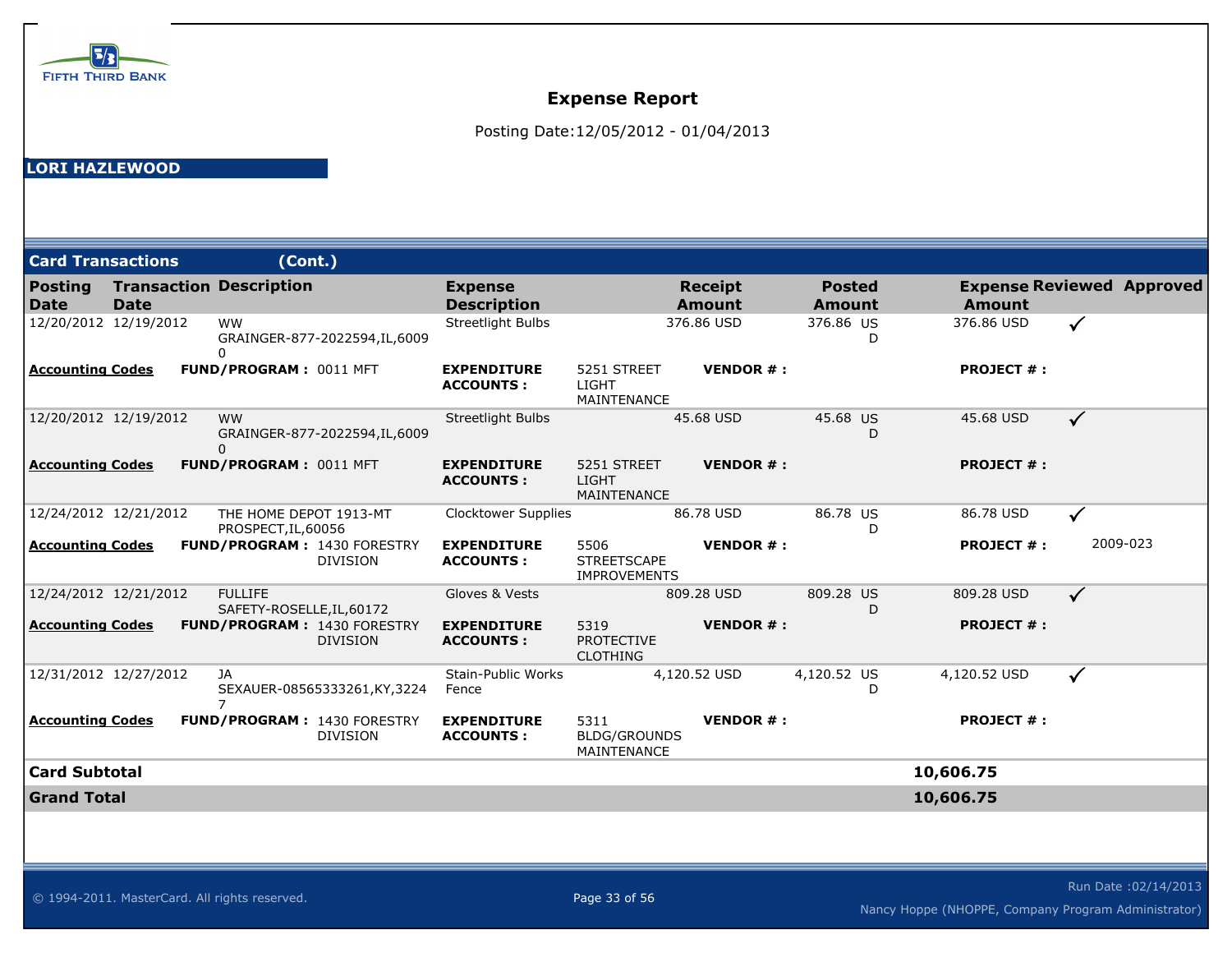FIFTH THIRD BANK

# Expense Report

Posting Date:12/05/2012 - 01/04/2013

**LORI HAZLEWOOD**

## Card Transactions (Cont.)

| Posting Date | Transaction Date | Description | Expense Description | | Receipt Amount | Posted Amount | Expense Amount | Reviewed | Approved |
|---|---|---|---|---|---|---|---|---|---|
| 12/20/2012 | 12/19/2012 | WW GRAINGER-877-2022594,IL,60090 | Streetlight Bulbs | | 376.86 USD | 376.86 USD | 376.86 USD | ✓ | |
| **Accounting Codes** | **FUND/PROGRAM :** 0011 MFT | | **EXPENDITURE ACCOUNTS :** | 5251 STREET LIGHT MAINTENANCE | **VENDOR # :** | | **PROJECT # :** | | |
| 12/20/2012 | 12/19/2012 | WW GRAINGER-877-2022594,IL,60090 | Streetlight Bulbs | | 45.68 USD | 45.68 USD | 45.68 USD | ✓ | |
| **Accounting Codes** | **FUND/PROGRAM :** 0011 MFT | | **EXPENDITURE ACCOUNTS :** | 5251 STREET LIGHT MAINTENANCE | **VENDOR # :** | | **PROJECT # :** | | 2009-023 |
| 12/24/2012 | 12/21/2012 | THE HOME DEPOT 1913-MT PROSPECT,IL,60056 | Clocktower Supplies | | 86.78 USD | 86.78 USD | 86.78 USD | ✓ | |
| **Accounting Codes** | **FUND/PROGRAM :** 1430 FORESTRY DIVISION | | **EXPENDITURE ACCOUNTS :** | 5506 STREETSCAPE IMPROVEMENTS | **VENDOR # :** | | **PROJECT # :** | | 2009-023 |
| 12/24/2012 | 12/21/2012 | FULLIFE SAFETY-ROSELLE,IL,60172 | Gloves & Vests | | 809.28 USD | 809.28 USD | 809.28 USD | ✓ | |
| **Accounting Codes** | **FUND/PROGRAM :** 1430 FORESTRY DIVISION | | **EXPENDITURE ACCOUNTS :** | 5319 PROTECTIVE CLOTHING | **VENDOR # :** | | **PROJECT # :** | | |
| 12/31/2012 | 12/27/2012 | JA SEXAUER-08565333261,KY,32247 | Stain-Public Works Fence | | 4,120.52 USD | 4,120.52 USD | 4,120.52 USD | ✓ | |
| **Accounting Codes** | **FUND/PROGRAM :** 1430 FORESTRY DIVISION | | **EXPENDITURE ACCOUNTS :** | 5311 BLDG/GROUNDS MAINTENANCE | **VENDOR # :** | | **PROJECT # :** | | |
| **Card Subtotal** | | | | | | | **10,606.75** | | |
| **Grand Total** | | | | | | | **10,606.75** | | |

© 1994-2011. MasterCard. All rights reserved.

Run Date :02/14/2013

Nancy Hoppe (NHOPPE, Company Program Administrator)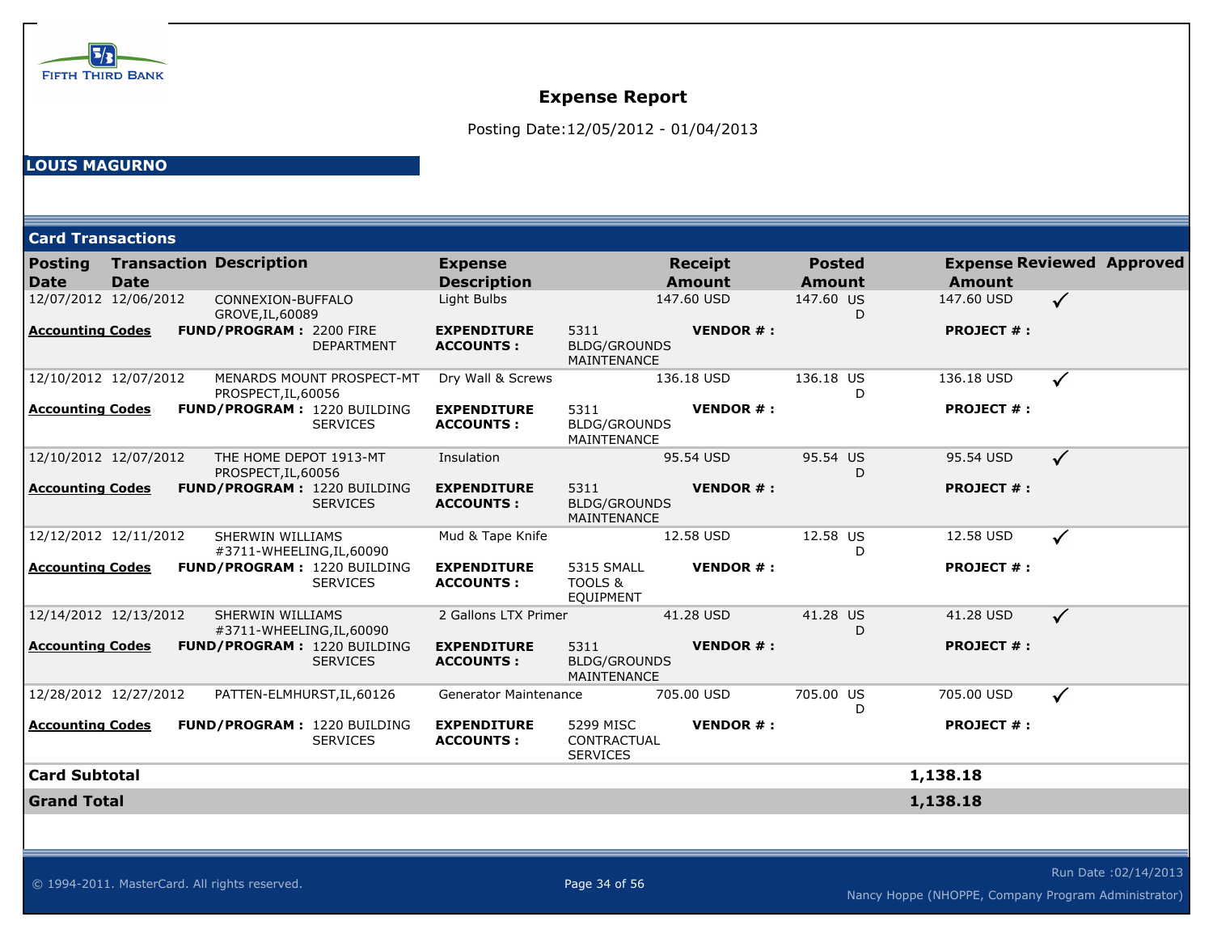FIFTH THIRD BANK

# Expense Report

Posting Date:12/05/2012 - 01/04/2013

**LOUIS MAGURNO**

## Card Transactions

| Posting Date | Transaction Date | Description | Expense Description | Receipt Amount | Posted Amount | Expense Amount | Reviewed | Approved |
|---|---|---|---|---|---|---|---|---|
| 12/07/2012 | 12/06/2012 | CONNEXION-BUFFALO GROVE,IL,60089 | Light Bulbs | 147.60 USD | 147.60 USD | 147.60 USD | ✓ | |
| **Accounting Codes** | **FUND/PROGRAM :** 2200 FIRE DEPARTMENT | | **EXPENDITURE ACCOUNTS :** 5311 BLDG/GROUNDS MAINTENANCE | **VENDOR # :** | | **PROJECT # :** | | |
| 12/10/2012 | 12/07/2012 | MENARDS MOUNT PROSPECT-MT PROSPECT,IL,60056 | Dry Wall & Screws | 136.18 USD | 136.18 USD | 136.18 USD | ✓ | |
| **Accounting Codes** | **FUND/PROGRAM :** 1220 BUILDING SERVICES | | **EXPENDITURE ACCOUNTS :** 5311 BLDG/GROUNDS MAINTENANCE | **VENDOR # :** | | **PROJECT # :** | | |
| 12/10/2012 | 12/07/2012 | THE HOME DEPOT 1913-MT PROSPECT,IL,60056 | Insulation | 95.54 USD | 95.54 USD | 95.54 USD | ✓ | |
| **Accounting Codes** | **FUND/PROGRAM :** 1220 BUILDING SERVICES | | **EXPENDITURE ACCOUNTS :** 5311 BLDG/GROUNDS MAINTENANCE | **VENDOR # :** | | **PROJECT # :** | | |
| 12/12/2012 | 12/11/2012 | SHERWIN WILLIAMS #3711-WHEELING,IL,60090 | Mud & Tape Knife | 12.58 USD | 12.58 USD | 12.58 USD | ✓ | |
| **Accounting Codes** | **FUND/PROGRAM :** 1220 BUILDING SERVICES | | **EXPENDITURE ACCOUNTS :** 5315 SMALL TOOLS & EQUIPMENT | **VENDOR # :** | | **PROJECT # :** | | |
| 12/14/2012 | 12/13/2012 | SHERWIN WILLIAMS #3711-WHEELING,IL,60090 | 2 Gallons LTX Primer | 41.28 USD | 41.28 USD | 41.28 USD | ✓ | |
| **Accounting Codes** | **FUND/PROGRAM :** 1220 BUILDING SERVICES | | **EXPENDITURE ACCOUNTS :** 5311 BLDG/GROUNDS MAINTENANCE | **VENDOR # :** | | **PROJECT # :** | | |
| 12/28/2012 | 12/27/2012 | PATTEN-ELMHURST,IL,60126 | Generator Maintenance | 705.00 USD | 705.00 USD | 705.00 USD | ✓ | |
| **Accounting Codes** | **FUND/PROGRAM :** 1220 BUILDING SERVICES | | **EXPENDITURE ACCOUNTS :** 5299 MISC CONTRACTUAL SERVICES | **VENDOR # :** | | **PROJECT # :** | | |
| **Card Subtotal** | | | | | | **1,138.18** | | |
| **Grand Total** | | | | | | **1,138.18** | | |

© 1994-2011. MasterCard. All rights reserved.

Run Date :02/14/2013

Nancy Hoppe (NHOPPE, Company Program Administrator)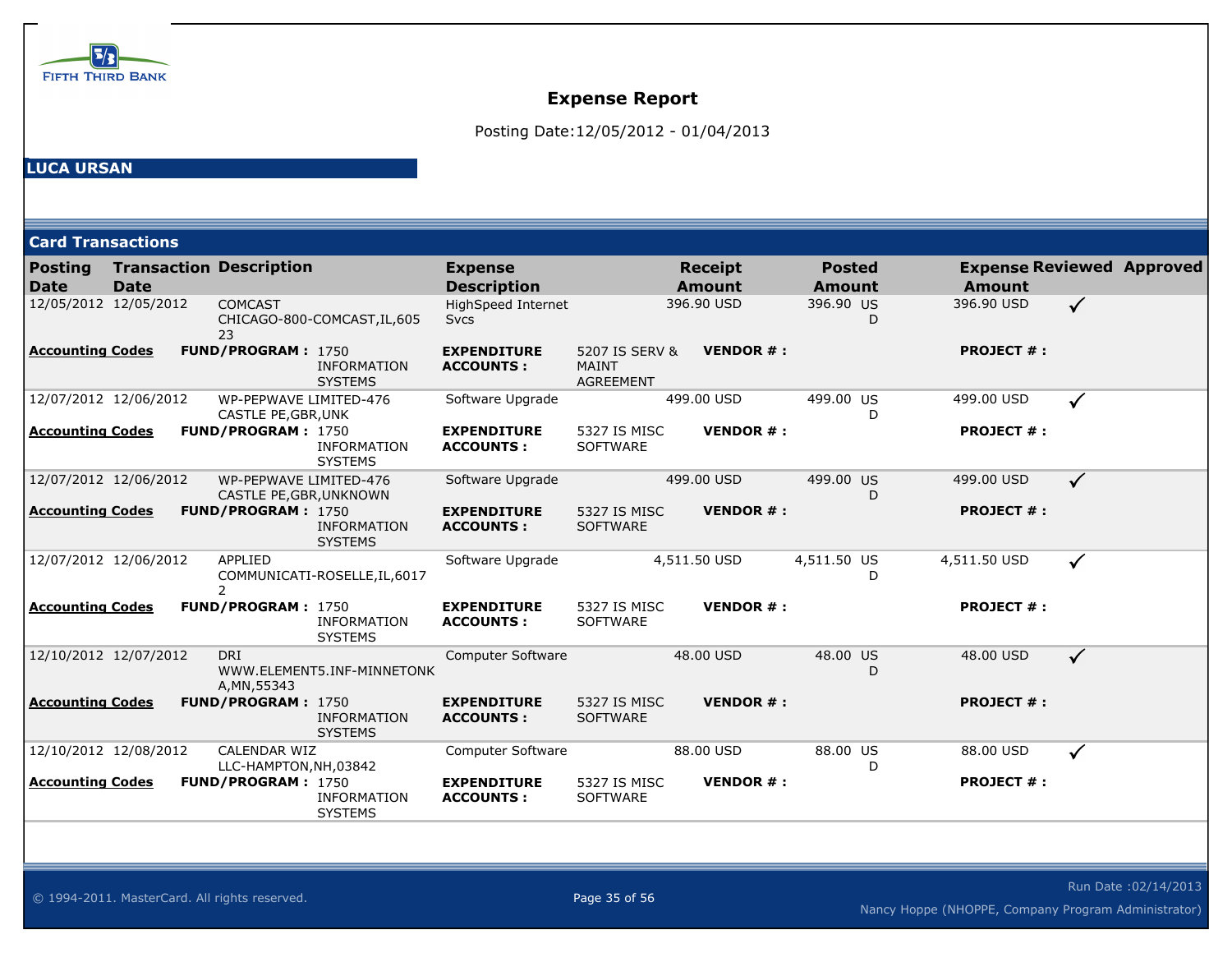FIFTH THIRD BANK

# Expense Report

Posting Date:12/05/2012 - 01/04/2013

**LUCA URSAN**

## Card Transactions

| Posting Date | Transaction Date | Description | Expense Description | Receipt Amount | Posted Amount | Expense Amount | Reviewed | Approved |
|---|---|---|---|---|---|---|---|---|
| 12/05/2012 | 12/05/2012 | COMCAST CHICAGO-800-COMCAST,IL,60523 | HighSpeed Internet Svcs | 396.90 USD | 396.90 USD | 396.90 USD | ✓ | |
| **Accounting Codes** | **FUND/PROGRAM :** 1750 INFORMATION SYSTEMS | | **EXPENDITURE ACCOUNTS :** 5207 IS SERV & MAINT AGREEMENT | **VENDOR # :** | | **PROJECT # :** | | |
| 12/07/2012 | 12/06/2012 | WP-PEPWAVE LIMITED-476 CASTLE PE,GBR,UNK | Software Upgrade | 499.00 USD | 499.00 USD | 499.00 USD | ✓ | |
| **Accounting Codes** | **FUND/PROGRAM :** 1750 INFORMATION SYSTEMS | | **EXPENDITURE ACCOUNTS :** 5327 IS MISC SOFTWARE | **VENDOR # :** | | **PROJECT # :** | | |
| 12/07/2012 | 12/06/2012 | WP-PEPWAVE LIMITED-476 CASTLE PE,GBR,UNKNOWN | Software Upgrade | 499.00 USD | 499.00 USD | 499.00 USD | ✓ | |
| **Accounting Codes** | **FUND/PROGRAM :** 1750 INFORMATION SYSTEMS | | **EXPENDITURE ACCOUNTS :** 5327 IS MISC SOFTWARE | **VENDOR # :** | | **PROJECT # :** | | |
| 12/07/2012 | 12/06/2012 | APPLIED COMMUNICATI-ROSELLE,IL,60172 | Software Upgrade | 4,511.50 USD | 4,511.50 USD | 4,511.50 USD | ✓ | |
| **Accounting Codes** | **FUND/PROGRAM :** 1750 INFORMATION SYSTEMS | | **EXPENDITURE ACCOUNTS :** 5327 IS MISC SOFTWARE | **VENDOR # :** | | **PROJECT # :** | | |
| 12/10/2012 | 12/07/2012 | DRI WWW.ELEMENT5.INF-MINNETONKA,MN,55343 | Computer Software | 48.00 USD | 48.00 USD | 48.00 USD | ✓ | |
| **Accounting Codes** | **FUND/PROGRAM :** 1750 INFORMATION SYSTEMS | | **EXPENDITURE ACCOUNTS :** 5327 IS MISC SOFTWARE | **VENDOR # :** | | **PROJECT # :** | | |
| 12/10/2012 | 12/08/2012 | CALENDAR WIZ LLC-HAMPTON,NH,03842 | Computer Software | 88.00 USD | 88.00 USD | 88.00 USD | ✓ | |
| **Accounting Codes** | **FUND/PROGRAM :** 1750 INFORMATION SYSTEMS | | **EXPENDITURE ACCOUNTS :** 5327 IS MISC SOFTWARE | **VENDOR # :** | | **PROJECT # :** | | |

© 1994-2011. MasterCard. All rights reserved.

Run Date :02/14/2013

Nancy Hoppe (NHOPPE, Company Program Administrator)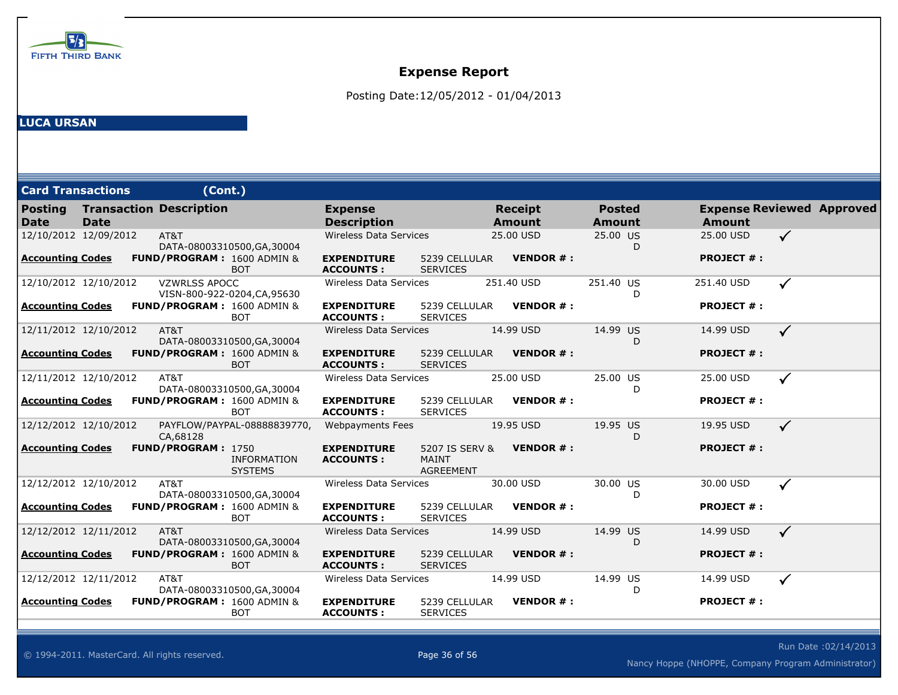FIFTH THIRD BANK

# Expense Report

Posting Date:12/05/2012 - 01/04/2013

**LUCA URSAN**

## Card Transactions (Cont.)

| Posting Date | Transaction Date | Description | Expense Description | Receipt Amount | Posted Amount | Expense Amount | Reviewed | Approved |
|---|---|---|---|---|---|---|---|---|
| 12/10/2012 | 12/09/2012 | AT&T DATA-08003310500,GA,30004 | Wireless Data Services | 25.00 USD | 25.00 USD | 25.00 USD | ✓ | |
| **Accounting Codes** | **FUND/PROGRAM :** 1600 ADMIN & BOT | | **EXPENDITURE ACCOUNTS :** 5239 CELLULAR SERVICES | **VENDOR # :** | | **PROJECT # :** | | |
| 12/10/2012 | 12/10/2012 | VZWRLSS APOCC VISN-800-922-0204,CA,95630 | Wireless Data Services | 251.40 USD | 251.40 USD | 251.40 USD | ✓ | |
| **Accounting Codes** | **FUND/PROGRAM :** 1600 ADMIN & BOT | | **EXPENDITURE ACCOUNTS :** 5239 CELLULAR SERVICES | **VENDOR # :** | | **PROJECT # :** | | |
| 12/11/2012 | 12/10/2012 | AT&T DATA-08003310500,GA,30004 | Wireless Data Services | 14.99 USD | 14.99 USD | 14.99 USD | ✓ | |
| **Accounting Codes** | **FUND/PROGRAM :** 1600 ADMIN & BOT | | **EXPENDITURE ACCOUNTS :** 5239 CELLULAR SERVICES | **VENDOR # :** | | **PROJECT # :** | | |
| 12/11/2012 | 12/10/2012 | AT&T DATA-08003310500,GA,30004 | Wireless Data Services | 25.00 USD | 25.00 USD | 25.00 USD | ✓ | |
| **Accounting Codes** | **FUND/PROGRAM :** 1600 ADMIN & BOT | | **EXPENDITURE ACCOUNTS :** 5239 CELLULAR SERVICES | **VENDOR # :** | | **PROJECT # :** | | |
| 12/12/2012 | 12/10/2012 | PAYFLOW/PAYPAL-08888839770, CA,68128 | Webpayments Fees | 19.95 USD | 19.95 USD | 19.95 USD | ✓ | |
| **Accounting Codes** | **FUND/PROGRAM :** 1750 INFORMATION SYSTEMS | | **EXPENDITURE ACCOUNTS :** 5207 IS SERV & MAINT AGREEMENT | **VENDOR # :** | | **PROJECT # :** | | |
| 12/12/2012 | 12/10/2012 | AT&T DATA-08003310500,GA,30004 | Wireless Data Services | 30.00 USD | 30.00 USD | 30.00 USD | ✓ | |
| **Accounting Codes** | **FUND/PROGRAM :** 1600 ADMIN & BOT | | **EXPENDITURE ACCOUNTS :** 5239 CELLULAR SERVICES | **VENDOR # :** | | **PROJECT # :** | | |
| 12/12/2012 | 12/11/2012 | AT&T DATA-08003310500,GA,30004 | Wireless Data Services | 14.99 USD | 14.99 USD | 14.99 USD | ✓ | |
| **Accounting Codes** | **FUND/PROGRAM :** 1600 ADMIN & BOT | | **EXPENDITURE ACCOUNTS :** 5239 CELLULAR SERVICES | **VENDOR # :** | | **PROJECT # :** | | |
| 12/12/2012 | 12/11/2012 | AT&T DATA-08003310500,GA,30004 | Wireless Data Services | 14.99 USD | 14.99 USD | 14.99 USD | ✓ | |
| **Accounting Codes** | **FUND/PROGRAM :** 1600 ADMIN & BOT | | **EXPENDITURE ACCOUNTS :** 5239 CELLULAR SERVICES | **VENDOR # :** | | **PROJECT # :** | | |

© 1994-2011. MasterCard. All rights reserved.

Run Date :02/14/2013

Nancy Hoppe (NHOPPE, Company Program Administrator)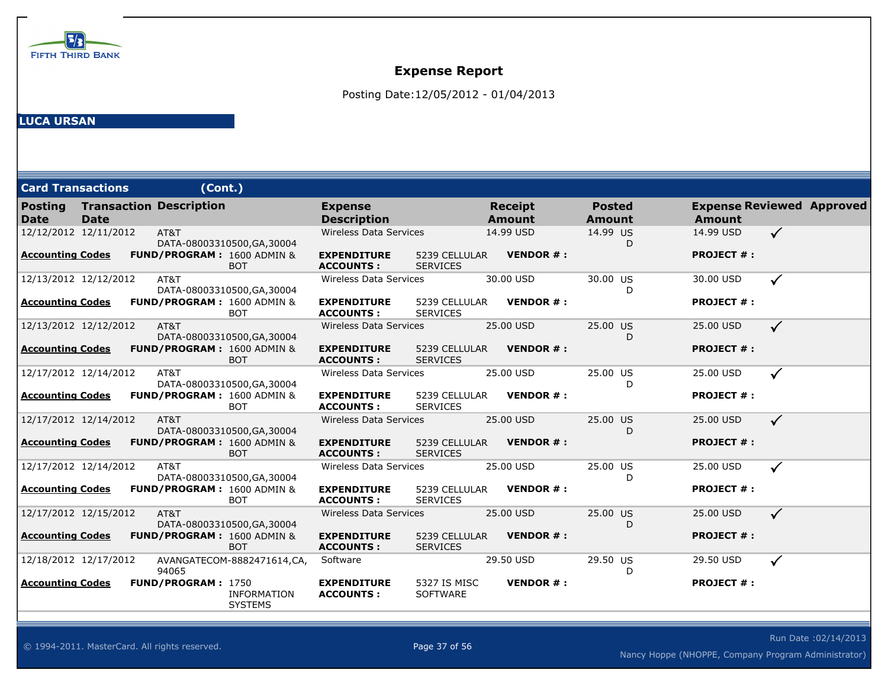FIFTH THIRD BANK

# Expense Report

Posting Date:12/05/2012 - 01/04/2013

**LUCA URSAN**

## Card Transactions (Cont.)

| Posting Date | Transaction Date | Description | Expense Description | Receipt Amount | Posted Amount | Expense Amount | Reviewed | Approved |
|---|---|---|---|---|---|---|---|---|
| 12/12/2012 | 12/11/2012 | AT&T DATA-08003310500,GA,30004 | Wireless Data Services | 14.99 USD | 14.99 USD | 14.99 USD | ✓ | |
| **Accounting Codes** | **FUND/PROGRAM :** 1600 ADMIN & BOT | | **EXPENDITURE ACCOUNTS :** 5239 CELLULAR SERVICES | **VENDOR # :** | | **PROJECT # :** | | |
| 12/13/2012 | 12/12/2012 | AT&T DATA-08003310500,GA,30004 | Wireless Data Services | 30.00 USD | 30.00 USD | 30.00 USD | ✓ | |
| **Accounting Codes** | **FUND/PROGRAM :** 1600 ADMIN & BOT | | **EXPENDITURE ACCOUNTS :** 5239 CELLULAR SERVICES | **VENDOR # :** | | **PROJECT # :** | | |
| 12/13/2012 | 12/12/2012 | AT&T DATA-08003310500,GA,30004 | Wireless Data Services | 25.00 USD | 25.00 USD | 25.00 USD | ✓ | |
| **Accounting Codes** | **FUND/PROGRAM :** 1600 ADMIN & BOT | | **EXPENDITURE ACCOUNTS :** 5239 CELLULAR SERVICES | **VENDOR # :** | | **PROJECT # :** | | |
| 12/17/2012 | 12/14/2012 | AT&T DATA-08003310500,GA,30004 | Wireless Data Services | 25.00 USD | 25.00 USD | 25.00 USD | ✓ | |
| **Accounting Codes** | **FUND/PROGRAM :** 1600 ADMIN & BOT | | **EXPENDITURE ACCOUNTS :** 5239 CELLULAR SERVICES | **VENDOR # :** | | **PROJECT # :** | | |
| 12/17/2012 | 12/14/2012 | AT&T DATA-08003310500,GA,30004 | Wireless Data Services | 25.00 USD | 25.00 USD | 25.00 USD | ✓ | |
| **Accounting Codes** | **FUND/PROGRAM :** 1600 ADMIN & BOT | | **EXPENDITURE ACCOUNTS :** 5239 CELLULAR SERVICES | **VENDOR # :** | | **PROJECT # :** | | |
| 12/17/2012 | 12/14/2012 | AT&T DATA-08003310500,GA,30004 | Wireless Data Services | 25.00 USD | 25.00 USD | 25.00 USD | ✓ | |
| **Accounting Codes** | **FUND/PROGRAM :** 1600 ADMIN & BOT | | **EXPENDITURE ACCOUNTS :** 5239 CELLULAR SERVICES | **VENDOR # :** | | **PROJECT # :** | | |
| 12/17/2012 | 12/15/2012 | AT&T DATA-08003310500,GA,30004 | Wireless Data Services | 25.00 USD | 25.00 USD | 25.00 USD | ✓ | |
| **Accounting Codes** | **FUND/PROGRAM :** 1600 ADMIN & BOT | | **EXPENDITURE ACCOUNTS :** 5239 CELLULAR SERVICES | **VENDOR # :** | | **PROJECT # :** | | |
| 12/18/2012 | 12/17/2012 | AVANGATECOM-8882471614,CA, 94065 | Software | 29.50 USD | 29.50 USD | 29.50 USD | ✓ | |
| **Accounting Codes** | **FUND/PROGRAM :** 1750 INFORMATION SYSTEMS | | **EXPENDITURE ACCOUNTS :** 5327 IS MISC SOFTWARE | **VENDOR # :** | | **PROJECT # :** | | |

© 1994-2011. MasterCard. All rights reserved.

Run Date :02/14/2013

Nancy Hoppe (NHOPPE, Company Program Administrator)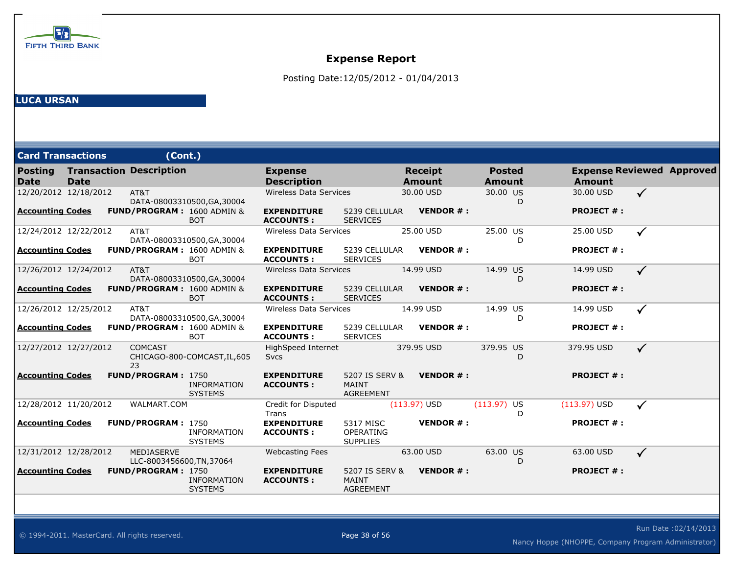FIFTH THIRD BANK

# Expense Report

Posting Date:12/05/2012 - 01/04/2013

**LUCA URSAN**

## Card Transactions (Cont.)

| Posting Date | Transaction Date | Description | Expense Description | Receipt Amount | Posted Amount | Expense Amount | Reviewed | Approved |
|---|---|---|---|---|---|---|---|---|
| 12/20/2012 | 12/18/2012 | AT&T DATA-08003310500,GA,30004 | Wireless Data Services | 30.00 USD | 30.00 USD | 30.00 USD | ✓ | |
| **Accounting Codes** | **FUND/PROGRAM :** 1600 ADMIN & BOT | | **EXPENDITURE ACCOUNTS :** 5239 CELLULAR SERVICES | **VENDOR # :** | | **PROJECT # :** | | |
| 12/24/2012 | 12/22/2012 | AT&T DATA-08003310500,GA,30004 | Wireless Data Services | 25.00 USD | 25.00 USD | 25.00 USD | ✓ | |
| **Accounting Codes** | **FUND/PROGRAM :** 1600 ADMIN & BOT | | **EXPENDITURE ACCOUNTS :** 5239 CELLULAR SERVICES | **VENDOR # :** | | **PROJECT # :** | | |
| 12/26/2012 | 12/24/2012 | AT&T DATA-08003310500,GA,30004 | Wireless Data Services | 14.99 USD | 14.99 USD | 14.99 USD | ✓ | |
| **Accounting Codes** | **FUND/PROGRAM :** 1600 ADMIN & BOT | | **EXPENDITURE ACCOUNTS :** 5239 CELLULAR SERVICES | **VENDOR # :** | | **PROJECT # :** | | |
| 12/26/2012 | 12/25/2012 | AT&T DATA-08003310500,GA,30004 | Wireless Data Services | 14.99 USD | 14.99 USD | 14.99 USD | ✓ | |
| **Accounting Codes** | **FUND/PROGRAM :** 1600 ADMIN & BOT | | **EXPENDITURE ACCOUNTS :** 5239 CELLULAR SERVICES | **VENDOR # :** | | **PROJECT # :** | | |
| 12/27/2012 | 12/27/2012 | COMCAST CHICAGO-800-COMCAST,IL,60523 | HighSpeed Internet Svcs | 379.95 USD | 379.95 USD | 379.95 USD | ✓ | |
| **Accounting Codes** | **FUND/PROGRAM :** 1750 INFORMATION SYSTEMS | | **EXPENDITURE ACCOUNTS :** 5207 IS SERV & MAINT AGREEMENT | **VENDOR # :** | | **PROJECT # :** | | |
| 12/28/2012 | 11/20/2012 | WALMART.COM | Credit for Disputed Trans | (113.97) USD | (113.97) USD | (113.97) USD | ✓ | |
| **Accounting Codes** | **FUND/PROGRAM :** 1750 INFORMATION SYSTEMS | | **EXPENDITURE ACCOUNTS :** 5317 MISC OPERATING SUPPLIES | **VENDOR # :** | | **PROJECT # :** | | |
| 12/31/2012 | 12/28/2012 | MEDIASERVE LLC-8003456600,TN,37064 | Webcasting Fees | 63.00 USD | 63.00 USD | 63.00 USD | ✓ | |
| **Accounting Codes** | **FUND/PROGRAM :** 1750 INFORMATION SYSTEMS | | **EXPENDITURE ACCOUNTS :** 5207 IS SERV & MAINT AGREEMENT | **VENDOR # :** | | **PROJECT # :** | | |

© 1994-2011. MasterCard. All rights reserved.

Run Date :02/14/2013

Nancy Hoppe (NHOPPE, Company Program Administrator)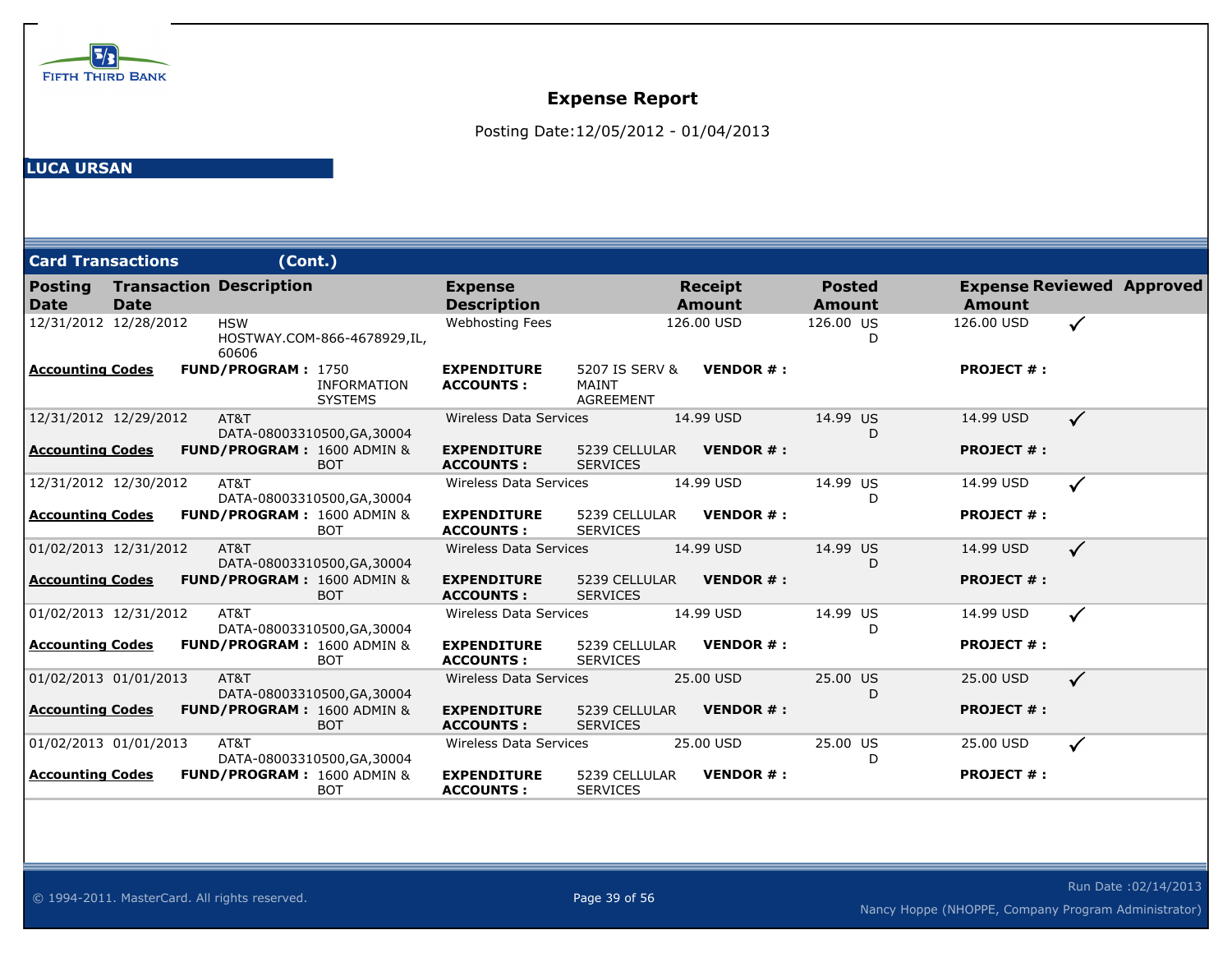FIFTH THIRD BANK

# Expense Report

Posting Date:12/05/2012 - 01/04/2013

**LUCA URSAN**

## Card Transactions (Cont.)

| Posting Date | Transaction Date | Description | Expense Description | Receipt Amount | Posted Amount | Expense Amount | Reviewed | Approved |
|---|---|---|---|---|---|---|---|---|
| 12/31/2012 | 12/28/2012 | HSW HOSTWAY.COM-866-4678929,IL, 60606 | Webhosting Fees | 126.00 USD | 126.00 USD | 126.00 USD | ✓ | |
| **Accounting Codes** | **FUND/PROGRAM :** 1750 INFORMATION SYSTEMS | | **EXPENDITURE ACCOUNTS :** 5207 IS SERV & MAINT AGREEMENT | **VENDOR # :** | | **PROJECT # :** | | |
| 12/31/2012 | 12/29/2012 | AT&T DATA-08003310500,GA,30004 | Wireless Data Services | 14.99 USD | 14.99 USD | 14.99 USD | ✓ | |
| **Accounting Codes** | **FUND/PROGRAM :** 1600 ADMIN & BOT | | **EXPENDITURE ACCOUNTS :** 5239 CELLULAR SERVICES | **VENDOR # :** | | **PROJECT # :** | | |
| 12/31/2012 | 12/30/2012 | AT&T DATA-08003310500,GA,30004 | Wireless Data Services | 14.99 USD | 14.99 USD | 14.99 USD | ✓ | |
| **Accounting Codes** | **FUND/PROGRAM :** 1600 ADMIN & BOT | | **EXPENDITURE ACCOUNTS :** 5239 CELLULAR SERVICES | **VENDOR # :** | | **PROJECT # :** | | |
| 01/02/2013 | 12/31/2012 | AT&T DATA-08003310500,GA,30004 | Wireless Data Services | 14.99 USD | 14.99 USD | 14.99 USD | ✓ | |
| **Accounting Codes** | **FUND/PROGRAM :** 1600 ADMIN & BOT | | **EXPENDITURE ACCOUNTS :** 5239 CELLULAR SERVICES | **VENDOR # :** | | **PROJECT # :** | | |
| 01/02/2013 | 12/31/2012 | AT&T DATA-08003310500,GA,30004 | Wireless Data Services | 14.99 USD | 14.99 USD | 14.99 USD | ✓ | |
| **Accounting Codes** | **FUND/PROGRAM :** 1600 ADMIN & BOT | | **EXPENDITURE ACCOUNTS :** 5239 CELLULAR SERVICES | **VENDOR # :** | | **PROJECT # :** | | |
| 01/02/2013 | 01/01/2013 | AT&T DATA-08003310500,GA,30004 | Wireless Data Services | 25.00 USD | 25.00 USD | 25.00 USD | ✓ | |
| **Accounting Codes** | **FUND/PROGRAM :** 1600 ADMIN & BOT | | **EXPENDITURE ACCOUNTS :** 5239 CELLULAR SERVICES | **VENDOR # :** | | **PROJECT # :** | | |
| 01/02/2013 | 01/01/2013 | AT&T DATA-08003310500,GA,30004 | Wireless Data Services | 25.00 USD | 25.00 USD | 25.00 USD | ✓ | |
| **Accounting Codes** | **FUND/PROGRAM :** 1600 ADMIN & BOT | | **EXPENDITURE ACCOUNTS :** 5239 CELLULAR SERVICES | **VENDOR # :** | | **PROJECT # :** | | |

© 1994-2011. MasterCard. All rights reserved.

Run Date :02/14/2013

Nancy Hoppe (NHOPPE, Company Program Administrator)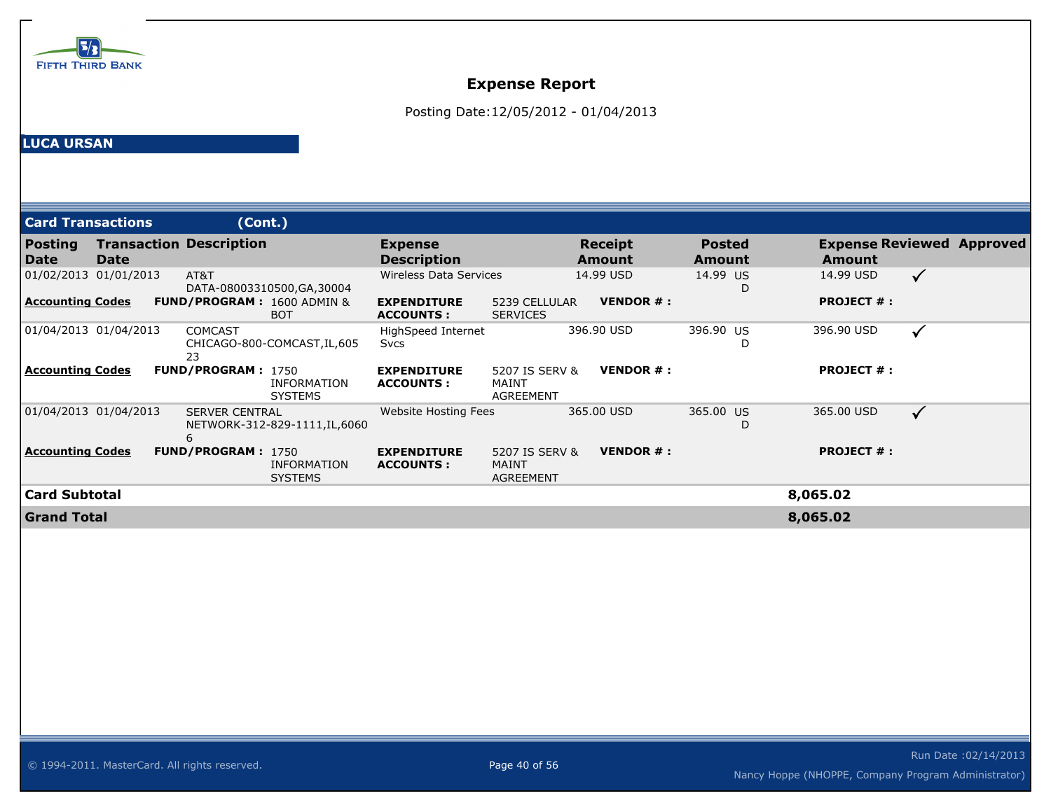FIFTH THIRD BANK

# Expense Report

Posting Date:12/05/2012 - 01/04/2013

**LUCA URSAN**

## Card Transactions (Cont.)

| Posting Date | Transaction Date | Description | Expense Description | Receipt Amount | Posted Amount | Expense Amount | Reviewed | Approved |
|---|---|---|---|---|---|---|---|---|
| 01/02/2013 | 01/01/2013 | AT&T DATA-08003310500,GA,30004 | Wireless Data Services | 14.99 USD | 14.99 USD | 14.99 USD | ✓ | |
| **Accounting Codes** | **FUND/PROGRAM :** 1600 ADMIN & BOT | | **EXPENDITURE ACCOUNTS :** 5239 CELLULAR SERVICES | **VENDOR # :** | | **PROJECT # :** | | |
| 01/04/2013 | 01/04/2013 | COMCAST CHICAGO-800-COMCAST,IL,60523 | HighSpeed Internet Svcs | 396.90 USD | 396.90 USD | 396.90 USD | ✓ | |
| **Accounting Codes** | **FUND/PROGRAM :** 1750 INFORMATION SYSTEMS | | **EXPENDITURE ACCOUNTS :** 5207 IS SERV & MAINT AGREEMENT | **VENDOR # :** | | **PROJECT # :** | | |
| 01/04/2013 | 01/04/2013 | SERVER CENTRAL NETWORK-312-829-1111,IL,60606 | Website Hosting Fees | 365.00 USD | 365.00 USD | 365.00 USD | ✓ | |
| **Accounting Codes** | **FUND/PROGRAM :** 1750 INFORMATION SYSTEMS | | **EXPENDITURE ACCOUNTS :** 5207 IS SERV & MAINT AGREEMENT | **VENDOR # :** | | **PROJECT # :** | | |
| **Card Subtotal** | | | | | | **8,065.02** | | |
| **Grand Total** | | | | | | **8,065.02** | | |

© 1994-2011. MasterCard. All rights reserved.

Run Date :02/14/2013

Nancy Hoppe (NHOPPE, Company Program Administrator)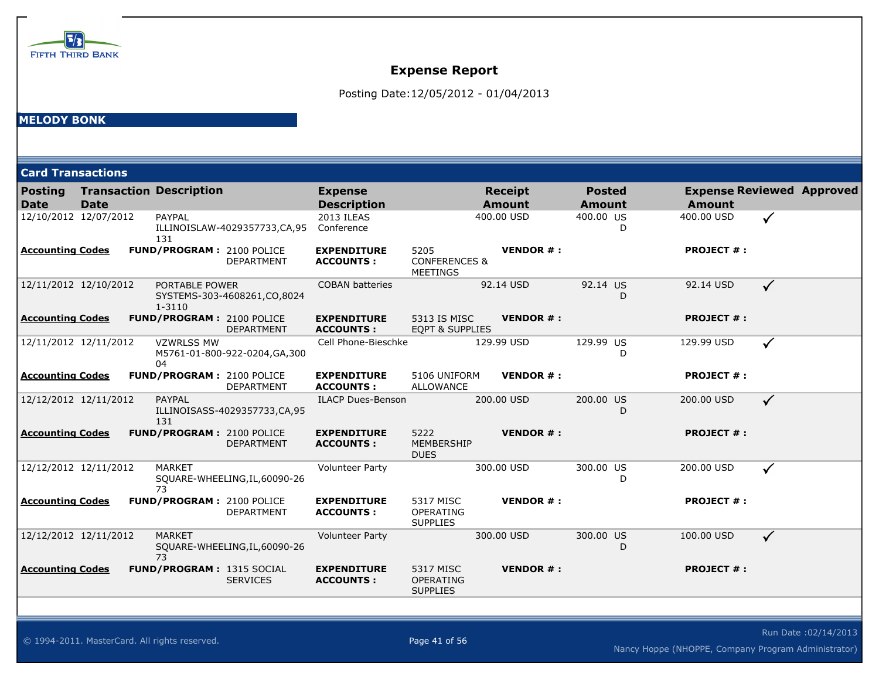FIFTH THIRD BANK

# Expense Report

Posting Date:12/05/2012 - 01/04/2013

## MELODY BONK

### Card Transactions

| Posting Date | Transaction Date | Description | Expense Description | Receipt Amount | Posted Amount | Expense Amount | Reviewed | Approved |
|---|---|---|---|---|---|---|---|---|
| 12/10/2012 | 12/07/2012 | PAYPAL ILLINOISLAW-4029357733,CA,95131 | 2013 ILEAS Conference | 400.00 USD | 400.00 USD | 400.00 USD | ✓ | |
| **Accounting Codes** | **FUND/PROGRAM :** 2100 POLICE DEPARTMENT | | **EXPENDITURE ACCOUNTS :** 5205 CONFERENCES & MEETINGS | **VENDOR # :** | | **PROJECT # :** | | |
| 12/11/2012 | 12/10/2012 | PORTABLE POWER SYSTEMS-303-4608261,CO,80241-3110 | COBAN batteries | 92.14 USD | 92.14 USD | 92.14 USD | ✓ | |
| **Accounting Codes** | **FUND/PROGRAM :** 2100 POLICE DEPARTMENT | | **EXPENDITURE ACCOUNTS :** 5313 IS MISC EQPT & SUPPLIES | **VENDOR # :** | | **PROJECT # :** | | |
| 12/11/2012 | 12/11/2012 | VZWRLSS MW M5761-01-800-922-0204,GA,30004 | Cell Phone-Bieschke | 129.99 USD | 129.99 USD | 129.99 USD | ✓ | |
| **Accounting Codes** | **FUND/PROGRAM :** 2100 POLICE DEPARTMENT | | **EXPENDITURE ACCOUNTS :** 5106 UNIFORM ALLOWANCE | **VENDOR # :** | | **PROJECT # :** | | |
| 12/12/2012 | 12/11/2012 | PAYPAL ILLINOISASS-4029357733,CA,95131 | ILACP Dues-Benson | 200.00 USD | 200.00 USD | 200.00 USD | ✓ | |
| **Accounting Codes** | **FUND/PROGRAM :** 2100 POLICE DEPARTMENT | | **EXPENDITURE ACCOUNTS :** 5222 MEMBERSHIP DUES | **VENDOR # :** | | **PROJECT # :** | | |
| 12/12/2012 | 12/11/2012 | MARKET SQUARE-WHEELING,IL,60090-2673 | Volunteer Party | 300.00 USD | 300.00 USD | 200.00 USD | ✓ | |
| **Accounting Codes** | **FUND/PROGRAM :** 2100 POLICE DEPARTMENT | | **EXPENDITURE ACCOUNTS :** 5317 MISC OPERATING SUPPLIES | **VENDOR # :** | | **PROJECT # :** | | |
| 12/12/2012 | 12/11/2012 | MARKET SQUARE-WHEELING,IL,60090-2673 | Volunteer Party | 300.00 USD | 300.00 USD | 100.00 USD | ✓ | |
| **Accounting Codes** | **FUND/PROGRAM :** 1315 SOCIAL SERVICES | | **EXPENDITURE ACCOUNTS :** 5317 MISC OPERATING SUPPLIES | **VENDOR # :** | | **PROJECT # :** | | |

© 1994-2011. MasterCard. All rights reserved.

Run Date :02/14/2013

Nancy Hoppe (NHOPPE, Company Program Administrator)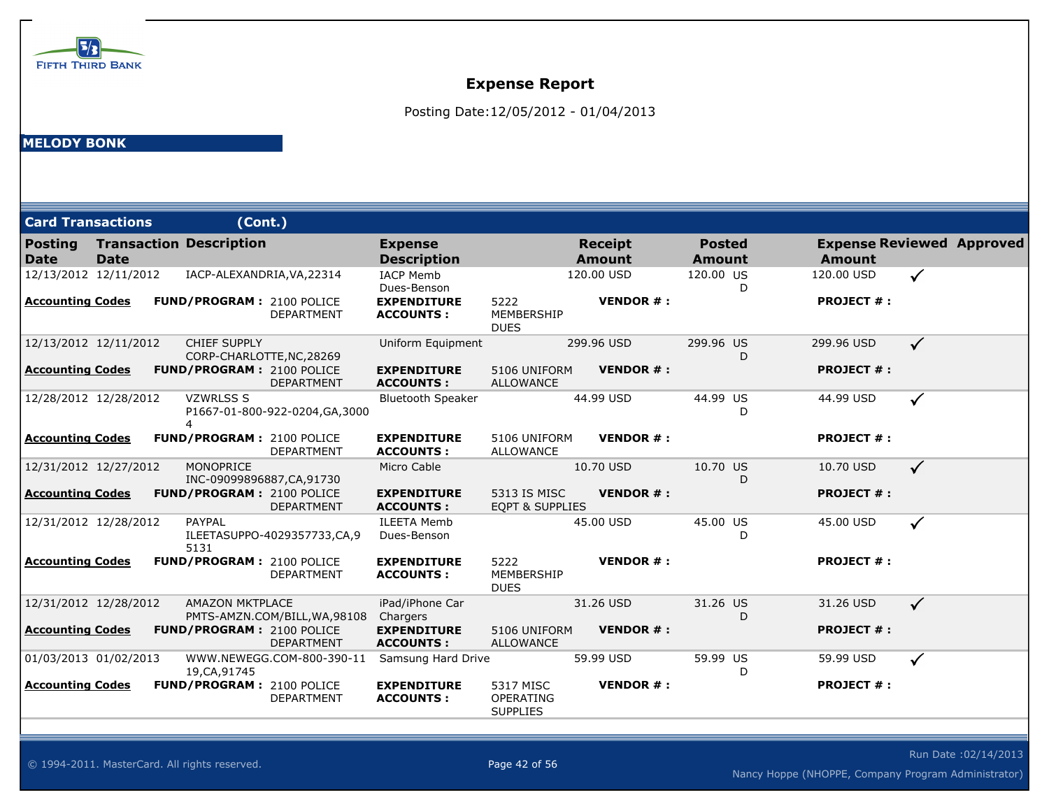FIFTH THIRD BANK

# Expense Report

Posting Date:12/05/2012 - 01/04/2013

**MELODY BONK**

## Card Transactions (Cont.)

| Posting Date | Transaction Date | Description | Expense Description | Receipt Amount | Posted Amount | Expense Amount | Reviewed | Approved |
|---|---|---|---|---|---|---|---|---|
| 12/13/2012 | 12/11/2012 | IACP-ALEXANDRIA,VA,22314 | IACP Memb Dues-Benson | 120.00 USD | 120.00 USD | 120.00 USD | ✓ | |
| **Accounting Codes** | **FUND/PROGRAM :** 2100 POLICE DEPARTMENT | | **EXPENDITURE ACCOUNTS :** 5222 MEMBERSHIP DUES | **VENDOR # :** | | **PROJECT # :** | | |
| 12/13/2012 | 12/11/2012 | CHIEF SUPPLY CORP-CHARLOTTE,NC,28269 | Uniform Equipment | 299.96 USD | 299.96 USD | 299.96 USD | ✓ | |
| **Accounting Codes** | **FUND/PROGRAM :** 2100 POLICE DEPARTMENT | | **EXPENDITURE ACCOUNTS :** 5106 UNIFORM ALLOWANCE | **VENDOR # :** | | **PROJECT # :** | | |
| 12/28/2012 | 12/28/2012 | VZWRLSS S P1667-01-800-922-0204,GA,30004 | Bluetooth Speaker | 44.99 USD | 44.99 USD | 44.99 USD | ✓ | |
| **Accounting Codes** | **FUND/PROGRAM :** 2100 POLICE DEPARTMENT | | **EXPENDITURE ACCOUNTS :** 5106 UNIFORM ALLOWANCE | **VENDOR # :** | | **PROJECT # :** | | |
| 12/31/2012 | 12/27/2012 | MONOPRICE INC-09099896887,CA,91730 | Micro Cable | 10.70 USD | 10.70 USD | 10.70 USD | ✓ | |
| **Accounting Codes** | **FUND/PROGRAM :** 2100 POLICE DEPARTMENT | | **EXPENDITURE ACCOUNTS :** 5313 IS MISC EQPT & SUPPLIES | **VENDOR # :** | | **PROJECT # :** | | |
| 12/31/2012 | 12/28/2012 | PAYPAL ILEETASUPPO-4029357733,CA,95131 | ILEETA Memb Dues-Benson | 45.00 USD | 45.00 USD | 45.00 USD | ✓ | |
| **Accounting Codes** | **FUND/PROGRAM :** 2100 POLICE DEPARTMENT | | **EXPENDITURE ACCOUNTS :** 5222 MEMBERSHIP DUES | **VENDOR # :** | | **PROJECT # :** | | |
| 12/31/2012 | 12/28/2012 | AMAZON MKTPLACE PMTS-AMZN.COM/BILL,WA,98108 | iPad/iPhone Car Chargers | 31.26 USD | 31.26 USD | 31.26 USD | ✓ | |
| **Accounting Codes** | **FUND/PROGRAM :** 2100 POLICE DEPARTMENT | | **EXPENDITURE ACCOUNTS :** 5106 UNIFORM ALLOWANCE | **VENDOR # :** | | **PROJECT # :** | | |
| 01/03/2013 | 01/02/2013 | WWW.NEWEGG.COM-800-390-1119,CA,91745 | Samsung Hard Drive | 59.99 USD | 59.99 USD | 59.99 USD | ✓ | |
| **Accounting Codes** | **FUND/PROGRAM :** 2100 POLICE DEPARTMENT | | **EXPENDITURE ACCOUNTS :** 5317 MISC OPERATING SUPPLIES | **VENDOR # :** | | **PROJECT # :** | | |

© 1994-2011. MasterCard. All rights reserved.

Run Date :02/14/2013

Nancy Hoppe (NHOPPE, Company Program Administrator)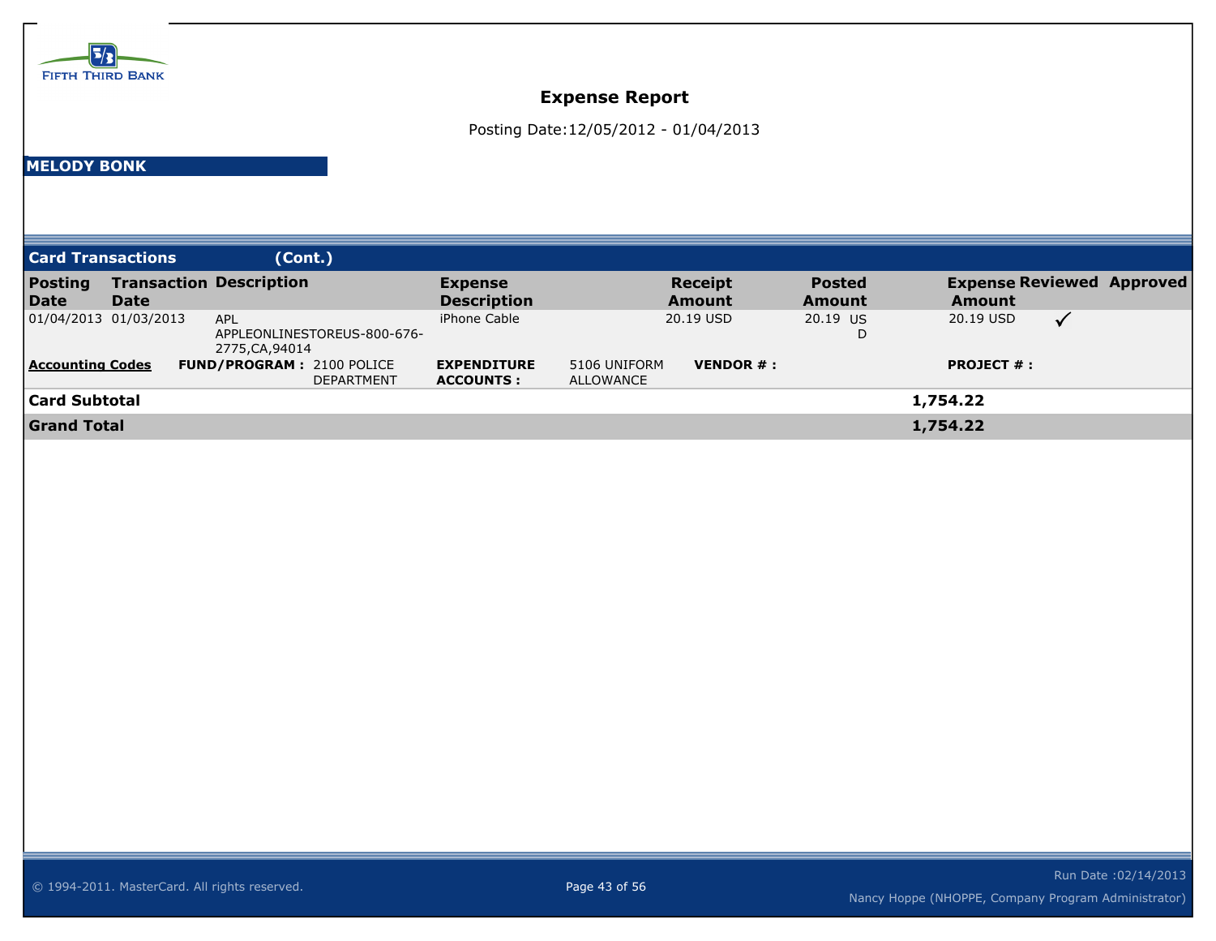FIFTH THIRD BANK

# Expense Report

Posting Date:12/05/2012 - 01/04/2013

**MELODY BONK**

## Card Transactions (Cont.)

| Posting Date | Transaction Date | Description | Expense Description | Receipt Amount | Posted Amount | Expense Amount | Reviewed | Approved |
|---|---|---|---|---|---|---|---|---|
| 01/04/2013 | 01/03/2013 | APL APPLEONLINESTOREUS-800-676-2775,CA,94014 | iPhone Cable | 20.19 USD | 20.19 USD | 20.19 USD | ✓ | |

**Accounting Codes** | **FUND/PROGRAM :** 2100 POLICE DEPARTMENT | **EXPENDITURE ACCOUNTS :** 5106 UNIFORM ALLOWANCE | **VENDOR # :** | **PROJECT # :**

| | |
|---|---|
| **Card Subtotal** | **1,754.22** |
| **Grand Total** | **1,754.22** |

© 1994-2011. MasterCard. All rights reserved.

Run Date :02/14/2013

Nancy Hoppe (NHOPPE, Company Program Administrator)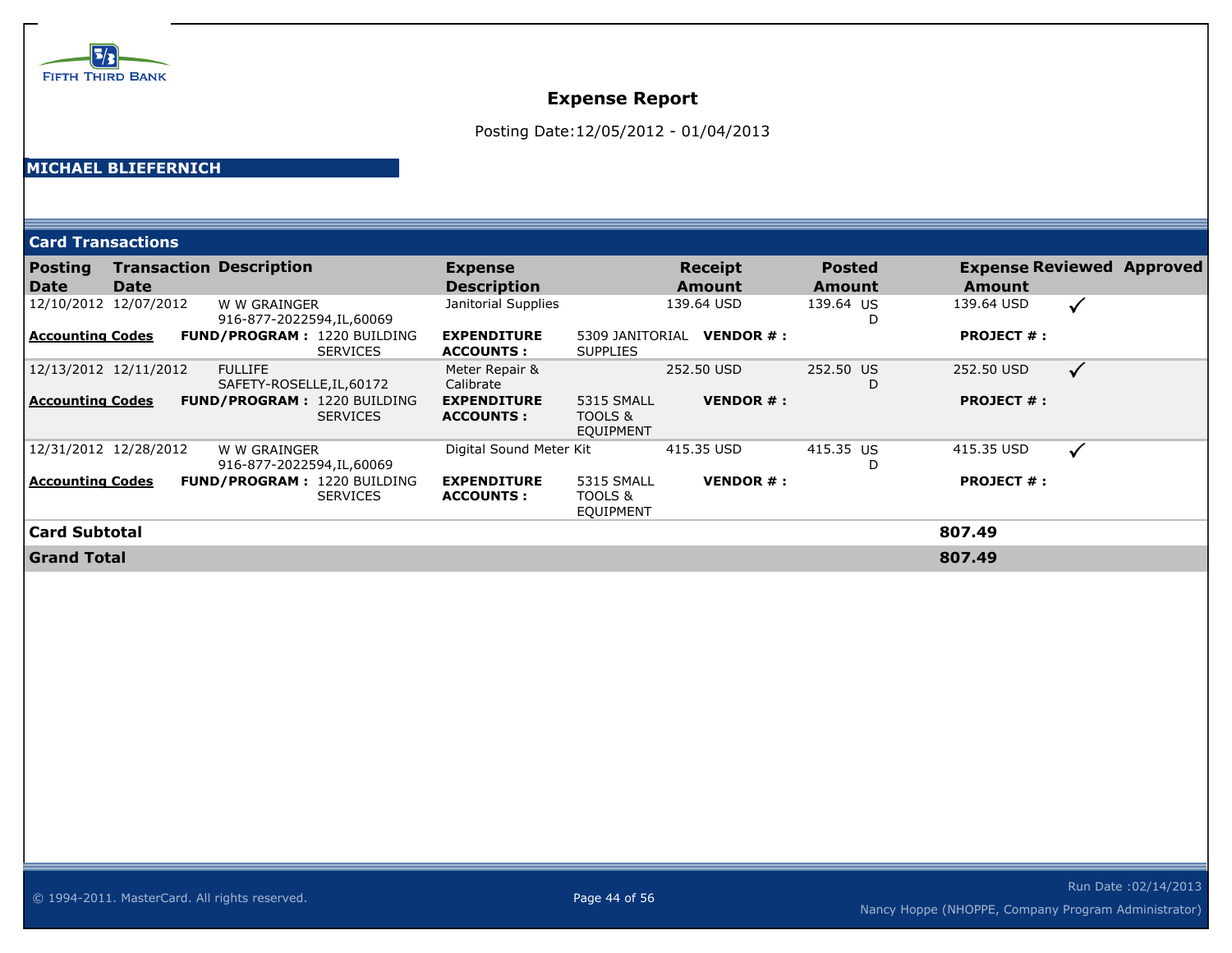FIFTH THIRD BANK

# Expense Report

Posting Date:12/05/2012 - 01/04/2013

**MICHAEL BLIEFERNICH**

## Card Transactions

| Posting Date | Transaction Date | Description | Expense Description | | Receipt Amount | Posted Amount | Expense Amount | Reviewed | Approved |
|---|---|---|---|---|---|---|---|---|---|
| 12/10/2012 | 12/07/2012 | W W GRAINGER 916-877-2022594,IL,60069 | Janitorial Supplies | | 139.64 USD | 139.64 USD | 139.64 USD | ✓ | |
| **Accounting Codes** | **FUND/PROGRAM :** | 1220 BUILDING SERVICES | **EXPENDITURE ACCOUNTS :** | 5309 JANITORIAL SUPPLIES | **VENDOR # :** | | **PROJECT # :** | | |
| 12/13/2012 | 12/11/2012 | FULLIFE SAFETY-ROSELLE,IL,60172 | Meter Repair & Calibrate | | 252.50 USD | 252.50 USD | 252.50 USD | ✓ | |
| **Accounting Codes** | **FUND/PROGRAM :** | 1220 BUILDING SERVICES | **EXPENDITURE ACCOUNTS :** | 5315 SMALL TOOLS & EQUIPMENT | **VENDOR # :** | | **PROJECT # :** | | |
| 12/31/2012 | 12/28/2012 | W W GRAINGER 916-877-2022594,IL,60069 | Digital Sound Meter Kit | | 415.35 USD | 415.35 USD | 415.35 USD | ✓ | |
| **Accounting Codes** | **FUND/PROGRAM :** | 1220 BUILDING SERVICES | **EXPENDITURE ACCOUNTS :** | 5315 SMALL TOOLS & EQUIPMENT | **VENDOR # :** | | **PROJECT # :** | | |
| **Card Subtotal** | | | | | | | **807.49** | | |
| **Grand Total** | | | | | | | **807.49** | | |

© 1994-2011. MasterCard. All rights reserved.

Run Date :02/14/2013

Nancy Hoppe (NHOPPE, Company Program Administrator)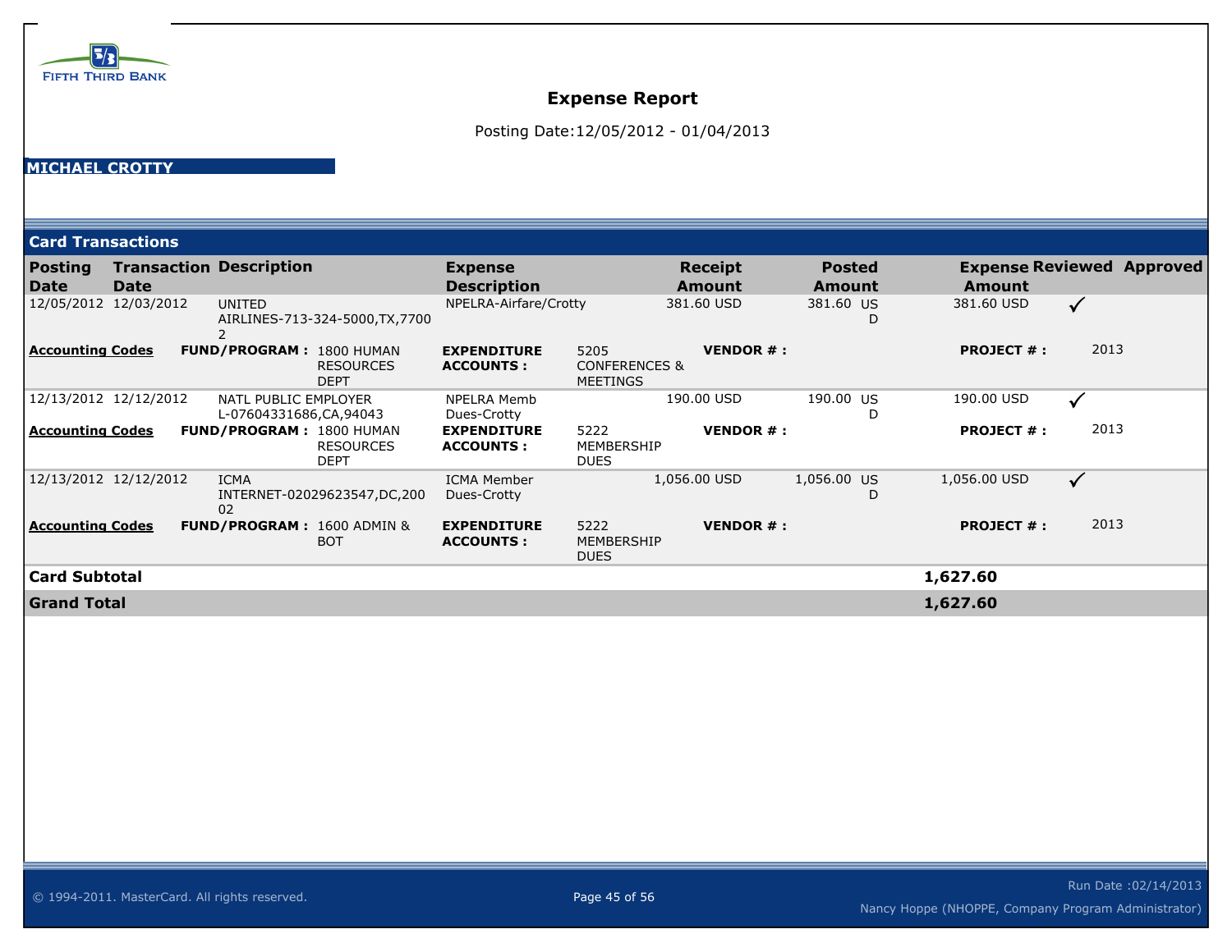FIFTH THIRD BANK

# Expense Report

Posting Date:12/05/2012 - 01/04/2013

**MICHAEL CROTTY**

## Card Transactions

| Posting Date | Transaction Date | Description | Expense Description | Receipt Amount | Posted Amount | Expense Amount | Reviewed | Approved |
|---|---|---|---|---|---|---|---|---|
| 12/05/2012 | 12/03/2012 | UNITED AIRLINES-713-324-5000,TX,77002 | NPELRA-Airfare/Crotty | 381.60 USD | 381.60 USD | 381.60 USD | ✓ | |
| **Accounting Codes** | | **FUND/PROGRAM :** 1800 HUMAN RESOURCES DEPT | **EXPENDITURE ACCOUNTS :** 5205 CONFERENCES & MEETINGS | **VENDOR # :** | | **PROJECT # :** 2013 | | |
| 12/13/2012 | 12/12/2012 | NATL PUBLIC EMPLOYER L-07604331686,CA,94043 | NPELRA Memb Dues-Crotty | 190.00 USD | 190.00 USD | 190.00 USD | ✓ | |
| **Accounting Codes** | | **FUND/PROGRAM :** 1800 HUMAN RESOURCES DEPT | **EXPENDITURE ACCOUNTS :** 5222 MEMBERSHIP DUES | **VENDOR # :** | | **PROJECT # :** 2013 | | |
| 12/13/2012 | 12/12/2012 | ICMA INTERNET-02029623547,DC,20002 | ICMA Member Dues-Crotty | 1,056.00 USD | 1,056.00 USD | 1,056.00 USD | ✓ | |
| **Accounting Codes** | | **FUND/PROGRAM :** 1600 ADMIN & BOT | **EXPENDITURE ACCOUNTS :** 5222 MEMBERSHIP DUES | **VENDOR # :** | | **PROJECT # :** 2013 | | |
| **Card Subtotal** | | | | | | **1,627.60** | | |
| **Grand Total** | | | | | | **1,627.60** | | |

© 1994-2011. MasterCard. All rights reserved.

Run Date :02/14/2013

Nancy Hoppe (NHOPPE, Company Program Administrator)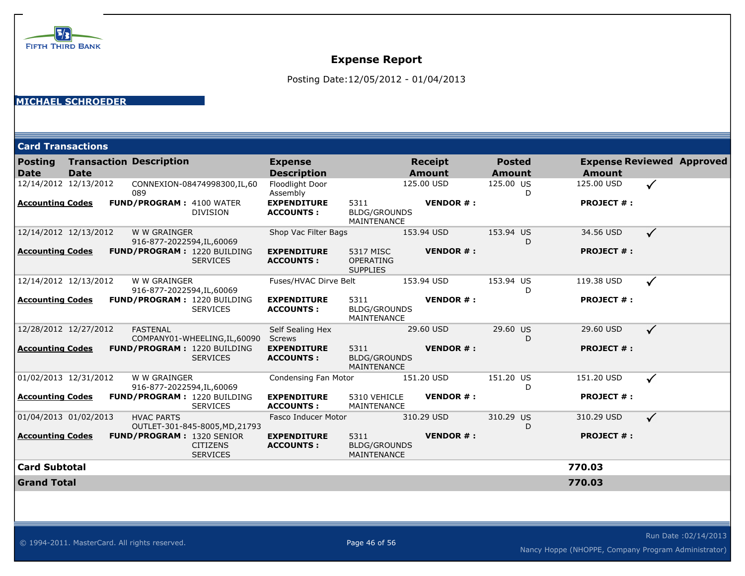FIFTH THIRD BANK

# Expense Report

Posting Date:12/05/2012 - 01/04/2013

**MICHAEL SCHROEDER**

## Card Transactions

| Posting Date | Transaction Date | Description | Expense Description | Receipt Amount | Posted Amount | Expense Amount | Reviewed | Approved |
|---|---|---|---|---|---|---|---|---|
| 12/14/2012 | 12/13/2012 | CONNEXION-08474998300,IL,60089 | Floodlight Door Assembly | 125.00 USD | 125.00 USD | 125.00 USD | ✓ | |
| **Accounting Codes** | **FUND/PROGRAM :** 4100 WATER DIVISION | | **EXPENDITURE ACCOUNTS :** 5311 BLDG/GROUNDS MAINTENANCE | **VENDOR # :** | | **PROJECT # :** | | |
| 12/14/2012 | 12/13/2012 | W W GRAINGER 916-877-2022594,IL,60069 | Shop Vac Filter Bags | 153.94 USD | 153.94 USD | 34.56 USD | ✓ | |
| **Accounting Codes** | **FUND/PROGRAM :** 1220 BUILDING SERVICES | | **EXPENDITURE ACCOUNTS :** 5317 MISC OPERATING SUPPLIES | **VENDOR # :** | | **PROJECT # :** | | |
| 12/14/2012 | 12/13/2012 | W W GRAINGER 916-877-2022594,IL,60069 | Fuses/HVAC Dirve Belt | 153.94 USD | 153.94 USD | 119.38 USD | ✓ | |
| **Accounting Codes** | **FUND/PROGRAM :** 1220 BUILDING SERVICES | | **EXPENDITURE ACCOUNTS :** 5311 BLDG/GROUNDS MAINTENANCE | **VENDOR # :** | | **PROJECT # :** | | |
| 12/28/2012 | 12/27/2012 | FASTENAL COMPANY01-WHEELING,IL,60090 | Self Sealing Hex Screws | 29.60 USD | 29.60 USD | 29.60 USD | ✓ | |
| **Accounting Codes** | **FUND/PROGRAM :** 1220 BUILDING SERVICES | | **EXPENDITURE ACCOUNTS :** 5311 BLDG/GROUNDS MAINTENANCE | **VENDOR # :** | | **PROJECT # :** | | |
| 01/02/2013 | 12/31/2012 | W W GRAINGER 916-877-2022594,IL,60069 | Condensing Fan Motor | 151.20 USD | 151.20 USD | 151.20 USD | ✓ | |
| **Accounting Codes** | **FUND/PROGRAM :** 1220 BUILDING SERVICES | | **EXPENDITURE ACCOUNTS :** 5310 VEHICLE MAINTENANCE | **VENDOR # :** | | **PROJECT # :** | | |
| 01/04/2013 | 01/02/2013 | HVAC PARTS OUTLET-301-845-8005,MD,21793 | Fasco Inducer Motor | 310.29 USD | 310.29 USD | 310.29 USD | ✓ | |
| **Accounting Codes** | **FUND/PROGRAM :** 1320 SENIOR CITIZENS SERVICES | | **EXPENDITURE ACCOUNTS :** 5311 BLDG/GROUNDS MAINTENANCE | **VENDOR # :** | | **PROJECT # :** | | |
| **Card Subtotal** | | | | | | **770.03** | | |
| **Grand Total** | | | | | | **770.03** | | |

© 1994-2011. MasterCard. All rights reserved.

Run Date :02/14/2013

Nancy Hoppe (NHOPPE, Company Program Administrator)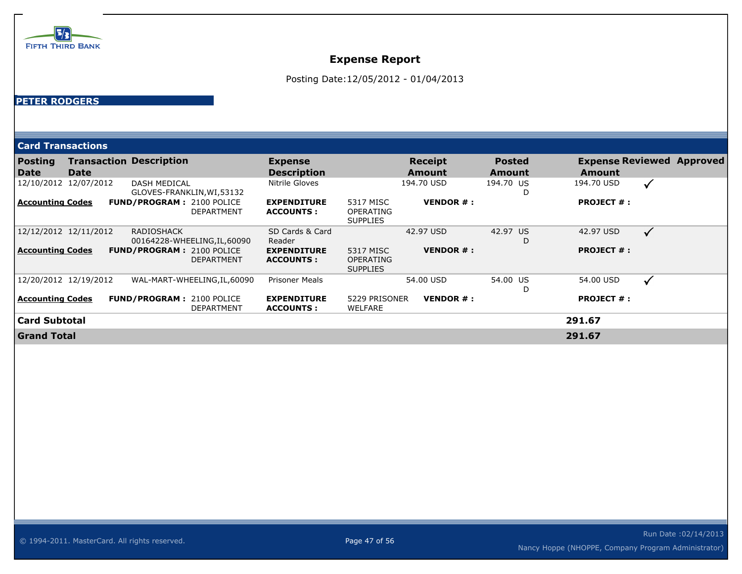FIFTH THIRD BANK

# Expense Report

Posting Date:12/05/2012 - 01/04/2013

**PETER RODGERS**

## Card Transactions

| Posting Date | Transaction Date | Description | Expense Description | | Receipt Amount | Posted Amount | Expense Amount | Reviewed | Approved |
|---|---|---|---|---|---|---|---|---|---|
| 12/10/2012 | 12/07/2012 | DASH MEDICAL GLOVES-FRANKLIN,WI,53132 | Nitrile Gloves | | 194.70 USD | 194.70 USD | 194.70 USD | ✓ | |
| **Accounting Codes** | **FUND/PROGRAM :** 2100 POLICE DEPARTMENT | | **EXPENDITURE ACCOUNTS :** | 5317 MISC OPERATING SUPPLIES | **VENDOR # :** | | **PROJECT # :** | | |
| 12/12/2012 | 12/11/2012 | RADIOSHACK 00164228-WHEELING,IL,60090 | SD Cards & Card Reader | | 42.97 USD | 42.97 USD | 42.97 USD | ✓ | |
| **Accounting Codes** | **FUND/PROGRAM :** 2100 POLICE DEPARTMENT | | **EXPENDITURE ACCOUNTS :** | 5317 MISC OPERATING SUPPLIES | **VENDOR # :** | | **PROJECT # :** | | |
| 12/20/2012 | 12/19/2012 | WAL-MART-WHEELING,IL,60090 | Prisoner Meals | | 54.00 USD | 54.00 USD | 54.00 USD | ✓ | |
| **Accounting Codes** | **FUND/PROGRAM :** 2100 POLICE DEPARTMENT | | **EXPENDITURE ACCOUNTS :** | 5229 PRISONER WELFARE | **VENDOR # :** | | **PROJECT # :** | | |
| **Card Subtotal** | | | | | | | **291.67** | | |
| **Grand Total** | | | | | | | **291.67** | | |

© 1994-2011. MasterCard. All rights reserved.

Run Date :02/14/2013

Nancy Hoppe (NHOPPE, Company Program Administrator)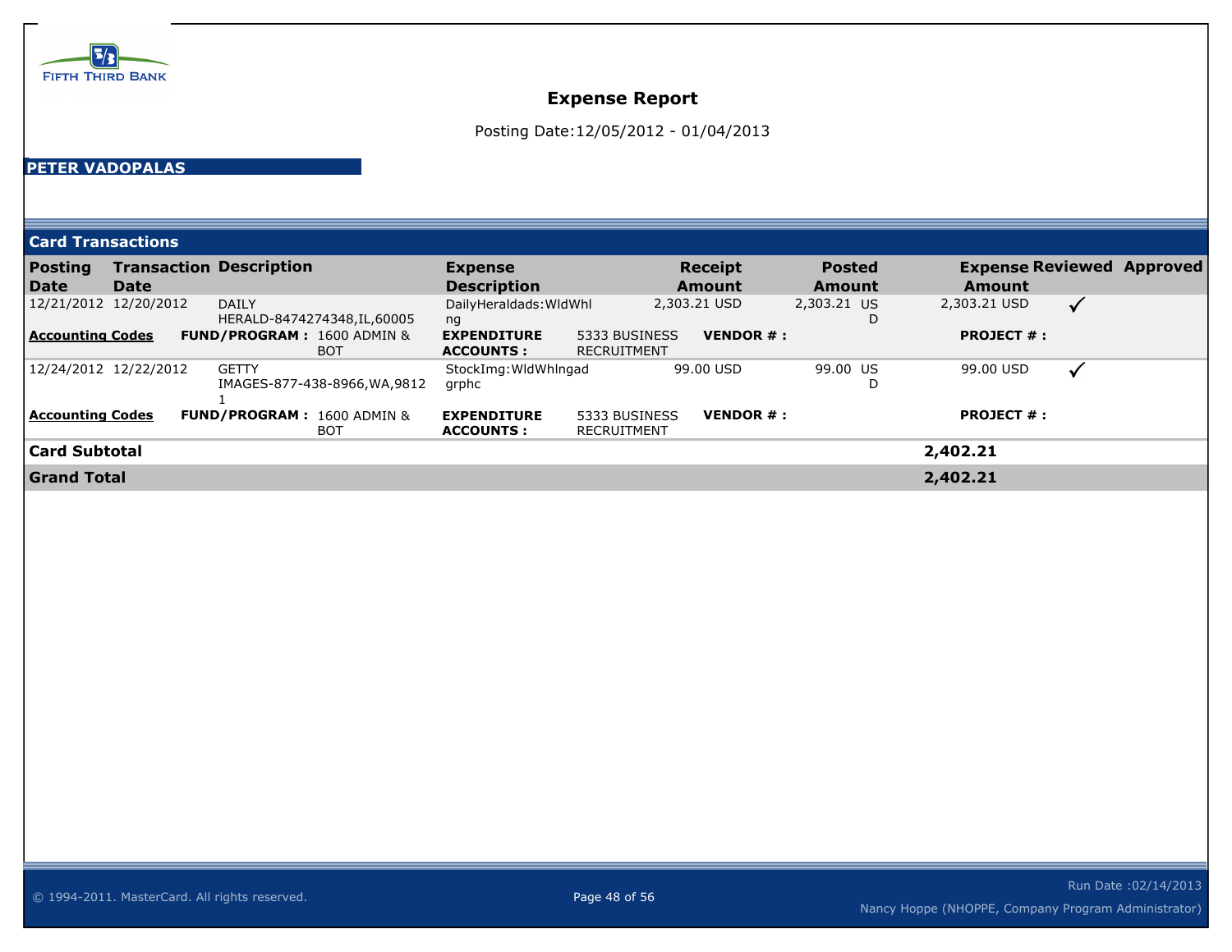FIFTH THIRD BANK

# Expense Report

Posting Date:12/05/2012 - 01/04/2013

**PETER VADOPALAS**

## Card Transactions

| Posting Date | Transaction Date | Description | Expense Description | Receipt Amount | Posted Amount | Expense Amount | Reviewed | Approved |
|---|---|---|---|---|---|---|---|---|
| 12/21/2012 | 12/20/2012 | DAILY HERALD-8474274348,IL,60005 | DailyHeraldads:WldWhlng | 2,303.21 USD | 2,303.21 USD | 2,303.21 USD | ✓ | |
| **Accounting Codes** | **FUND/PROGRAM :** 1600 ADMIN & BOT | | **EXPENDITURE ACCOUNTS :** 5333 BUSINESS RECRUITMENT | **VENDOR # :** | | **PROJECT # :** | | |
| 12/24/2012 | 12/22/2012 | GETTY IMAGES-877-438-8966,WA,98121 | StockImg:WldWhlngadgrphc | 99.00 USD | 99.00 USD | 99.00 USD | ✓ | |
| **Accounting Codes** | **FUND/PROGRAM :** 1600 ADMIN & BOT | | **EXPENDITURE ACCOUNTS :** 5333 BUSINESS RECRUITMENT | **VENDOR # :** | | **PROJECT # :** | | |
| **Card Subtotal** | | | | | | **2,402.21** | | |
| **Grand Total** | | | | | | **2,402.21** | | |

© 1994-2011. MasterCard. All rights reserved.

Run Date :02/14/2013

Nancy Hoppe (NHOPPE, Company Program Administrator)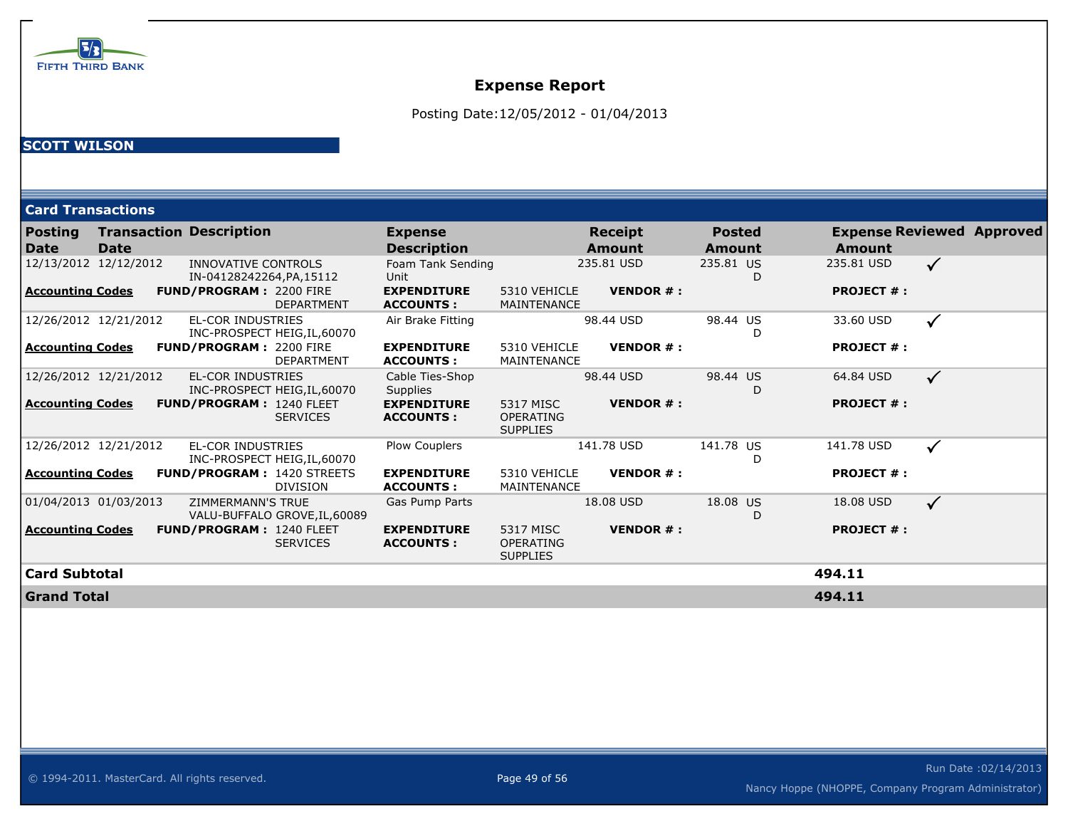FIFTH THIRD BANK

# Expense Report

Posting Date:12/05/2012 - 01/04/2013

**SCOTT WILSON**

## Card Transactions

| Posting Date | Transaction Date | Description | Expense Description | | Receipt Amount | Posted Amount | Expense Amount | Reviewed | Approved |
|---|---|---|---|---|---|---|---|---|---|
| 12/13/2012 | 12/12/2012 | INNOVATIVE CONTROLS IN-04128242264,PA,15112 | Foam Tank Sending Unit | | 235.81 USD | 235.81 USD | 235.81 USD | ✓ | |
| **Accounting Codes** | **FUND/PROGRAM :** | 2200 FIRE DEPARTMENT | **EXPENDITURE ACCOUNTS :** | 5310 VEHICLE MAINTENANCE | **VENDOR # :** | | **PROJECT # :** | | |
| 12/26/2012 | 12/21/2012 | EL-COR INDUSTRIES INC-PROSPECT HEIG,IL,60070 | Air Brake Fitting | | 98.44 USD | 98.44 USD | 33.60 USD | ✓ | |
| **Accounting Codes** | **FUND/PROGRAM :** | 2200 FIRE DEPARTMENT | **EXPENDITURE ACCOUNTS :** | 5310 VEHICLE MAINTENANCE | **VENDOR # :** | | **PROJECT # :** | | |
| 12/26/2012 | 12/21/2012 | EL-COR INDUSTRIES INC-PROSPECT HEIG,IL,60070 | Cable Ties-Shop Supplies | | 98.44 USD | 98.44 USD | 64.84 USD | ✓ | |
| **Accounting Codes** | **FUND/PROGRAM :** | 1240 FLEET SERVICES | **EXPENDITURE ACCOUNTS :** | 5317 MISC OPERATING SUPPLIES | **VENDOR # :** | | **PROJECT # :** | | |
| 12/26/2012 | 12/21/2012 | EL-COR INDUSTRIES INC-PROSPECT HEIG,IL,60070 | Plow Couplers | | 141.78 USD | 141.78 USD | 141.78 USD | ✓ | |
| **Accounting Codes** | **FUND/PROGRAM :** | 1420 STREETS DIVISION | **EXPENDITURE ACCOUNTS :** | 5310 VEHICLE MAINTENANCE | **VENDOR # :** | | **PROJECT # :** | | |
| 01/04/2013 | 01/03/2013 | ZIMMERMANN'S TRUE VALU-BUFFALO GROVE,IL,60089 | Gas Pump Parts | | 18.08 USD | 18.08 USD | 18.08 USD | ✓ | |
| **Accounting Codes** | **FUND/PROGRAM :** | 1240 FLEET SERVICES | **EXPENDITURE ACCOUNTS :** | 5317 MISC OPERATING SUPPLIES | **VENDOR # :** | | **PROJECT # :** | | |
| **Card Subtotal** | | | | | | | **494.11** | | |
| **Grand Total** | | | | | | | **494.11** | | |

© 1994-2011. MasterCard. All rights reserved.

Run Date :02/14/2013

Nancy Hoppe (NHOPPE, Company Program Administrator)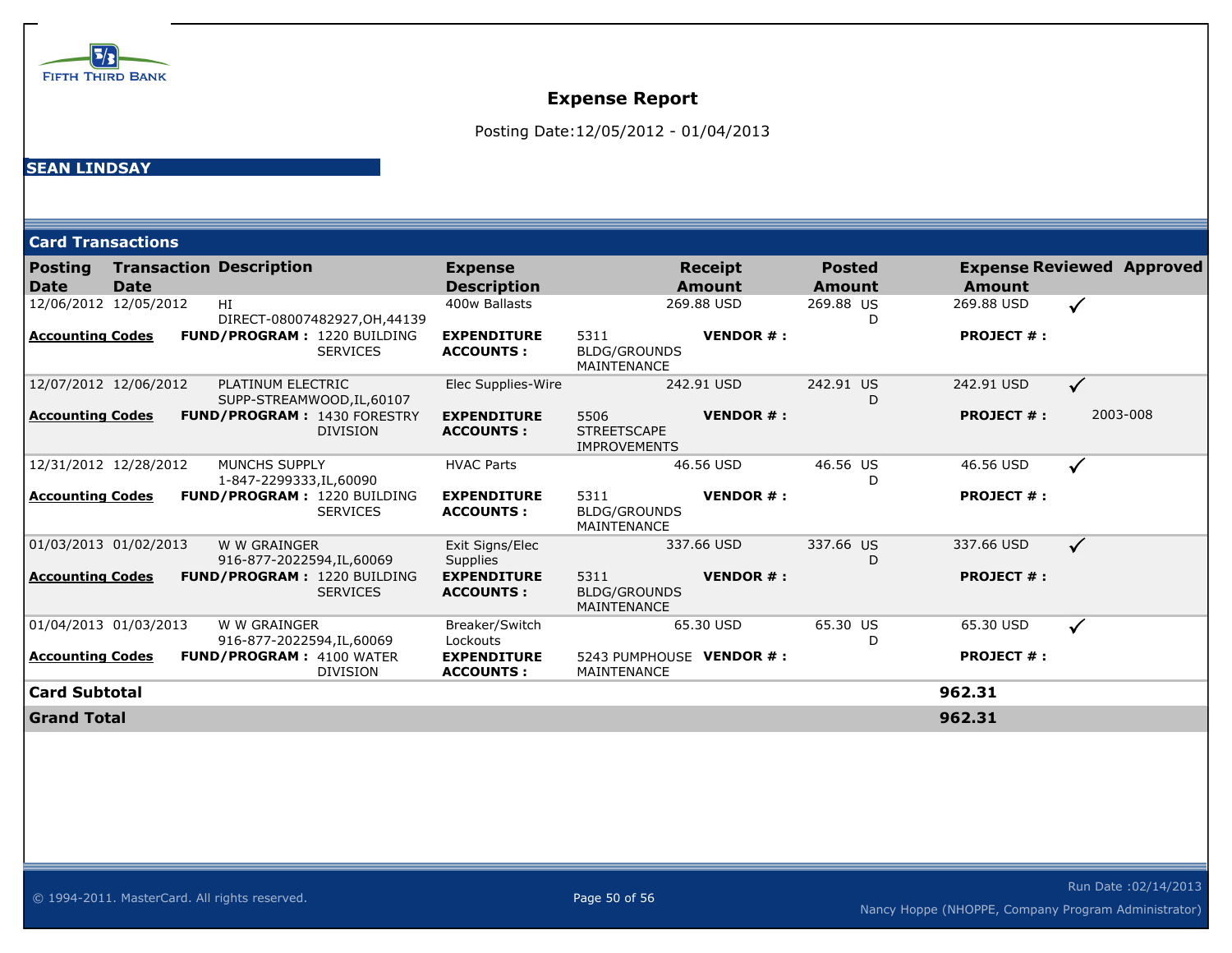# Expense Report

Posting Date:12/05/2012 - 01/04/2013

**SEAN LINDSAY**

## Card Transactions

| Posting Date | Transaction Date | Description | Expense Description | | Receipt Amount | Posted Amount | Expense Amount | Reviewed | Approved |
|---|---|---|---|---|---|---|---|---|---|
| 12/06/2012 | 12/05/2012 | HI DIRECT-08007482927,OH,44139 | 400w Ballasts | | 269.88 USD | 269.88 USD | 269.88 USD | ✓ | |
| **Accounting Codes** | **FUND/PROGRAM :** 1220 BUILDING SERVICES | | **EXPENDITURE ACCOUNTS :** | 5311 BLDG/GROUNDS MAINTENANCE | **VENDOR # :** | | **PROJECT # :** | | |
| 12/07/2012 | 12/06/2012 | PLATINUM ELECTRIC SUPP-STREAMWOOD,IL,60107 | Elec Supplies-Wire | | 242.91 USD | 242.91 USD | 242.91 USD | ✓ | |
| **Accounting Codes** | **FUND/PROGRAM :** 1430 FORESTRY DIVISION | | **EXPENDITURE ACCOUNTS :** | 5506 STREETSCAPE IMPROVEMENTS | **VENDOR # :** | | **PROJECT # :** | | 2003-008 |
| 12/31/2012 | 12/28/2012 | MUNCHS SUPPLY 1-847-2299333,IL,60090 | HVAC Parts | | 46.56 USD | 46.56 USD | 46.56 USD | ✓ | |
| **Accounting Codes** | **FUND/PROGRAM :** 1220 BUILDING SERVICES | | **EXPENDITURE ACCOUNTS :** | 5311 BLDG/GROUNDS MAINTENANCE | **VENDOR # :** | | **PROJECT # :** | | |
| 01/03/2013 | 01/02/2013 | W W GRAINGER 916-877-2022594,IL,60069 | Exit Signs/Elec Supplies | | 337.66 USD | 337.66 USD | 337.66 USD | ✓ | |
| **Accounting Codes** | **FUND/PROGRAM :** 1220 BUILDING SERVICES | | **EXPENDITURE ACCOUNTS :** | 5311 BLDG/GROUNDS MAINTENANCE | **VENDOR # :** | | **PROJECT # :** | | |
| 01/04/2013 | 01/03/2013 | W W GRAINGER 916-877-2022594,IL,60069 | Breaker/Switch Lockouts | | 65.30 USD | 65.30 USD | 65.30 USD | ✓ | |
| **Accounting Codes** | **FUND/PROGRAM :** 4100 WATER DIVISION | | **EXPENDITURE ACCOUNTS :** | 5243 PUMPHOUSE MAINTENANCE | **VENDOR # :** | | **PROJECT # :** | | |
| **Card Subtotal** | | | | | | | **962.31** | | |
| **Grand Total** | | | | | | | **962.31** | | |

© 1994-2011. MasterCard. All rights reserved.

Run Date :02/14/2013

Nancy Hoppe (NHOPPE, Company Program Administrator)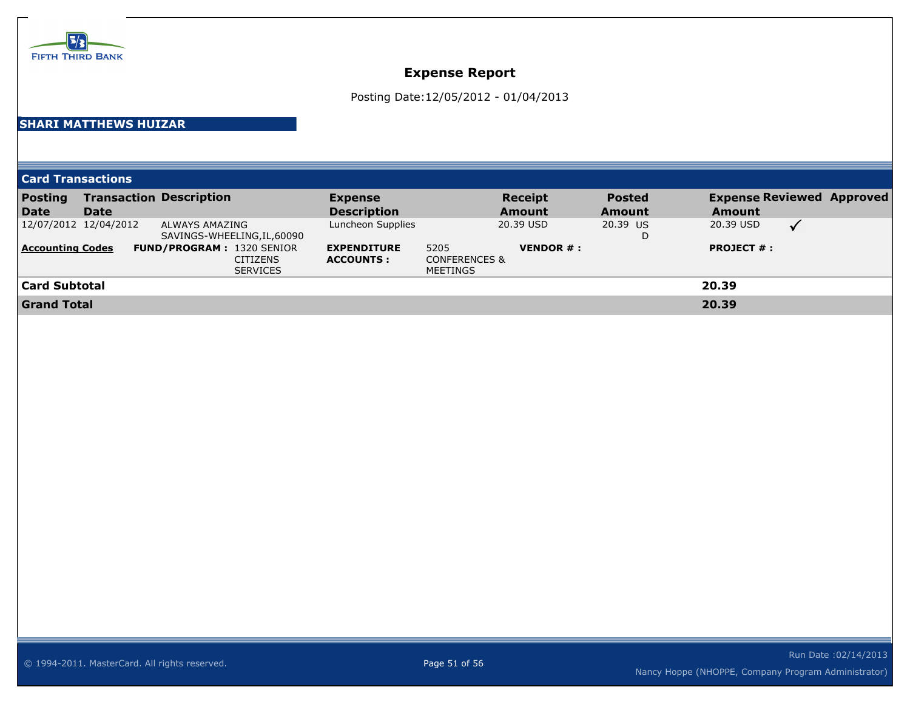FIFTH THIRD BANK

# Expense Report

Posting Date:12/05/2012 - 01/04/2013

**SHARI MATTHEWS HUIZAR**

## Card Transactions

| Posting Date | Transaction Date | Description | Expense Description | Receipt Amount | Posted Amount | Expense Amount | Reviewed | Approved |
|---|---|---|---|---|---|---|---|---|
| 12/07/2012 | 12/04/2012 | ALWAYS AMAZING SAVINGS-WHEELING,IL,60090 | Luncheon Supplies | 20.39 USD | 20.39 USD | 20.39 USD | ✓ | |

**Accounting Codes** **FUND/PROGRAM :** 1320 SENIOR CITIZENS SERVICES **EXPENDITURE ACCOUNTS :** 5205 CONFERENCES & MEETINGS **VENDOR # :** **PROJECT # :**

| | |
|---|---|
| **Card Subtotal** | **20.39** |
| **Grand Total** | **20.39** |

© 1994-2011. MasterCard. All rights reserved.

Run Date :02/14/2013

Nancy Hoppe (NHOPPE, Company Program Administrator)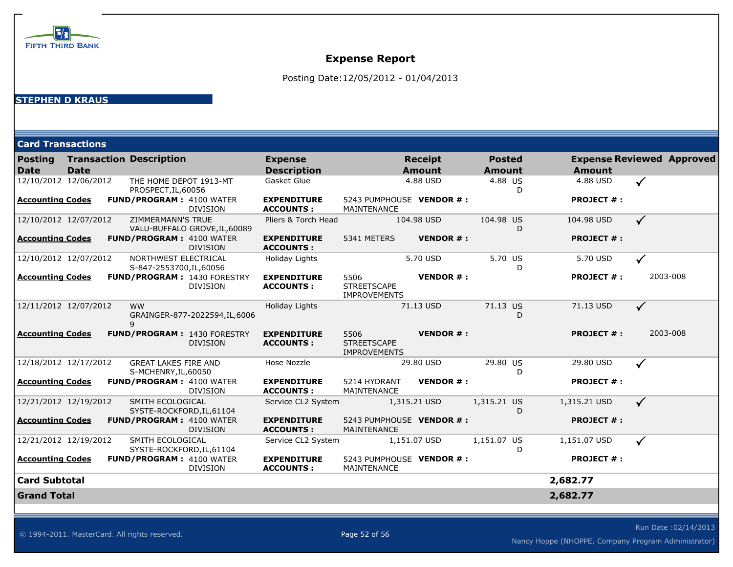# Expense Report

Posting Date:12/05/2012 - 01/04/2013

**STEPHEN D KRAUS**

## Card Transactions

| Posting Date | Transaction Date | Description | Expense Description | Receipt Amount | Posted Amount | Expense Amount | Reviewed | Approved |
|---|---|---|---|---|---|---|---|---|
| 12/10/2012 | 12/06/2012 | THE HOME DEPOT 1913-MT PROSPECT,IL,60056 | Gasket Glue | 4.88 USD | 4.88 USD | 4.88 USD | ✓ | |
| **Accounting Codes** | **FUND/PROGRAM :** 4100 WATER DIVISION | | **EXPENDITURE ACCOUNTS :** 5243 PUMPHOUSE MAINTENANCE | **VENDOR # :** | | **PROJECT # :** | | |
| 12/10/2012 | 12/07/2012 | ZIMMERMANN'S TRUE VALU-BUFFALO GROVE,IL,60089 | Pliers & Torch Head | 104.98 USD | 104.98 USD | 104.98 USD | ✓ | |
| **Accounting Codes** | **FUND/PROGRAM :** 4100 WATER DIVISION | | **EXPENDITURE ACCOUNTS :** 5341 METERS | **VENDOR # :** | | **PROJECT # :** | | |
| 12/10/2012 | 12/07/2012 | NORTHWEST ELECTRICAL S-847-2553700,IL,60056 | Holiday Lights | 5.70 USD | 5.70 USD | 5.70 USD | ✓ | |
| **Accounting Codes** | **FUND/PROGRAM :** 1430 FORESTRY DIVISION | | **EXPENDITURE ACCOUNTS :** 5506 STREETSCAPE IMPROVEMENTS | **VENDOR # :** | | **PROJECT # :** | | 2003-008 |
| 12/11/2012 | 12/07/2012 | WW GRAINGER-877-2022594,IL,60069 | Holiday Lights | 71.13 USD | 71.13 USD | 71.13 USD | ✓ | |
| **Accounting Codes** | **FUND/PROGRAM :** 1430 FORESTRY DIVISION | | **EXPENDITURE ACCOUNTS :** 5506 STREETSCAPE IMPROVEMENTS | **VENDOR # :** | | **PROJECT # :** | | 2003-008 |
| 12/18/2012 | 12/17/2012 | GREAT LAKES FIRE AND S-MCHENRY,IL,60050 | Hose Nozzle | 29.80 USD | 29.80 USD | 29.80 USD | ✓ | |
| **Accounting Codes** | **FUND/PROGRAM :** 4100 WATER DIVISION | | **EXPENDITURE ACCOUNTS :** 5214 HYDRANT MAINTENANCE | **VENDOR # :** | | **PROJECT # :** | | |
| 12/21/2012 | 12/19/2012 | SMITH ECOLOGICAL SYSTE-ROCKFORD,IL,61104 | Service CL2 System | 1,315.21 USD | 1,315.21 USD | 1,315.21 USD | ✓ | |
| **Accounting Codes** | **FUND/PROGRAM :** 4100 WATER DIVISION | | **EXPENDITURE ACCOUNTS :** 5243 PUMPHOUSE MAINTENANCE | **VENDOR # :** | | **PROJECT # :** | | |
| 12/21/2012 | 12/19/2012 | SMITH ECOLOGICAL SYSTE-ROCKFORD,IL,61104 | Service CL2 System | 1,151.07 USD | 1,151.07 USD | 1,151.07 USD | ✓ | |
| **Accounting Codes** | **FUND/PROGRAM :** 4100 WATER DIVISION | | **EXPENDITURE ACCOUNTS :** 5243 PUMPHOUSE MAINTENANCE | **VENDOR # :** | | **PROJECT # :** | | |
| **Card Subtotal** | | | | | | **2,682.77** | | |
| **Grand Total** | | | | | | **2,682.77** | | |

© 1994-2011. MasterCard. All rights reserved.

Run Date :02/14/2013

Nancy Hoppe (NHOPPE, Company Program Administrator)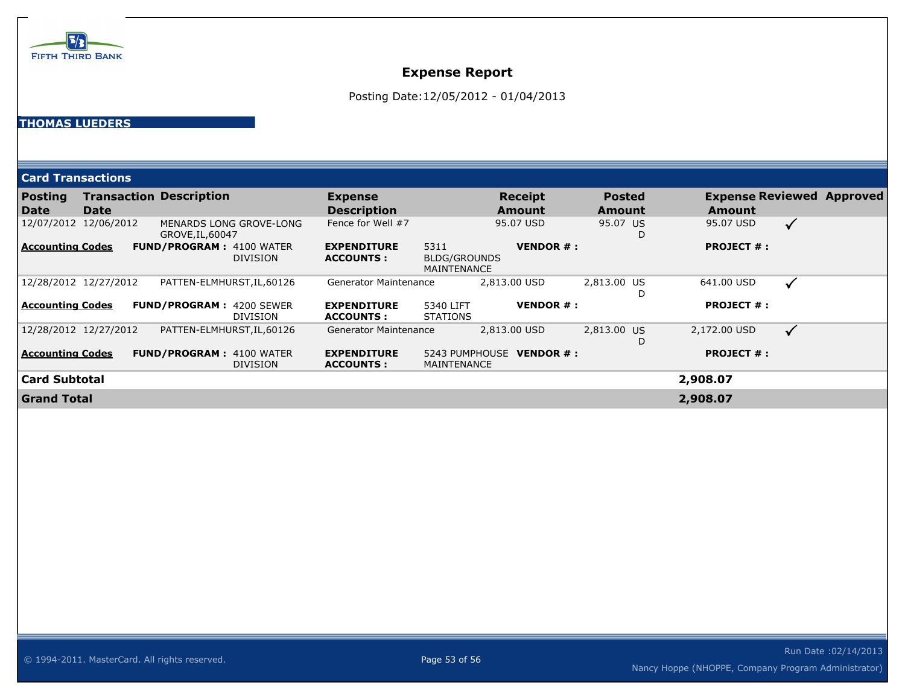FIFTH THIRD BANK

# Expense Report

Posting Date:12/05/2012 - 01/04/2013

**THOMAS LUEDERS**

## Card Transactions

| Posting Date | Transaction Date | Description | Expense Description | Receipt Amount | Posted Amount | Expense Amount | Reviewed | Approved |
|---|---|---|---|---|---|---|---|---|
| 12/07/2012 | 12/06/2012 | MENARDS LONG GROVE-LONG GROVE,IL,60047 | Fence for Well #7 | 95.07 USD | 95.07 USD | 95.07 USD | ✓ | |
| **Accounting Codes** | **FUND/PROGRAM :** 4100 WATER DIVISION | | **EXPENDITURE ACCOUNTS :** 5311 BLDG/GROUNDS MAINTENANCE | **VENDOR # :** | | **PROJECT # :** | | |
| 12/28/2012 | 12/27/2012 | PATTEN-ELMHURST,IL,60126 | Generator Maintenance | 2,813.00 USD | 2,813.00 USD | 641.00 USD | ✓ | |
| **Accounting Codes** | **FUND/PROGRAM :** 4200 SEWER DIVISION | | **EXPENDITURE ACCOUNTS :** 5340 LIFT STATIONS | **VENDOR # :** | | **PROJECT # :** | | |
| 12/28/2012 | 12/27/2012 | PATTEN-ELMHURST,IL,60126 | Generator Maintenance | 2,813.00 USD | 2,813.00 USD | 2,172.00 USD | ✓ | |
| **Accounting Codes** | **FUND/PROGRAM :** 4100 WATER DIVISION | | **EXPENDITURE ACCOUNTS :** 5243 PUMPHOUSE MAINTENANCE | **VENDOR # :** | | **PROJECT # :** | | |
| **Card Subtotal** | | | | | | **2,908.07** | | |
| **Grand Total** | | | | | | **2,908.07** | | |

© 1994-2011. MasterCard. All rights reserved.

Run Date :02/14/2013

Nancy Hoppe (NHOPPE, Company Program Administrator)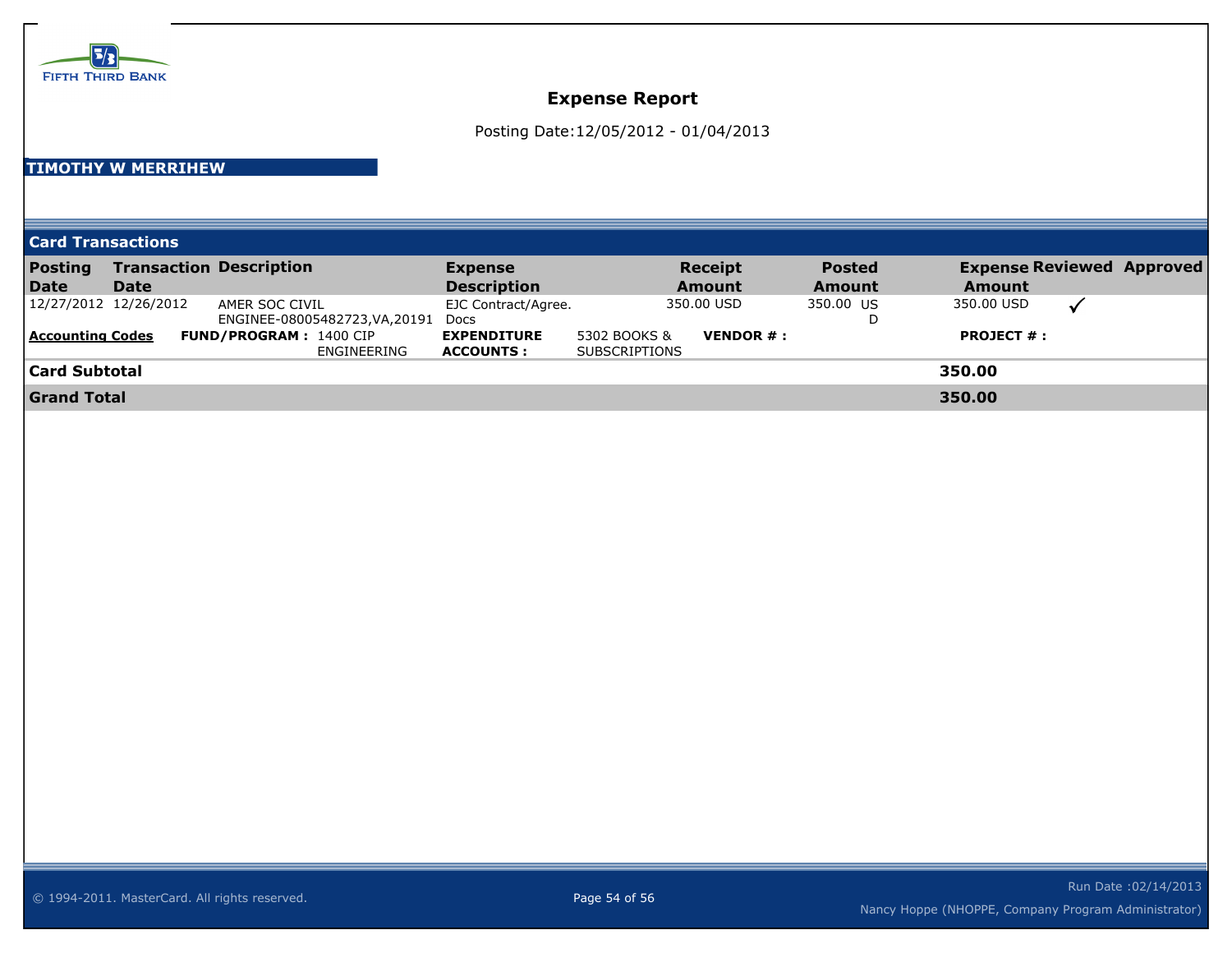FIFTH THIRD BANK

# Expense Report

Posting Date:12/05/2012 - 01/04/2013

**TIMOTHY W MERRIHEW**

## Card Transactions

| Posting Date | Transaction Date | Description | Expense Description | Receipt Amount | Posted Amount | Expense Amount | Reviewed | Approved |
|---|---|---|---|---|---|---|---|---|
| 12/27/2012 | 12/26/2012 | AMER SOC CIVIL ENGINEE-08005482723,VA,20191 | EJC Contract/Agree. Docs | 350.00 USD | 350.00 USD | 350.00 USD | ✓ | |

**Accounting Codes** **FUND/PROGRAM :** 1400 CIP ENGINEERING **EXPENDITURE ACCOUNTS :** 5302 BOOKS & SUBSCRIPTIONS **VENDOR # :** **PROJECT # :**

| | |
|---|---|
| **Card Subtotal** | **350.00** |
| **Grand Total** | **350.00** |

© 1994-2011. MasterCard. All rights reserved.

Run Date :02/14/2013

Nancy Hoppe (NHOPPE, Company Program Administrator)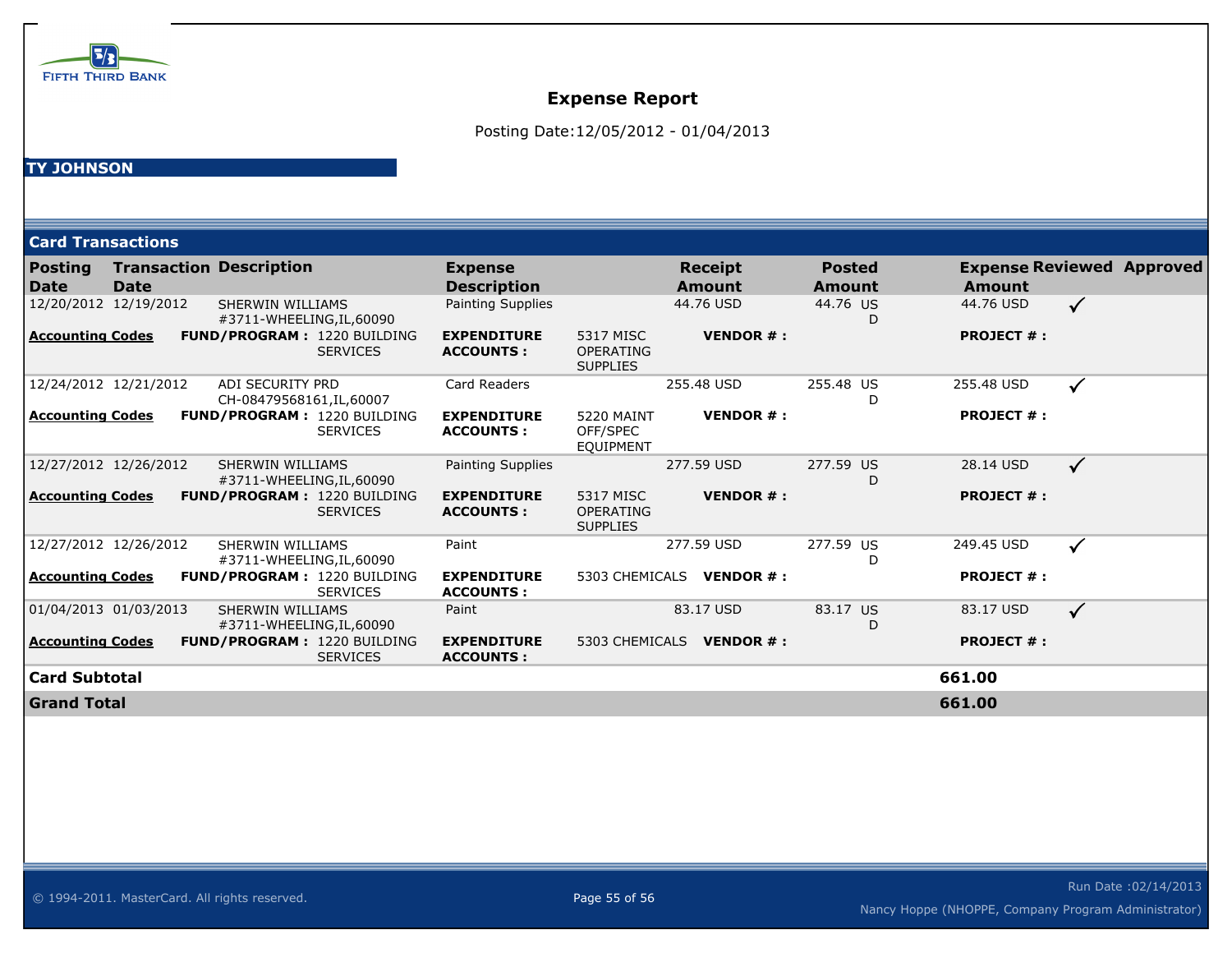FIFTH THIRD BANK

# Expense Report

Posting Date:12/05/2012 - 01/04/2013

**TY JOHNSON**

## Card Transactions

| Posting Date | Transaction Date | Description | Expense Description | | Receipt Amount | Posted Amount | Expense Amount | Reviewed | Approved |
|---|---|---|---|---|---|---|---|---|---|
| 12/20/2012 | 12/19/2012 | SHERWIN WILLIAMS #3711-WHEELING,IL,60090 | Painting Supplies | | 44.76 USD | 44.76 USD | 44.76 USD | ✓ | |
| **Accounting Codes** | **FUND/PROGRAM :** | 1220 BUILDING SERVICES | **EXPENDITURE ACCOUNTS :** | 5317 MISC OPERATING SUPPLIES | **VENDOR # :** | | **PROJECT # :** | | |
| 12/24/2012 | 12/21/2012 | ADI SECURITY PRD CH-08479568161,IL,60007 | Card Readers | | 255.48 USD | 255.48 USD | 255.48 USD | ✓ | |
| **Accounting Codes** | **FUND/PROGRAM :** | 1220 BUILDING SERVICES | **EXPENDITURE ACCOUNTS :** | 5220 MAINT OFF/SPEC EQUIPMENT | **VENDOR # :** | | **PROJECT # :** | | |
| 12/27/2012 | 12/26/2012 | SHERWIN WILLIAMS #3711-WHEELING,IL,60090 | Painting Supplies | | 277.59 USD | 277.59 USD | 28.14 USD | ✓ | |
| **Accounting Codes** | **FUND/PROGRAM :** | 1220 BUILDING SERVICES | **EXPENDITURE ACCOUNTS :** | 5317 MISC OPERATING SUPPLIES | **VENDOR # :** | | **PROJECT # :** | | |
| 12/27/2012 | 12/26/2012 | SHERWIN WILLIAMS #3711-WHEELING,IL,60090 | Paint | | 277.59 USD | 277.59 USD | 249.45 USD | ✓ | |
| **Accounting Codes** | **FUND/PROGRAM :** | 1220 BUILDING SERVICES | **EXPENDITURE ACCOUNTS :** | 5303 CHEMICALS | **VENDOR # :** | | **PROJECT # :** | | |
| 01/04/2013 | 01/03/2013 | SHERWIN WILLIAMS #3711-WHEELING,IL,60090 | Paint | | 83.17 USD | 83.17 USD | 83.17 USD | ✓ | |
| **Accounting Codes** | **FUND/PROGRAM :** | 1220 BUILDING SERVICES | **EXPENDITURE ACCOUNTS :** | 5303 CHEMICALS | **VENDOR # :** | | **PROJECT # :** | | |
| **Card Subtotal** | | | | | | | **661.00** | | |
| **Grand Total** | | | | | | | **661.00** | | |

© 1994-2011. MasterCard. All rights reserved.

Run Date :02/14/2013

Nancy Hoppe (NHOPPE, Company Program Administrator)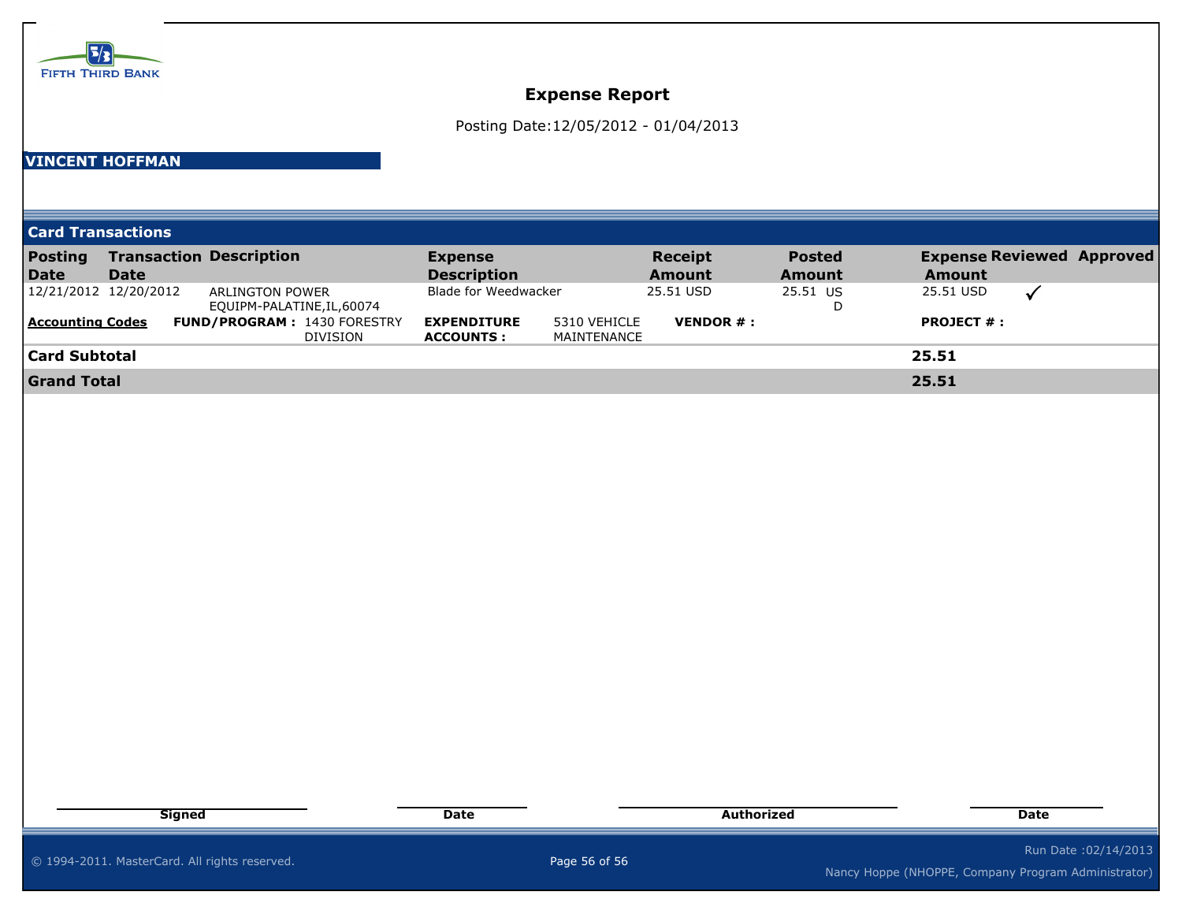FIFTH THIRD BANK

# Expense Report

Posting Date:12/05/2012 - 01/04/2013

**VINCENT HOFFMAN**

## Card Transactions

| Posting Date | Transaction Date | Description | Expense Description | Receipt Amount | Posted Amount | Expense Amount | Reviewed | Approved |
|---|---|---|---|---|---|---|---|---|
| 12/21/2012 | 12/20/2012 | ARLINGTON POWER EQUIPM-PALATINE,IL,60074 | Blade for Weedwacker | 25.51 USD | 25.51 USD | 25.51 USD | ✓ | |

**Accounting Codes** | **FUND/PROGRAM :** 1430 FORESTRY DIVISION | **EXPENDITURE ACCOUNTS :** 5310 VEHICLE MAINTENANCE | **VENDOR # :** | **PROJECT # :**

| | |
|---|---|
| **Card Subtotal** | **25.51** |
| **Grand Total** | **25.51** |

| Signed | Date | Authorized | Date |
|---|---|---|---|
| | | | |

© 1994-2011. MasterCard. All rights reserved.

Run Date :02/14/2013

Nancy Hoppe (NHOPPE, Company Program Administrator)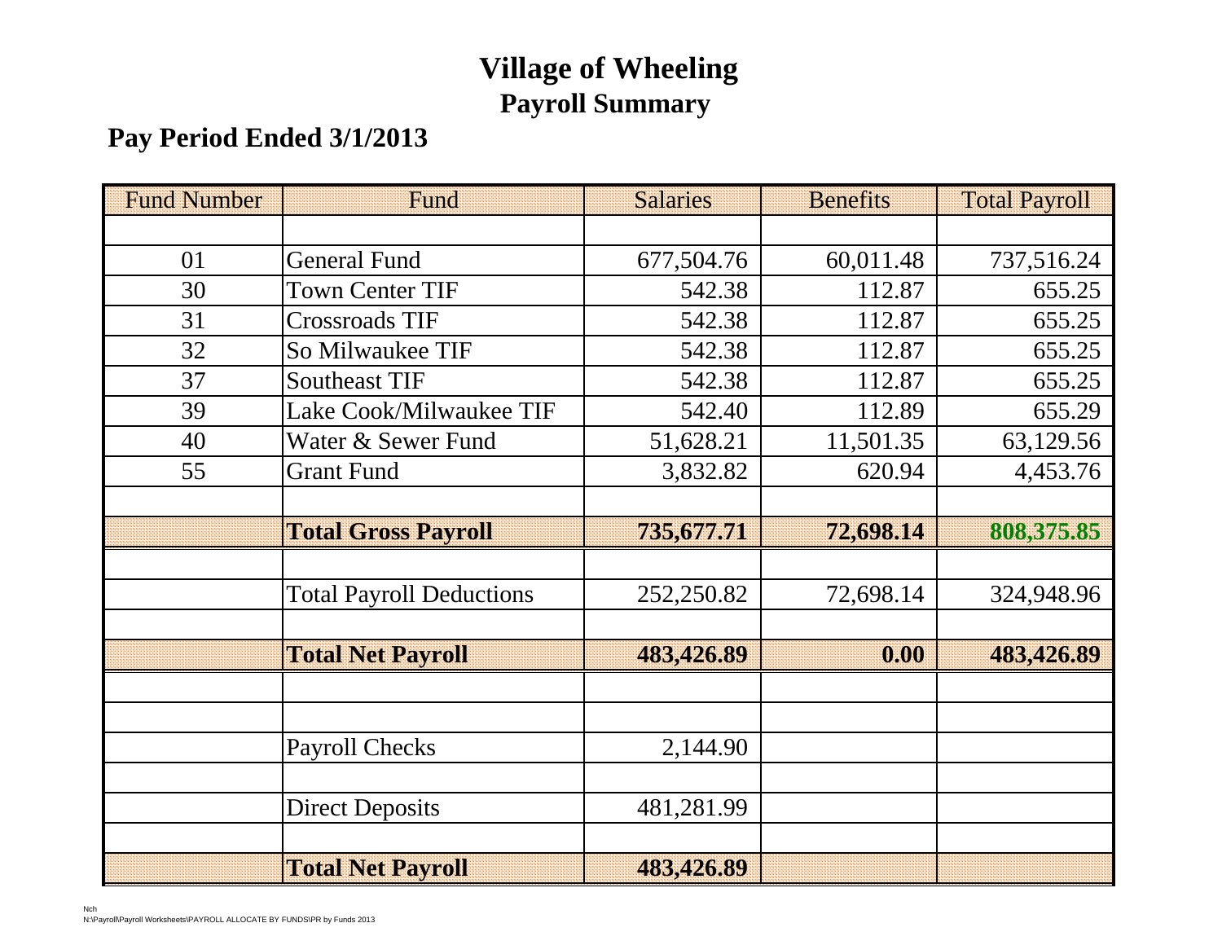# Village of Wheeling

## Payroll Summary

### Pay Period Ended 3/1/2013

| Fund Number | Fund | Salaries | Benefits | Total Payroll |
|---|---|---|---|---|
| | | | | |
| 01 | General Fund | 677,504.76 | 60,011.48 | 737,516.24 |
| 30 | Town Center TIF | 542.38 | 112.87 | 655.25 |
| 31 | Crossroads TIF | 542.38 | 112.87 | 655.25 |
| 32 | So Milwaukee TIF | 542.38 | 112.87 | 655.25 |
| 37 | Southeast TIF | 542.38 | 112.87 | 655.25 |
| 39 | Lake Cook/Milwaukee TIF | 542.40 | 112.89 | 655.29 |
| 40 | Water & Sewer Fund | 51,628.21 | 11,501.35 | 63,129.56 |
| 55 | Grant Fund | 3,832.82 | 620.94 | 4,453.76 |
| | | | | |
| | **Total Gross Payroll** | **735,677.71** | **72,698.14** | **808,375.85** |
| | | | | |
| | Total Payroll Deductions | 252,250.82 | 72,698.14 | 324,948.96 |
| | | | | |
| | **Total Net Payroll** | **483,426.89** | **0.00** | **483,426.89** |
| | | | | |
| | | | | |
| | Payroll Checks | 2,144.90 | | |
| | | | | |
| | Direct Deposits | 481,281.99 | | |
| | | | | |
| | **Total Net Payroll** | **483,426.89** | | |

Nch
N:\Payroll\Payroll Worksheets\PAYROLL ALLOCATE BY FUNDS\PR by Funds 2013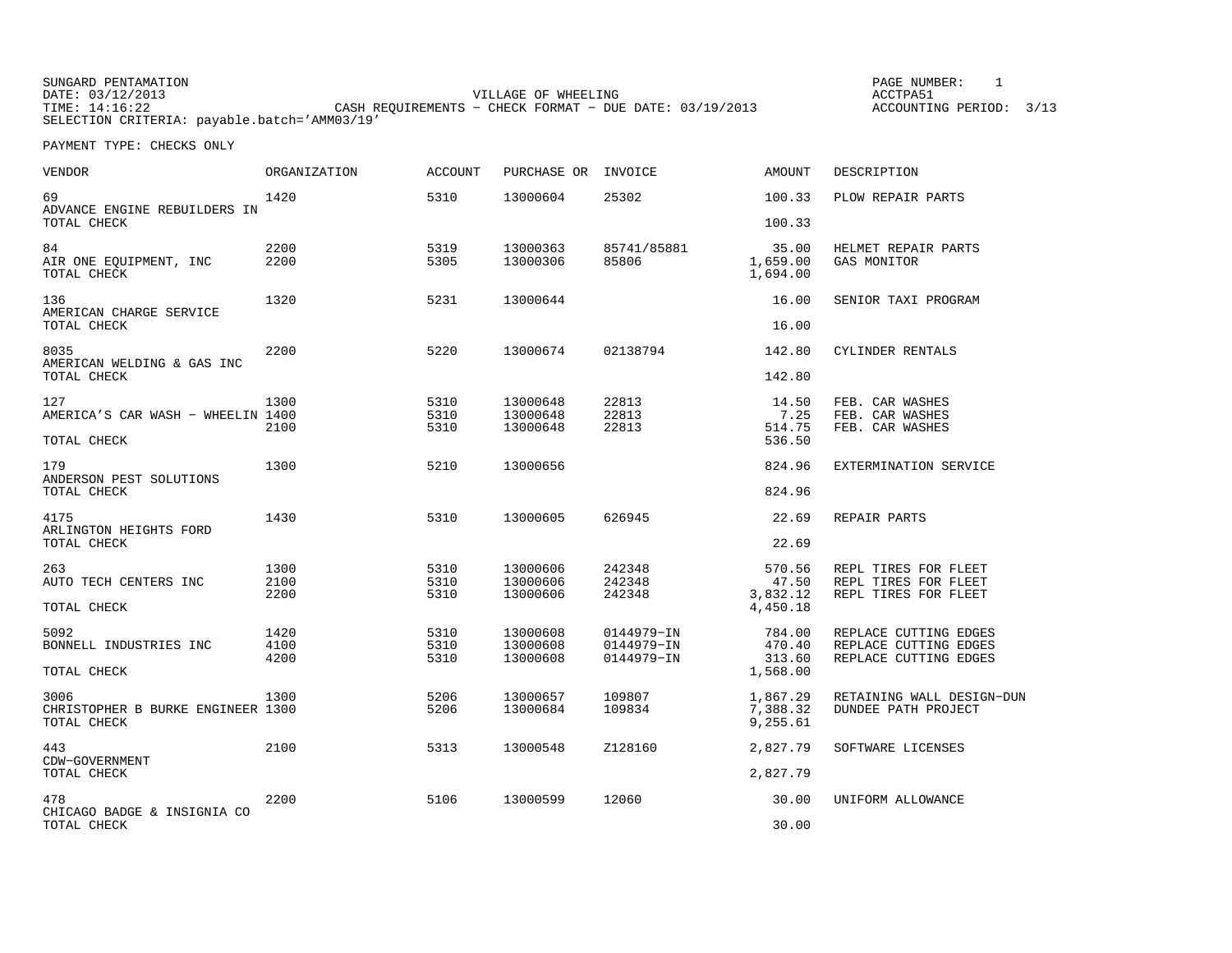SUNGARD PENTAMATION
DATE: 03/12/2013
TIME: 14:16:22
SELECTION CRITERIA: payable.batch='AMM03/19'

VILLAGE OF WHEELING
CASH REQUIREMENTS - CHECK FORMAT - DUE DATE: 03/19/2013

PAGE NUMBER: 1
ACCTPA51
ACCOUNTING PERIOD: 3/13

PAYMENT TYPE: CHECKS ONLY

| VENDOR | ORGANIZATION | ACCOUNT | PURCHASE OR | INVOICE | AMOUNT | DESCRIPTION |
|---|---|---|---|---|---|---|
| 69 | 1420 | 5310 | 13000604 | 25302 | 100.33 | PLOW REPAIR PARTS |
| ADVANCE ENGINE REBUILDERS IN | | | | | | |
| TOTAL CHECK | | | | | 100.33 | |
| 84 | 2200 | 5319 | 13000363 | 85741/85881 | 35.00 | HELMET REPAIR PARTS |
| AIR ONE EQUIPMENT, INC | 2200 | 5305 | 13000306 | 85806 | 1,659.00 | GAS MONITOR |
| TOTAL CHECK | | | | | 1,694.00 | |
| 136 | 1320 | 5231 | 13000644 | | 16.00 | SENIOR TAXI PROGRAM |
| AMERICAN CHARGE SERVICE | | | | | | |
| TOTAL CHECK | | | | | 16.00 | |
| 8035 | 2200 | 5220 | 13000674 | 02138794 | 142.80 | CYLINDER RENTALS |
| AMERICAN WELDING & GAS INC | | | | | | |
| TOTAL CHECK | | | | | 142.80 | |
| 127 | 1300 | 5310 | 13000648 | 22813 | 14.50 | FEB. CAR WASHES |
| AMERICA'S CAR WASH - WHEELIN | 1400 | 5310 | 13000648 | 22813 | 7.25 | FEB. CAR WASHES |
| | 2100 | 5310 | 13000648 | 22813 | 514.75 | FEB. CAR WASHES |
| TOTAL CHECK | | | | | 536.50 | |
| 179 | 1300 | 5210 | 13000656 | | 824.96 | EXTERMINATION SERVICE |
| ANDERSON PEST SOLUTIONS | | | | | | |
| TOTAL CHECK | | | | | 824.96 | |
| 4175 | 1430 | 5310 | 13000605 | 626945 | 22.69 | REPAIR PARTS |
| ARLINGTON HEIGHTS FORD | | | | | | |
| TOTAL CHECK | | | | | 22.69 | |
| 263 | 1300 | 5310 | 13000606 | 242348 | 570.56 | REPL TIRES FOR FLEET |
| AUTO TECH CENTERS INC | 2100 | 5310 | 13000606 | 242348 | 47.50 | REPL TIRES FOR FLEET |
| | 2200 | 5310 | 13000606 | 242348 | 3,832.12 | REPL TIRES FOR FLEET |
| TOTAL CHECK | | | | | 4,450.18 | |
| 5092 | 1420 | 5310 | 13000608 | 0144979-IN | 784.00 | REPLACE CUTTING EDGES |
| BONNELL INDUSTRIES INC | 4100 | 5310 | 13000608 | 0144979-IN | 470.40 | REPLACE CUTTING EDGES |
| | 4200 | 5310 | 13000608 | 0144979-IN | 313.60 | REPLACE CUTTING EDGES |
| TOTAL CHECK | | | | | 1,568.00 | |
| 3006 | 1300 | 5206 | 13000657 | 109807 | 1,867.29 | RETAINING WALL DESIGN-DUN |
| CHRISTOPHER B BURKE ENGINEER | 1300 | 5206 | 13000684 | 109834 | 7,388.32 | DUNDEE PATH PROJECT |
| TOTAL CHECK | | | | | 9,255.61 | |
| 443 | 2100 | 5313 | 13000548 | Z128160 | 2,827.79 | SOFTWARE LICENSES |
| CDW-GOVERNMENT | | | | | | |
| TOTAL CHECK | | | | | 2,827.79 | |
| 478 | 2200 | 5106 | 13000599 | 12060 | 30.00 | UNIFORM ALLOWANCE |
| CHICAGO BADGE & INSIGNIA CO | | | | | | |
| TOTAL CHECK | | | | | 30.00 | |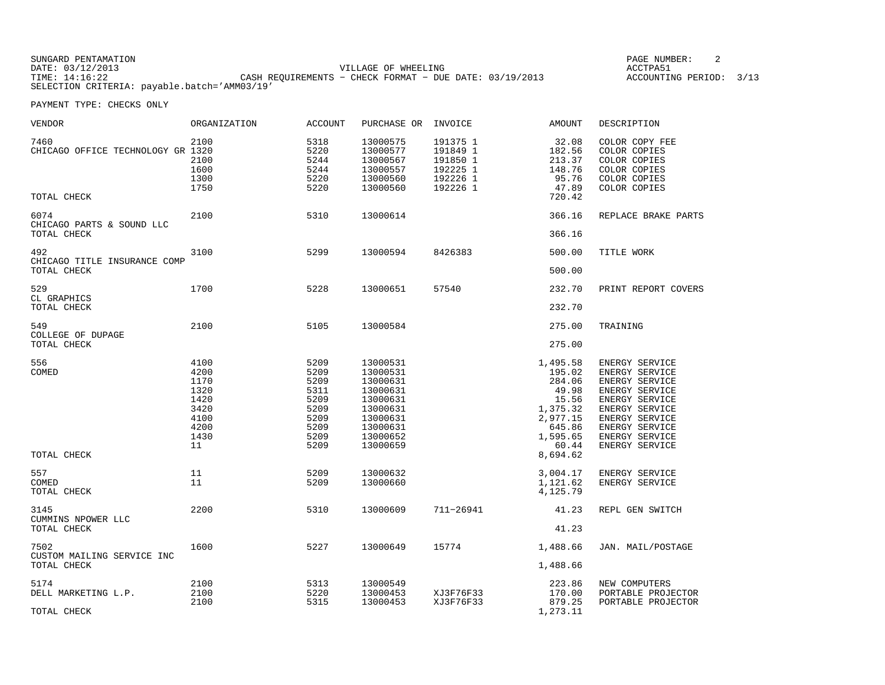SUNGARD PENTAMATION
DATE: 03/12/2013
TIME: 14:16:22

VILLAGE OF WHEELING
CASH REQUIREMENTS - CHECK FORMAT - DUE DATE: 03/19/2013

ACCTPA51
ACCOUNTING PERIOD: 3/13

SELECTION CRITERIA: payable.batch='AMM03/19'

PAYMENT TYPE: CHECKS ONLY

| VENDOR | ORGANIZATION | ACCOUNT | PURCHASE OR | INVOICE | AMOUNT | DESCRIPTION |
|---|---|---|---|---|---|---|
| 7460 | 2100 | 5318 | 13000575 | 191375 1 | 32.08 | COLOR COPY FEE |
| CHICAGO OFFICE TECHNOLOGY GR | 1320 | 5220 | 13000577 | 191849 1 | 182.56 | COLOR COPIES |
| | 2100 | 5244 | 13000567 | 191850 1 | 213.37 | COLOR COPIES |
| | 1600 | 5244 | 13000557 | 192225 1 | 148.76 | COLOR COPIES |
| | 1300 | 5220 | 13000560 | 192226 1 | 95.76 | COLOR COPIES |
| | 1750 | 5220 | 13000560 | 192226 1 | 47.89 | COLOR COPIES |
| TOTAL CHECK | | | | | 720.42 | |
| 6074 | 2100 | 5310 | 13000614 | | 366.16 | REPLACE BRAKE PARTS |
| CHICAGO PARTS & SOUND LLC | | | | | | |
| TOTAL CHECK | | | | | 366.16 | |
| 492 | 3100 | 5299 | 13000594 | 8426383 | 500.00 | TITLE WORK |
| CHICAGO TITLE INSURANCE COMP | | | | | | |
| TOTAL CHECK | | | | | 500.00 | |
| 529 | 1700 | 5228 | 13000651 | 57540 | 232.70 | PRINT REPORT COVERS |
| CL GRAPHICS | | | | | | |
| TOTAL CHECK | | | | | 232.70 | |
| 549 | 2100 | 5105 | 13000584 | | 275.00 | TRAINING |
| COLLEGE OF DUPAGE | | | | | | |
| TOTAL CHECK | | | | | 275.00 | |
| 556 | 4100 | 5209 | 13000531 | | 1,495.58 | ENERGY SERVICE |
| COMED | 4200 | 5209 | 13000531 | | 195.02 | ENERGY SERVICE |
| | 1170 | 5209 | 13000631 | | 284.06 | ENERGY SERVICE |
| | 1320 | 5311 | 13000631 | | 49.98 | ENERGY SERVICE |
| | 1420 | 5209 | 13000631 | | 15.56 | ENERGY SERVICE |
| | 3420 | 5209 | 13000631 | | 1,375.32 | ENERGY SERVICE |
| | 4100 | 5209 | 13000631 | | 2,977.15 | ENERGY SERVICE |
| | 4200 | 5209 | 13000631 | | 645.86 | ENERGY SERVICE |
| | 1430 | 5209 | 13000652 | | 1,595.65 | ENERGY SERVICE |
| | 11 | 5209 | 13000659 | | 60.44 | ENERGY SERVICE |
| TOTAL CHECK | | | | | 8,694.62 | |
| 557 | 11 | 5209 | 13000632 | | 3,004.17 | ENERGY SERVICE |
| COMED | 11 | 5209 | 13000660 | | 1,121.62 | ENERGY SERVICE |
| TOTAL CHECK | | | | | 4,125.79 | |
| 3145 | 2200 | 5310 | 13000609 | 711-26941 | 41.23 | REPL GEN SWITCH |
| CUMMINS NPOWER LLC | | | | | | |
| TOTAL CHECK | | | | | 41.23 | |
| 7502 | 1600 | 5227 | 13000649 | 15774 | 1,488.66 | JAN. MAIL/POSTAGE |
| CUSTOM MAILING SERVICE INC | | | | | | |
| TOTAL CHECK | | | | | 1,488.66 | |
| 5174 | 2100 | 5313 | 13000549 | | 223.86 | NEW COMPUTERS |
| DELL MARKETING L.P. | 2100 | 5220 | 13000453 | XJ3F76F33 | 170.00 | PORTABLE PROJECTOR |
| | 2100 | 5315 | 13000453 | XJ3F76F33 | 879.25 | PORTABLE PROJECTOR |
| TOTAL CHECK | | | | | 1,273.11 | |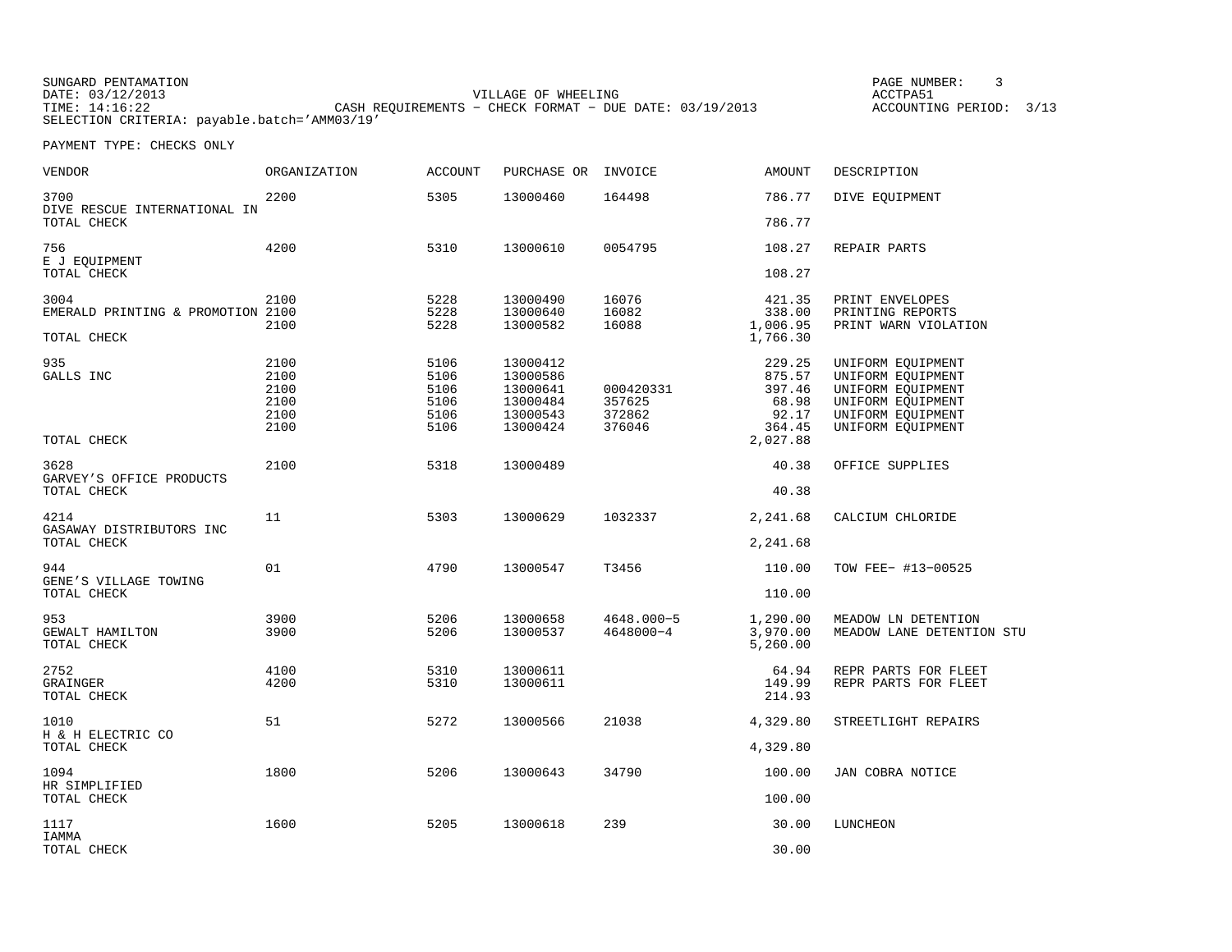SUNGARD PENTAMATION
DATE: 03/12/2013
TIME: 14:16:22
SELECTION CRITERIA: payable.batch='AMM03/19'

VILLAGE OF WHEELING
CASH REQUIREMENTS - CHECK FORMAT - DUE DATE: 03/19/2013

ACCTPA51
ACCOUNTING PERIOD: 3/13

PAYMENT TYPE: CHECKS ONLY

| VENDOR | ORGANIZATION | ACCOUNT | PURCHASE OR | INVOICE | AMOUNT | DESCRIPTION |
|---|---|---|---|---|---|---|
| 3700 | 2200 | 5305 | 13000460 | 164498 | 786.77 | DIVE EQUIPMENT |
| DIVE RESCUE INTERNATIONAL IN | | | | | | |
| TOTAL CHECK | | | | | 786.77 | |
| 756 | 4200 | 5310 | 13000610 | 0054795 | 108.27 | REPAIR PARTS |
| E J EQUIPMENT | | | | | | |
| TOTAL CHECK | | | | | 108.27 | |
| 3004 | 2100 | 5228 | 13000490 | 16076 | 421.35 | PRINT ENVELOPES |
| EMERALD PRINTING & PROMOTION | 2100 | 5228 | 13000640 | 16082 | 338.00 | PRINTING REPORTS |
| | 2100 | 5228 | 13000582 | 16088 | 1,006.95 | PRINT WARN VIOLATION |
| TOTAL CHECK | | | | | 1,766.30 | |
| 935 | 2100 | 5106 | 13000412 | | 229.25 | UNIFORM EQUIPMENT |
| GALLS INC | 2100 | 5106 | 13000586 | | 875.57 | UNIFORM EQUIPMENT |
| | 2100 | 5106 | 13000641 | 000420331 | 397.46 | UNIFORM EQUIPMENT |
| | 2100 | 5106 | 13000484 | 357625 | 68.98 | UNIFORM EQUIPMENT |
| | 2100 | 5106 | 13000543 | 372862 | 92.17 | UNIFORM EQUIPMENT |
| | 2100 | 5106 | 13000424 | 376046 | 364.45 | UNIFORM EQUIPMENT |
| TOTAL CHECK | | | | | 2,027.88 | |
| 3628 | 2100 | 5318 | 13000489 | | 40.38 | OFFICE SUPPLIES |
| GARVEY'S OFFICE PRODUCTS | | | | | | |
| TOTAL CHECK | | | | | 40.38 | |
| 4214 | 11 | 5303 | 13000629 | 1032337 | 2,241.68 | CALCIUM CHLORIDE |
| GASAWAY DISTRIBUTORS INC | | | | | | |
| TOTAL CHECK | | | | | 2,241.68 | |
| 944 | 01 | 4790 | 13000547 | T3456 | 110.00 | TOW FEE- #13-00525 |
| GENE'S VILLAGE TOWING | | | | | | |
| TOTAL CHECK | | | | | 110.00 | |
| 953 | 3900 | 5206 | 13000658 | 4648.000-5 | 1,290.00 | MEADOW LN DETENTION |
| GEWALT HAMILTON | 3900 | 5206 | 13000537 | 4648000-4 | 3,970.00 | MEADOW LANE DETENTION STU |
| TOTAL CHECK | | | | | 5,260.00 | |
| 2752 | 4100 | 5310 | 13000611 | | 64.94 | REPR PARTS FOR FLEET |
| GRAINGER | 4200 | 5310 | 13000611 | | 149.99 | REPR PARTS FOR FLEET |
| TOTAL CHECK | | | | | 214.93 | |
| 1010 | 51 | 5272 | 13000566 | 21038 | 4,329.80 | STREETLIGHT REPAIRS |
| H & H ELECTRIC CO | | | | | | |
| TOTAL CHECK | | | | | 4,329.80 | |
| 1094 | 1800 | 5206 | 13000643 | 34790 | 100.00 | JAN COBRA NOTICE |
| HR SIMPLIFIED | | | | | | |
| TOTAL CHECK | | | | | 100.00 | |
| 1117 | 1600 | 5205 | 13000618 | 239 | 30.00 | LUNCHEON |
| IAMMA | | | | | | |
| TOTAL CHECK | | | | | 30.00 | |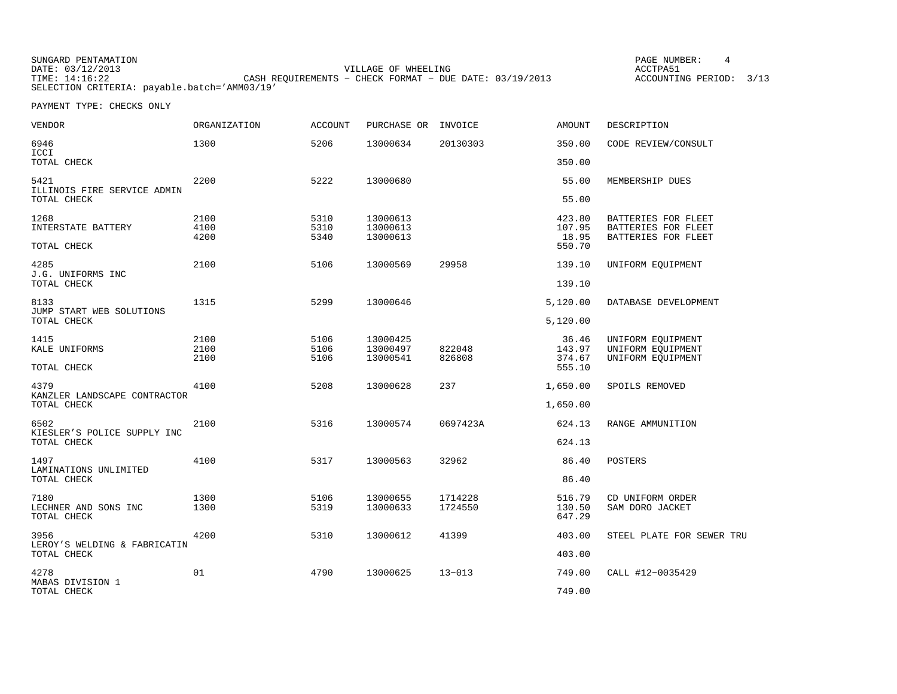SUNGARD PENTAMATION
DATE: 03/12/2013
TIME: 14:16:22
SELECTION CRITERIA: payable.batch='AMM03/19'

VILLAGE OF WHEELING
CASH REQUIREMENTS - CHECK FORMAT - DUE DATE: 03/19/2013

ACCTPA51
ACCOUNTING PERIOD: 3/13

PAYMENT TYPE: CHECKS ONLY

| VENDOR | ORGANIZATION | ACCOUNT | PURCHASE OR | INVOICE | AMOUNT | DESCRIPTION |
|---|---|---|---|---|---|---|
| 6946 | 1300 | 5206 | 13000634 | 20130303 | 350.00 | CODE REVIEW/CONSULT |
| ICCI | | | | | | |
| TOTAL CHECK | | | | | 350.00 | |
| 5421 | 2200 | 5222 | 13000680 | | 55.00 | MEMBERSHIP DUES |
| ILLINOIS FIRE SERVICE ADMIN | | | | | | |
| TOTAL CHECK | | | | | 55.00 | |
| 1268 | 2100 | 5310 | 13000613 | | 423.80 | BATTERIES FOR FLEET |
| INTERSTATE BATTERY | 4100 | 5310 | 13000613 | | 107.95 | BATTERIES FOR FLEET |
| | 4200 | 5340 | 13000613 | | 18.95 | BATTERIES FOR FLEET |
| TOTAL CHECK | | | | | 550.70 | |
| 4285 | 2100 | 5106 | 13000569 | 29958 | 139.10 | UNIFORM EQUIPMENT |
| J.G. UNIFORMS INC | | | | | | |
| TOTAL CHECK | | | | | 139.10 | |
| 8133 | 1315 | 5299 | 13000646 | | 5,120.00 | DATABASE DEVELOPMENT |
| JUMP START WEB SOLUTIONS | | | | | | |
| TOTAL CHECK | | | | | 5,120.00 | |
| 1415 | 2100 | 5106 | 13000425 | | 36.46 | UNIFORM EQUIPMENT |
| KALE UNIFORMS | 2100 | 5106 | 13000497 | 822048 | 143.97 | UNIFORM EQUIPMENT |
| | 2100 | 5106 | 13000541 | 826808 | 374.67 | UNIFORM EQUIPMENT |
| TOTAL CHECK | | | | | 555.10 | |
| 4379 | 4100 | 5208 | 13000628 | 237 | 1,650.00 | SPOILS REMOVED |
| KANZLER LANDSCAPE CONTRACTOR | | | | | | |
| TOTAL CHECK | | | | | 1,650.00 | |
| 6502 | 2100 | 5316 | 13000574 | 0697423A | 624.13 | RANGE AMMUNITION |
| KIESLER'S POLICE SUPPLY INC | | | | | | |
| TOTAL CHECK | | | | | 624.13 | |
| 1497 | 4100 | 5317 | 13000563 | 32962 | 86.40 | POSTERS |
| LAMINATIONS UNLIMITED | | | | | | |
| TOTAL CHECK | | | | | 86.40 | |
| 7180 | 1300 | 5106 | 13000655 | 1714228 | 516.79 | CD UNIFORM ORDER |
| LECHNER AND SONS INC | 1300 | 5319 | 13000633 | 1724550 | 130.50 | SAM DORO JACKET |
| TOTAL CHECK | | | | | 647.29 | |
| 3956 | 4200 | 5310 | 13000612 | 41399 | 403.00 | STEEL PLATE FOR SEWER TRU |
| LEROY'S WELDING & FABRICATIN | | | | | | |
| TOTAL CHECK | | | | | 403.00 | |
| 4278 | 01 | 4790 | 13000625 | 13-013 | 749.00 | CALL #12-0035429 |
| MABAS DIVISION 1 | | | | | | |
| TOTAL CHECK | | | | | 749.00 | |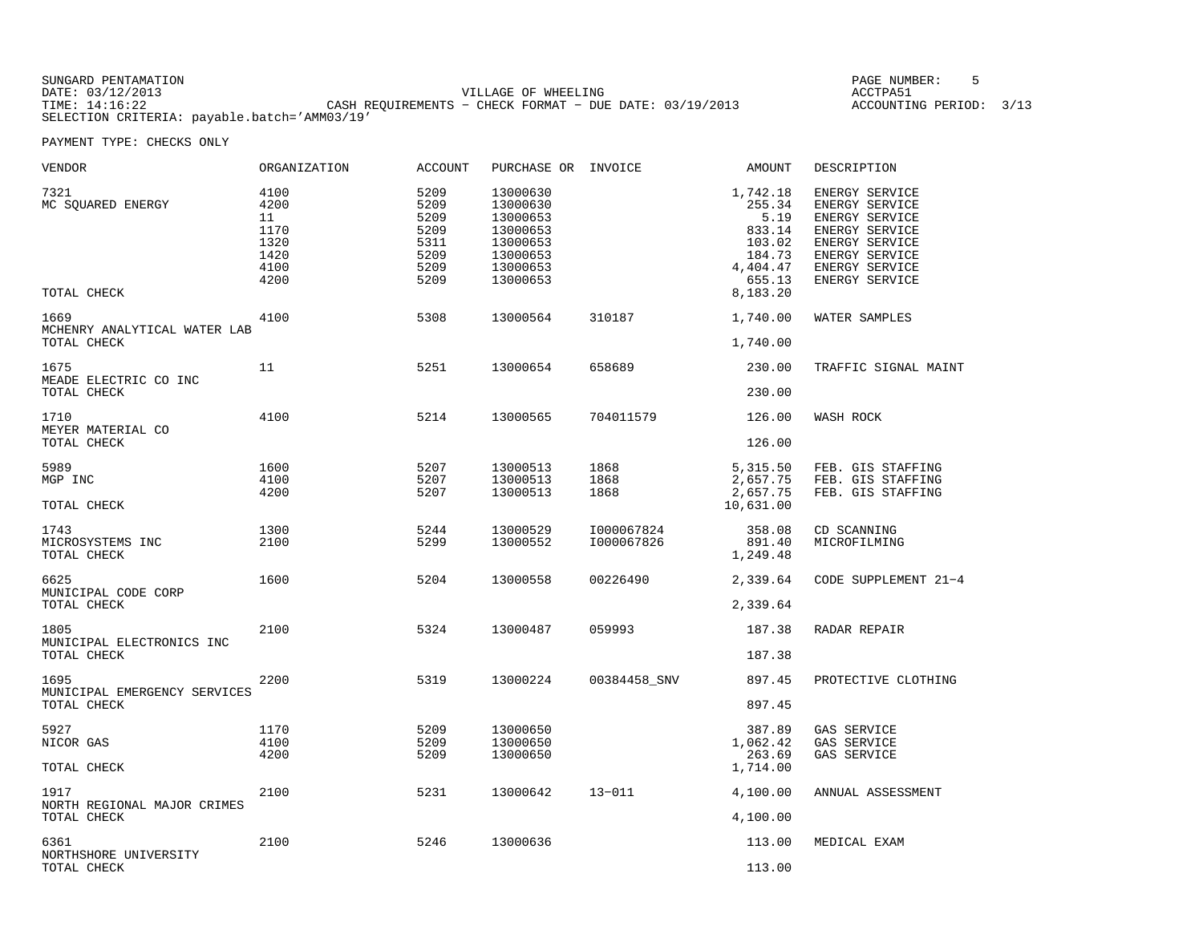SUNGARD PENTAMATION
DATE: 03/12/2013
TIME: 14:16:22

VILLAGE OF WHEELING
CASH REQUIREMENTS - CHECK FORMAT - DUE DATE: 03/19/2013

ACCTPA51
ACCOUNTING PERIOD: 3/13

SELECTION CRITERIA: payable.batch='AMM03/19'

PAYMENT TYPE: CHECKS ONLY

| VENDOR | ORGANIZATION | ACCOUNT | PURCHASE OR | INVOICE | AMOUNT | DESCRIPTION |
|---|---|---|---|---|---|---|
| 7321 | 4100 | 5209 | 13000630 | | 1,742.18 | ENERGY SERVICE |
| MC SQUARED ENERGY | 4200 | 5209 | 13000630 | | 255.34 | ENERGY SERVICE |
| | 11 | 5209 | 13000653 | | 5.19 | ENERGY SERVICE |
| | 1170 | 5209 | 13000653 | | 833.14 | ENERGY SERVICE |
| | 1320 | 5311 | 13000653 | | 103.02 | ENERGY SERVICE |
| | 1420 | 5209 | 13000653 | | 184.73 | ENERGY SERVICE |
| | 4100 | 5209 | 13000653 | | 4,404.47 | ENERGY SERVICE |
| | 4200 | 5209 | 13000653 | | 655.13 | ENERGY SERVICE |
| TOTAL CHECK | | | | | 8,183.20 | |
| 1669 | 4100 | 5308 | 13000564 | 310187 | 1,740.00 | WATER SAMPLES |
| MCHENRY ANALYTICAL WATER LAB | | | | | | |
| TOTAL CHECK | | | | | 1,740.00 | |
| 1675 | 11 | 5251 | 13000654 | 658689 | 230.00 | TRAFFIC SIGNAL MAINT |
| MEADE ELECTRIC CO INC | | | | | | |
| TOTAL CHECK | | | | | 230.00 | |
| 1710 | 4100 | 5214 | 13000565 | 704011579 | 126.00 | WASH ROCK |
| MEYER MATERIAL CO | | | | | | |
| TOTAL CHECK | | | | | 126.00 | |
| 5989 | 1600 | 5207 | 13000513 | 1868 | 5,315.50 | FEB. GIS STAFFING |
| MGP INC | 4100 | 5207 | 13000513 | 1868 | 2,657.75 | FEB. GIS STAFFING |
| | 4200 | 5207 | 13000513 | 1868 | 2,657.75 | FEB. GIS STAFFING |
| TOTAL CHECK | | | | | 10,631.00 | |
| 1743 | 1300 | 5244 | 13000529 | I000067824 | 358.08 | CD SCANNING |
| MICROSYSTEMS INC | 2100 | 5299 | 13000552 | I000067826 | 891.40 | MICROFILMING |
| TOTAL CHECK | | | | | 1,249.48 | |
| 6625 | 1600 | 5204 | 13000558 | 00226490 | 2,339.64 | CODE SUPPLEMENT 21-4 |
| MUNICIPAL CODE CORP | | | | | | |
| TOTAL CHECK | | | | | 2,339.64 | |
| 1805 | 2100 | 5324 | 13000487 | 059993 | 187.38 | RADAR REPAIR |
| MUNICIPAL ELECTRONICS INC | | | | | | |
| TOTAL CHECK | | | | | 187.38 | |
| 1695 | 2200 | 5319 | 13000224 | 00384458_SNV | 897.45 | PROTECTIVE CLOTHING |
| MUNICIPAL EMERGENCY SERVICES | | | | | | |
| TOTAL CHECK | | | | | 897.45 | |
| 5927 | 1170 | 5209 | 13000650 | | 387.89 | GAS SERVICE |
| NICOR GAS | 4100 | 5209 | 13000650 | | 1,062.42 | GAS SERVICE |
| | 4200 | 5209 | 13000650 | | 263.69 | GAS SERVICE |
| TOTAL CHECK | | | | | 1,714.00 | |
| 1917 | 2100 | 5231 | 13000642 | 13-011 | 4,100.00 | ANNUAL ASSESSMENT |
| NORTH REGIONAL MAJOR CRIMES | | | | | | |
| TOTAL CHECK | | | | | 4,100.00 | |
| 6361 | 2100 | 5246 | 13000636 | | 113.00 | MEDICAL EXAM |
| NORTHSHORE UNIVERSITY | | | | | | |
| TOTAL CHECK | | | | | 113.00 | |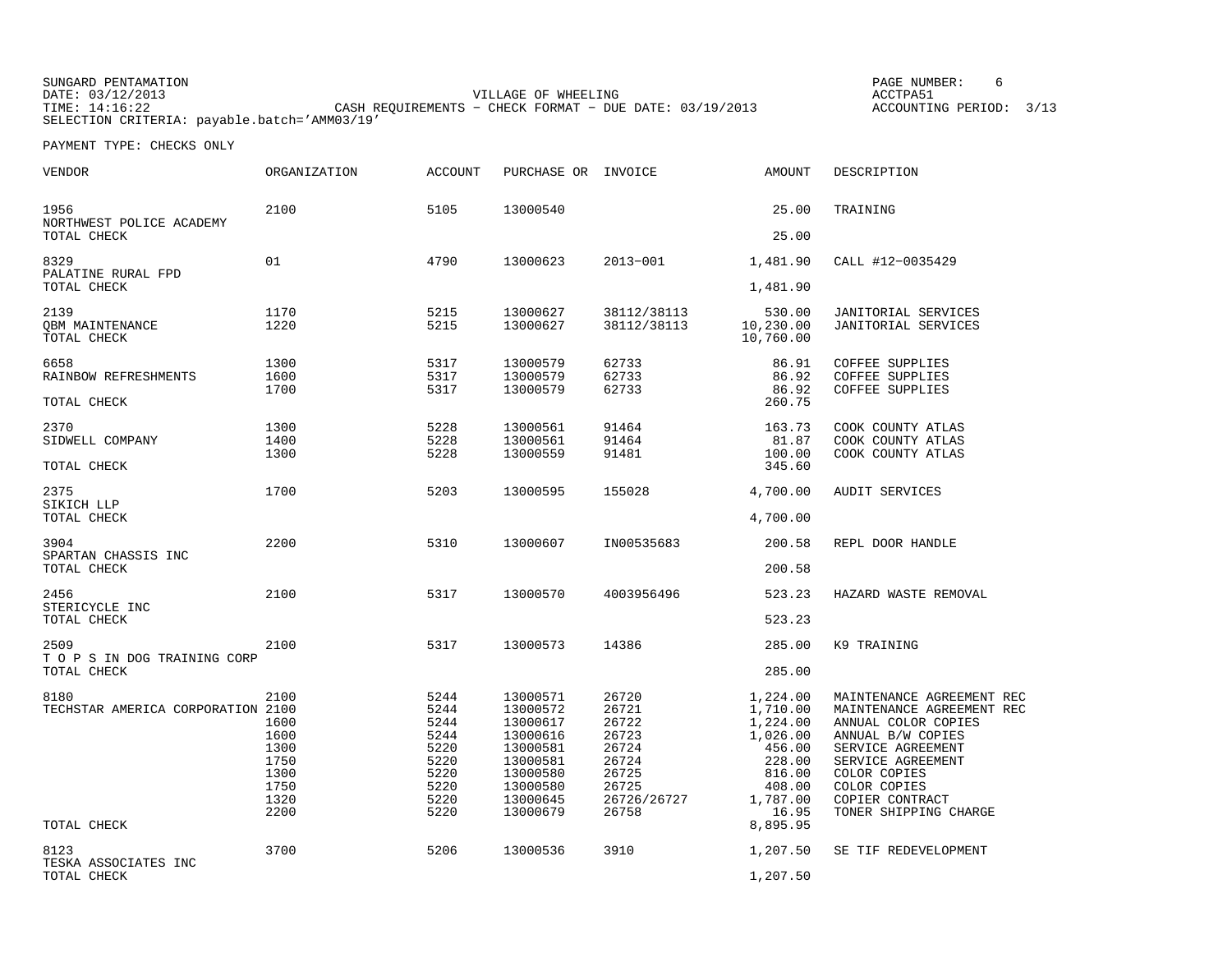SUNGARD PENTAMATION
DATE: 03/12/2013
TIME: 14:16:22
SELECTION CRITERIA: payable.batch='AMM03/19'

VILLAGE OF WHEELING
CASH REQUIREMENTS - CHECK FORMAT - DUE DATE: 03/19/2013

ACCTPA51
ACCOUNTING PERIOD: 3/13

PAYMENT TYPE: CHECKS ONLY

| VENDOR | ORGANIZATION | ACCOUNT | PURCHASE OR | INVOICE | AMOUNT | DESCRIPTION |
|---|---|---|---|---|---|---|
| 1956 | 2100 | 5105 | 13000540 | | 25.00 | TRAINING |
| NORTHWEST POLICE ACADEMY | | | | | | |
| TOTAL CHECK | | | | | 25.00 | |
| 8329 | 01 | 4790 | 13000623 | 2013-001 | 1,481.90 | CALL #12-0035429 |
| PALATINE RURAL FPD | | | | | | |
| TOTAL CHECK | | | | | 1,481.90 | |
| 2139 | 1170 | 5215 | 13000627 | 38112/38113 | 530.00 | JANITORIAL SERVICES |
| QBM MAINTENANCE | 1220 | 5215 | 13000627 | 38112/38113 | 10,230.00 | JANITORIAL SERVICES |
| TOTAL CHECK | | | | | 10,760.00 | |
| 6658 | 1300 | 5317 | 13000579 | 62733 | 86.91 | COFFEE SUPPLIES |
| RAINBOW REFRESHMENTS | 1600 | 5317 | 13000579 | 62733 | 86.92 | COFFEE SUPPLIES |
| | 1700 | 5317 | 13000579 | 62733 | 86.92 | COFFEE SUPPLIES |
| TOTAL CHECK | | | | | 260.75 | |
| 2370 | 1300 | 5228 | 13000561 | 91464 | 163.73 | COOK COUNTY ATLAS |
| SIDWELL COMPANY | 1400 | 5228 | 13000561 | 91464 | 81.87 | COOK COUNTY ATLAS |
| | 1300 | 5228 | 13000559 | 91481 | 100.00 | COOK COUNTY ATLAS |
| TOTAL CHECK | | | | | 345.60 | |
| 2375 | 1700 | 5203 | 13000595 | 155028 | 4,700.00 | AUDIT SERVICES |
| SIKICH LLP | | | | | | |
| TOTAL CHECK | | | | | 4,700.00 | |
| 3904 | 2200 | 5310 | 13000607 | IN00535683 | 200.58 | REPL DOOR HANDLE |
| SPARTAN CHASSIS INC | | | | | | |
| TOTAL CHECK | | | | | 200.58 | |
| 2456 | 2100 | 5317 | 13000570 | 4003956496 | 523.23 | HAZARD WASTE REMOVAL |
| STERICYCLE INC | | | | | | |
| TOTAL CHECK | | | | | 523.23 | |
| 2509 | 2100 | 5317 | 13000573 | 14386 | 285.00 | K9 TRAINING |
| T O P S IN DOG TRAINING CORP | | | | | | |
| TOTAL CHECK | | | | | 285.00 | |
| 8180 | 2100 | 5244 | 13000571 | 26720 | 1,224.00 | MAINTENANCE AGREEMENT REC |
| TECHSTAR AMERICA CORPORATION | 2100 | 5244 | 13000572 | 26721 | 1,710.00 | MAINTENANCE AGREEMENT REC |
| | 1600 | 5244 | 13000617 | 26722 | 1,224.00 | ANNUAL COLOR COPIES |
| | 1600 | 5244 | 13000616 | 26723 | 1,026.00 | ANNUAL B/W COPIES |
| | 1300 | 5220 | 13000581 | 26724 | 456.00 | SERVICE AGREEMENT |
| | 1750 | 5220 | 13000581 | 26724 | 228.00 | SERVICE AGREEMENT |
| | 1300 | 5220 | 13000580 | 26725 | 816.00 | COLOR COPIES |
| | 1750 | 5220 | 13000580 | 26725 | 408.00 | COLOR COPIES |
| | 1320 | 5220 | 13000645 | 26726/26727 | 1,787.00 | COPIER CONTRACT |
| | 2200 | 5220 | 13000679 | 26758 | 16.95 | TONER SHIPPING CHARGE |
| TOTAL CHECK | | | | | 8,895.95 | |
| 8123 | 3700 | 5206 | 13000536 | 3910 | 1,207.50 | SE TIF REDEVELOPMENT |
| TESKA ASSOCIATES INC | | | | | | |
| TOTAL CHECK | | | | | 1,207.50 | |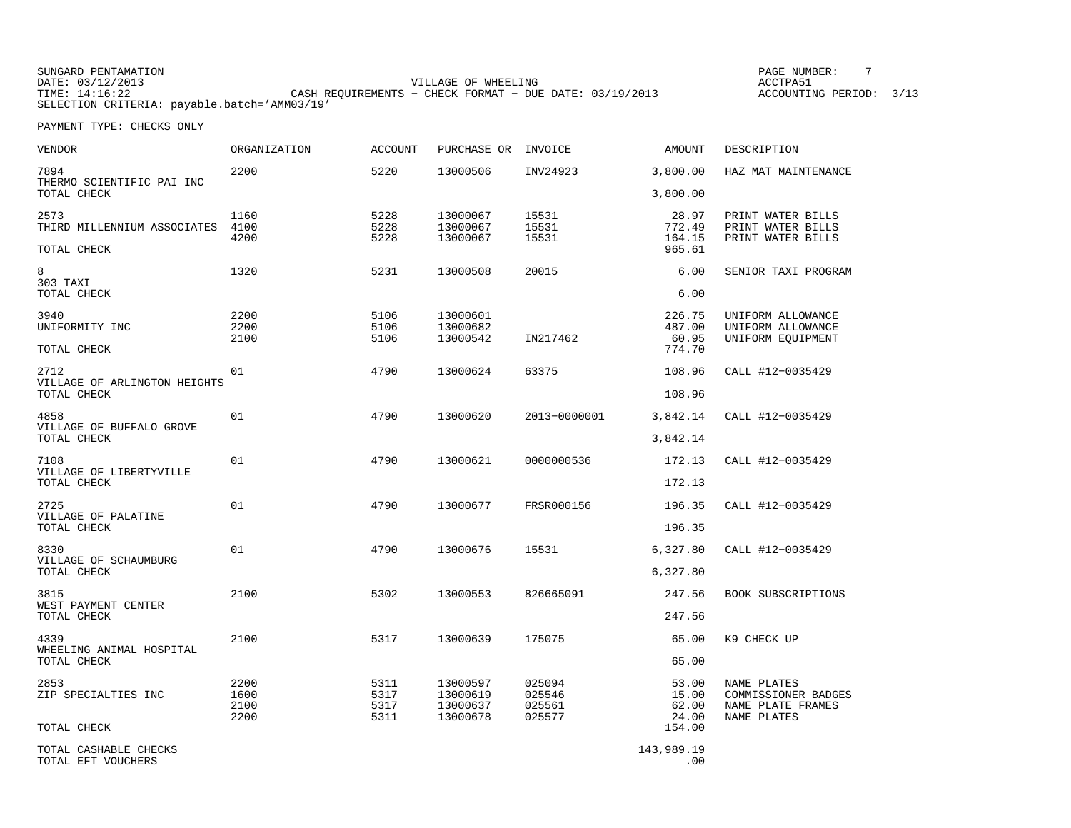SUNGARD PENTAMATION
DATE: 03/12/2013
TIME: 14:16:22
SELECTION CRITERIA: payable.batch='AMM03/19'

VILLAGE OF WHEELING
CASH REQUIREMENTS - CHECK FORMAT - DUE DATE: 03/19/2013

PAGE NUMBER: 7
ACCTPA51
ACCOUNTING PERIOD: 3/13

PAYMENT TYPE: CHECKS ONLY

| VENDOR | ORGANIZATION | ACCOUNT | PURCHASE OR | INVOICE | AMOUNT | DESCRIPTION |
|---|---|---|---|---|---|---|
| 7894 THERMO SCIENTIFIC PAI INC | 2200 | 5220 | 13000506 | INV24923 | 3,800.00 | HAZ MAT MAINTENANCE |
| TOTAL CHECK | | | | | 3,800.00 | |
| 2573 THIRD MILLENNIUM ASSOCIATES | 1160 | 5228 | 13000067 | 15531 | 28.97 | PRINT WATER BILLS |
| | 4100 | 5228 | 13000067 | 15531 | 772.49 | PRINT WATER BILLS |
| | 4200 | 5228 | 13000067 | 15531 | 164.15 | PRINT WATER BILLS |
| TOTAL CHECK | | | | | 965.61 | |
| 8 303 TAXI | 1320 | 5231 | 13000508 | 20015 | 6.00 | SENIOR TAXI PROGRAM |
| TOTAL CHECK | | | | | 6.00 | |
| 3940 UNIFORMITY INC | 2200 | 5106 | 13000601 | | 226.75 | UNIFORM ALLOWANCE |
| | 2200 | 5106 | 13000682 | | 487.00 | UNIFORM ALLOWANCE |
| | 2100 | 5106 | 13000542 | IN217462 | 60.95 | UNIFORM EQUIPMENT |
| TOTAL CHECK | | | | | 774.70 | |
| 2712 VILLAGE OF ARLINGTON HEIGHTS | 01 | 4790 | 13000624 | 63375 | 108.96 | CALL #12-0035429 |
| TOTAL CHECK | | | | | 108.96 | |
| 4858 VILLAGE OF BUFFALO GROVE | 01 | 4790 | 13000620 | 2013-0000001 | 3,842.14 | CALL #12-0035429 |
| TOTAL CHECK | | | | | 3,842.14 | |
| 7108 VILLAGE OF LIBERTYVILLE | 01 | 4790 | 13000621 | 0000000536 | 172.13 | CALL #12-0035429 |
| TOTAL CHECK | | | | | 172.13 | |
| 2725 VILLAGE OF PALATINE | 01 | 4790 | 13000677 | FRSR000156 | 196.35 | CALL #12-0035429 |
| TOTAL CHECK | | | | | 196.35 | |
| 8330 VILLAGE OF SCHAUMBURG | 01 | 4790 | 13000676 | 15531 | 6,327.80 | CALL #12-0035429 |
| TOTAL CHECK | | | | | 6,327.80 | |
| 3815 WEST PAYMENT CENTER | 2100 | 5302 | 13000553 | 826665091 | 247.56 | BOOK SUBSCRIPTIONS |
| TOTAL CHECK | | | | | 247.56 | |
| 4339 WHEELING ANIMAL HOSPITAL | 2100 | 5317 | 13000639 | 175075 | 65.00 | K9 CHECK UP |
| TOTAL CHECK | | | | | 65.00 | |
| 2853 ZIP SPECIALTIES INC | 2200 | 5311 | 13000597 | 025094 | 53.00 | NAME PLATES |
| | 1600 | 5317 | 13000619 | 025546 | 15.00 | COMMISSIONER BADGES |
| | 2100 | 5317 | 13000637 | 025561 | 62.00 | NAME PLATE FRAMES |
| | 2200 | 5311 | 13000678 | 025577 | 24.00 | NAME PLATES |
| TOTAL CHECK | | | | | 154.00 | |
| TOTAL CASHABLE CHECKS | | | | | 143,989.19 | |
| TOTAL EFT VOUCHERS | | | | | .00 | |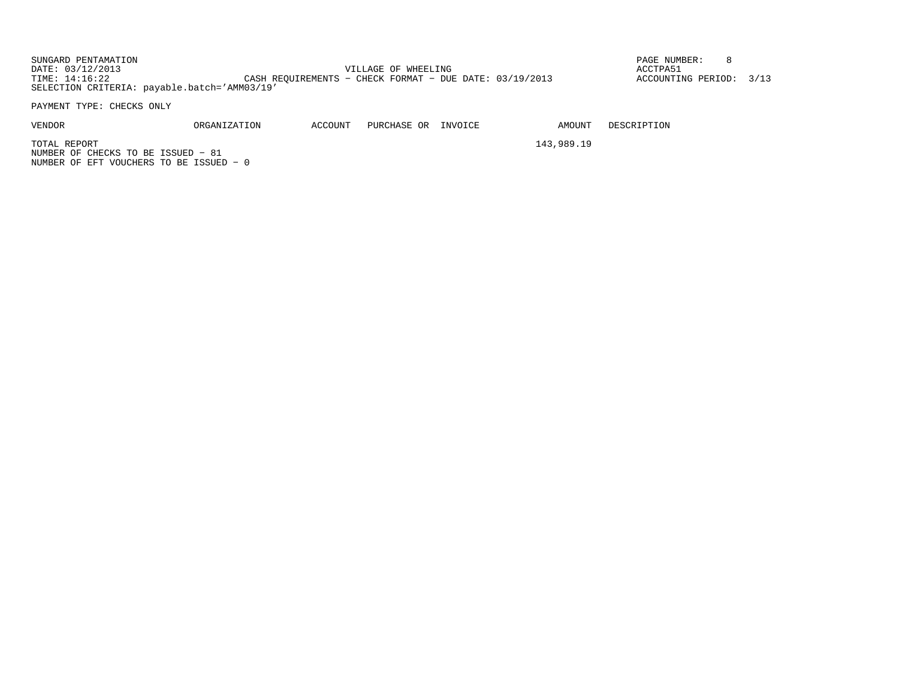SUNGARD PENTAMATION
DATE: 03/12/2013
TIME: 14:16:22
SELECTION CRITERIA: payable.batch='AMM03/19'

VILLAGE OF WHEELING
CASH REQUIREMENTS - CHECK FORMAT - DUE DATE: 03/19/2013

ACCTPA51
ACCOUNTING PERIOD: 3/13

PAYMENT TYPE: CHECKS ONLY

| VENDOR | ORGANIZATION | ACCOUNT | PURCHASE OR | INVOICE | AMOUNT | DESCRIPTION |
|---|---|---|---|---|---|---|
| TOTAL REPORT | | | | | 143,989.19 | |

NUMBER OF CHECKS TO BE ISSUED - 81
NUMBER OF EFT VOUCHERS TO BE ISSUED - 0